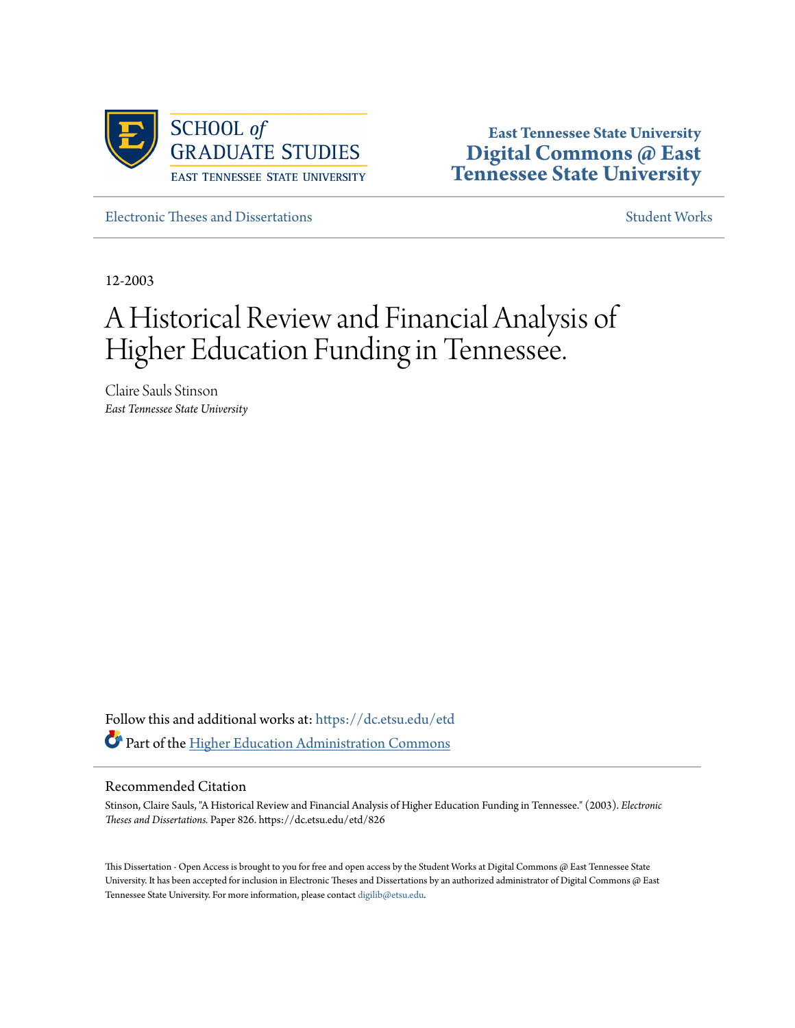SCHOOL *of* GRADUATE STUDIES
EAST TENNESSEE STATE UNIVERSITY

**East Tennessee State University**
**Digital Commons @ East Tennessee State University**

Electronic Theses and Dissertations | Student Works

12-2003

# A Historical Review and Financial Analysis of Higher Education Funding in Tennessee.

Claire Sauls Stinson
*East Tennessee State University*

Follow this and additional works at: https://dc.etsu.edu/etd

Part of the Higher Education Administration Commons

## Recommended Citation

Stinson, Claire Sauls, "A Historical Review and Financial Analysis of Higher Education Funding in Tennessee." (2003). *Electronic Theses and Dissertations.* Paper 826. https://dc.etsu.edu/etd/826

This Dissertation - Open Access is brought to you for free and open access by the Student Works at Digital Commons @ East Tennessee State University. It has been accepted for inclusion in Electronic Theses and Dissertations by an authorized administrator of Digital Commons @ East Tennessee State University. For more information, please contact digilib@etsu.edu.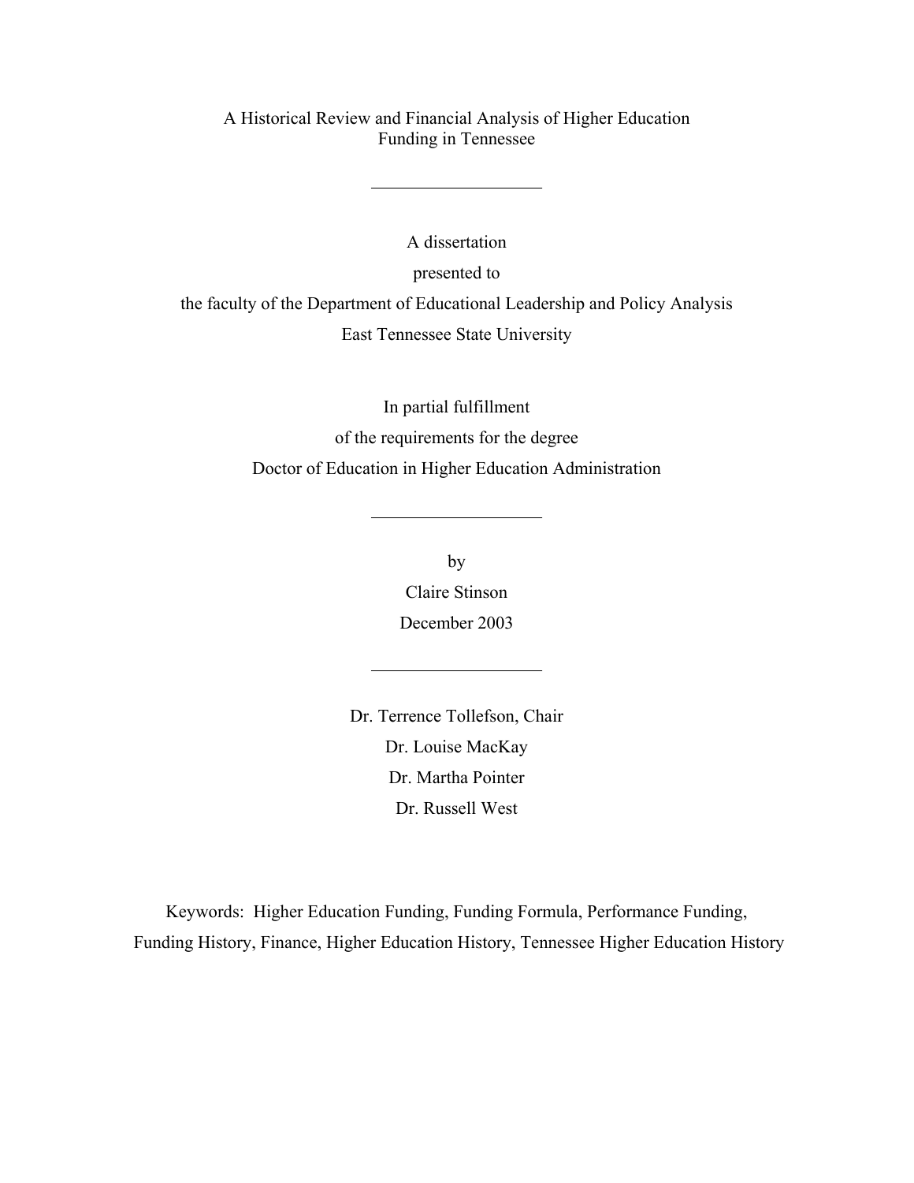# A Historical Review and Financial Analysis of Higher Education Funding in Tennessee

---

A dissertation

presented to

the faculty of the Department of Educational Leadership and Policy Analysis

East Tennessee State University

In partial fulfillment

of the requirements for the degree

Doctor of Education in Higher Education Administration

---

by

Claire Stinson

December 2003

---

Dr. Terrence Tollefson, Chair

Dr. Louise MacKay

Dr. Martha Pointer

Dr. Russell West

Keywords: Higher Education Funding, Funding Formula, Performance Funding, Funding History, Finance, Higher Education History, Tennessee Higher Education History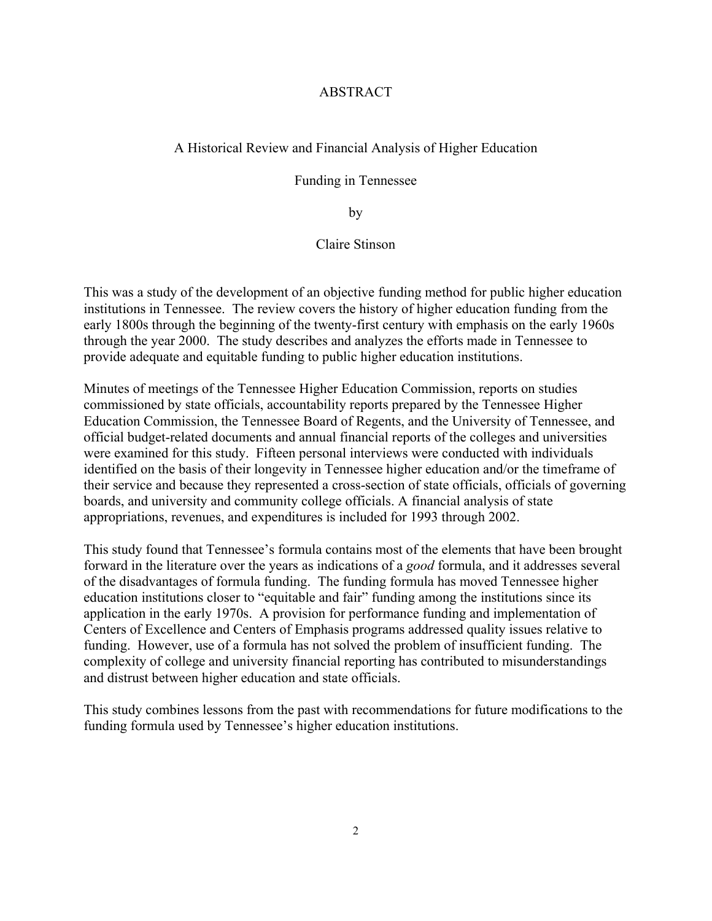# ABSTRACT

A Historical Review and Financial Analysis of Higher Education

Funding in Tennessee

by

Claire Stinson

This was a study of the development of an objective funding method for public higher education institutions in Tennessee. The review covers the history of higher education funding from the early 1800s through the beginning of the twenty-first century with emphasis on the early 1960s through the year 2000. The study describes and analyzes the efforts made in Tennessee to provide adequate and equitable funding to public higher education institutions.

Minutes of meetings of the Tennessee Higher Education Commission, reports on studies commissioned by state officials, accountability reports prepared by the Tennessee Higher Education Commission, the Tennessee Board of Regents, and the University of Tennessee, and official budget-related documents and annual financial reports of the colleges and universities were examined for this study. Fifteen personal interviews were conducted with individuals identified on the basis of their longevity in Tennessee higher education and/or the timeframe of their service and because they represented a cross-section of state officials, officials of governing boards, and university and community college officials. A financial analysis of state appropriations, revenues, and expenditures is included for 1993 through 2002.

This study found that Tennessee's formula contains most of the elements that have been brought forward in the literature over the years as indications of a *good* formula, and it addresses several of the disadvantages of formula funding. The funding formula has moved Tennessee higher education institutions closer to "equitable and fair" funding among the institutions since its application in the early 1970s. A provision for performance funding and implementation of Centers of Excellence and Centers of Emphasis programs addressed quality issues relative to funding. However, use of a formula has not solved the problem of insufficient funding. The complexity of college and university financial reporting has contributed to misunderstandings and distrust between higher education and state officials.

This study combines lessons from the past with recommendations for future modifications to the funding formula used by Tennessee's higher education institutions.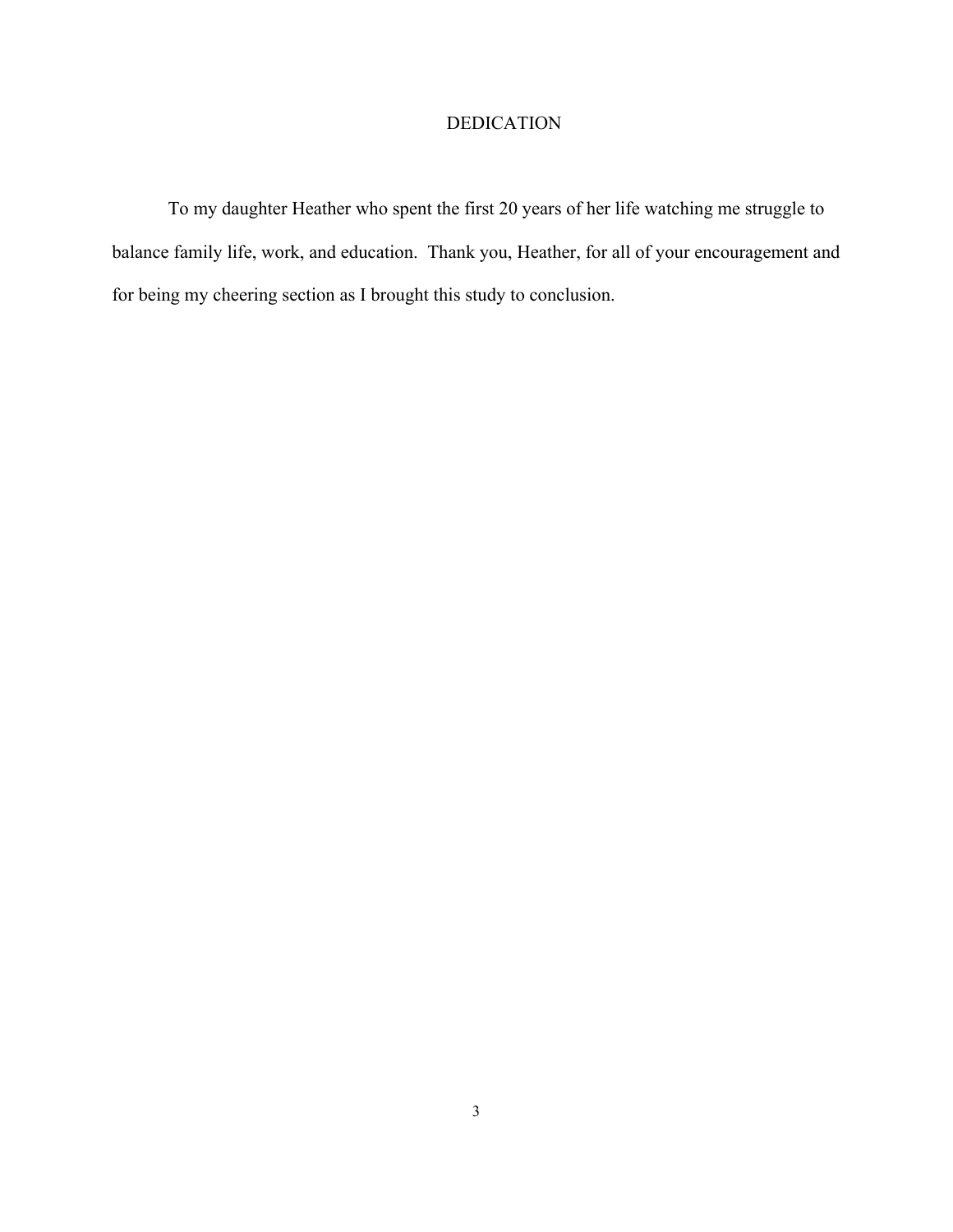# DEDICATION

To my daughter Heather who spent the first 20 years of her life watching me struggle to balance family life, work, and education. Thank you, Heather, for all of your encouragement and for being my cheering section as I brought this study to conclusion.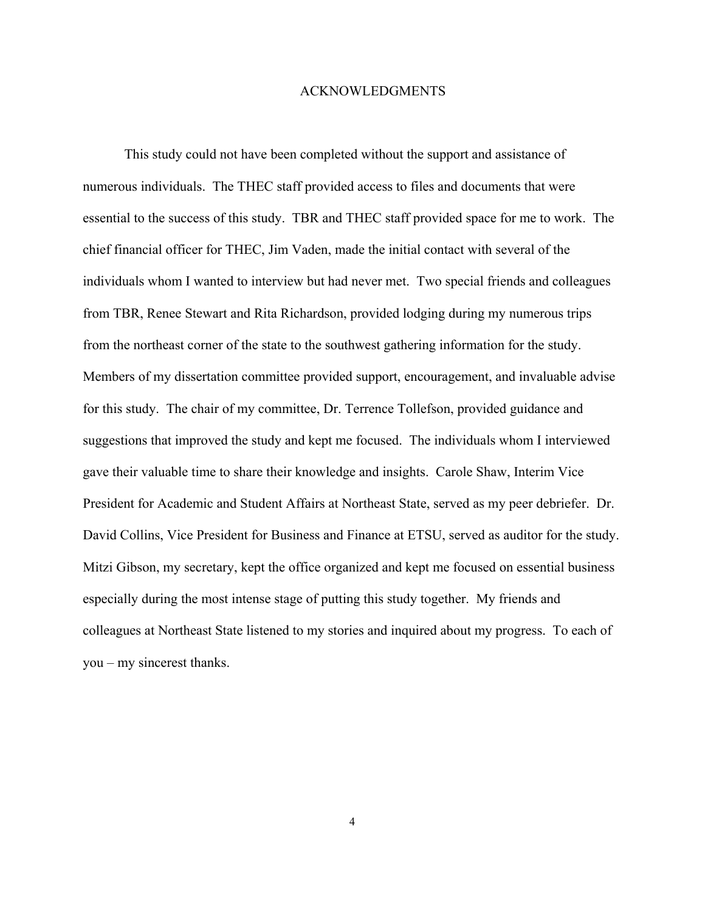## ACKNOWLEDGMENTS

This study could not have been completed without the support and assistance of numerous individuals. The THEC staff provided access to files and documents that were essential to the success of this study. TBR and THEC staff provided space for me to work. The chief financial officer for THEC, Jim Vaden, made the initial contact with several of the individuals whom I wanted to interview but had never met. Two special friends and colleagues from TBR, Renee Stewart and Rita Richardson, provided lodging during my numerous trips from the northeast corner of the state to the southwest gathering information for the study. Members of my dissertation committee provided support, encouragement, and invaluable advise for this study. The chair of my committee, Dr. Terrence Tollefson, provided guidance and suggestions that improved the study and kept me focused. The individuals whom I interviewed gave their valuable time to share their knowledge and insights. Carole Shaw, Interim Vice President for Academic and Student Affairs at Northeast State, served as my peer debriefer. Dr. David Collins, Vice President for Business and Finance at ETSU, served as auditor for the study. Mitzi Gibson, my secretary, kept the office organized and kept me focused on essential business especially during the most intense stage of putting this study together. My friends and colleagues at Northeast State listened to my stories and inquired about my progress. To each of you – my sincerest thanks.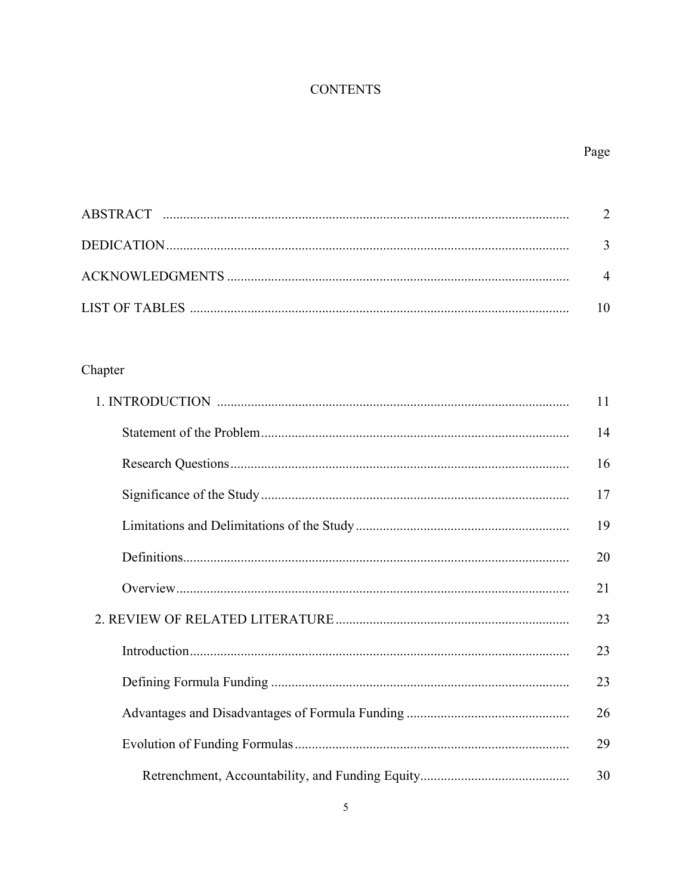# CONTENTS

| | Page |
|---|---|
| ABSTRACT | 2 |
| DEDICATION | 3 |
| ACKNOWLEDGMENTS | 4 |
| LIST OF TABLES | 10 |

Chapter

| | |
|---|---|
| 1. INTRODUCTION | 11 |
| Statement of the Problem | 14 |
| Research Questions | 16 |
| Significance of the Study | 17 |
| Limitations and Delimitations of the Study | 19 |
| Definitions | 20 |
| Overview | 21 |
| 2. REVIEW OF RELATED LITERATURE | 23 |
| Introduction | 23 |
| Defining Formula Funding | 23 |
| Advantages and Disadvantages of Formula Funding | 26 |
| Evolution of Funding Formulas | 29 |
| Retrenchment, Accountability, and Funding Equity | 30 |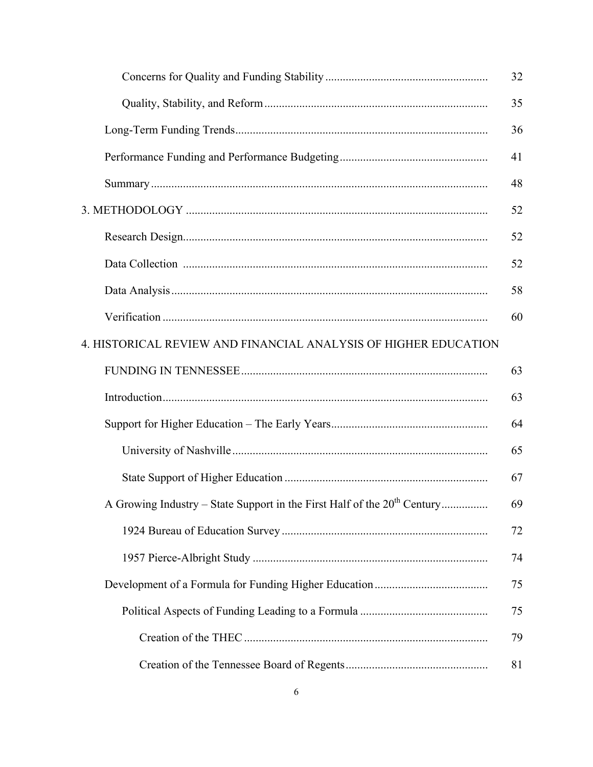Concerns for Quality and Funding Stability ........................................................ 32

Quality, Stability, and Reform ............................................................................ 35

Long-Term Funding Trends ....................................................................................... 36

Performance Funding and Performance Budgeting .................................................. 41

Summary .................................................................................................................... 48

3. METHODOLOGY ........................................................................................................ 52

Research Design......................................................................................................... 52

Data Collection ......................................................................................................... 52

Data Analysis ............................................................................................................. 58

Verification ................................................................................................................ 60

4. HISTORICAL REVIEW AND FINANCIAL ANALYSIS OF HIGHER EDUCATION

FUNDING IN TENNESSEE .................................................................................... 63

Introduction ............................................................................................................... 63

Support for Higher Education – The Early Years ...................................................... 64

University of Nashville ....................................................................................... 65

State Support of Higher Education ..................................................................... 67

A Growing Industry – State Support in the First Half of the 20th Century ................ 69

1924 Bureau of Education Survey ...................................................................... 72

1957 Pierce-Albright Study ................................................................................ 74

Development of a Formula for Funding Higher Education ....................................... 75

Political Aspects of Funding Leading to a Formula ............................................ 75

Creation of the THEC .................................................................................... 79

Creation of the Tennessee Board of Regents ................................................. 81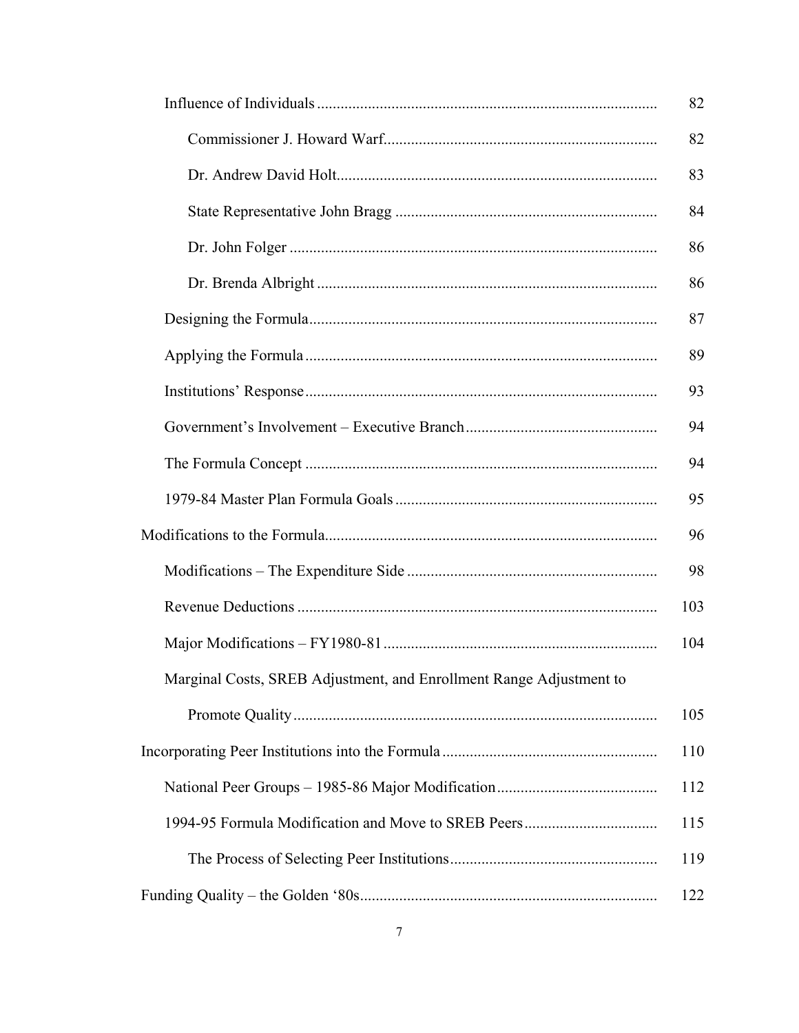Influence of Individuals ..................................................................................... 82

Commissioner J. Howard Warf..................................................................... 82

Dr. Andrew David Holt................................................................................. 83

State Representative John Bragg .................................................................. 84

Dr. John Folger ............................................................................................. 86

Dr. Brenda Albright ...................................................................................... 86

Designing the Formula........................................................................................ 87

Applying the Formula ......................................................................................... 89

Institutions' Response ......................................................................................... 93

Government's Involvement – Executive Branch ................................................ 94

The Formula Concept ......................................................................................... 94

1979-84 Master Plan Formula Goals .................................................................. 95

Modifications to the Formula.................................................................................... 96

Modifications – The Expenditure Side ............................................................... 98

Revenue Deductions ........................................................................................... 103

Major Modifications – FY1980-81 ..................................................................... 104

Marginal Costs, SREB Adjustment, and Enrollment Range Adjustment to Promote Quality............................................................................................ 105

Incorporating Peer Institutions into the Formula ...................................................... 110

National Peer Groups – 1985-86 Major Modification ........................................ 112

1994-95 Formula Modification and Move to SREB Peers ................................. 115

The Process of Selecting Peer Institutions .................................................... 119

Funding Quality – the Golden '80s........................................................................... 122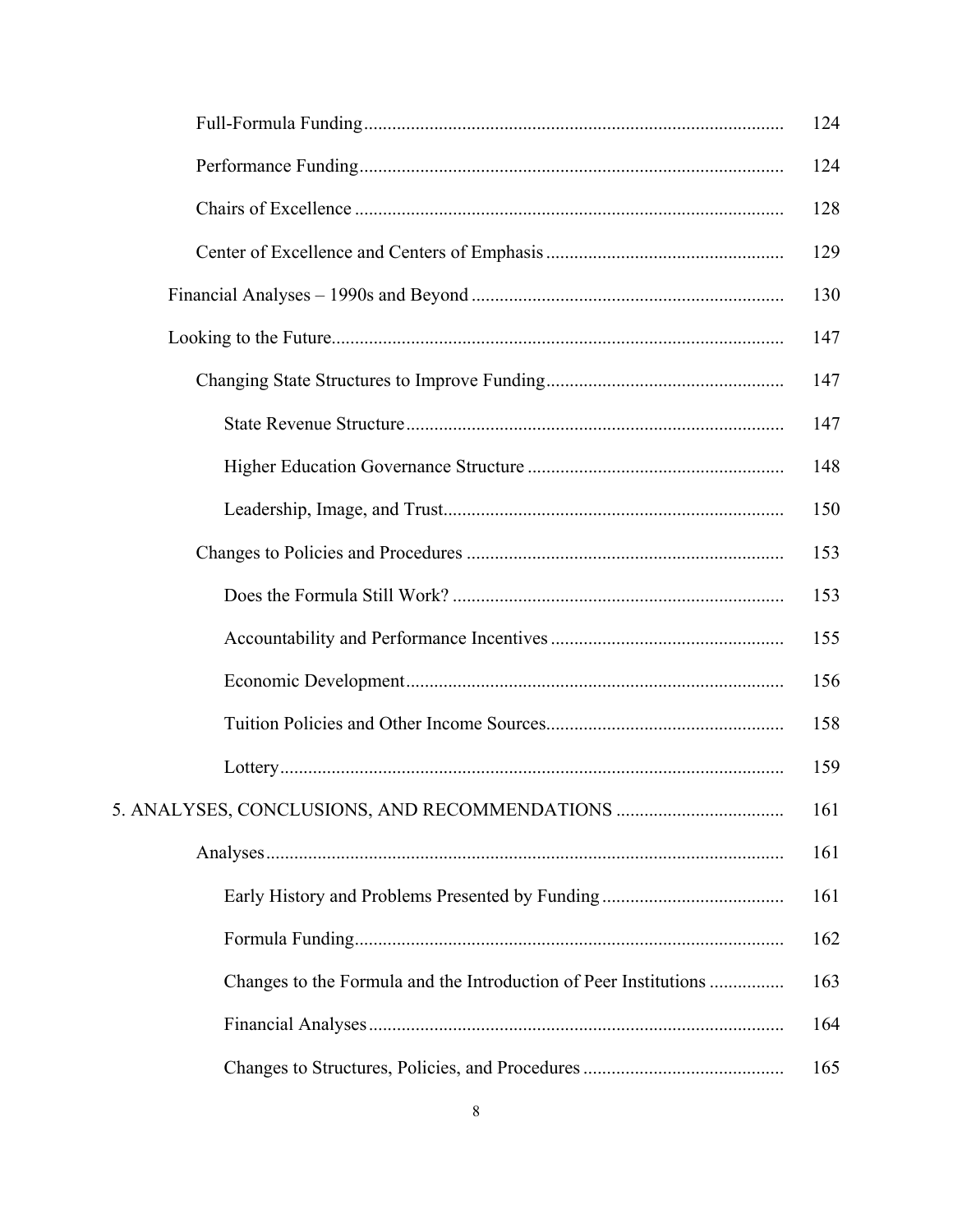Full-Formula Funding ........................................................................................ 124

Performance Funding ........................................................................................ 124

Chairs of Excellence ........................................................................................ 128

Center of Excellence and Centers of Emphasis ........................................................ 129

Financial Analyses – 1990s and Beyond ........................................................................ 130

Looking to the Future ........................................................................................ 147

Changing State Structures to Improve Funding ........................................................ 147

State Revenue Structure ........................................................................................ 147

Higher Education Governance Structure ................................................................ 148

Leadership, Image, and Trust ................................................................................ 150

Changes to Policies and Procedures ........................................................................ 153

Does the Formula Still Work? ................................................................................ 153

Accountability and Performance Incentives ............................................................ 155

Economic Development ........................................................................................ 156

Tuition Policies and Other Income Sources ............................................................ 158

Lottery ........................................................................................ 159

5. ANALYSES, CONCLUSIONS, AND RECOMMENDATIONS .................................... 161

Analyses ........................................................................................ 161

Early History and Problems Presented by Funding .................................................. 161

Formula Funding ........................................................................................ 162

Changes to the Formula and the Introduction of Peer Institutions ................................ 163

Financial Analyses ........................................................................................ 164

Changes to Structures, Policies, and Procedures ...................................................... 165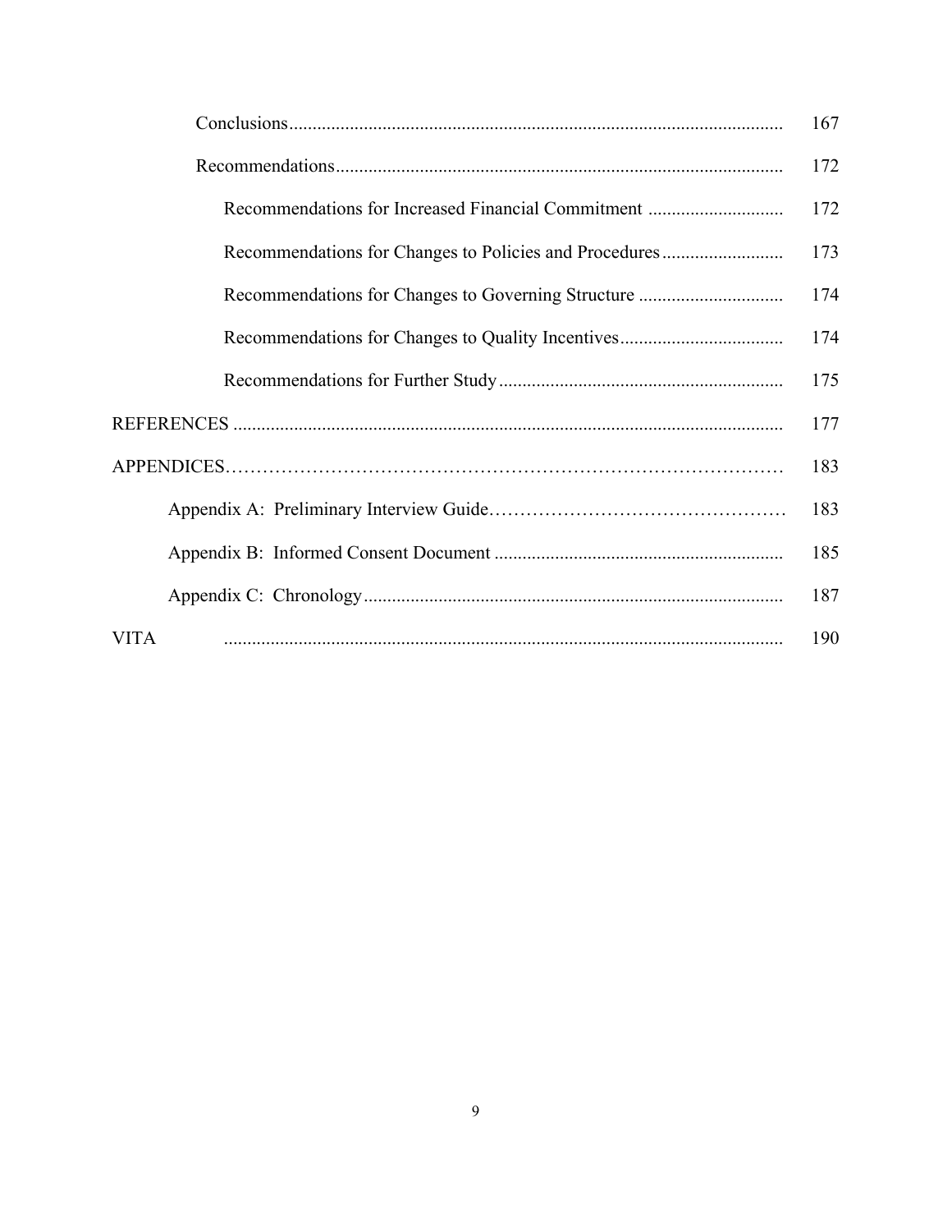| | |
|---|---|
| Conclusions | 167 |
| Recommendations | 172 |
| Recommendations for Increased Financial Commitment | 172 |
| Recommendations for Changes to Policies and Procedures | 173 |
| Recommendations for Changes to Governing Structure | 174 |
| Recommendations for Changes to Quality Incentives | 174 |
| Recommendations for Further Study | 175 |
| REFERENCES | 177 |
| APPENDICES | 183 |
| Appendix A: Preliminary Interview Guide | 183 |
| Appendix B: Informed Consent Document | 185 |
| Appendix C: Chronology | 187 |
| VITA | 190 |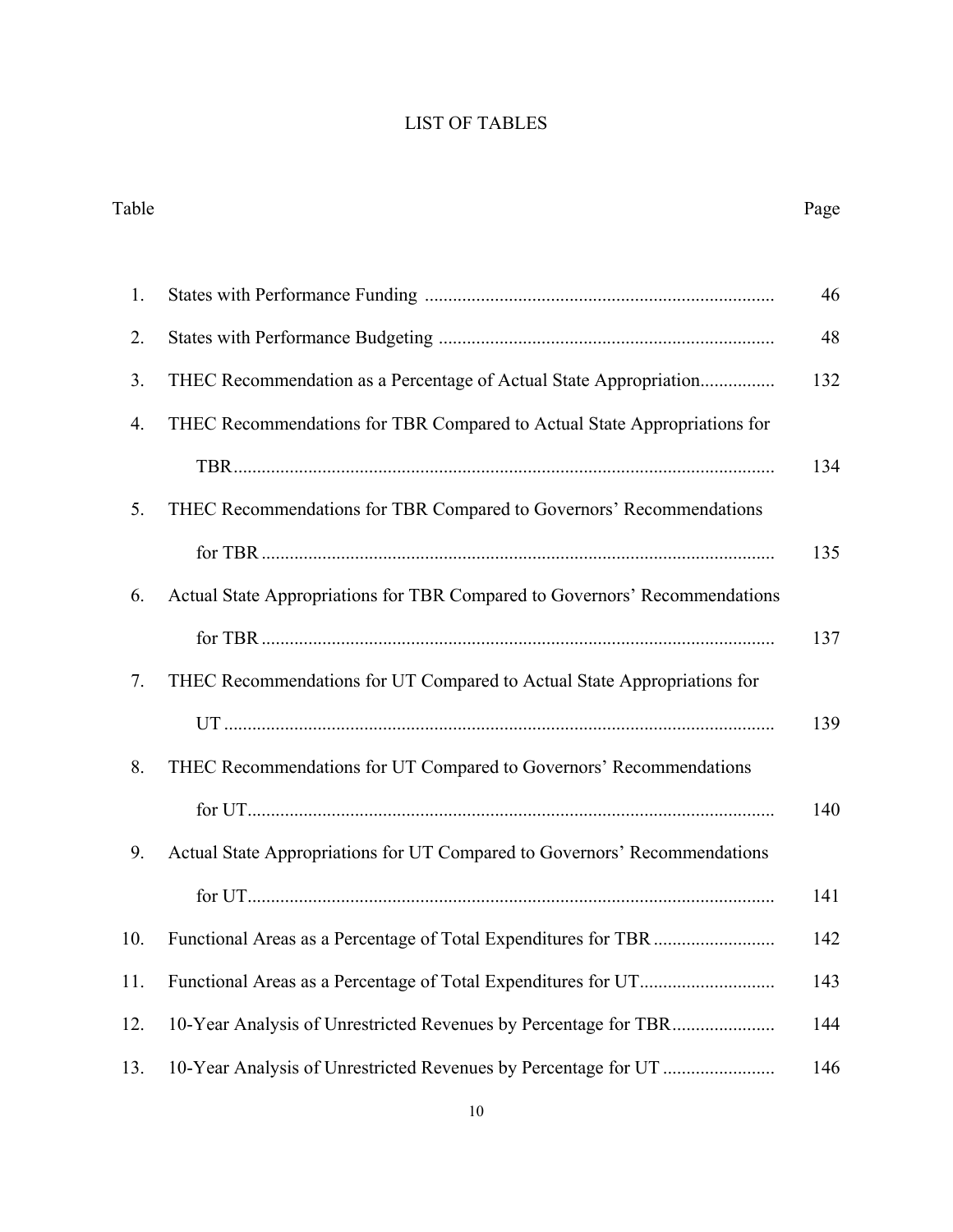# LIST OF TABLES

| Table | | Page |
|---|---|---|
| 1. | States with Performance Funding | 46 |
| 2. | States with Performance Budgeting | 48 |
| 3. | THEC Recommendation as a Percentage of Actual State Appropriation | 132 |
| 4. | THEC Recommendations for TBR Compared to Actual State Appropriations for TBR | 134 |
| 5. | THEC Recommendations for TBR Compared to Governors' Recommendations for TBR | 135 |
| 6. | Actual State Appropriations for TBR Compared to Governors' Recommendations for TBR | 137 |
| 7. | THEC Recommendations for UT Compared to Actual State Appropriations for UT | 139 |
| 8. | THEC Recommendations for UT Compared to Governors' Recommendations for UT | 140 |
| 9. | Actual State Appropriations for UT Compared to Governors' Recommendations for UT | 141 |
| 10. | Functional Areas as a Percentage of Total Expenditures for TBR | 142 |
| 11. | Functional Areas as a Percentage of Total Expenditures for UT | 143 |
| 12. | 10-Year Analysis of Unrestricted Revenues by Percentage for TBR | 144 |
| 13. | 10-Year Analysis of Unrestricted Revenues by Percentage for UT | 146 |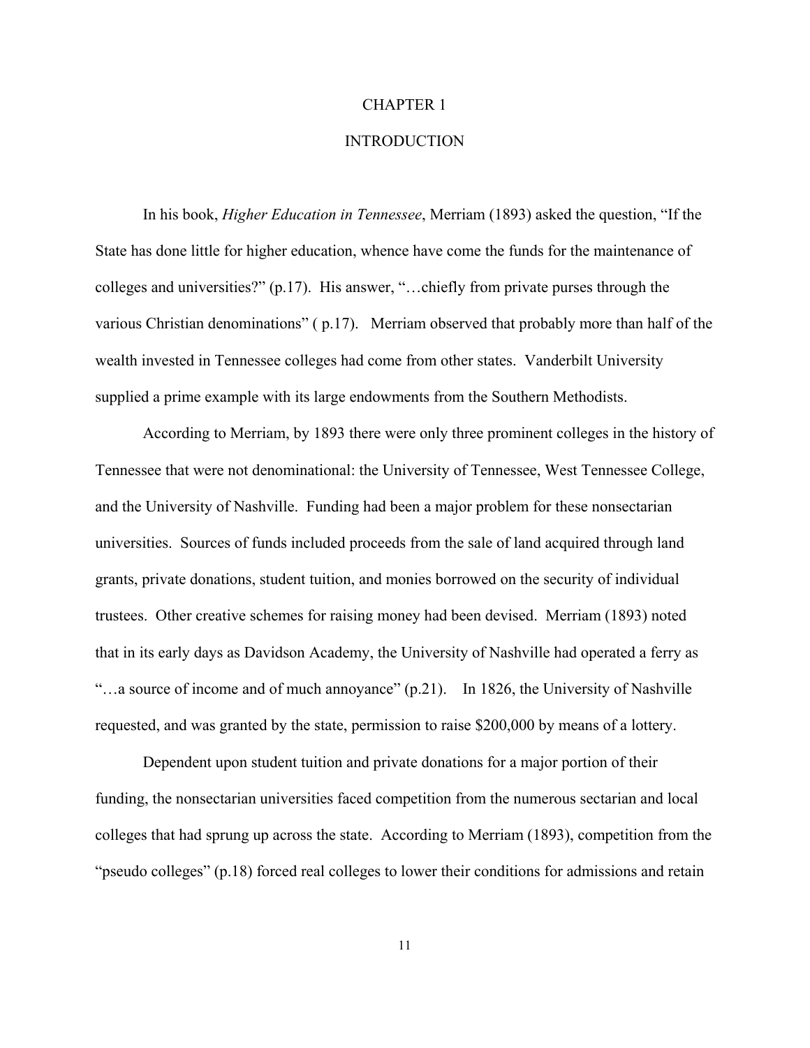# CHAPTER 1

# INTRODUCTION

In his book, *Higher Education in Tennessee*, Merriam (1893) asked the question, "If the State has done little for higher education, whence have come the funds for the maintenance of colleges and universities?" (p.17). His answer, "…chiefly from private purses through the various Christian denominations" ( p.17). Merriam observed that probably more than half of the wealth invested in Tennessee colleges had come from other states. Vanderbilt University supplied a prime example with its large endowments from the Southern Methodists.

According to Merriam, by 1893 there were only three prominent colleges in the history of Tennessee that were not denominational: the University of Tennessee, West Tennessee College, and the University of Nashville. Funding had been a major problem for these nonsectarian universities. Sources of funds included proceeds from the sale of land acquired through land grants, private donations, student tuition, and monies borrowed on the security of individual trustees. Other creative schemes for raising money had been devised. Merriam (1893) noted that in its early days as Davidson Academy, the University of Nashville had operated a ferry as "…a source of income and of much annoyance" (p.21). In 1826, the University of Nashville requested, and was granted by the state, permission to raise $200,000 by means of a lottery.

Dependent upon student tuition and private donations for a major portion of their funding, the nonsectarian universities faced competition from the numerous sectarian and local colleges that had sprung up across the state. According to Merriam (1893), competition from the "pseudo colleges" (p.18) forced real colleges to lower their conditions for admissions and retain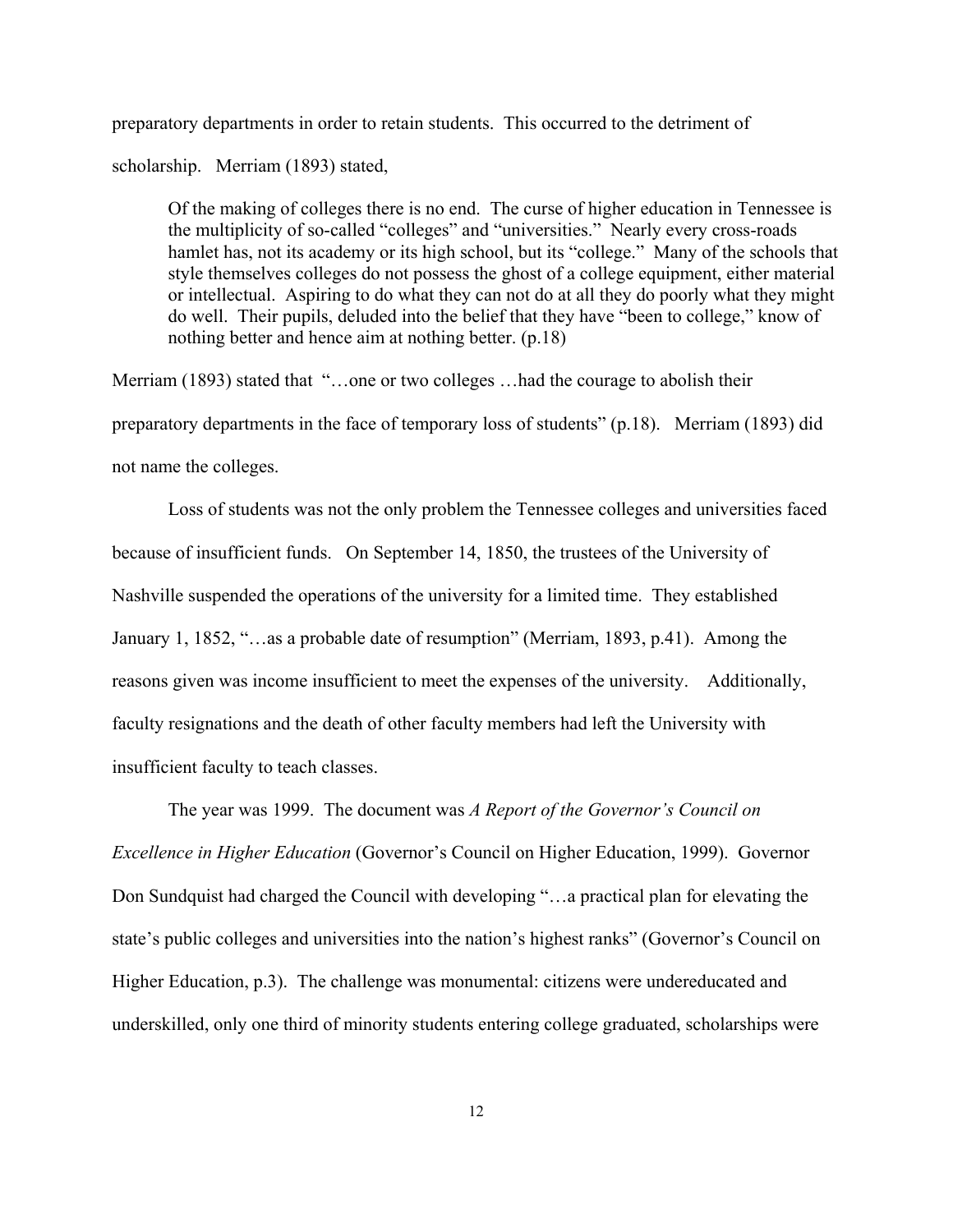preparatory departments in order to retain students. This occurred to the detriment of scholarship. Merriam (1893) stated,

> Of the making of colleges there is no end. The curse of higher education in Tennessee is the multiplicity of so-called "colleges" and "universities." Nearly every cross-roads hamlet has, not its academy or its high school, but its "college." Many of the schools that style themselves colleges do not possess the ghost of a college equipment, either material or intellectual. Aspiring to do what they can not do at all they do poorly what they might do well. Their pupils, deluded into the belief that they have "been to college," know of nothing better and hence aim at nothing better. (p.18)

Merriam (1893) stated that "…one or two colleges …had the courage to abolish their preparatory departments in the face of temporary loss of students" (p.18). Merriam (1893) did not name the colleges.

Loss of students was not the only problem the Tennessee colleges and universities faced because of insufficient funds. On September 14, 1850, the trustees of the University of Nashville suspended the operations of the university for a limited time. They established January 1, 1852, "…as a probable date of resumption" (Merriam, 1893, p.41). Among the reasons given was income insufficient to meet the expenses of the university. Additionally, faculty resignations and the death of other faculty members had left the University with insufficient faculty to teach classes.

The year was 1999. The document was *A Report of the Governor's Council on Excellence in Higher Education* (Governor's Council on Higher Education, 1999). Governor Don Sundquist had charged the Council with developing "…a practical plan for elevating the state's public colleges and universities into the nation's highest ranks" (Governor's Council on Higher Education, p.3). The challenge was monumental: citizens were undereducated and underskilled, only one third of minority students entering college graduated, scholarships were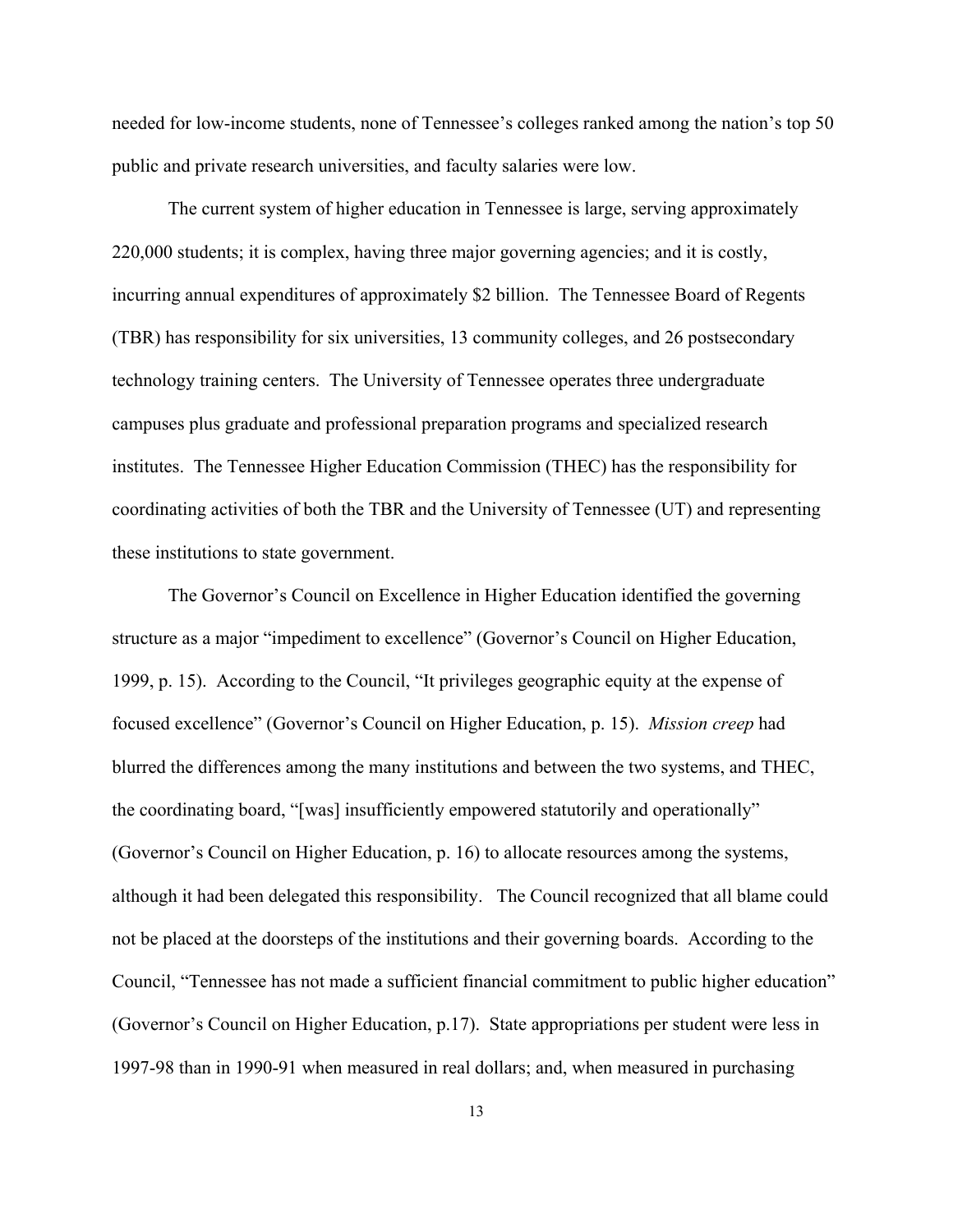needed for low-income students, none of Tennessee's colleges ranked among the nation's top 50 public and private research universities, and faculty salaries were low.

The current system of higher education in Tennessee is large, serving approximately 220,000 students; it is complex, having three major governing agencies; and it is costly, incurring annual expenditures of approximately $2 billion. The Tennessee Board of Regents (TBR) has responsibility for six universities, 13 community colleges, and 26 postsecondary technology training centers. The University of Tennessee operates three undergraduate campuses plus graduate and professional preparation programs and specialized research institutes. The Tennessee Higher Education Commission (THEC) has the responsibility for coordinating activities of both the TBR and the University of Tennessee (UT) and representing these institutions to state government.

The Governor's Council on Excellence in Higher Education identified the governing structure as a major "impediment to excellence" (Governor's Council on Higher Education, 1999, p. 15). According to the Council, "It privileges geographic equity at the expense of focused excellence" (Governor's Council on Higher Education, p. 15). *Mission creep* had blurred the differences among the many institutions and between the two systems, and THEC, the coordinating board, "[was] insufficiently empowered statutorily and operationally" (Governor's Council on Higher Education, p. 16) to allocate resources among the systems, although it had been delegated this responsibility. The Council recognized that all blame could not be placed at the doorsteps of the institutions and their governing boards. According to the Council, "Tennessee has not made a sufficient financial commitment to public higher education" (Governor's Council on Higher Education, p.17). State appropriations per student were less in 1997-98 than in 1990-91 when measured in real dollars; and, when measured in purchasing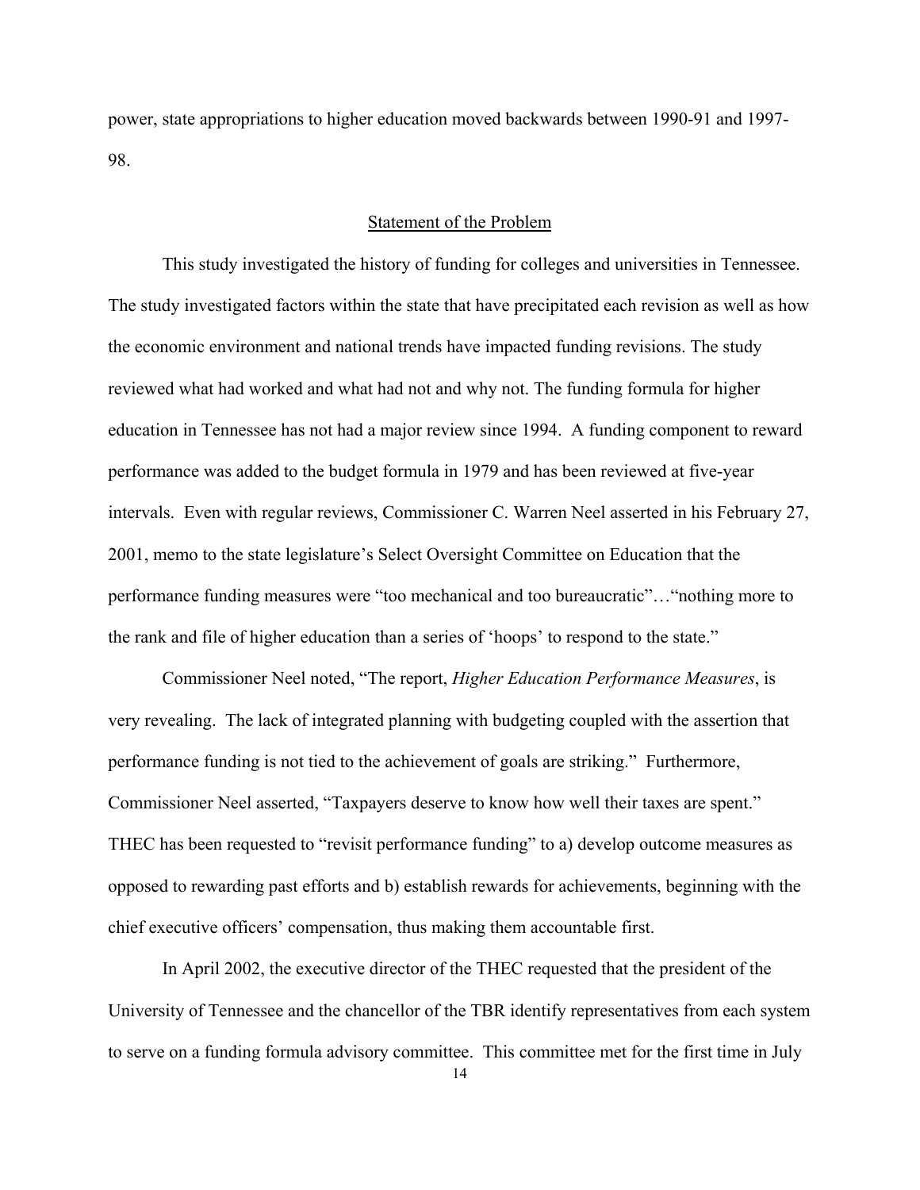power, state appropriations to higher education moved backwards between 1990-91 and 1997-98.

## Statement of the Problem

This study investigated the history of funding for colleges and universities in Tennessee. The study investigated factors within the state that have precipitated each revision as well as how the economic environment and national trends have impacted funding revisions. The study reviewed what had worked and what had not and why not. The funding formula for higher education in Tennessee has not had a major review since 1994. A funding component to reward performance was added to the budget formula in 1979 and has been reviewed at five-year intervals. Even with regular reviews, Commissioner C. Warren Neel asserted in his February 27, 2001, memo to the state legislature's Select Oversight Committee on Education that the performance funding measures were "too mechanical and too bureaucratic"…"nothing more to the rank and file of higher education than a series of 'hoops' to respond to the state."

Commissioner Neel noted, "The report, *Higher Education Performance Measures*, is very revealing. The lack of integrated planning with budgeting coupled with the assertion that performance funding is not tied to the achievement of goals are striking." Furthermore, Commissioner Neel asserted, "Taxpayers deserve to know how well their taxes are spent." THEC has been requested to "revisit performance funding" to a) develop outcome measures as opposed to rewarding past efforts and b) establish rewards for achievements, beginning with the chief executive officers' compensation, thus making them accountable first.

In April 2002, the executive director of the THEC requested that the president of the University of Tennessee and the chancellor of the TBR identify representatives from each system to serve on a funding formula advisory committee. This committee met for the first time in July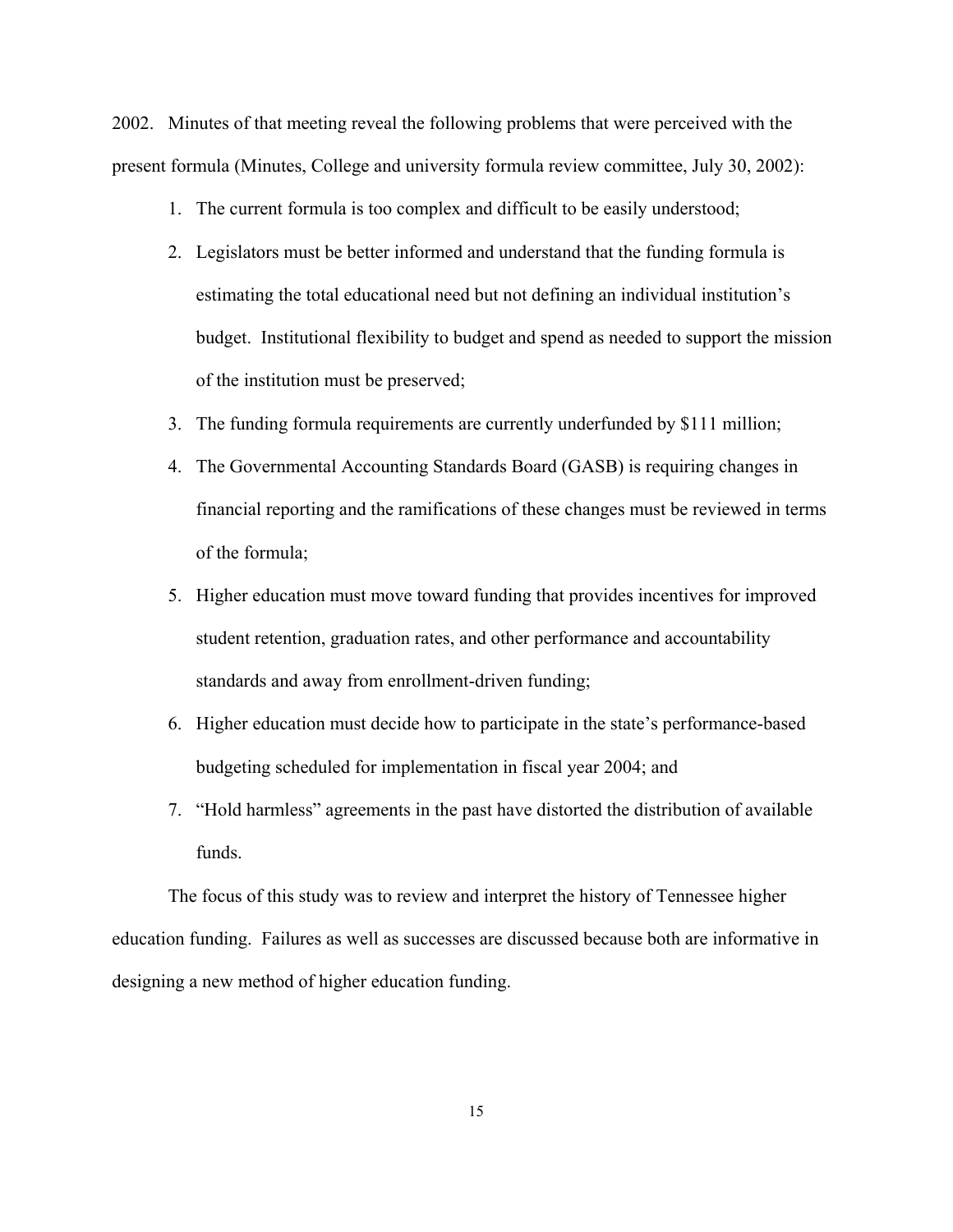2002. Minutes of that meeting reveal the following problems that were perceived with the present formula (Minutes, College and university formula review committee, July 30, 2002):

1. The current formula is too complex and difficult to be easily understood;
2. Legislators must be better informed and understand that the funding formula is estimating the total educational need but not defining an individual institution's budget. Institutional flexibility to budget and spend as needed to support the mission of the institution must be preserved;
3. The funding formula requirements are currently underfunded by $111 million;
4. The Governmental Accounting Standards Board (GASB) is requiring changes in financial reporting and the ramifications of these changes must be reviewed in terms of the formula;
5. Higher education must move toward funding that provides incentives for improved student retention, graduation rates, and other performance and accountability standards and away from enrollment-driven funding;
6. Higher education must decide how to participate in the state's performance-based budgeting scheduled for implementation in fiscal year 2004; and
7. "Hold harmless" agreements in the past have distorted the distribution of available funds.

The focus of this study was to review and interpret the history of Tennessee higher education funding. Failures as well as successes are discussed because both are informative in designing a new method of higher education funding.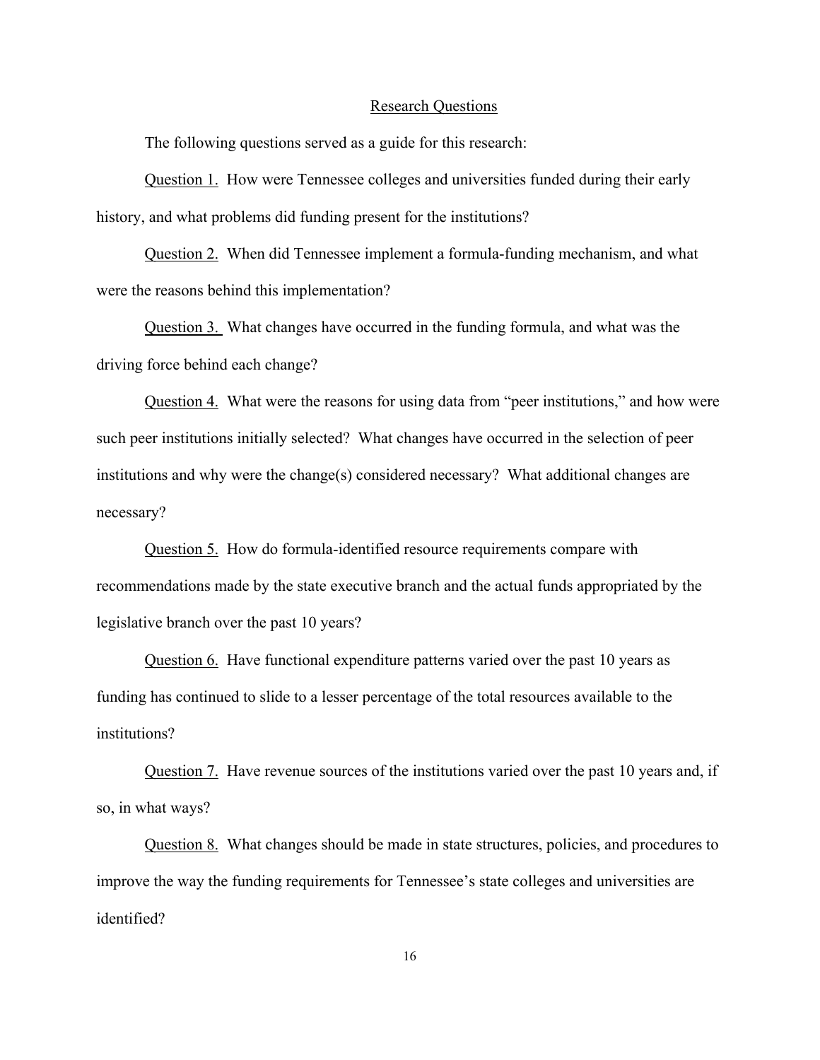## Research Questions

The following questions served as a guide for this research:

Question 1. How were Tennessee colleges and universities funded during their early history, and what problems did funding present for the institutions?

Question 2. When did Tennessee implement a formula-funding mechanism, and what were the reasons behind this implementation?

Question 3. What changes have occurred in the funding formula, and what was the driving force behind each change?

Question 4. What were the reasons for using data from "peer institutions," and how were such peer institutions initially selected? What changes have occurred in the selection of peer institutions and why were the change(s) considered necessary? What additional changes are necessary?

Question 5. How do formula-identified resource requirements compare with recommendations made by the state executive branch and the actual funds appropriated by the legislative branch over the past 10 years?

Question 6. Have functional expenditure patterns varied over the past 10 years as funding has continued to slide to a lesser percentage of the total resources available to the institutions?

Question 7. Have revenue sources of the institutions varied over the past 10 years and, if so, in what ways?

Question 8. What changes should be made in state structures, policies, and procedures to improve the way the funding requirements for Tennessee's state colleges and universities are identified?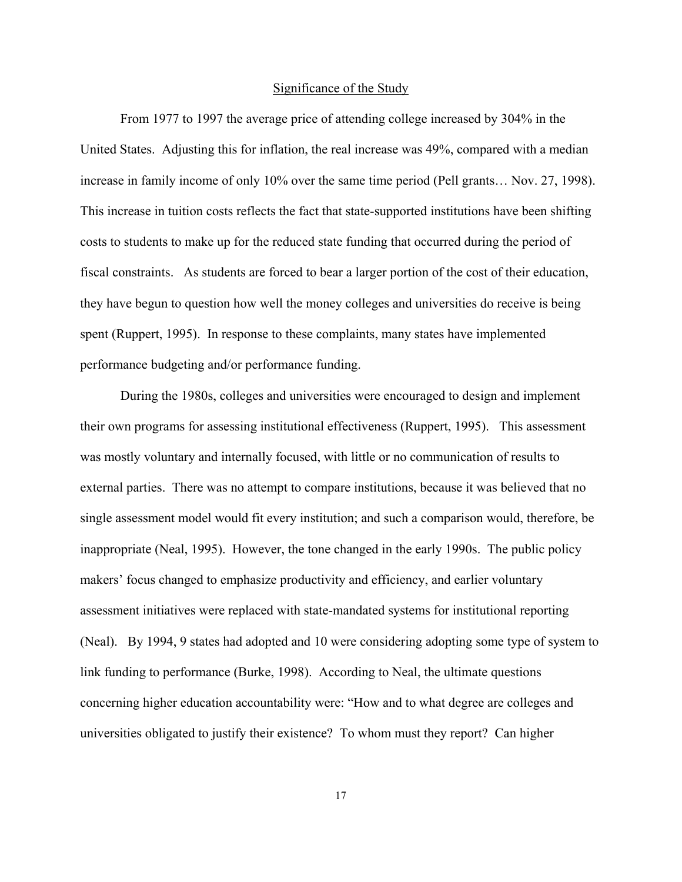## Significance of the Study

From 1977 to 1997 the average price of attending college increased by 304% in the United States. Adjusting this for inflation, the real increase was 49%, compared with a median increase in family income of only 10% over the same time period (Pell grants… Nov. 27, 1998). This increase in tuition costs reflects the fact that state-supported institutions have been shifting costs to students to make up for the reduced state funding that occurred during the period of fiscal constraints. As students are forced to bear a larger portion of the cost of their education, they have begun to question how well the money colleges and universities do receive is being spent (Ruppert, 1995). In response to these complaints, many states have implemented performance budgeting and/or performance funding.

During the 1980s, colleges and universities were encouraged to design and implement their own programs for assessing institutional effectiveness (Ruppert, 1995). This assessment was mostly voluntary and internally focused, with little or no communication of results to external parties. There was no attempt to compare institutions, because it was believed that no single assessment model would fit every institution; and such a comparison would, therefore, be inappropriate (Neal, 1995). However, the tone changed in the early 1990s. The public policy makers' focus changed to emphasize productivity and efficiency, and earlier voluntary assessment initiatives were replaced with state-mandated systems for institutional reporting (Neal). By 1994, 9 states had adopted and 10 were considering adopting some type of system to link funding to performance (Burke, 1998). According to Neal, the ultimate questions concerning higher education accountability were: "How and to what degree are colleges and universities obligated to justify their existence? To whom must they report? Can higher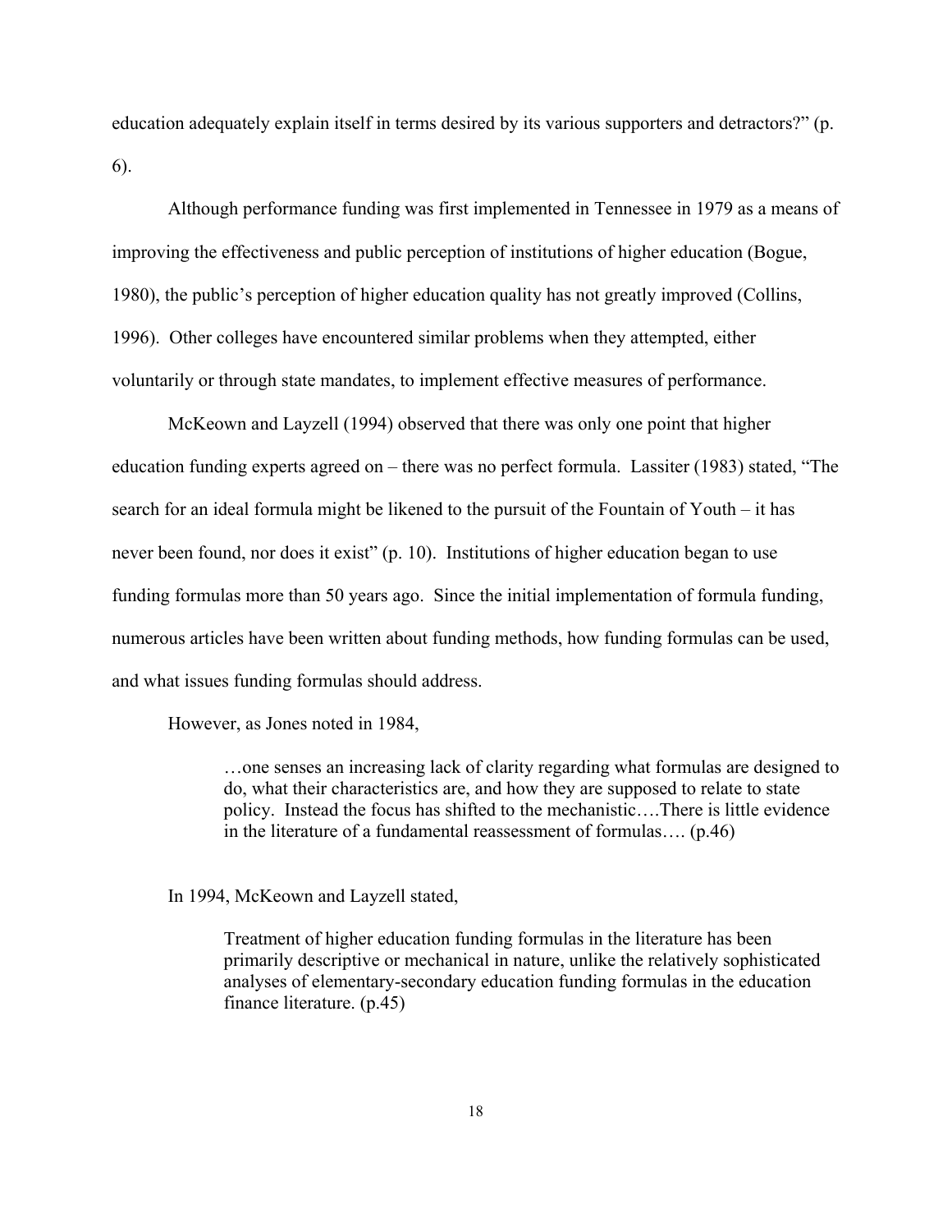education adequately explain itself in terms desired by its various supporters and detractors?" (p. 6).

Although performance funding was first implemented in Tennessee in 1979 as a means of improving the effectiveness and public perception of institutions of higher education (Bogue, 1980), the public's perception of higher education quality has not greatly improved (Collins, 1996). Other colleges have encountered similar problems when they attempted, either voluntarily or through state mandates, to implement effective measures of performance.

McKeown and Layzell (1994) observed that there was only one point that higher education funding experts agreed on – there was no perfect formula. Lassiter (1983) stated, "The search for an ideal formula might be likened to the pursuit of the Fountain of Youth – it has never been found, nor does it exist" (p. 10). Institutions of higher education began to use funding formulas more than 50 years ago. Since the initial implementation of formula funding, numerous articles have been written about funding methods, how funding formulas can be used, and what issues funding formulas should address.

However, as Jones noted in 1984,

> …one senses an increasing lack of clarity regarding what formulas are designed to do, what their characteristics are, and how they are supposed to relate to state policy. Instead the focus has shifted to the mechanistic….There is little evidence in the literature of a fundamental reassessment of formulas…. (p.46)

In 1994, McKeown and Layzell stated,

> Treatment of higher education funding formulas in the literature has been primarily descriptive or mechanical in nature, unlike the relatively sophisticated analyses of elementary-secondary education funding formulas in the education finance literature. (p.45)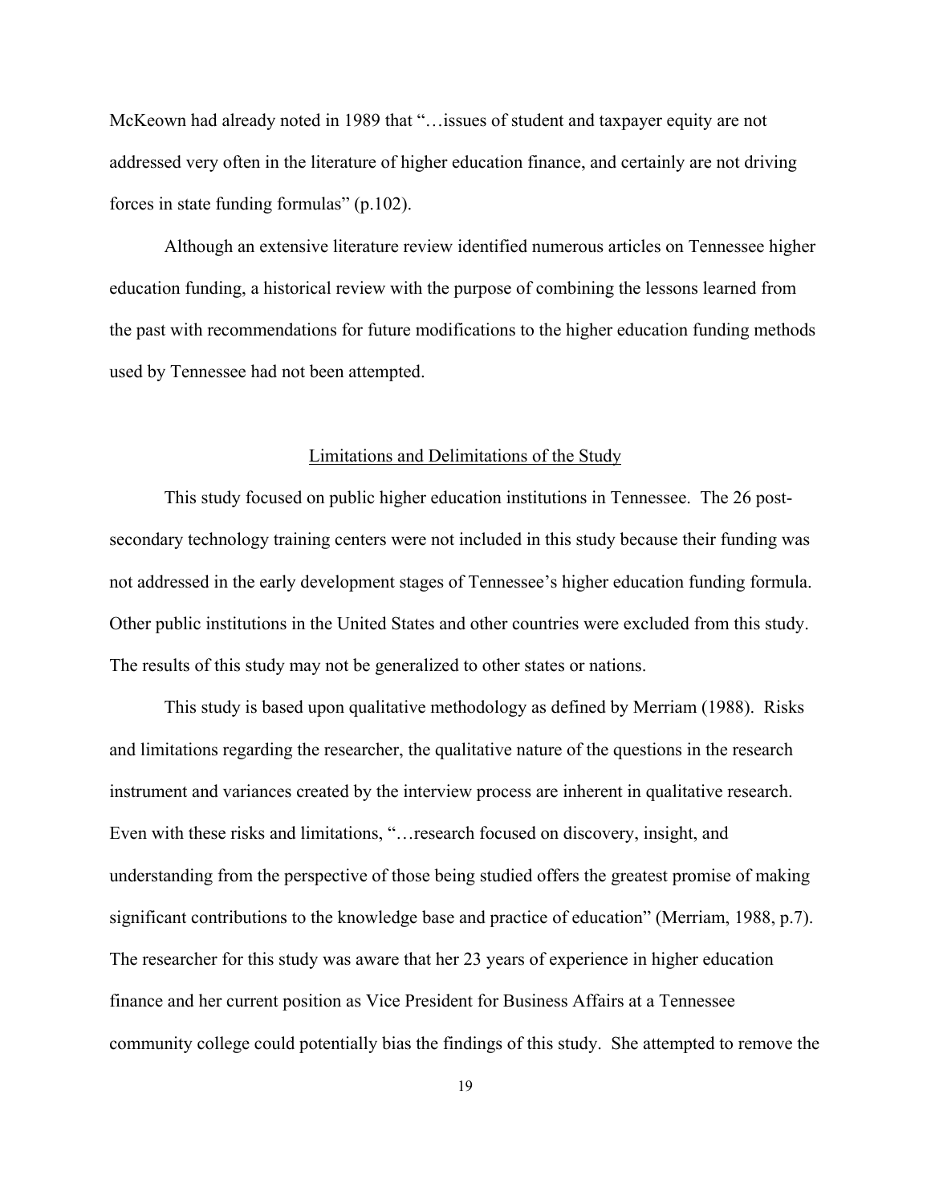McKeown had already noted in 1989 that "…issues of student and taxpayer equity are not addressed very often in the literature of higher education finance, and certainly are not driving forces in state funding formulas" (p.102).

Although an extensive literature review identified numerous articles on Tennessee higher education funding, a historical review with the purpose of combining the lessons learned from the past with recommendations for future modifications to the higher education funding methods used by Tennessee had not been attempted.

## Limitations and Delimitations of the Study

This study focused on public higher education institutions in Tennessee. The 26 post-secondary technology training centers were not included in this study because their funding was not addressed in the early development stages of Tennessee's higher education funding formula. Other public institutions in the United States and other countries were excluded from this study. The results of this study may not be generalized to other states or nations.

This study is based upon qualitative methodology as defined by Merriam (1988). Risks and limitations regarding the researcher, the qualitative nature of the questions in the research instrument and variances created by the interview process are inherent in qualitative research. Even with these risks and limitations, "…research focused on discovery, insight, and understanding from the perspective of those being studied offers the greatest promise of making significant contributions to the knowledge base and practice of education" (Merriam, 1988, p.7). The researcher for this study was aware that her 23 years of experience in higher education finance and her current position as Vice President for Business Affairs at a Tennessee community college could potentially bias the findings of this study. She attempted to remove the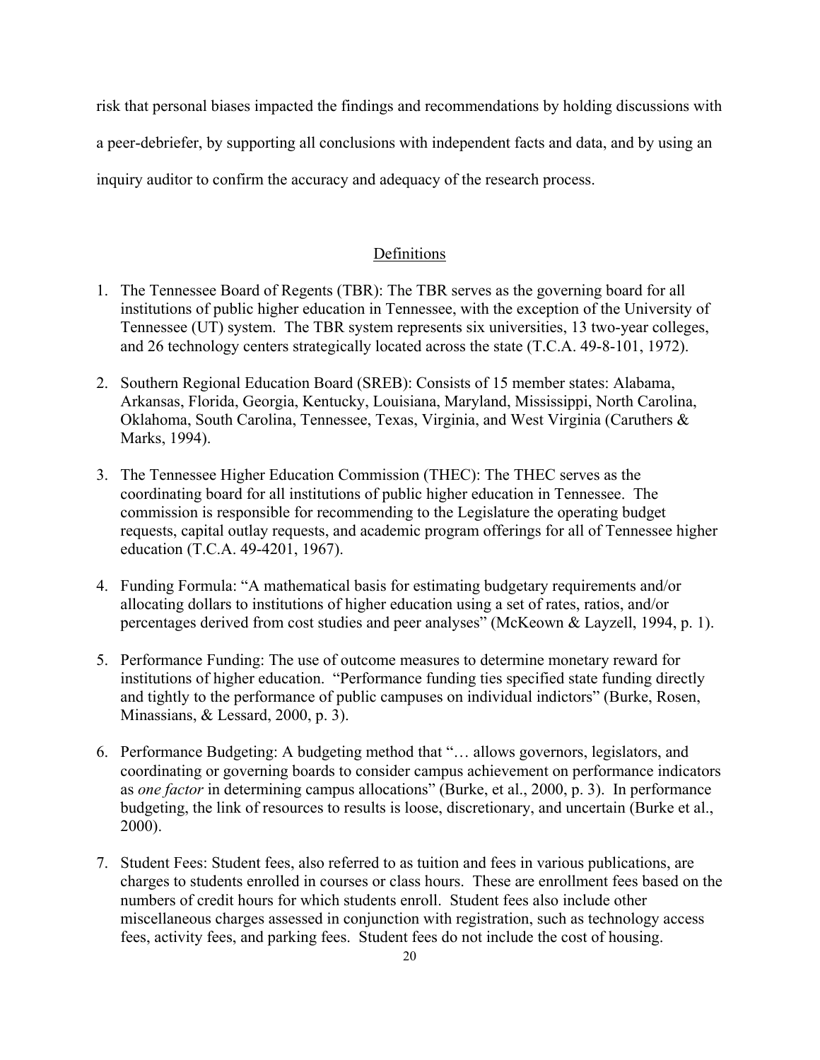risk that personal biases impacted the findings and recommendations by holding discussions with a peer-debriefer, by supporting all conclusions with independent facts and data, and by using an inquiry auditor to confirm the accuracy and adequacy of the research process.

## Definitions

1. The Tennessee Board of Regents (TBR): The TBR serves as the governing board for all institutions of public higher education in Tennessee, with the exception of the University of Tennessee (UT) system. The TBR system represents six universities, 13 two-year colleges, and 26 technology centers strategically located across the state (T.C.A. 49-8-101, 1972).

2. Southern Regional Education Board (SREB): Consists of 15 member states: Alabama, Arkansas, Florida, Georgia, Kentucky, Louisiana, Maryland, Mississippi, North Carolina, Oklahoma, South Carolina, Tennessee, Texas, Virginia, and West Virginia (Caruthers & Marks, 1994).

3. The Tennessee Higher Education Commission (THEC): The THEC serves as the coordinating board for all institutions of public higher education in Tennessee. The commission is responsible for recommending to the Legislature the operating budget requests, capital outlay requests, and academic program offerings for all of Tennessee higher education (T.C.A. 49-4201, 1967).

4. Funding Formula: "A mathematical basis for estimating budgetary requirements and/or allocating dollars to institutions of higher education using a set of rates, ratios, and/or percentages derived from cost studies and peer analyses" (McKeown & Layzell, 1994, p. 1).

5. Performance Funding: The use of outcome measures to determine monetary reward for institutions of higher education. "Performance funding ties specified state funding directly and tightly to the performance of public campuses on individual indictors" (Burke, Rosen, Minassians, & Lessard, 2000, p. 3).

6. Performance Budgeting: A budgeting method that "… allows governors, legislators, and coordinating or governing boards to consider campus achievement on performance indicators as *one factor* in determining campus allocations" (Burke, et al., 2000, p. 3). In performance budgeting, the link of resources to results is loose, discretionary, and uncertain (Burke et al., 2000).

7. Student Fees: Student fees, also referred to as tuition and fees in various publications, are charges to students enrolled in courses or class hours. These are enrollment fees based on the numbers of credit hours for which students enroll. Student fees also include other miscellaneous charges assessed in conjunction with registration, such as technology access fees, activity fees, and parking fees. Student fees do not include the cost of housing.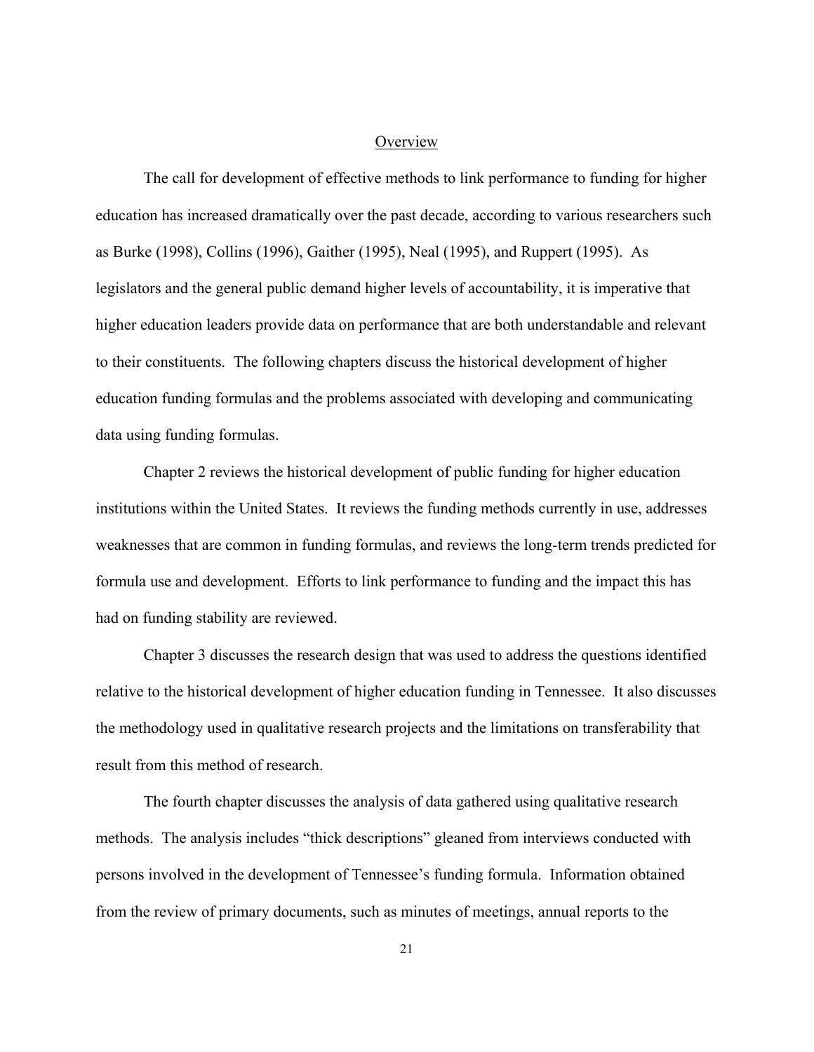## Overview

The call for development of effective methods to link performance to funding for higher education has increased dramatically over the past decade, according to various researchers such as Burke (1998), Collins (1996), Gaither (1995), Neal (1995), and Ruppert (1995). As legislators and the general public demand higher levels of accountability, it is imperative that higher education leaders provide data on performance that are both understandable and relevant to their constituents. The following chapters discuss the historical development of higher education funding formulas and the problems associated with developing and communicating data using funding formulas.

Chapter 2 reviews the historical development of public funding for higher education institutions within the United States. It reviews the funding methods currently in use, addresses weaknesses that are common in funding formulas, and reviews the long-term trends predicted for formula use and development. Efforts to link performance to funding and the impact this has had on funding stability are reviewed.

Chapter 3 discusses the research design that was used to address the questions identified relative to the historical development of higher education funding in Tennessee. It also discusses the methodology used in qualitative research projects and the limitations on transferability that result from this method of research.

The fourth chapter discusses the analysis of data gathered using qualitative research methods. The analysis includes "thick descriptions" gleaned from interviews conducted with persons involved in the development of Tennessee's funding formula. Information obtained from the review of primary documents, such as minutes of meetings, annual reports to the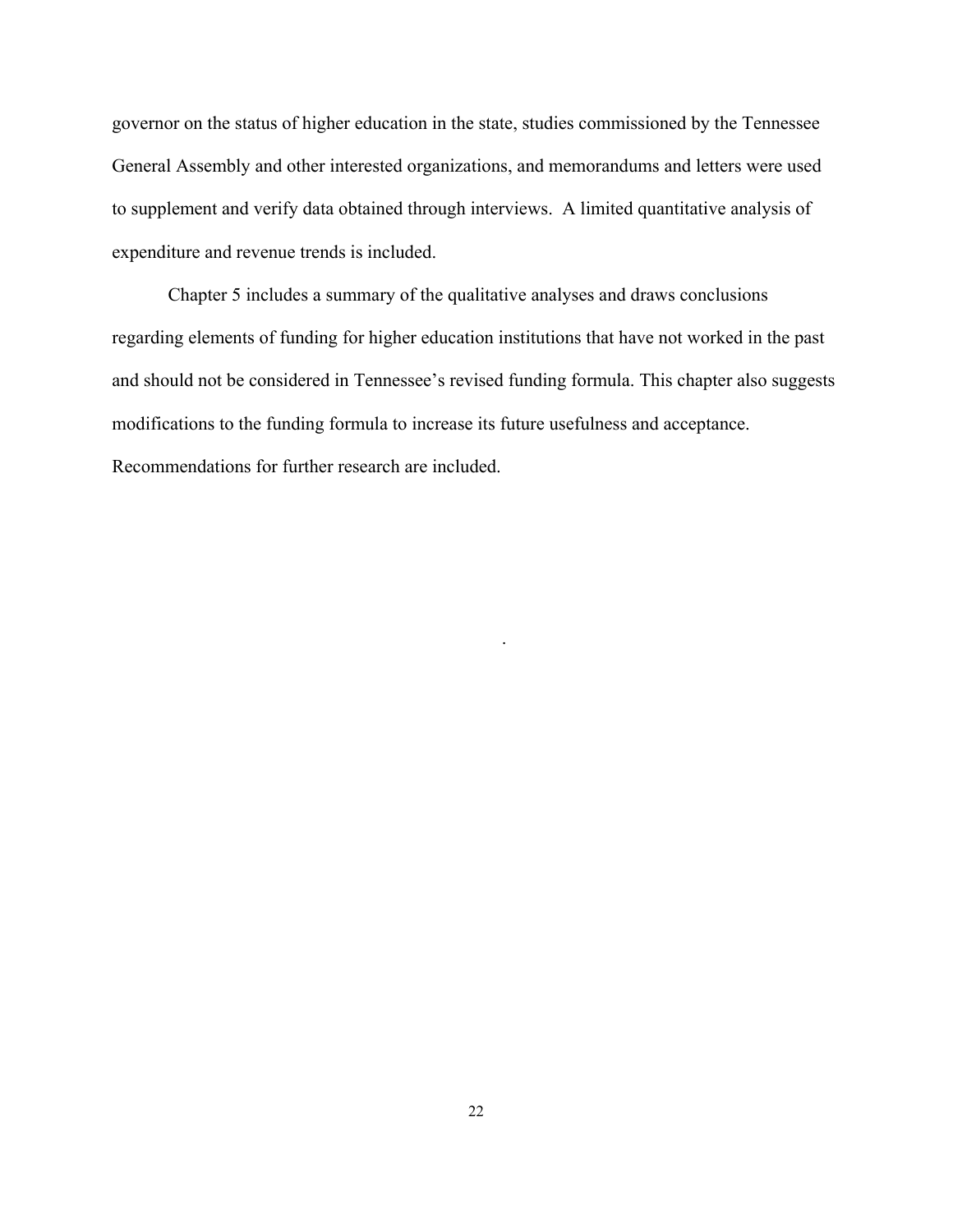governor on the status of higher education in the state, studies commissioned by the Tennessee General Assembly and other interested organizations, and memorandums and letters were used to supplement and verify data obtained through interviews. A limited quantitative analysis of expenditure and revenue trends is included.

Chapter 5 includes a summary of the qualitative analyses and draws conclusions regarding elements of funding for higher education institutions that have not worked in the past and should not be considered in Tennessee's revised funding formula. This chapter also suggests modifications to the funding formula to increase its future usefulness and acceptance. Recommendations for further research are included.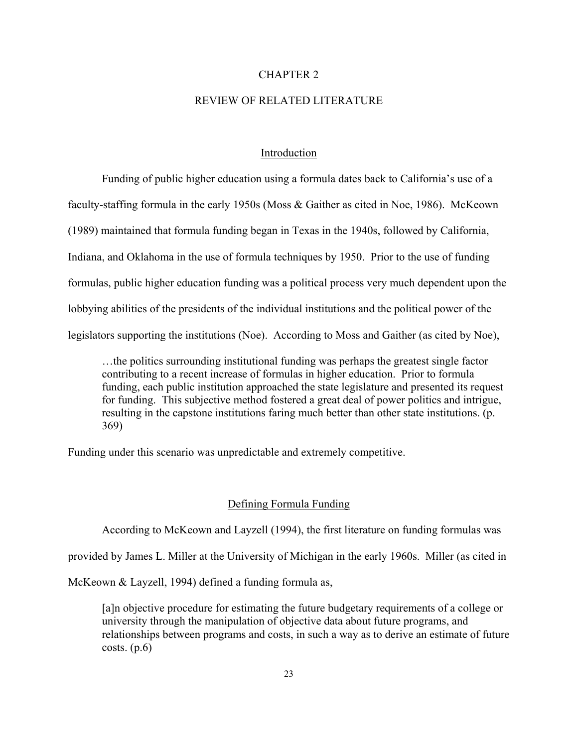# CHAPTER 2

# REVIEW OF RELATED LITERATURE

## Introduction

Funding of public higher education using a formula dates back to California's use of a faculty-staffing formula in the early 1950s (Moss & Gaither as cited in Noe, 1986). McKeown (1989) maintained that formula funding began in Texas in the 1940s, followed by California, Indiana, and Oklahoma in the use of formula techniques by 1950. Prior to the use of funding formulas, public higher education funding was a political process very much dependent upon the lobbying abilities of the presidents of the individual institutions and the political power of the legislators supporting the institutions (Noe). According to Moss and Gaither (as cited by Noe),

> …the politics surrounding institutional funding was perhaps the greatest single factor contributing to a recent increase of formulas in higher education. Prior to formula funding, each public institution approached the state legislature and presented its request for funding. This subjective method fostered a great deal of power politics and intrigue, resulting in the capstone institutions faring much better than other state institutions. (p. 369)

Funding under this scenario was unpredictable and extremely competitive.

## Defining Formula Funding

According to McKeown and Layzell (1994), the first literature on funding formulas was provided by James L. Miller at the University of Michigan in the early 1960s. Miller (as cited in McKeown & Layzell, 1994) defined a funding formula as,

> [a]n objective procedure for estimating the future budgetary requirements of a college or university through the manipulation of objective data about future programs, and relationships between programs and costs, in such a way as to derive an estimate of future costs. (p.6)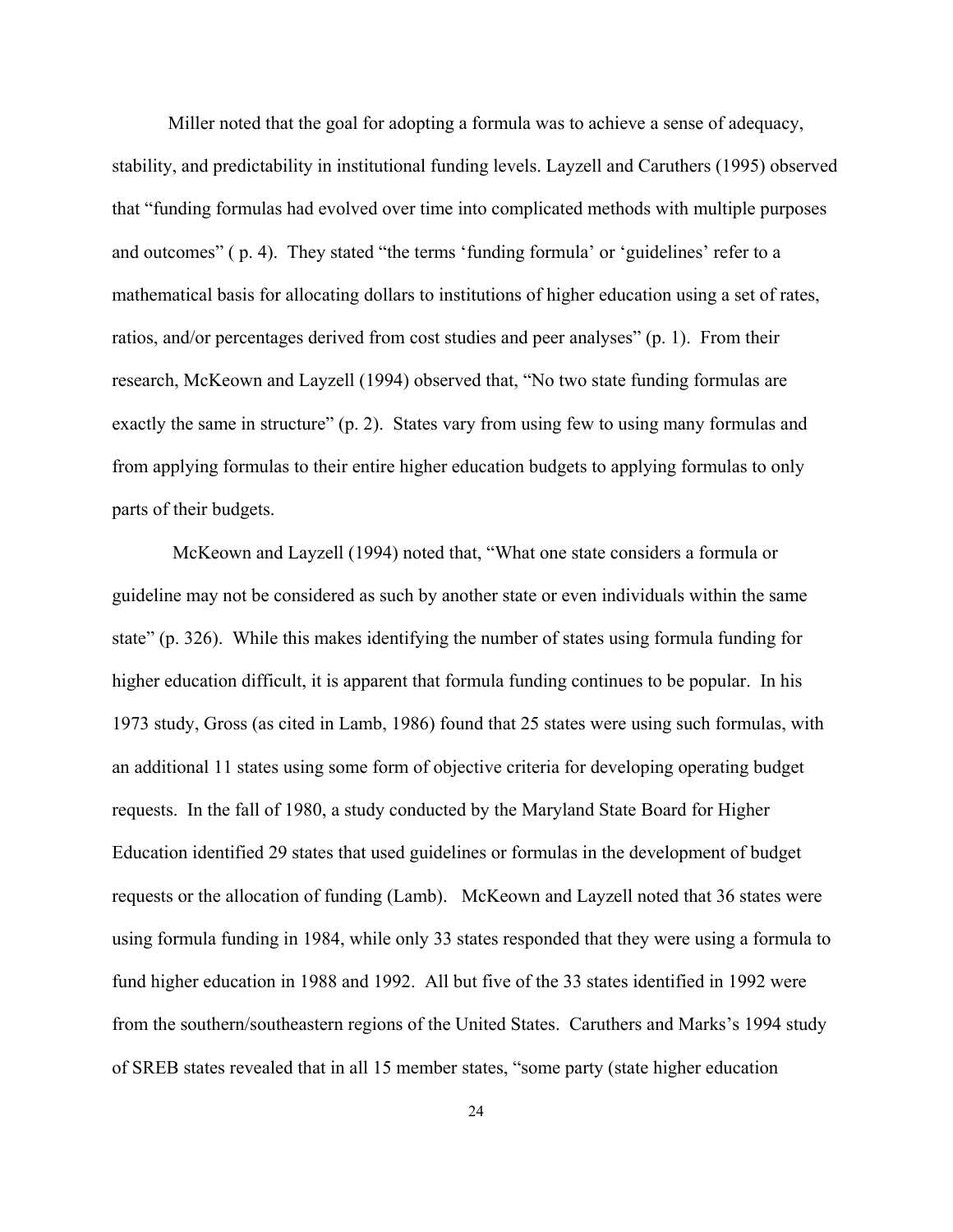Miller noted that the goal for adopting a formula was to achieve a sense of adequacy, stability, and predictability in institutional funding levels. Layzell and Caruthers (1995) observed that "funding formulas had evolved over time into complicated methods with multiple purposes and outcomes" ( p. 4). They stated "the terms 'funding formula' or 'guidelines' refer to a mathematical basis for allocating dollars to institutions of higher education using a set of rates, ratios, and/or percentages derived from cost studies and peer analyses" (p. 1). From their research, McKeown and Layzell (1994) observed that, "No two state funding formulas are exactly the same in structure" (p. 2). States vary from using few to using many formulas and from applying formulas to their entire higher education budgets to applying formulas to only parts of their budgets.

McKeown and Layzell (1994) noted that, "What one state considers a formula or guideline may not be considered as such by another state or even individuals within the same state" (p. 326). While this makes identifying the number of states using formula funding for higher education difficult, it is apparent that formula funding continues to be popular. In his 1973 study, Gross (as cited in Lamb, 1986) found that 25 states were using such formulas, with an additional 11 states using some form of objective criteria for developing operating budget requests. In the fall of 1980, a study conducted by the Maryland State Board for Higher Education identified 29 states that used guidelines or formulas in the development of budget requests or the allocation of funding (Lamb). McKeown and Layzell noted that 36 states were using formula funding in 1984, while only 33 states responded that they were using a formula to fund higher education in 1988 and 1992. All but five of the 33 states identified in 1992 were from the southern/southeastern regions of the United States. Caruthers and Marks's 1994 study of SREB states revealed that in all 15 member states, "some party (state higher education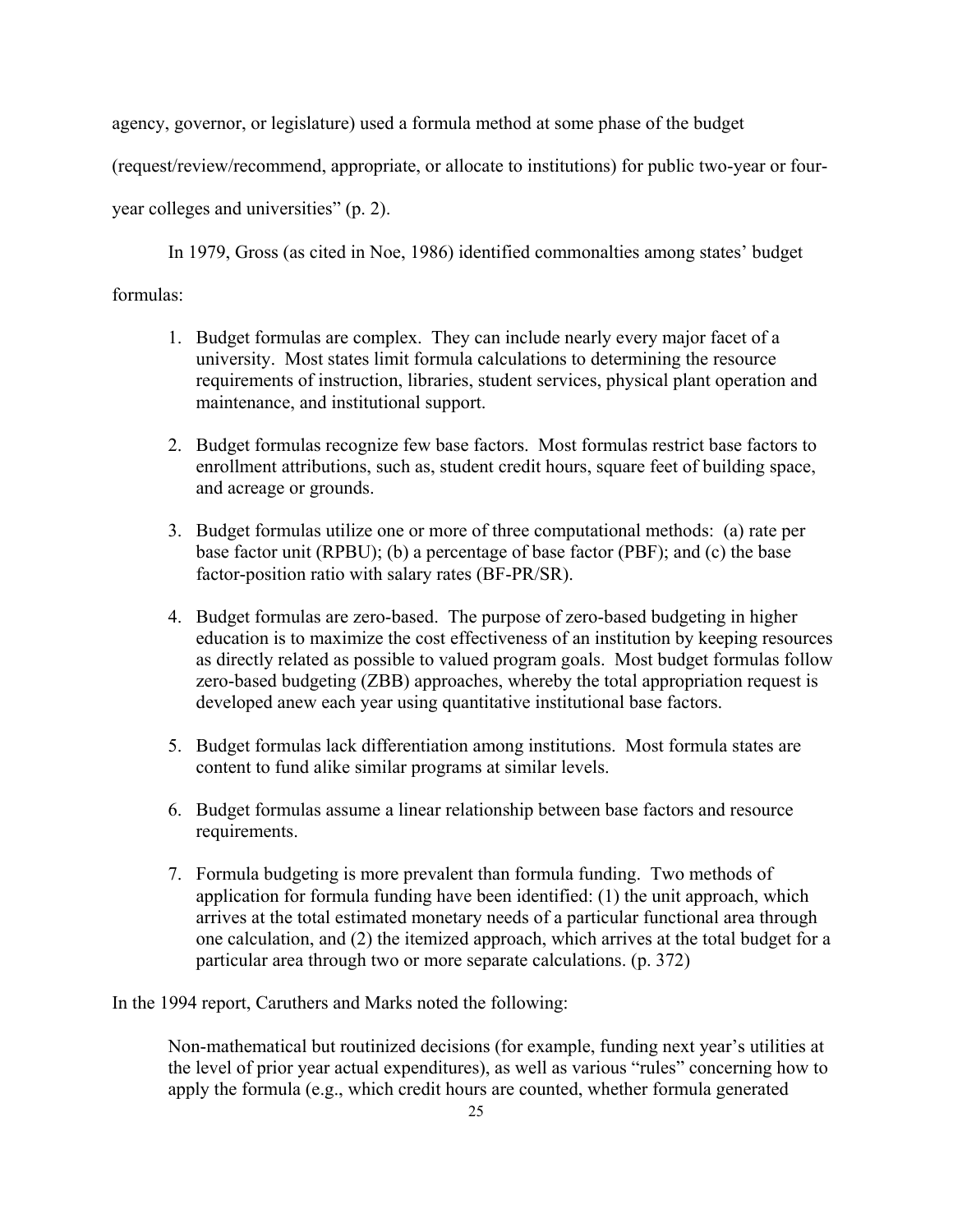agency, governor, or legislature) used a formula method at some phase of the budget (request/review/recommend, appropriate, or allocate to institutions) for public two-year or four-year colleges and universities" (p. 2).

In 1979, Gross (as cited in Noe, 1986) identified commonalties among states' budget formulas:

> 1. Budget formulas are complex. They can include nearly every major facet of a university. Most states limit formula calculations to determining the resource requirements of instruction, libraries, student services, physical plant operation and maintenance, and institutional support.
>
> 2. Budget formulas recognize few base factors. Most formulas restrict base factors to enrollment attributions, such as, student credit hours, square feet of building space, and acreage or grounds.
>
> 3. Budget formulas utilize one or more of three computational methods: (a) rate per base factor unit (RPBU); (b) a percentage of base factor (PBF); and (c) the base factor-position ratio with salary rates (BF-PR/SR).
>
> 4. Budget formulas are zero-based. The purpose of zero-based budgeting in higher education is to maximize the cost effectiveness of an institution by keeping resources as directly related as possible to valued program goals. Most budget formulas follow zero-based budgeting (ZBB) approaches, whereby the total appropriation request is developed anew each year using quantitative institutional base factors.
>
> 5. Budget formulas lack differentiation among institutions. Most formula states are content to fund alike similar programs at similar levels.
>
> 6. Budget formulas assume a linear relationship between base factors and resource requirements.
>
> 7. Formula budgeting is more prevalent than formula funding. Two methods of application for formula funding have been identified: (1) the unit approach, which arrives at the total estimated monetary needs of a particular functional area through one calculation, and (2) the itemized approach, which arrives at the total budget for a particular area through two or more separate calculations. (p. 372)

In the 1994 report, Caruthers and Marks noted the following:

> Non-mathematical but routinized decisions (for example, funding next year's utilities at the level of prior year actual expenditures), as well as various "rules" concerning how to apply the formula (e.g., which credit hours are counted, whether formula generated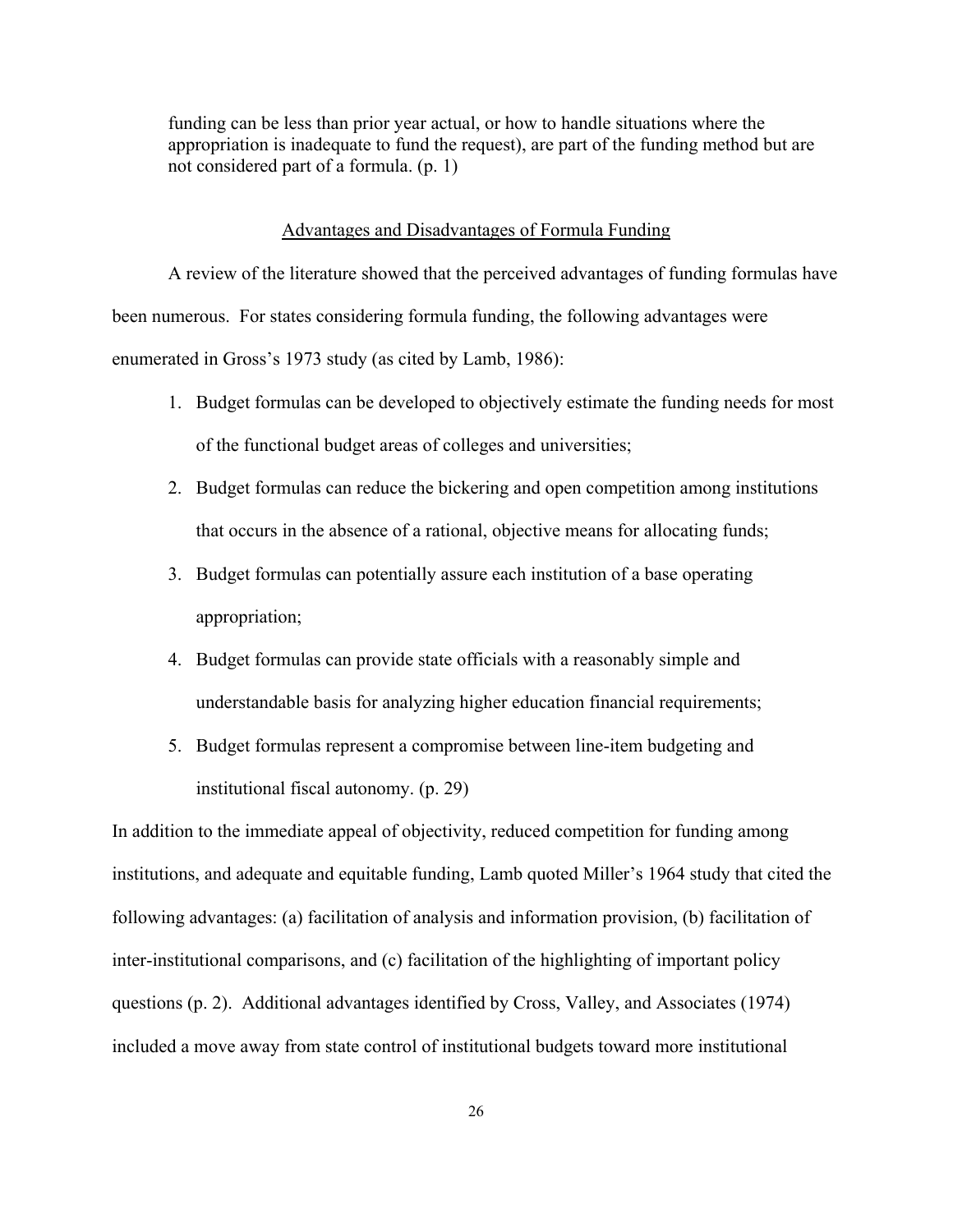> funding can be less than prior year actual, or how to handle situations where the appropriation is inadequate to fund the request), are part of the funding method but are not considered part of a formula. (p. 1)

## Advantages and Disadvantages of Formula Funding

A review of the literature showed that the perceived advantages of funding formulas have been numerous. For states considering formula funding, the following advantages were enumerated in Gross's 1973 study (as cited by Lamb, 1986):

> 1. Budget formulas can be developed to objectively estimate the funding needs for most of the functional budget areas of colleges and universities;
> 2. Budget formulas can reduce the bickering and open competition among institutions that occurs in the absence of a rational, objective means for allocating funds;
> 3. Budget formulas can potentially assure each institution of a base operating appropriation;
> 4. Budget formulas can provide state officials with a reasonably simple and understandable basis for analyzing higher education financial requirements;
> 5. Budget formulas represent a compromise between line-item budgeting and institutional fiscal autonomy. (p. 29)

In addition to the immediate appeal of objectivity, reduced competition for funding among institutions, and adequate and equitable funding, Lamb quoted Miller's 1964 study that cited the following advantages: (a) facilitation of analysis and information provision, (b) facilitation of inter-institutional comparisons, and (c) facilitation of the highlighting of important policy questions (p. 2). Additional advantages identified by Cross, Valley, and Associates (1974) included a move away from state control of institutional budgets toward more institutional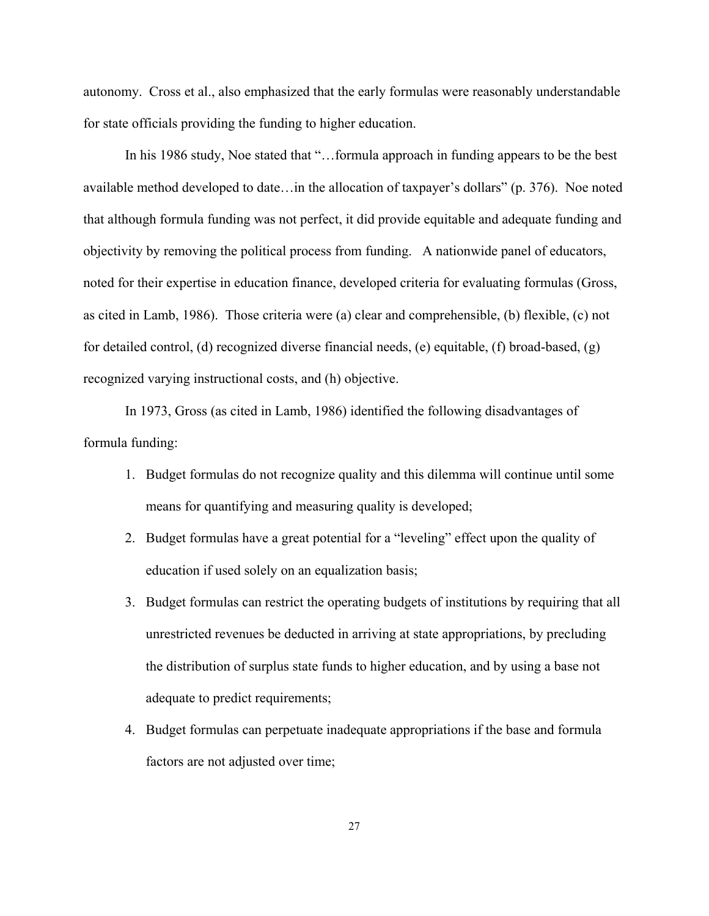autonomy. Cross et al., also emphasized that the early formulas were reasonably understandable for state officials providing the funding to higher education.

In his 1986 study, Noe stated that "…formula approach in funding appears to be the best available method developed to date…in the allocation of taxpayer's dollars" (p. 376). Noe noted that although formula funding was not perfect, it did provide equitable and adequate funding and objectivity by removing the political process from funding. A nationwide panel of educators, noted for their expertise in education finance, developed criteria for evaluating formulas (Gross, as cited in Lamb, 1986). Those criteria were (a) clear and comprehensible, (b) flexible, (c) not for detailed control, (d) recognized diverse financial needs, (e) equitable, (f) broad-based, (g) recognized varying instructional costs, and (h) objective.

In 1973, Gross (as cited in Lamb, 1986) identified the following disadvantages of formula funding:

1. Budget formulas do not recognize quality and this dilemma will continue until some means for quantifying and measuring quality is developed;
2. Budget formulas have a great potential for a "leveling" effect upon the quality of education if used solely on an equalization basis;
3. Budget formulas can restrict the operating budgets of institutions by requiring that all unrestricted revenues be deducted in arriving at state appropriations, by precluding the distribution of surplus state funds to higher education, and by using a base not adequate to predict requirements;
4. Budget formulas can perpetuate inadequate appropriations if the base and formula factors are not adjusted over time;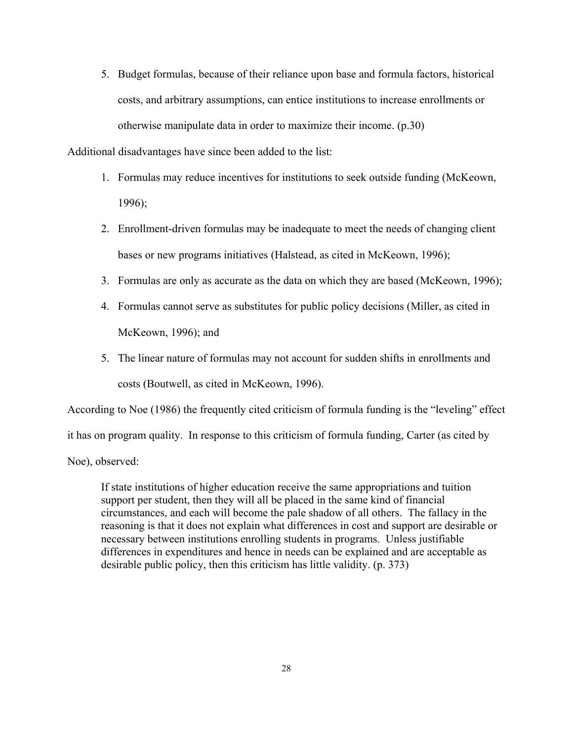5. Budget formulas, because of their reliance upon base and formula factors, historical costs, and arbitrary assumptions, can entice institutions to increase enrollments or otherwise manipulate data in order to maximize their income. (p.30)

Additional disadvantages have since been added to the list:

1. Formulas may reduce incentives for institutions to seek outside funding (McKeown, 1996);
2. Enrollment-driven formulas may be inadequate to meet the needs of changing client bases or new programs initiatives (Halstead, as cited in McKeown, 1996);
3. Formulas are only as accurate as the data on which they are based (McKeown, 1996);
4. Formulas cannot serve as substitutes for public policy decisions (Miller, as cited in McKeown, 1996); and
5. The linear nature of formulas may not account for sudden shifts in enrollments and costs (Boutwell, as cited in McKeown, 1996).

According to Noe (1986) the frequently cited criticism of formula funding is the "leveling" effect it has on program quality. In response to this criticism of formula funding, Carter (as cited by Noe), observed:

> If state institutions of higher education receive the same appropriations and tuition support per student, then they will all be placed in the same kind of financial circumstances, and each will become the pale shadow of all others. The fallacy in the reasoning is that it does not explain what differences in cost and support are desirable or necessary between institutions enrolling students in programs. Unless justifiable differences in expenditures and hence in needs can be explained and are acceptable as desirable public policy, then this criticism has little validity. (p. 373)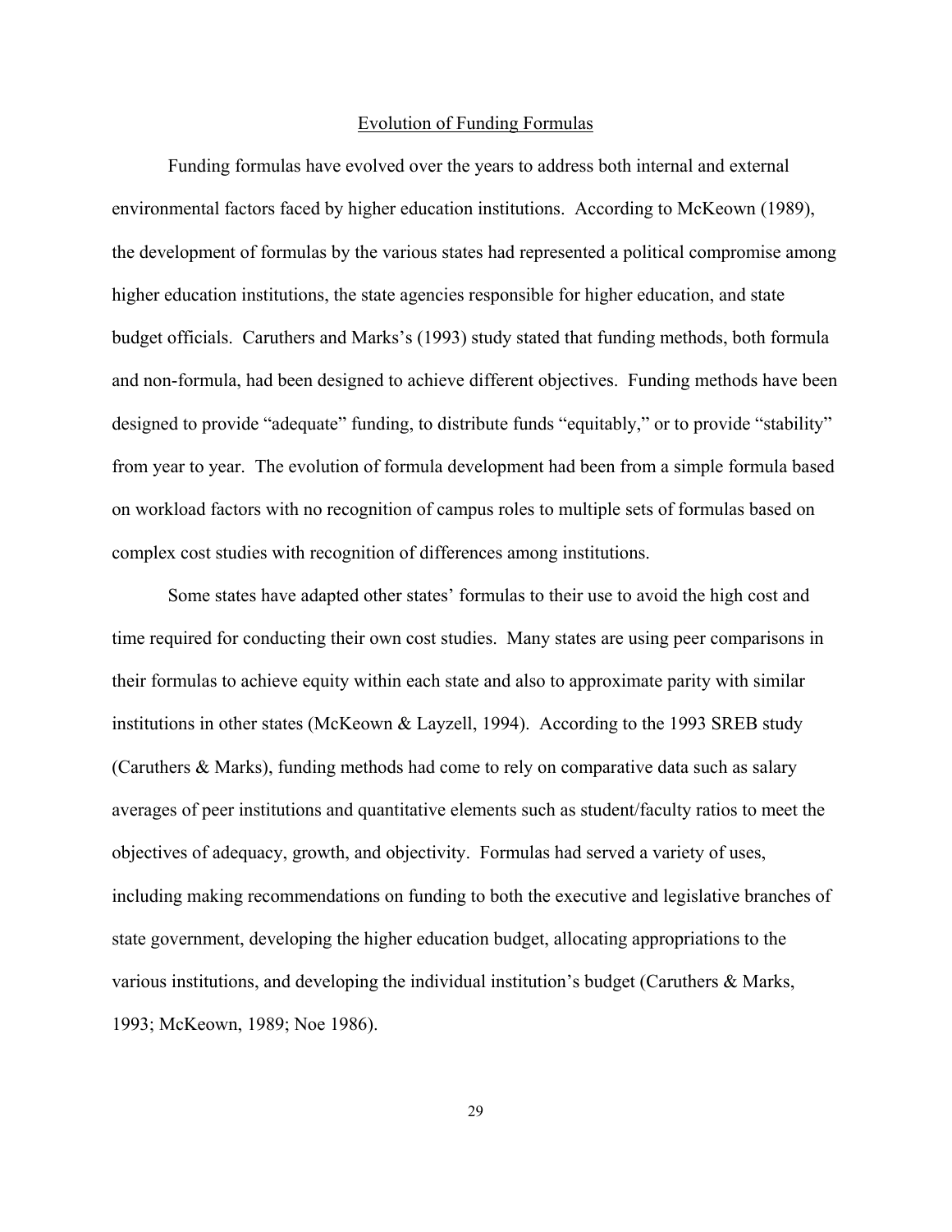## Evolution of Funding Formulas

Funding formulas have evolved over the years to address both internal and external environmental factors faced by higher education institutions. According to McKeown (1989), the development of formulas by the various states had represented a political compromise among higher education institutions, the state agencies responsible for higher education, and state budget officials. Caruthers and Marks's (1993) study stated that funding methods, both formula and non-formula, had been designed to achieve different objectives. Funding methods have been designed to provide "adequate" funding, to distribute funds "equitably," or to provide "stability" from year to year. The evolution of formula development had been from a simple formula based on workload factors with no recognition of campus roles to multiple sets of formulas based on complex cost studies with recognition of differences among institutions.

Some states have adapted other states' formulas to their use to avoid the high cost and time required for conducting their own cost studies. Many states are using peer comparisons in their formulas to achieve equity within each state and also to approximate parity with similar institutions in other states (McKeown & Layzell, 1994). According to the 1993 SREB study (Caruthers & Marks), funding methods had come to rely on comparative data such as salary averages of peer institutions and quantitative elements such as student/faculty ratios to meet the objectives of adequacy, growth, and objectivity. Formulas had served a variety of uses, including making recommendations on funding to both the executive and legislative branches of state government, developing the higher education budget, allocating appropriations to the various institutions, and developing the individual institution's budget (Caruthers & Marks, 1993; McKeown, 1989; Noe 1986).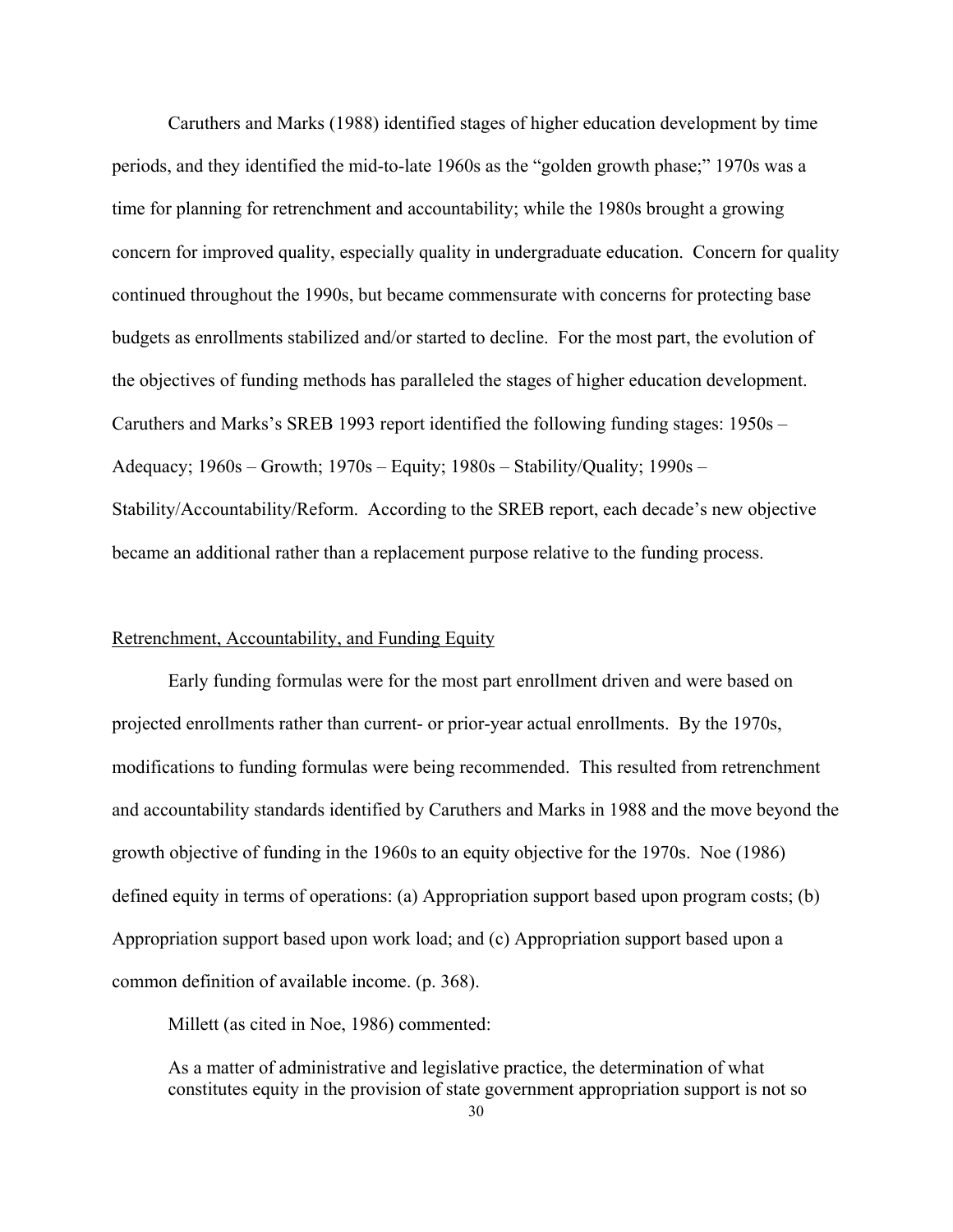Caruthers and Marks (1988) identified stages of higher education development by time periods, and they identified the mid-to-late 1960s as the "golden growth phase;" 1970s was a time for planning for retrenchment and accountability; while the 1980s brought a growing concern for improved quality, especially quality in undergraduate education. Concern for quality continued throughout the 1990s, but became commensurate with concerns for protecting base budgets as enrollments stabilized and/or started to decline. For the most part, the evolution of the objectives of funding methods has paralleled the stages of higher education development. Caruthers and Marks's SREB 1993 report identified the following funding stages: 1950s – Adequacy; 1960s – Growth; 1970s – Equity; 1980s – Stability/Quality; 1990s – Stability/Accountability/Reform. According to the SREB report, each decade's new objective became an additional rather than a replacement purpose relative to the funding process.

## Retrenchment, Accountability, and Funding Equity

Early funding formulas were for the most part enrollment driven and were based on projected enrollments rather than current- or prior-year actual enrollments. By the 1970s, modifications to funding formulas were being recommended. This resulted from retrenchment and accountability standards identified by Caruthers and Marks in 1988 and the move beyond the growth objective of funding in the 1960s to an equity objective for the 1970s. Noe (1986) defined equity in terms of operations: (a) Appropriation support based upon program costs; (b) Appropriation support based upon work load; and (c) Appropriation support based upon a common definition of available income. (p. 368).

Millett (as cited in Noe, 1986) commented:

> As a matter of administrative and legislative practice, the determination of what constitutes equity in the provision of state government appropriation support is not so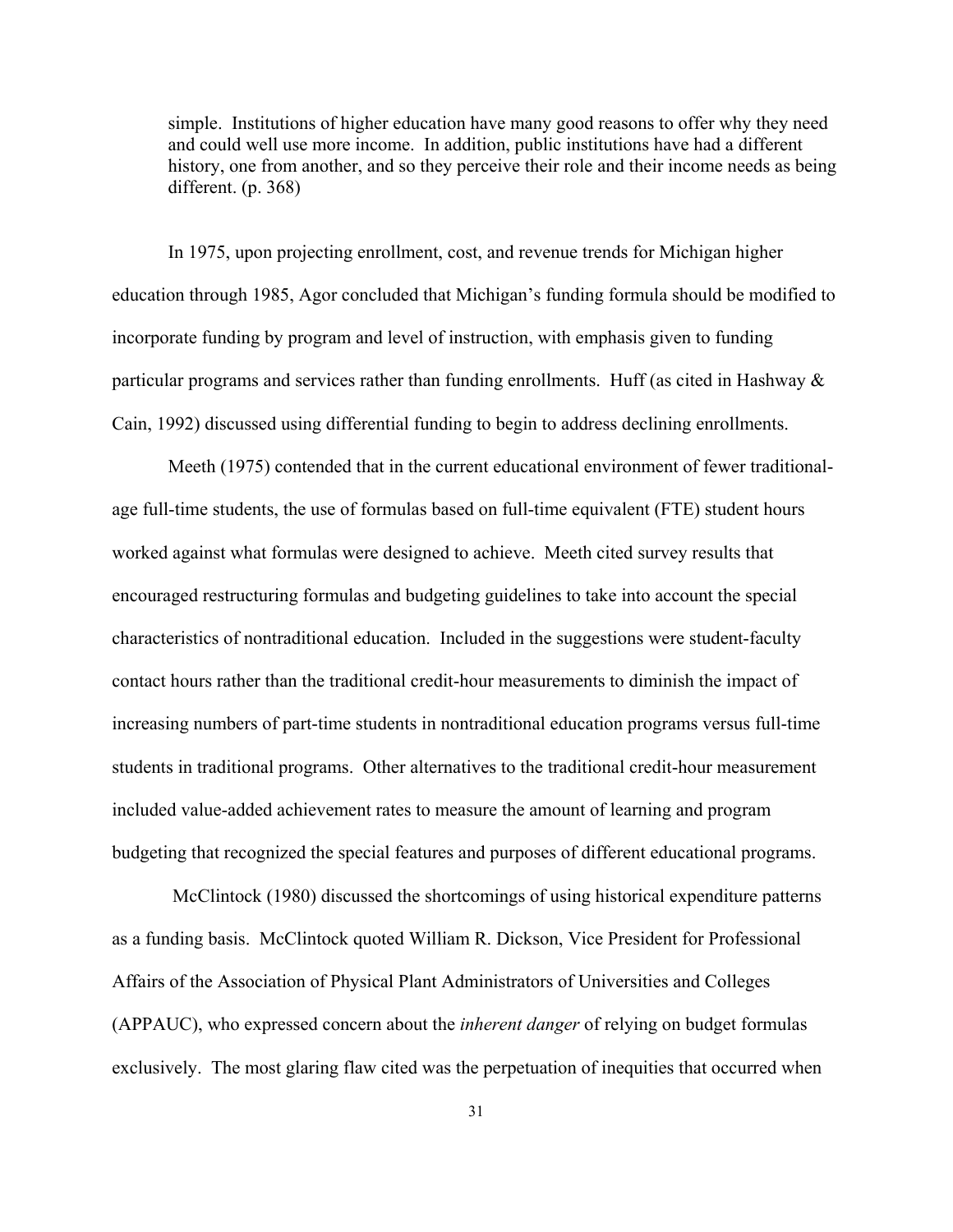> simple. Institutions of higher education have many good reasons to offer why they need and could well use more income. In addition, public institutions have had a different history, one from another, and so they perceive their role and their income needs as being different. (p. 368)

In 1975, upon projecting enrollment, cost, and revenue trends for Michigan higher education through 1985, Agor concluded that Michigan's funding formula should be modified to incorporate funding by program and level of instruction, with emphasis given to funding particular programs and services rather than funding enrollments. Huff (as cited in Hashway & Cain, 1992) discussed using differential funding to begin to address declining enrollments.

Meeth (1975) contended that in the current educational environment of fewer traditional-age full-time students, the use of formulas based on full-time equivalent (FTE) student hours worked against what formulas were designed to achieve. Meeth cited survey results that encouraged restructuring formulas and budgeting guidelines to take into account the special characteristics of nontraditional education. Included in the suggestions were student-faculty contact hours rather than the traditional credit-hour measurements to diminish the impact of increasing numbers of part-time students in nontraditional education programs versus full-time students in traditional programs. Other alternatives to the traditional credit-hour measurement included value-added achievement rates to measure the amount of learning and program budgeting that recognized the special features and purposes of different educational programs.

McClintock (1980) discussed the shortcomings of using historical expenditure patterns as a funding basis. McClintock quoted William R. Dickson, Vice President for Professional Affairs of the Association of Physical Plant Administrators of Universities and Colleges (APPAUC), who expressed concern about the *inherent danger* of relying on budget formulas exclusively. The most glaring flaw cited was the perpetuation of inequities that occurred when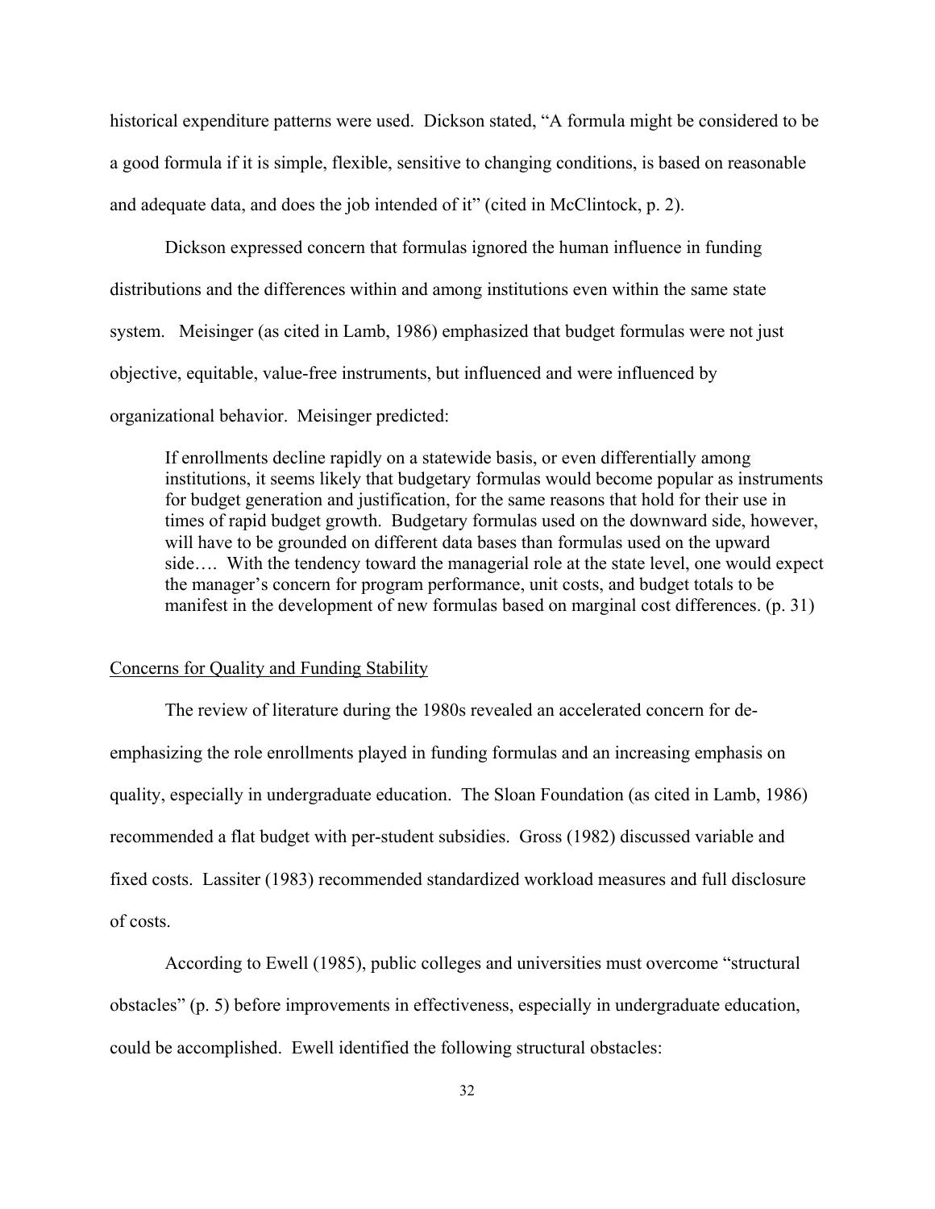historical expenditure patterns were used. Dickson stated, "A formula might be considered to be a good formula if it is simple, flexible, sensitive to changing conditions, is based on reasonable and adequate data, and does the job intended of it" (cited in McClintock, p. 2).

Dickson expressed concern that formulas ignored the human influence in funding distributions and the differences within and among institutions even within the same state system. Meisinger (as cited in Lamb, 1986) emphasized that budget formulas were not just objective, equitable, value-free instruments, but influenced and were influenced by organizational behavior. Meisinger predicted:

> If enrollments decline rapidly on a statewide basis, or even differentially among institutions, it seems likely that budgetary formulas would become popular as instruments for budget generation and justification, for the same reasons that hold for their use in times of rapid budget growth. Budgetary formulas used on the downward side, however, will have to be grounded on different data bases than formulas used on the upward side…. With the tendency toward the managerial role at the state level, one would expect the manager's concern for program performance, unit costs, and budget totals to be manifest in the development of new formulas based on marginal cost differences. (p. 31)

## Concerns for Quality and Funding Stability

The review of literature during the 1980s revealed an accelerated concern for de-emphasizing the role enrollments played in funding formulas and an increasing emphasis on quality, especially in undergraduate education. The Sloan Foundation (as cited in Lamb, 1986) recommended a flat budget with per-student subsidies. Gross (1982) discussed variable and fixed costs. Lassiter (1983) recommended standardized workload measures and full disclosure of costs.

According to Ewell (1985), public colleges and universities must overcome "structural obstacles" (p. 5) before improvements in effectiveness, especially in undergraduate education, could be accomplished. Ewell identified the following structural obstacles: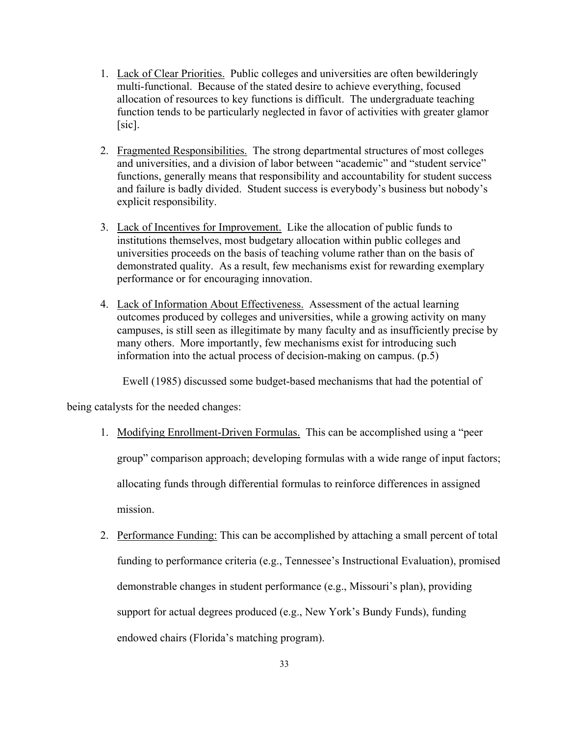1. Lack of Clear Priorities. Public colleges and universities are often bewilderingly multi-functional. Because of the stated desire to achieve everything, focused allocation of resources to key functions is difficult. The undergraduate teaching function tends to be particularly neglected in favor of activities with greater glamor [sic].

2. Fragmented Responsibilities. The strong departmental structures of most colleges and universities, and a division of labor between "academic" and "student service" functions, generally means that responsibility and accountability for student success and failure is badly divided. Student success is everybody's business but nobody's explicit responsibility.

3. Lack of Incentives for Improvement. Like the allocation of public funds to institutions themselves, most budgetary allocation within public colleges and universities proceeds on the basis of teaching volume rather than on the basis of demonstrated quality. As a result, few mechanisms exist for rewarding exemplary performance or for encouraging innovation.

4. Lack of Information About Effectiveness. Assessment of the actual learning outcomes produced by colleges and universities, while a growing activity on many campuses, is still seen as illegitimate by many faculty and as insufficiently precise by many others. More importantly, few mechanisms exist for introducing such information into the actual process of decision-making on campus. (p.5)

Ewell (1985) discussed some budget-based mechanisms that had the potential of being catalysts for the needed changes:

1. Modifying Enrollment-Driven Formulas. This can be accomplished using a "peer group" comparison approach; developing formulas with a wide range of input factors; allocating funds through differential formulas to reinforce differences in assigned mission.

2. Performance Funding: This can be accomplished by attaching a small percent of total funding to performance criteria (e.g., Tennessee's Instructional Evaluation), promised demonstrable changes in student performance (e.g., Missouri's plan), providing support for actual degrees produced (e.g., New York's Bundy Funds), funding endowed chairs (Florida's matching program).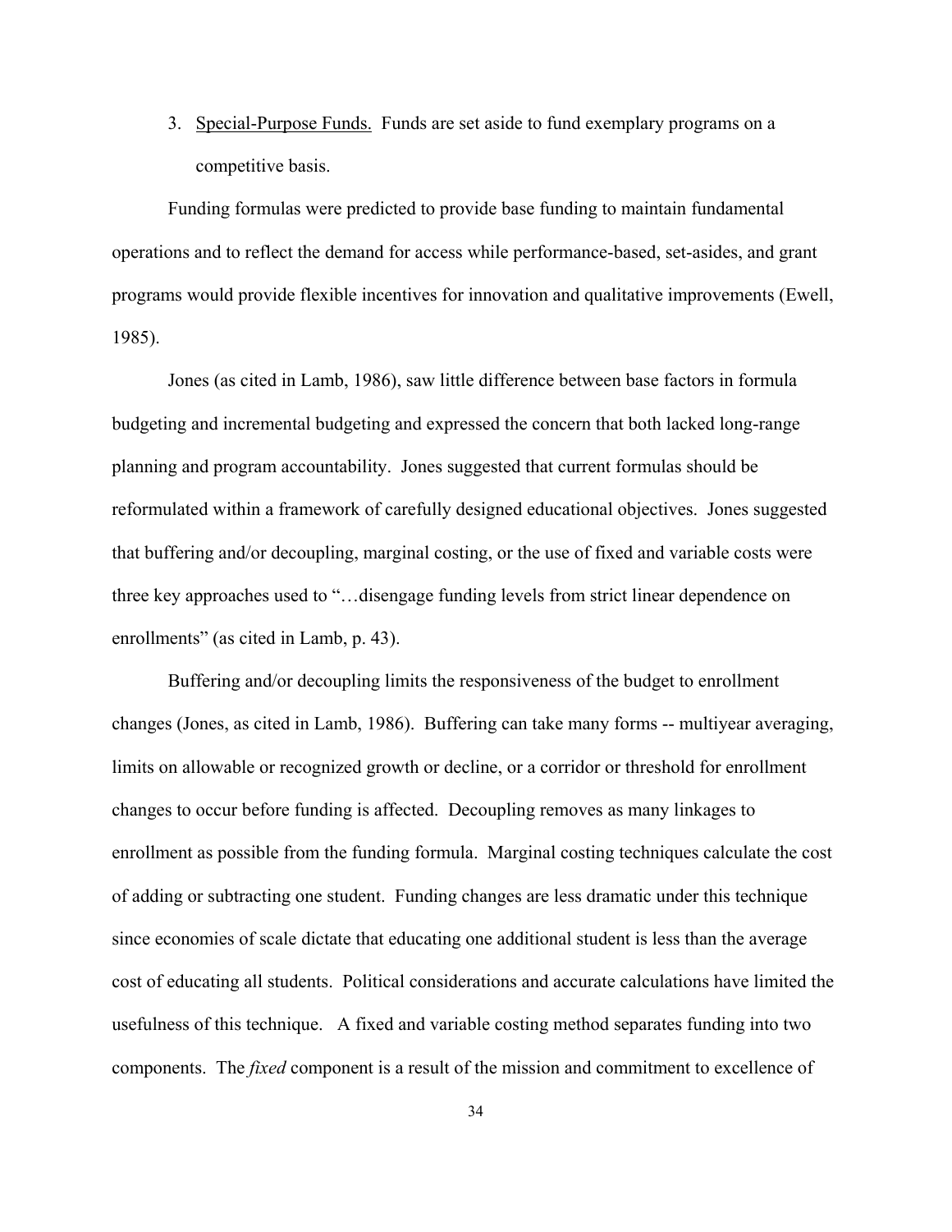3. <u>Special-Purpose Funds.</u> Funds are set aside to fund exemplary programs on a competitive basis.

Funding formulas were predicted to provide base funding to maintain fundamental operations and to reflect the demand for access while performance-based, set-asides, and grant programs would provide flexible incentives for innovation and qualitative improvements (Ewell, 1985).

Jones (as cited in Lamb, 1986), saw little difference between base factors in formula budgeting and incremental budgeting and expressed the concern that both lacked long-range planning and program accountability. Jones suggested that current formulas should be reformulated within a framework of carefully designed educational objectives. Jones suggested that buffering and/or decoupling, marginal costing, or the use of fixed and variable costs were three key approaches used to "…disengage funding levels from strict linear dependence on enrollments" (as cited in Lamb, p. 43).

Buffering and/or decoupling limits the responsiveness of the budget to enrollment changes (Jones, as cited in Lamb, 1986). Buffering can take many forms -- multiyear averaging, limits on allowable or recognized growth or decline, or a corridor or threshold for enrollment changes to occur before funding is affected. Decoupling removes as many linkages to enrollment as possible from the funding formula. Marginal costing techniques calculate the cost of adding or subtracting one student. Funding changes are less dramatic under this technique since economies of scale dictate that educating one additional student is less than the average cost of educating all students. Political considerations and accurate calculations have limited the usefulness of this technique. A fixed and variable costing method separates funding into two components. The *fixed* component is a result of the mission and commitment to excellence of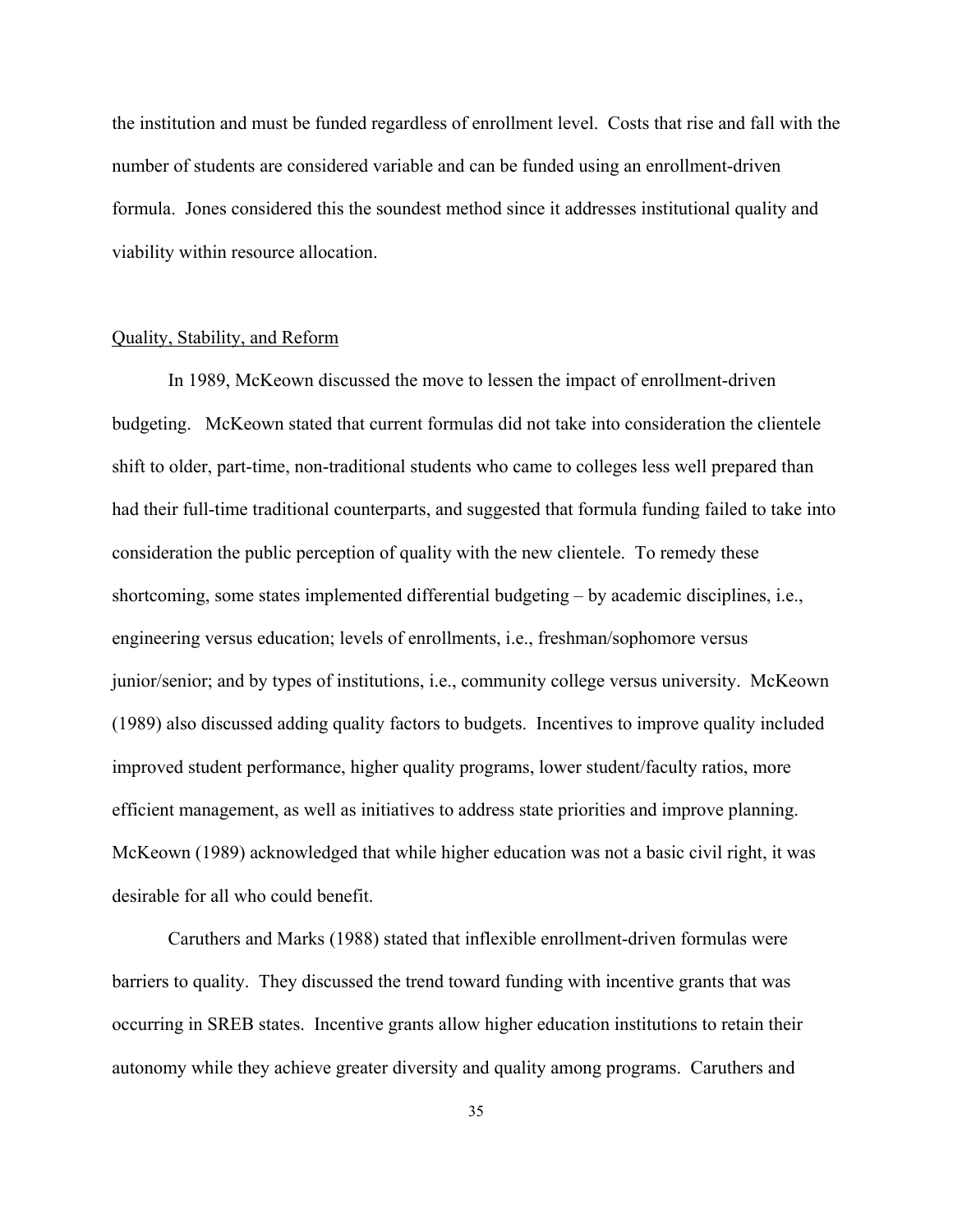the institution and must be funded regardless of enrollment level. Costs that rise and fall with the number of students are considered variable and can be funded using an enrollment-driven formula. Jones considered this the soundest method since it addresses institutional quality and viability within resource allocation.

<u>Quality, Stability, and Reform</u>

In 1989, McKeown discussed the move to lessen the impact of enrollment-driven budgeting. McKeown stated that current formulas did not take into consideration the clientele shift to older, part-time, non-traditional students who came to colleges less well prepared than had their full-time traditional counterparts, and suggested that formula funding failed to take into consideration the public perception of quality with the new clientele. To remedy these shortcoming, some states implemented differential budgeting – by academic disciplines, i.e., engineering versus education; levels of enrollments, i.e., freshman/sophomore versus junior/senior; and by types of institutions, i.e., community college versus university. McKeown (1989) also discussed adding quality factors to budgets. Incentives to improve quality included improved student performance, higher quality programs, lower student/faculty ratios, more efficient management, as well as initiatives to address state priorities and improve planning. McKeown (1989) acknowledged that while higher education was not a basic civil right, it was desirable for all who could benefit.

Caruthers and Marks (1988) stated that inflexible enrollment-driven formulas were barriers to quality. They discussed the trend toward funding with incentive grants that was occurring in SREB states. Incentive grants allow higher education institutions to retain their autonomy while they achieve greater diversity and quality among programs. Caruthers and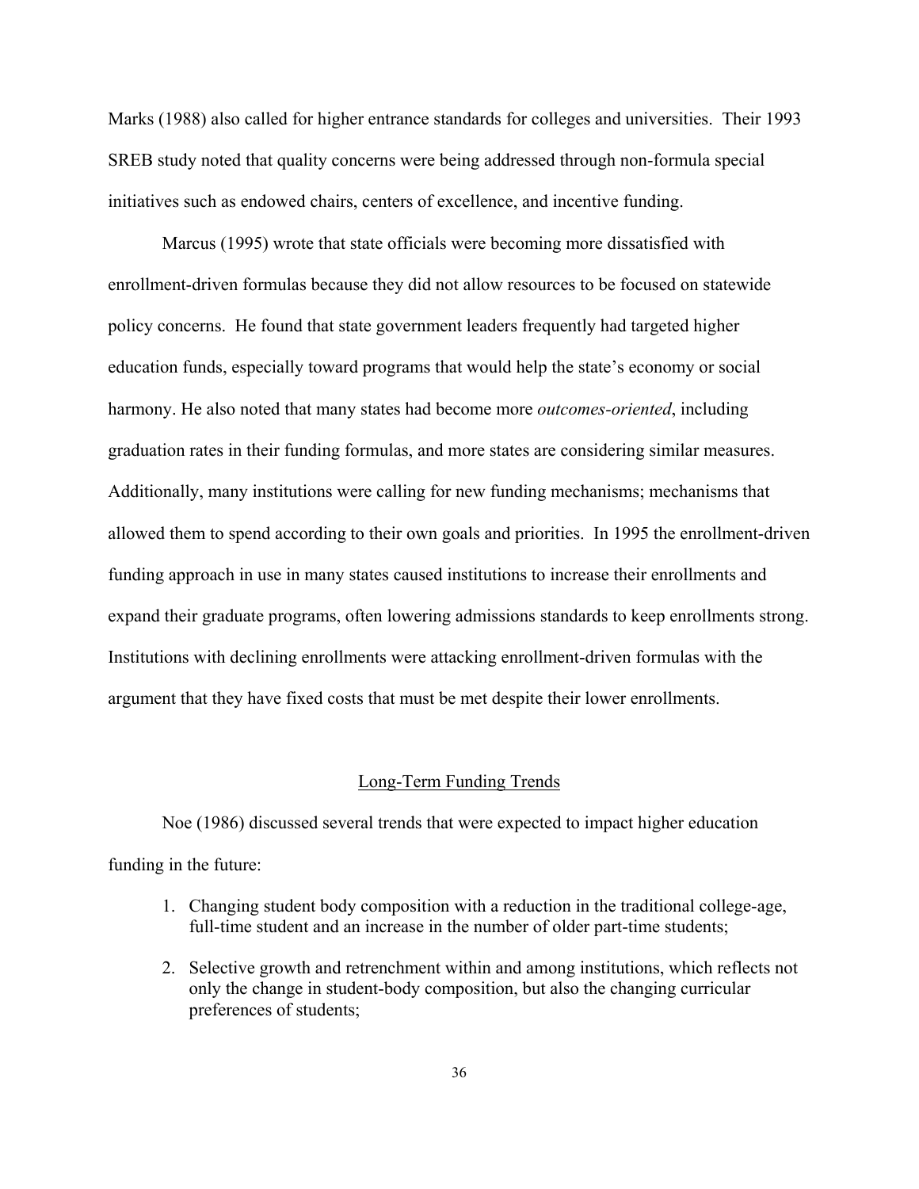Marks (1988) also called for higher entrance standards for colleges and universities. Their 1993 SREB study noted that quality concerns were being addressed through non-formula special initiatives such as endowed chairs, centers of excellence, and incentive funding.

Marcus (1995) wrote that state officials were becoming more dissatisfied with enrollment-driven formulas because they did not allow resources to be focused on statewide policy concerns. He found that state government leaders frequently had targeted higher education funds, especially toward programs that would help the state's economy or social harmony. He also noted that many states had become more *outcomes-oriented*, including graduation rates in their funding formulas, and more states are considering similar measures. Additionally, many institutions were calling for new funding mechanisms; mechanisms that allowed them to spend according to their own goals and priorities. In 1995 the enrollment-driven funding approach in use in many states caused institutions to increase their enrollments and expand their graduate programs, often lowering admissions standards to keep enrollments strong. Institutions with declining enrollments were attacking enrollment-driven formulas with the argument that they have fixed costs that must be met despite their lower enrollments.

## Long-Term Funding Trends

Noe (1986) discussed several trends that were expected to impact higher education funding in the future:

1. Changing student body composition with a reduction in the traditional college-age, full-time student and an increase in the number of older part-time students;
2. Selective growth and retrenchment within and among institutions, which reflects not only the change in student-body composition, but also the changing curricular preferences of students;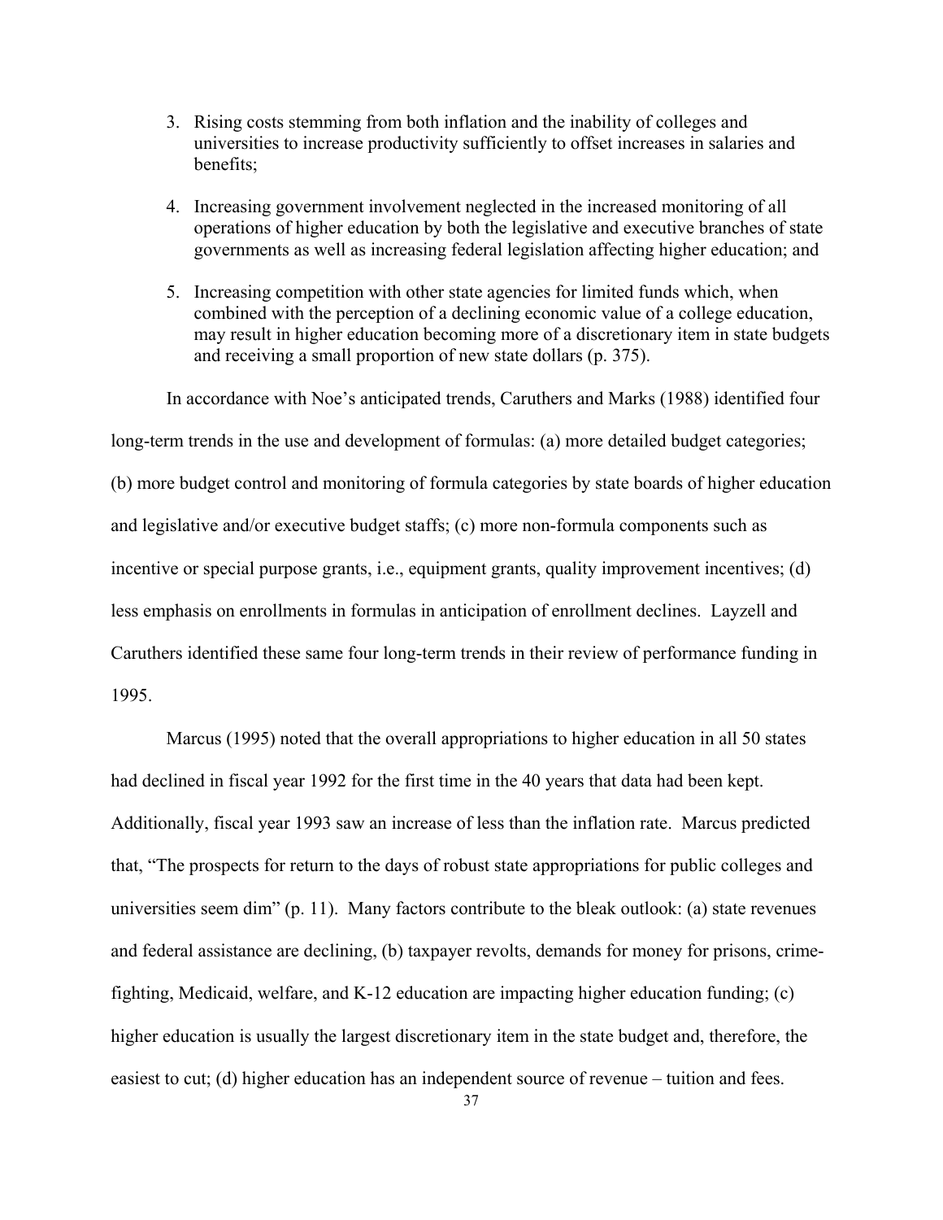3. Rising costs stemming from both inflation and the inability of colleges and universities to increase productivity sufficiently to offset increases in salaries and benefits;

4. Increasing government involvement neglected in the increased monitoring of all operations of higher education by both the legislative and executive branches of state governments as well as increasing federal legislation affecting higher education; and

5. Increasing competition with other state agencies for limited funds which, when combined with the perception of a declining economic value of a college education, may result in higher education becoming more of a discretionary item in state budgets and receiving a small proportion of new state dollars (p. 375).

In accordance with Noe's anticipated trends, Caruthers and Marks (1988) identified four long-term trends in the use and development of formulas: (a) more detailed budget categories; (b) more budget control and monitoring of formula categories by state boards of higher education and legislative and/or executive budget staffs; (c) more non-formula components such as incentive or special purpose grants, i.e., equipment grants, quality improvement incentives; (d) less emphasis on enrollments in formulas in anticipation of enrollment declines. Layzell and Caruthers identified these same four long-term trends in their review of performance funding in 1995.

Marcus (1995) noted that the overall appropriations to higher education in all 50 states had declined in fiscal year 1992 for the first time in the 40 years that data had been kept. Additionally, fiscal year 1993 saw an increase of less than the inflation rate. Marcus predicted that, "The prospects for return to the days of robust state appropriations for public colleges and universities seem dim" (p. 11). Many factors contribute to the bleak outlook: (a) state revenues and federal assistance are declining, (b) taxpayer revolts, demands for money for prisons, crime-fighting, Medicaid, welfare, and K-12 education are impacting higher education funding; (c) higher education is usually the largest discretionary item in the state budget and, therefore, the easiest to cut; (d) higher education has an independent source of revenue – tuition and fees.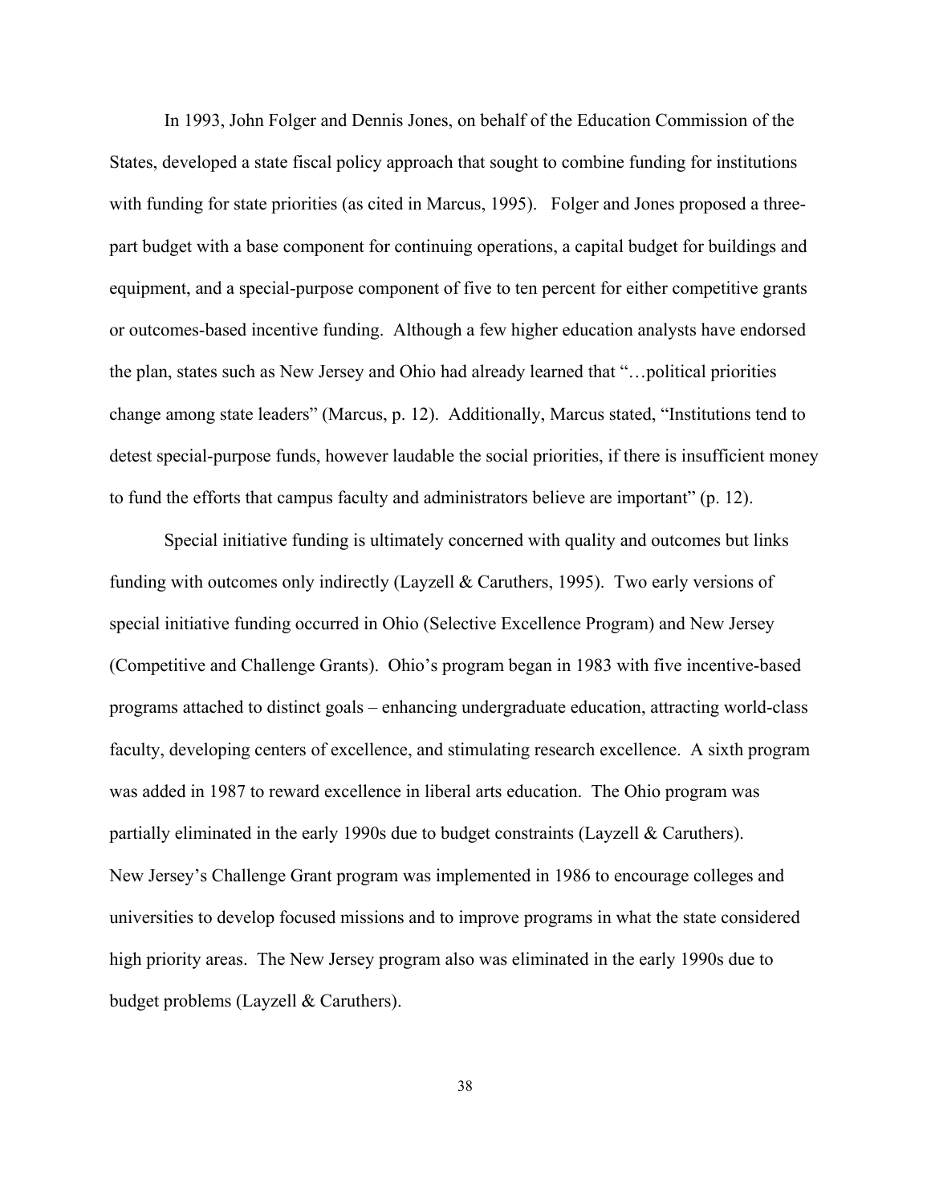In 1993, John Folger and Dennis Jones, on behalf of the Education Commission of the States, developed a state fiscal policy approach that sought to combine funding for institutions with funding for state priorities (as cited in Marcus, 1995). Folger and Jones proposed a three-part budget with a base component for continuing operations, a capital budget for buildings and equipment, and a special-purpose component of five to ten percent for either competitive grants or outcomes-based incentive funding. Although a few higher education analysts have endorsed the plan, states such as New Jersey and Ohio had already learned that "…political priorities change among state leaders" (Marcus, p. 12). Additionally, Marcus stated, "Institutions tend to detest special-purpose funds, however laudable the social priorities, if there is insufficient money to fund the efforts that campus faculty and administrators believe are important" (p. 12).

Special initiative funding is ultimately concerned with quality and outcomes but links funding with outcomes only indirectly (Layzell & Caruthers, 1995). Two early versions of special initiative funding occurred in Ohio (Selective Excellence Program) and New Jersey (Competitive and Challenge Grants). Ohio's program began in 1983 with five incentive-based programs attached to distinct goals – enhancing undergraduate education, attracting world-class faculty, developing centers of excellence, and stimulating research excellence. A sixth program was added in 1987 to reward excellence in liberal arts education. The Ohio program was partially eliminated in the early 1990s due to budget constraints (Layzell & Caruthers). New Jersey's Challenge Grant program was implemented in 1986 to encourage colleges and universities to develop focused missions and to improve programs in what the state considered high priority areas. The New Jersey program also was eliminated in the early 1990s due to budget problems (Layzell & Caruthers).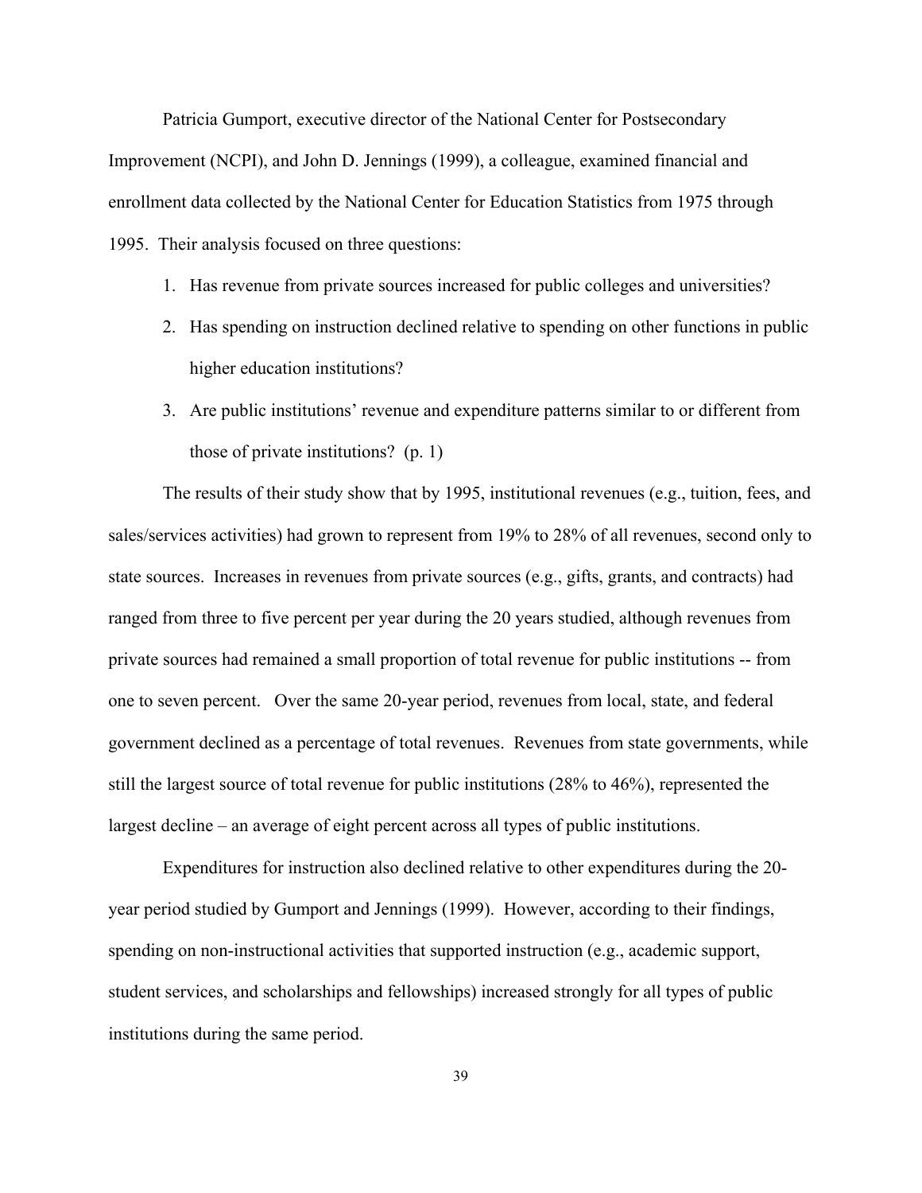Patricia Gumport, executive director of the National Center for Postsecondary Improvement (NCPI), and John D. Jennings (1999), a colleague, examined financial and enrollment data collected by the National Center for Education Statistics from 1975 through 1995. Their analysis focused on three questions:

1. Has revenue from private sources increased for public colleges and universities?
2. Has spending on instruction declined relative to spending on other functions in public higher education institutions?
3. Are public institutions' revenue and expenditure patterns similar to or different from those of private institutions? (p. 1)

The results of their study show that by 1995, institutional revenues (e.g., tuition, fees, and sales/services activities) had grown to represent from 19% to 28% of all revenues, second only to state sources. Increases in revenues from private sources (e.g., gifts, grants, and contracts) had ranged from three to five percent per year during the 20 years studied, although revenues from private sources had remained a small proportion of total revenue for public institutions -- from one to seven percent. Over the same 20-year period, revenues from local, state, and federal government declined as a percentage of total revenues. Revenues from state governments, while still the largest source of total revenue for public institutions (28% to 46%), represented the largest decline – an average of eight percent across all types of public institutions.

Expenditures for instruction also declined relative to other expenditures during the 20-year period studied by Gumport and Jennings (1999). However, according to their findings, spending on non-instructional activities that supported instruction (e.g., academic support, student services, and scholarships and fellowships) increased strongly for all types of public institutions during the same period.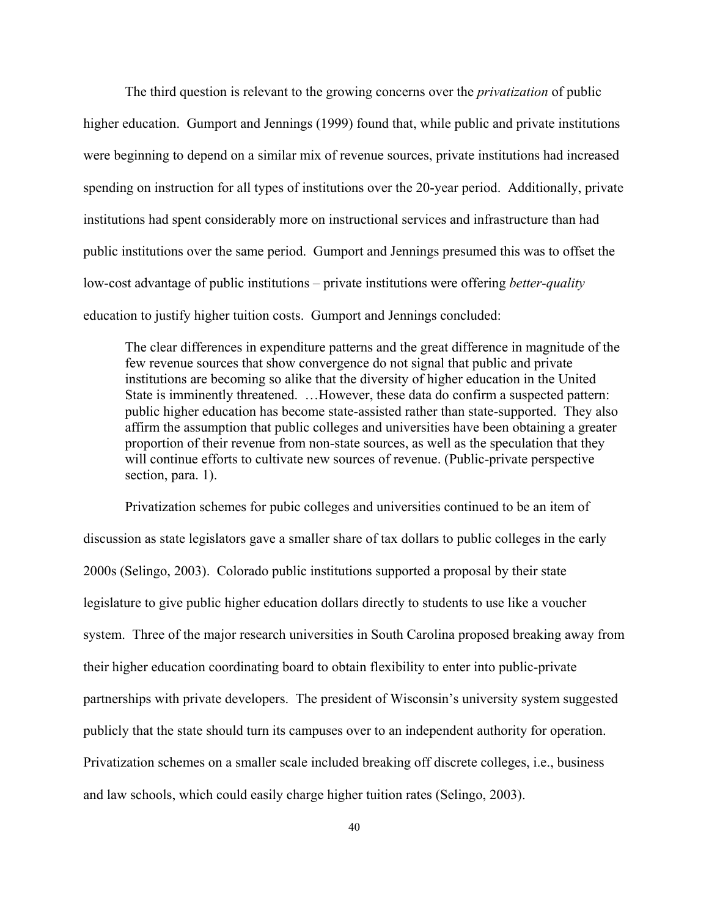The third question is relevant to the growing concerns over the *privatization* of public higher education. Gumport and Jennings (1999) found that, while public and private institutions were beginning to depend on a similar mix of revenue sources, private institutions had increased spending on instruction for all types of institutions over the 20-year period. Additionally, private institutions had spent considerably more on instructional services and infrastructure than had public institutions over the same period. Gumport and Jennings presumed this was to offset the low-cost advantage of public institutions – private institutions were offering *better-quality* education to justify higher tuition costs. Gumport and Jennings concluded:

> The clear differences in expenditure patterns and the great difference in magnitude of the few revenue sources that show convergence do not signal that public and private institutions are becoming so alike that the diversity of higher education in the United State is imminently threatened. …However, these data do confirm a suspected pattern: public higher education has become state-assisted rather than state-supported. They also affirm the assumption that public colleges and universities have been obtaining a greater proportion of their revenue from non-state sources, as well as the speculation that they will continue efforts to cultivate new sources of revenue. (Public-private perspective section, para. 1).

Privatization schemes for pubic colleges and universities continued to be an item of discussion as state legislators gave a smaller share of tax dollars to public colleges in the early 2000s (Selingo, 2003). Colorado public institutions supported a proposal by their state legislature to give public higher education dollars directly to students to use like a voucher system. Three of the major research universities in South Carolina proposed breaking away from their higher education coordinating board to obtain flexibility to enter into public-private partnerships with private developers. The president of Wisconsin's university system suggested publicly that the state should turn its campuses over to an independent authority for operation. Privatization schemes on a smaller scale included breaking off discrete colleges, i.e., business and law schools, which could easily charge higher tuition rates (Selingo, 2003).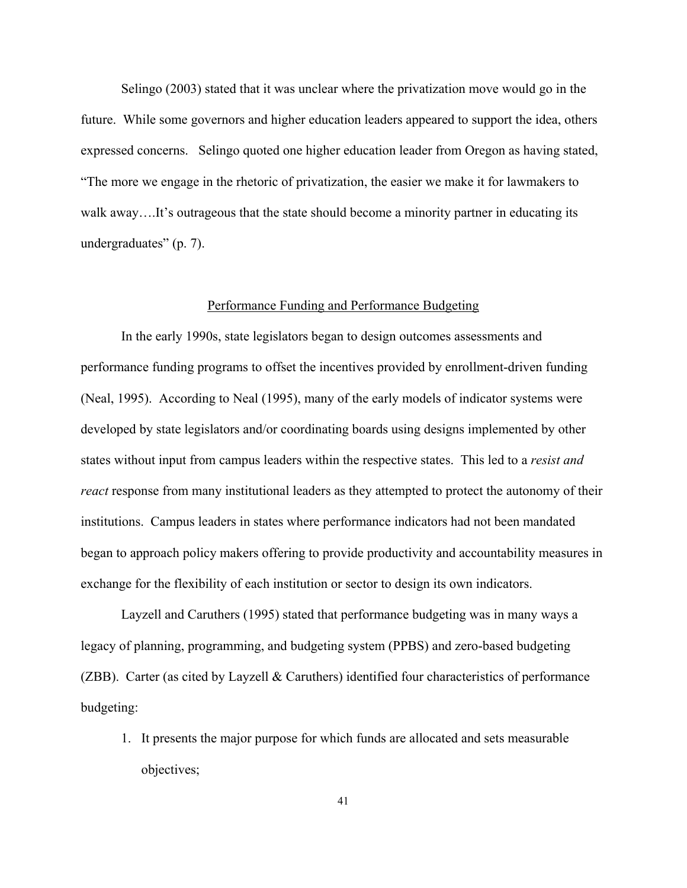Selingo (2003) stated that it was unclear where the privatization move would go in the future. While some governors and higher education leaders appeared to support the idea, others expressed concerns. Selingo quoted one higher education leader from Oregon as having stated, "The more we engage in the rhetoric of privatization, the easier we make it for lawmakers to walk away….It's outrageous that the state should become a minority partner in educating its undergraduates" (p. 7).

## Performance Funding and Performance Budgeting

In the early 1990s, state legislators began to design outcomes assessments and performance funding programs to offset the incentives provided by enrollment-driven funding (Neal, 1995). According to Neal (1995), many of the early models of indicator systems were developed by state legislators and/or coordinating boards using designs implemented by other states without input from campus leaders within the respective states. This led to a *resist and react* response from many institutional leaders as they attempted to protect the autonomy of their institutions. Campus leaders in states where performance indicators had not been mandated began to approach policy makers offering to provide productivity and accountability measures in exchange for the flexibility of each institution or sector to design its own indicators.

Layzell and Caruthers (1995) stated that performance budgeting was in many ways a legacy of planning, programming, and budgeting system (PPBS) and zero-based budgeting (ZBB). Carter (as cited by Layzell & Caruthers) identified four characteristics of performance budgeting:

1. It presents the major purpose for which funds are allocated and sets measurable objectives;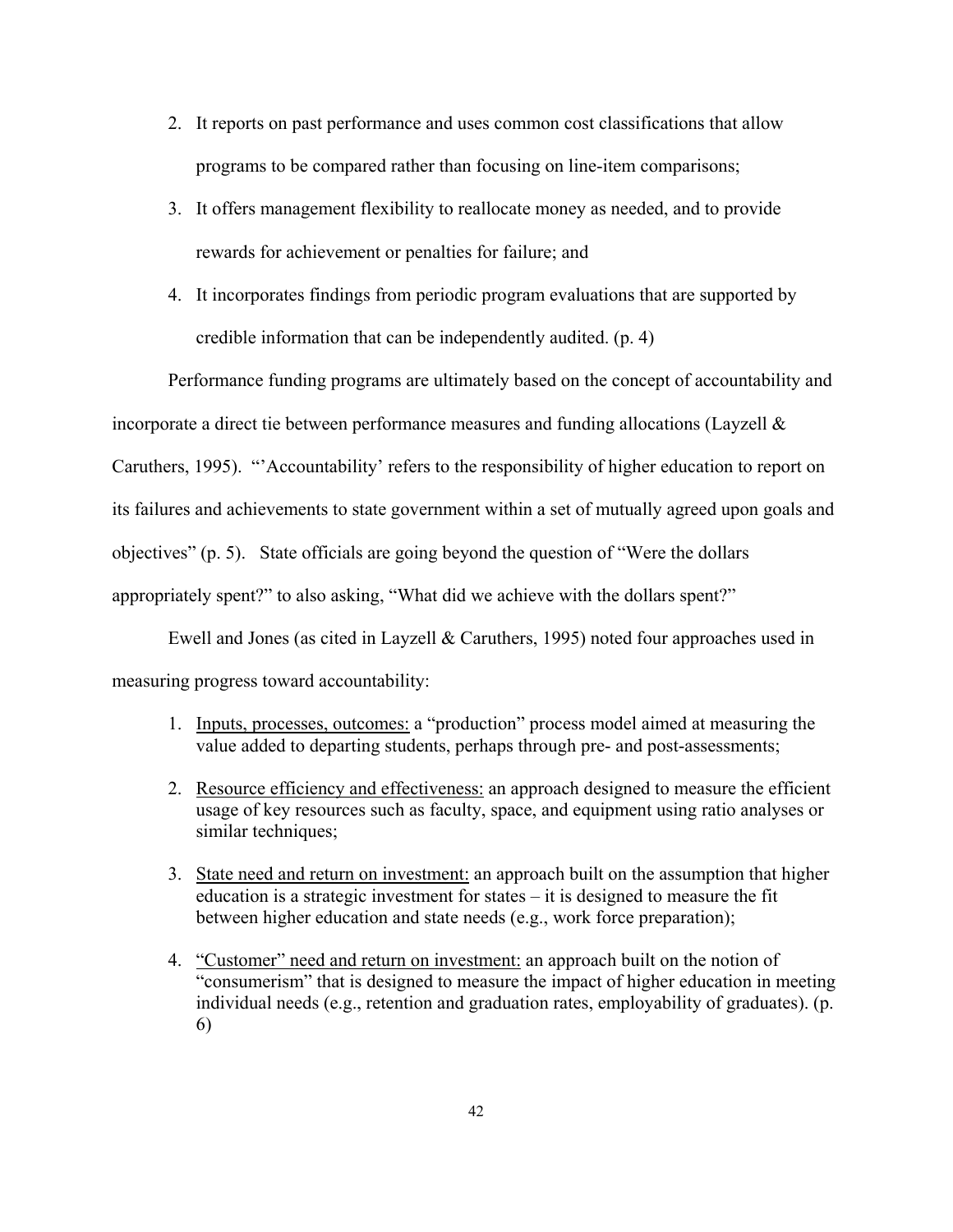2. It reports on past performance and uses common cost classifications that allow programs to be compared rather than focusing on line-item comparisons;
3. It offers management flexibility to reallocate money as needed, and to provide rewards for achievement or penalties for failure; and
4. It incorporates findings from periodic program evaluations that are supported by credible information that can be independently audited. (p. 4)

Performance funding programs are ultimately based on the concept of accountability and incorporate a direct tie between performance measures and funding allocations (Layzell & Caruthers, 1995). "'Accountability' refers to the responsibility of higher education to report on its failures and achievements to state government within a set of mutually agreed upon goals and objectives" (p. 5). State officials are going beyond the question of "Were the dollars appropriately spent?" to also asking, "What did we achieve with the dollars spent?"

Ewell and Jones (as cited in Layzell & Caruthers, 1995) noted four approaches used in measuring progress toward accountability:

1. <u>Inputs, processes, outcomes:</u> a "production" process model aimed at measuring the value added to departing students, perhaps through pre- and post-assessments;
2. <u>Resource efficiency and effectiveness:</u> an approach designed to measure the efficient usage of key resources such as faculty, space, and equipment using ratio analyses or similar techniques;
3. <u>State need and return on investment:</u> an approach built on the assumption that higher education is a strategic investment for states – it is designed to measure the fit between higher education and state needs (e.g., work force preparation);
4. <u>"Customer" need and return on investment:</u> an approach built on the notion of "consumerism" that is designed to measure the impact of higher education in meeting individual needs (e.g., retention and graduation rates, employability of graduates). (p. 6)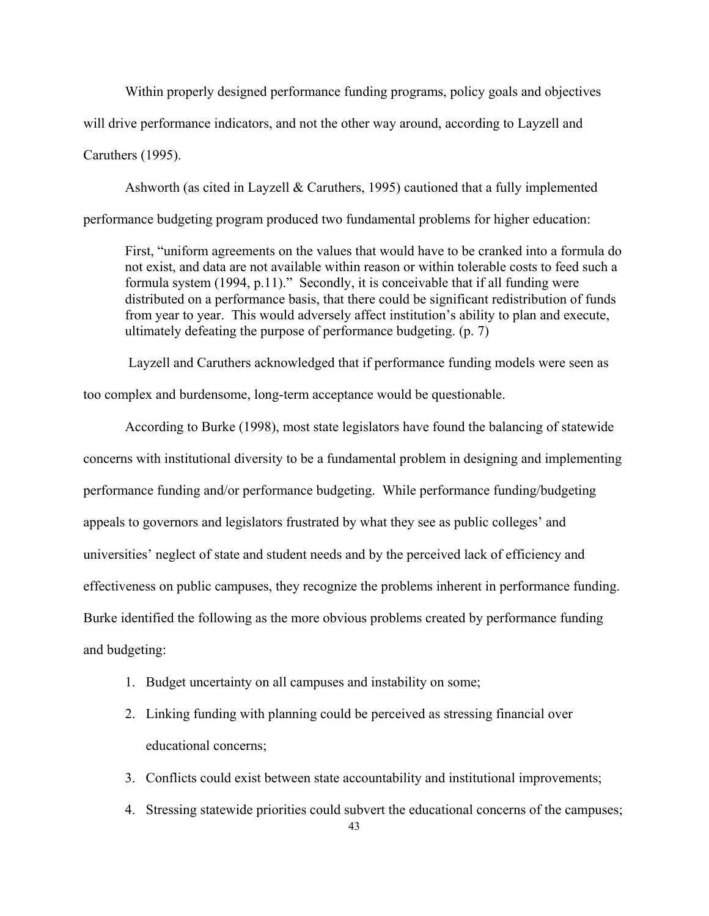Within properly designed performance funding programs, policy goals and objectives will drive performance indicators, and not the other way around, according to Layzell and Caruthers (1995).

Ashworth (as cited in Layzell & Caruthers, 1995) cautioned that a fully implemented performance budgeting program produced two fundamental problems for higher education:

> First, "uniform agreements on the values that would have to be cranked into a formula do not exist, and data are not available within reason or within tolerable costs to feed such a formula system (1994, p.11)." Secondly, it is conceivable that if all funding were distributed on a performance basis, that there could be significant redistribution of funds from year to year. This would adversely affect institution's ability to plan and execute, ultimately defeating the purpose of performance budgeting. (p. 7)

Layzell and Caruthers acknowledged that if performance funding models were seen as too complex and burdensome, long-term acceptance would be questionable.

According to Burke (1998), most state legislators have found the balancing of statewide concerns with institutional diversity to be a fundamental problem in designing and implementing performance funding and/or performance budgeting. While performance funding/budgeting appeals to governors and legislators frustrated by what they see as public colleges' and universities' neglect of state and student needs and by the perceived lack of efficiency and effectiveness on public campuses, they recognize the problems inherent in performance funding. Burke identified the following as the more obvious problems created by performance funding and budgeting:

1. Budget uncertainty on all campuses and instability on some;
2. Linking funding with planning could be perceived as stressing financial over educational concerns;
3. Conflicts could exist between state accountability and institutional improvements;
4. Stressing statewide priorities could subvert the educational concerns of the campuses;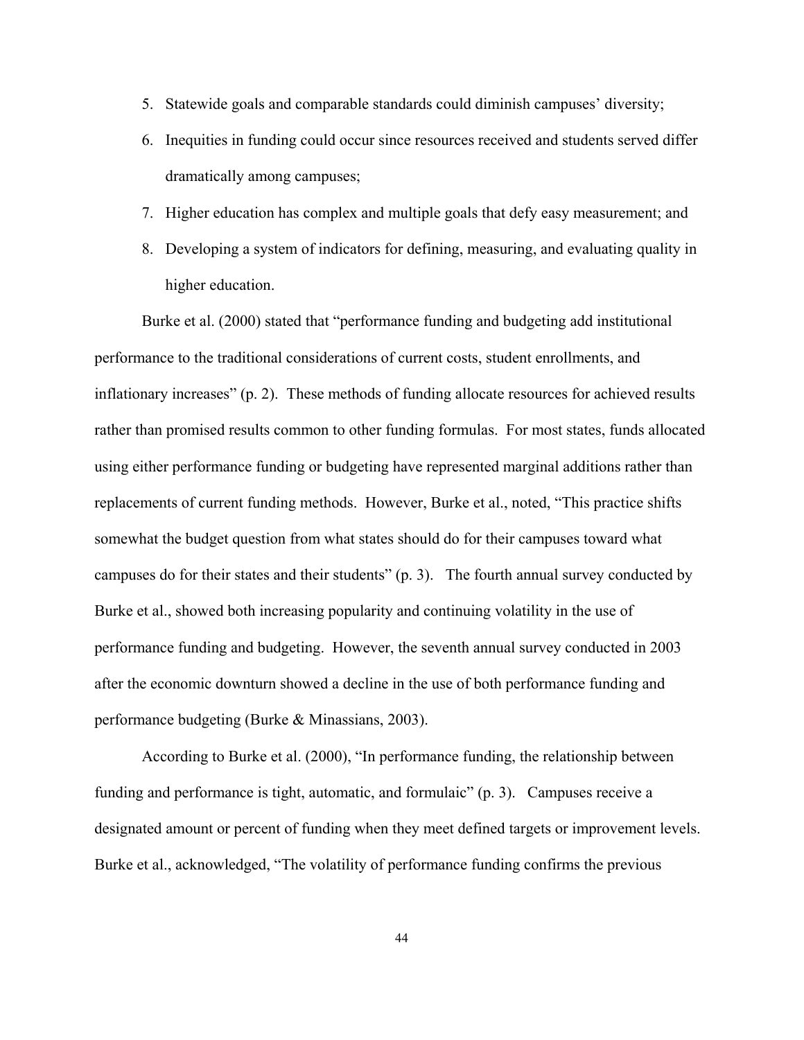5. Statewide goals and comparable standards could diminish campuses' diversity;
6. Inequities in funding could occur since resources received and students served differ dramatically among campuses;
7. Higher education has complex and multiple goals that defy easy measurement; and
8. Developing a system of indicators for defining, measuring, and evaluating quality in higher education.

Burke et al. (2000) stated that "performance funding and budgeting add institutional performance to the traditional considerations of current costs, student enrollments, and inflationary increases" (p. 2). These methods of funding allocate resources for achieved results rather than promised results common to other funding formulas. For most states, funds allocated using either performance funding or budgeting have represented marginal additions rather than replacements of current funding methods. However, Burke et al., noted, "This practice shifts somewhat the budget question from what states should do for their campuses toward what campuses do for their states and their students" (p. 3). The fourth annual survey conducted by Burke et al., showed both increasing popularity and continuing volatility in the use of performance funding and budgeting. However, the seventh annual survey conducted in 2003 after the economic downturn showed a decline in the use of both performance funding and performance budgeting (Burke & Minassians, 2003).

According to Burke et al. (2000), "In performance funding, the relationship between funding and performance is tight, automatic, and formulaic" (p. 3). Campuses receive a designated amount or percent of funding when they meet defined targets or improvement levels. Burke et al., acknowledged, "The volatility of performance funding confirms the previous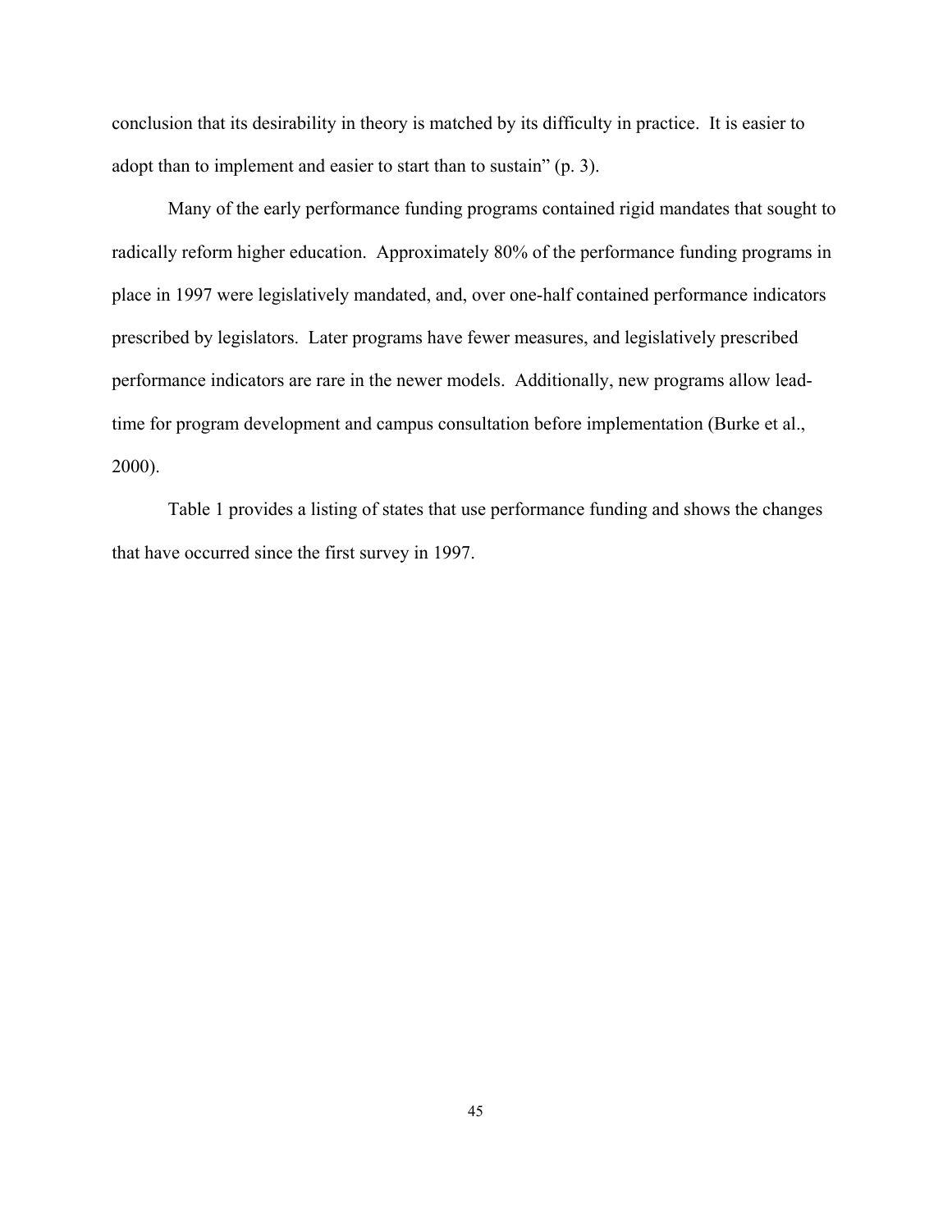conclusion that its desirability in theory is matched by its difficulty in practice. It is easier to adopt than to implement and easier to start than to sustain" (p. 3).

Many of the early performance funding programs contained rigid mandates that sought to radically reform higher education. Approximately 80% of the performance funding programs in place in 1997 were legislatively mandated, and, over one-half contained performance indicators prescribed by legislators. Later programs have fewer measures, and legislatively prescribed performance indicators are rare in the newer models. Additionally, new programs allow lead-time for program development and campus consultation before implementation (Burke et al., 2000).

Table 1 provides a listing of states that use performance funding and shows the changes that have occurred since the first survey in 1997.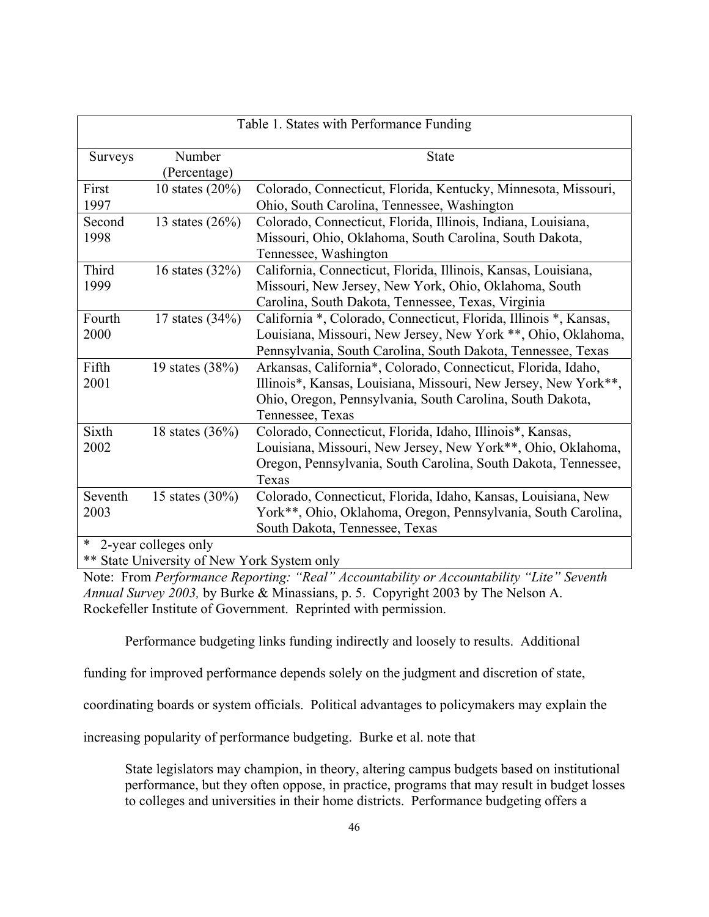| Table 1. States with Performance Funding | | |
|---|---|---|
| Surveys | Number (Percentage) | State |
| First 1997 | 10 states (20%) | Colorado, Connecticut, Florida, Kentucky, Minnesota, Missouri, Ohio, South Carolina, Tennessee, Washington |
| Second 1998 | 13 states (26%) | Colorado, Connecticut, Florida, Illinois, Indiana, Louisiana, Missouri, Ohio, Oklahoma, South Carolina, South Dakota, Tennessee, Washington |
| Third 1999 | 16 states (32%) | California, Connecticut, Florida, Illinois, Kansas, Louisiana, Missouri, New Jersey, New York, Ohio, Oklahoma, South Carolina, South Dakota, Tennessee, Texas, Virginia |
| Fourth 2000 | 17 states (34%) | California *, Colorado, Connecticut, Florida, Illinois *, Kansas, Louisiana, Missouri, New Jersey, New York **, Ohio, Oklahoma, Pennsylvania, South Carolina, South Dakota, Tennessee, Texas |
| Fifth 2001 | 19 states (38%) | Arkansas, California*, Colorado, Connecticut, Florida, Idaho, Illinois*, Kansas, Louisiana, Missouri, New Jersey, New York**, Ohio, Oregon, Pennsylvania, South Carolina, South Dakota, Tennessee, Texas |
| Sixth 2002 | 18 states (36%) | Colorado, Connecticut, Florida, Idaho, Illinois*, Kansas, Louisiana, Missouri, New Jersey, New York**, Ohio, Oklahoma, Oregon, Pennsylvania, South Carolina, South Dakota, Tennessee, Texas |
| Seventh 2003 | 15 states (30%) | Colorado, Connecticut, Florida, Idaho, Kansas, Louisiana, New York**, Ohio, Oklahoma, Oregon, Pennsylvania, South Carolina, South Dakota, Tennessee, Texas |

\* 2-year colleges only

** State University of New York System only

Note: From *Performance Reporting: "Real" Accountability or Accountability "Lite" Seventh Annual Survey 2003,* by Burke & Minassians, p. 5. Copyright 2003 by The Nelson A. Rockefeller Institute of Government. Reprinted with permission.

Performance budgeting links funding indirectly and loosely to results. Additional funding for improved performance depends solely on the judgment and discretion of state, coordinating boards or system officials. Political advantages to policymakers may explain the increasing popularity of performance budgeting. Burke et al. note that

> State legislators may champion, in theory, altering campus budgets based on institutional performance, but they often oppose, in practice, programs that may result in budget losses to colleges and universities in their home districts. Performance budgeting offers a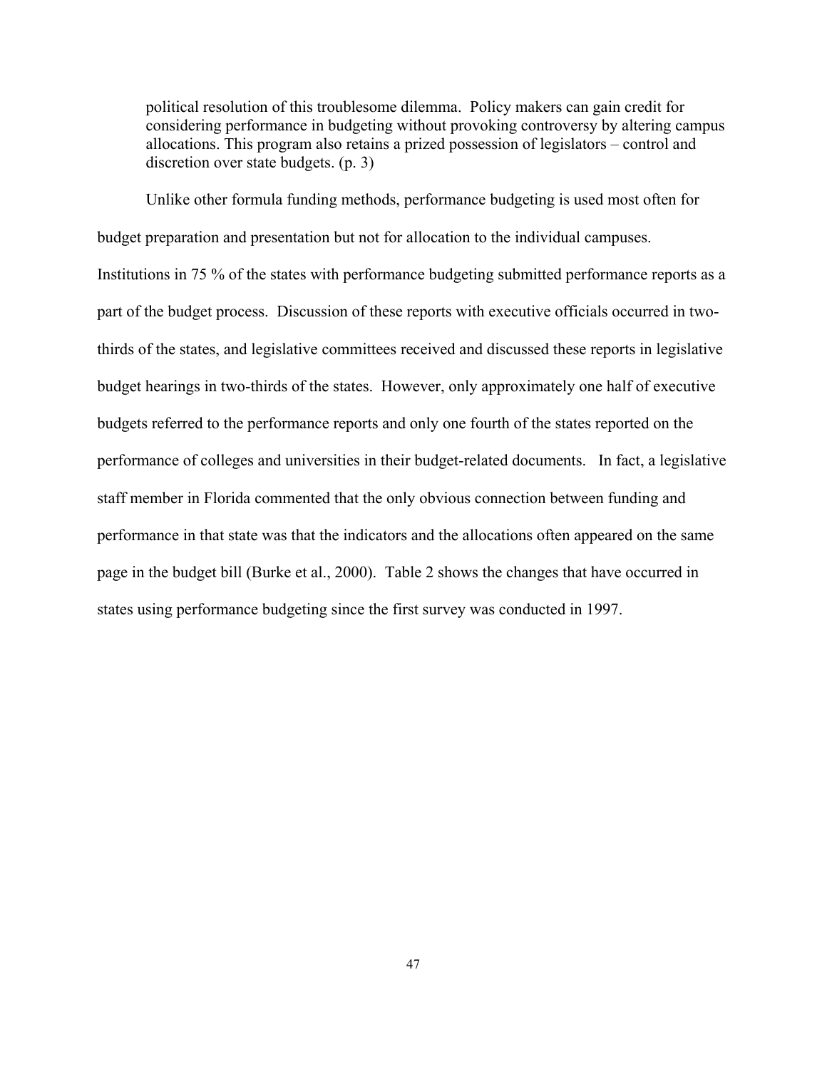> political resolution of this troublesome dilemma. Policy makers can gain credit for considering performance in budgeting without provoking controversy by altering campus allocations. This program also retains a prized possession of legislators – control and discretion over state budgets. (p. 3)

Unlike other formula funding methods, performance budgeting is used most often for budget preparation and presentation but not for allocation to the individual campuses. Institutions in 75 % of the states with performance budgeting submitted performance reports as a part of the budget process. Discussion of these reports with executive officials occurred in two-thirds of the states, and legislative committees received and discussed these reports in legislative budget hearings in two-thirds of the states. However, only approximately one half of executive budgets referred to the performance reports and only one fourth of the states reported on the performance of colleges and universities in their budget-related documents. In fact, a legislative staff member in Florida commented that the only obvious connection between funding and performance in that state was that the indicators and the allocations often appeared on the same page in the budget bill (Burke et al., 2000). Table 2 shows the changes that have occurred in states using performance budgeting since the first survey was conducted in 1997.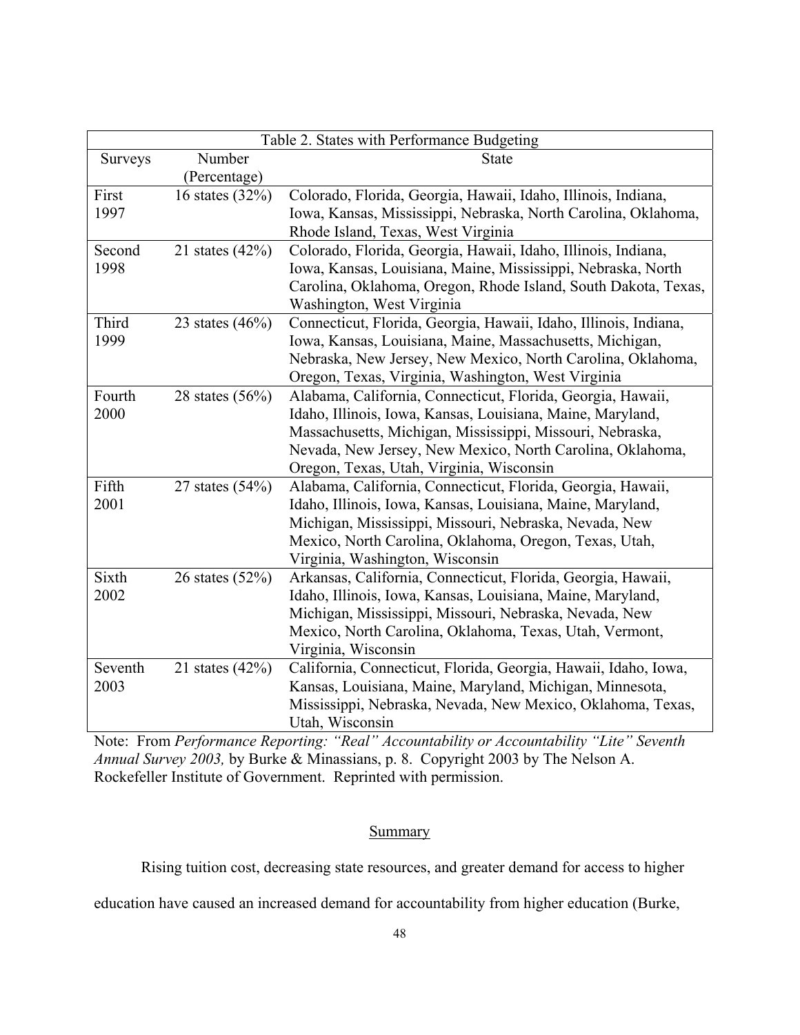| Table 2. States with Performance Budgeting | | |
|---|---|---|
| Surveys | Number (Percentage) | State |
| First 1997 | 16 states (32%) | Colorado, Florida, Georgia, Hawaii, Idaho, Illinois, Indiana, Iowa, Kansas, Mississippi, Nebraska, North Carolina, Oklahoma, Rhode Island, Texas, West Virginia |
| Second 1998 | 21 states (42%) | Colorado, Florida, Georgia, Hawaii, Idaho, Illinois, Indiana, Iowa, Kansas, Louisiana, Maine, Mississippi, Nebraska, North Carolina, Oklahoma, Oregon, Rhode Island, South Dakota, Texas, Washington, West Virginia |
| Third 1999 | 23 states (46%) | Connecticut, Florida, Georgia, Hawaii, Idaho, Illinois, Indiana, Iowa, Kansas, Louisiana, Maine, Massachusetts, Michigan, Nebraska, New Jersey, New Mexico, North Carolina, Oklahoma, Oregon, Texas, Virginia, Washington, West Virginia |
| Fourth 2000 | 28 states (56%) | Alabama, California, Connecticut, Florida, Georgia, Hawaii, Idaho, Illinois, Iowa, Kansas, Louisiana, Maine, Maryland, Massachusetts, Michigan, Mississippi, Missouri, Nebraska, Nevada, New Jersey, New Mexico, North Carolina, Oklahoma, Oregon, Texas, Utah, Virginia, Wisconsin |
| Fifth 2001 | 27 states (54%) | Alabama, California, Connecticut, Florida, Georgia, Hawaii, Idaho, Illinois, Iowa, Kansas, Louisiana, Maine, Maryland, Michigan, Mississippi, Missouri, Nebraska, Nevada, New Mexico, North Carolina, Oklahoma, Oregon, Texas, Utah, Virginia, Washington, Wisconsin |
| Sixth 2002 | 26 states (52%) | Arkansas, California, Connecticut, Florida, Georgia, Hawaii, Idaho, Illinois, Iowa, Kansas, Louisiana, Maine, Maryland, Michigan, Mississippi, Missouri, Nebraska, Nevada, New Mexico, North Carolina, Oklahoma, Texas, Utah, Vermont, Virginia, Wisconsin |
| Seventh 2003 | 21 states (42%) | California, Connecticut, Florida, Georgia, Hawaii, Idaho, Iowa, Kansas, Louisiana, Maine, Maryland, Michigan, Minnesota, Mississippi, Nebraska, Nevada, New Mexico, Oklahoma, Texas, Utah, Wisconsin |

Note: From *Performance Reporting: "Real" Accountability or Accountability "Lite" Seventh Annual Survey 2003,* by Burke & Minassians, p. 8. Copyright 2003 by The Nelson A. Rockefeller Institute of Government. Reprinted with permission.

## Summary

Rising tuition cost, decreasing state resources, and greater demand for access to higher education have caused an increased demand for accountability from higher education (Burke,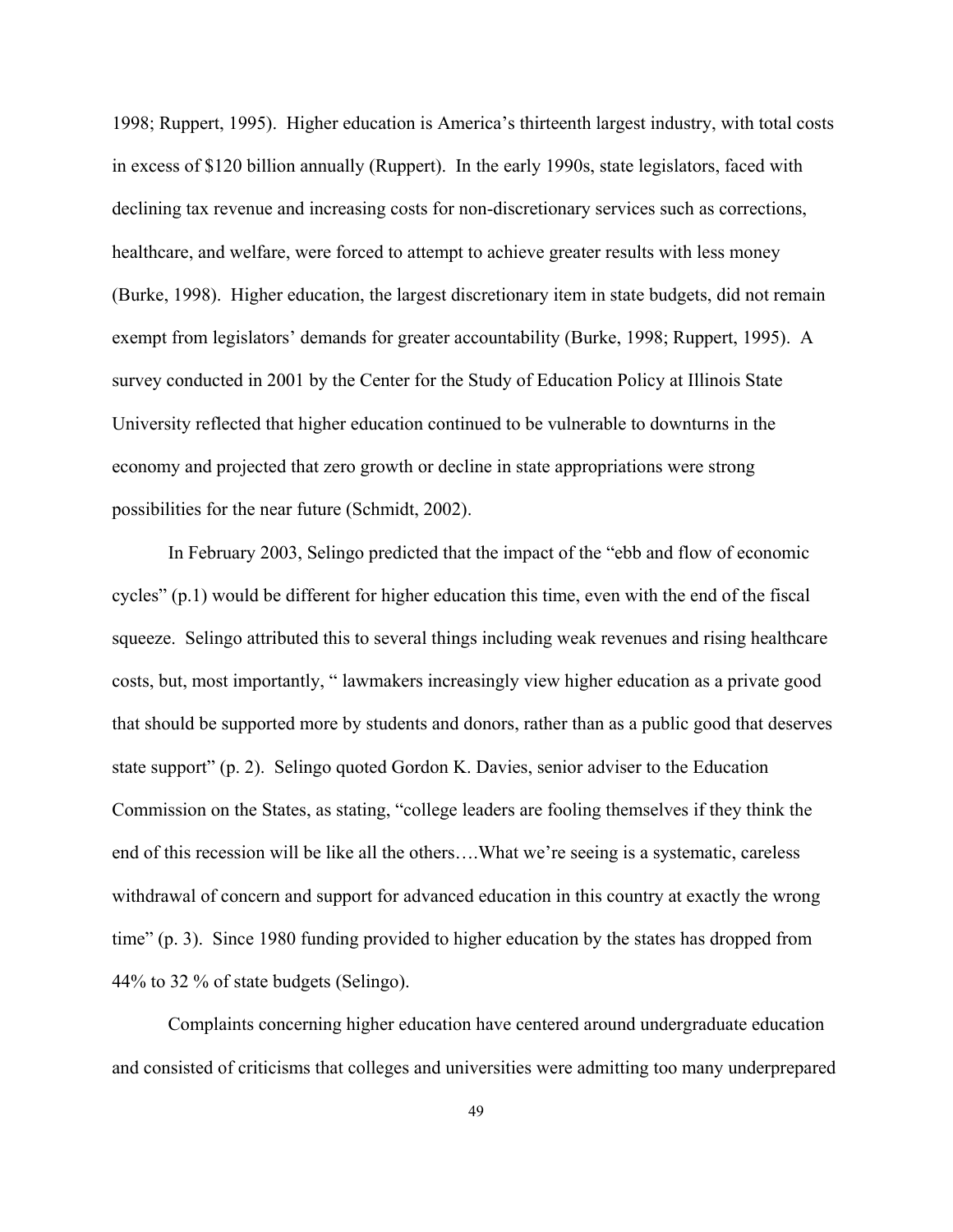1998; Ruppert, 1995). Higher education is America's thirteenth largest industry, with total costs in excess of $120 billion annually (Ruppert). In the early 1990s, state legislators, faced with declining tax revenue and increasing costs for non-discretionary services such as corrections, healthcare, and welfare, were forced to attempt to achieve greater results with less money (Burke, 1998). Higher education, the largest discretionary item in state budgets, did not remain exempt from legislators' demands for greater accountability (Burke, 1998; Ruppert, 1995). A survey conducted in 2001 by the Center for the Study of Education Policy at Illinois State University reflected that higher education continued to be vulnerable to downturns in the economy and projected that zero growth or decline in state appropriations were strong possibilities for the near future (Schmidt, 2002).

In February 2003, Selingo predicted that the impact of the "ebb and flow of economic cycles" (p.1) would be different for higher education this time, even with the end of the fiscal squeeze. Selingo attributed this to several things including weak revenues and rising healthcare costs, but, most importantly, " lawmakers increasingly view higher education as a private good that should be supported more by students and donors, rather than as a public good that deserves state support" (p. 2). Selingo quoted Gordon K. Davies, senior adviser to the Education Commission on the States, as stating, "college leaders are fooling themselves if they think the end of this recession will be like all the others….What we're seeing is a systematic, careless withdrawal of concern and support for advanced education in this country at exactly the wrong time" (p. 3). Since 1980 funding provided to higher education by the states has dropped from 44% to 32 % of state budgets (Selingo).

Complaints concerning higher education have centered around undergraduate education and consisted of criticisms that colleges and universities were admitting too many underprepared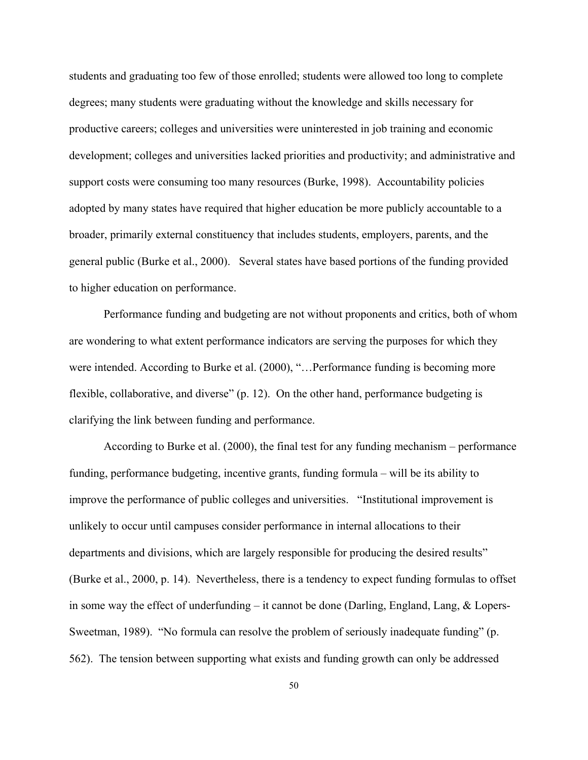students and graduating too few of those enrolled; students were allowed too long to complete degrees; many students were graduating without the knowledge and skills necessary for productive careers; colleges and universities were uninterested in job training and economic development; colleges and universities lacked priorities and productivity; and administrative and support costs were consuming too many resources (Burke, 1998). Accountability policies adopted by many states have required that higher education be more publicly accountable to a broader, primarily external constituency that includes students, employers, parents, and the general public (Burke et al., 2000). Several states have based portions of the funding provided to higher education on performance.

Performance funding and budgeting are not without proponents and critics, both of whom are wondering to what extent performance indicators are serving the purposes for which they were intended. According to Burke et al. (2000), "…Performance funding is becoming more flexible, collaborative, and diverse" (p. 12). On the other hand, performance budgeting is clarifying the link between funding and performance.

According to Burke et al. (2000), the final test for any funding mechanism – performance funding, performance budgeting, incentive grants, funding formula – will be its ability to improve the performance of public colleges and universities. "Institutional improvement is unlikely to occur until campuses consider performance in internal allocations to their departments and divisions, which are largely responsible for producing the desired results" (Burke et al., 2000, p. 14). Nevertheless, there is a tendency to expect funding formulas to offset in some way the effect of underfunding – it cannot be done (Darling, England, Lang, & Lopers-Sweetman, 1989). "No formula can resolve the problem of seriously inadequate funding" (p. 562). The tension between supporting what exists and funding growth can only be addressed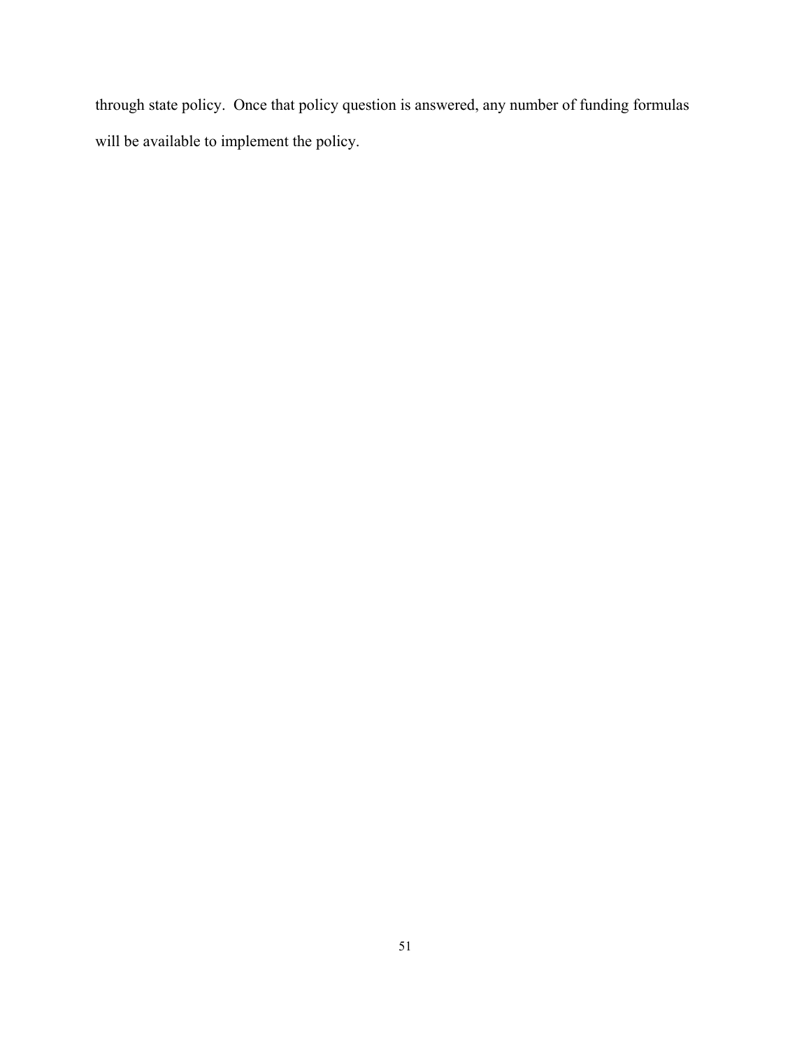through state policy.  Once that policy question is answered, any number of funding formulas will be available to implement the policy.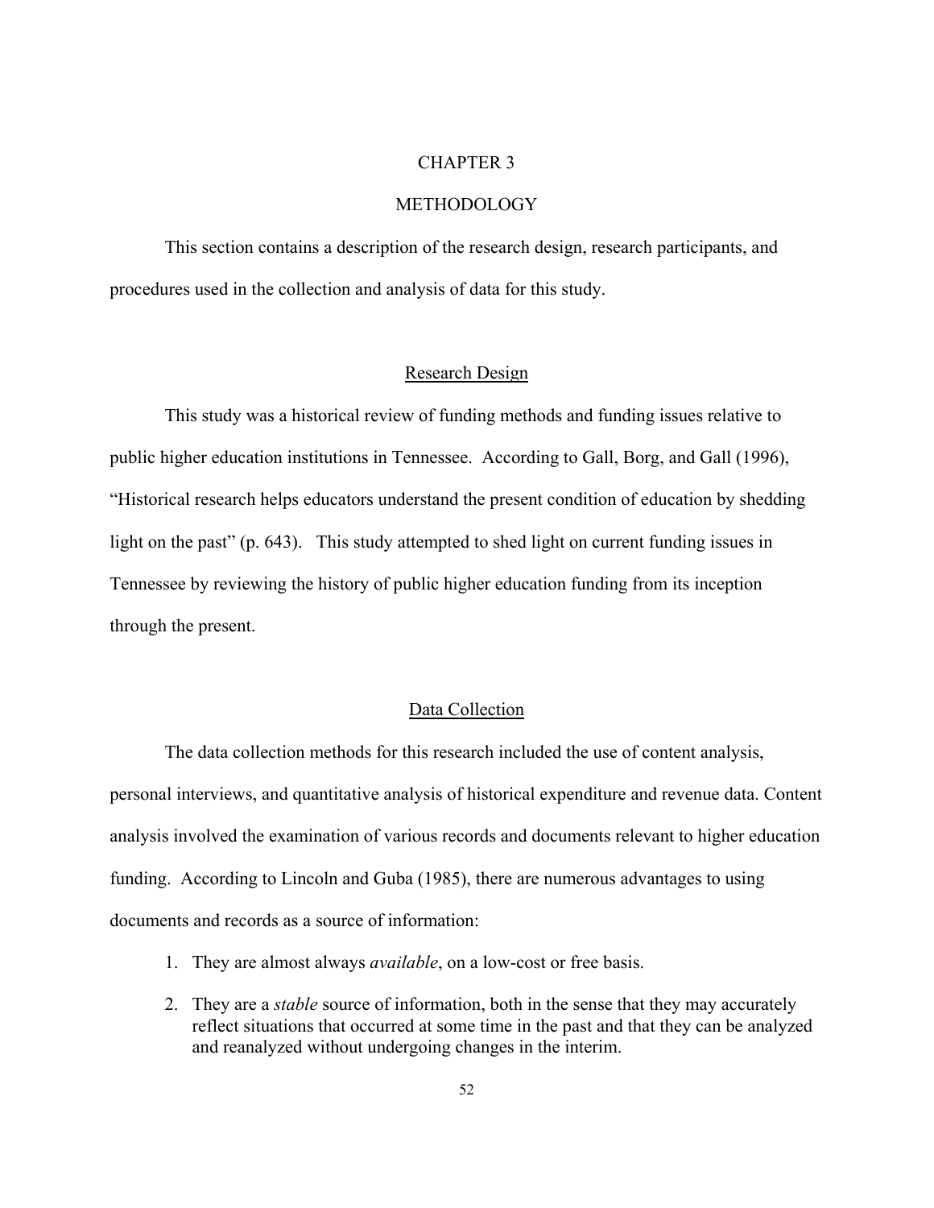# CHAPTER 3

# METHODOLOGY

This section contains a description of the research design, research participants, and procedures used in the collection and analysis of data for this study.

## Research Design

This study was a historical review of funding methods and funding issues relative to public higher education institutions in Tennessee. According to Gall, Borg, and Gall (1996), "Historical research helps educators understand the present condition of education by shedding light on the past" (p. 643). This study attempted to shed light on current funding issues in Tennessee by reviewing the history of public higher education funding from its inception through the present.

## Data Collection

The data collection methods for this research included the use of content analysis, personal interviews, and quantitative analysis of historical expenditure and revenue data. Content analysis involved the examination of various records and documents relevant to higher education funding. According to Lincoln and Guba (1985), there are numerous advantages to using documents and records as a source of information:

1. They are almost always *available*, on a low-cost or free basis.
2. They are a *stable* source of information, both in the sense that they may accurately reflect situations that occurred at some time in the past and that they can be analyzed and reanalyzed without undergoing changes in the interim.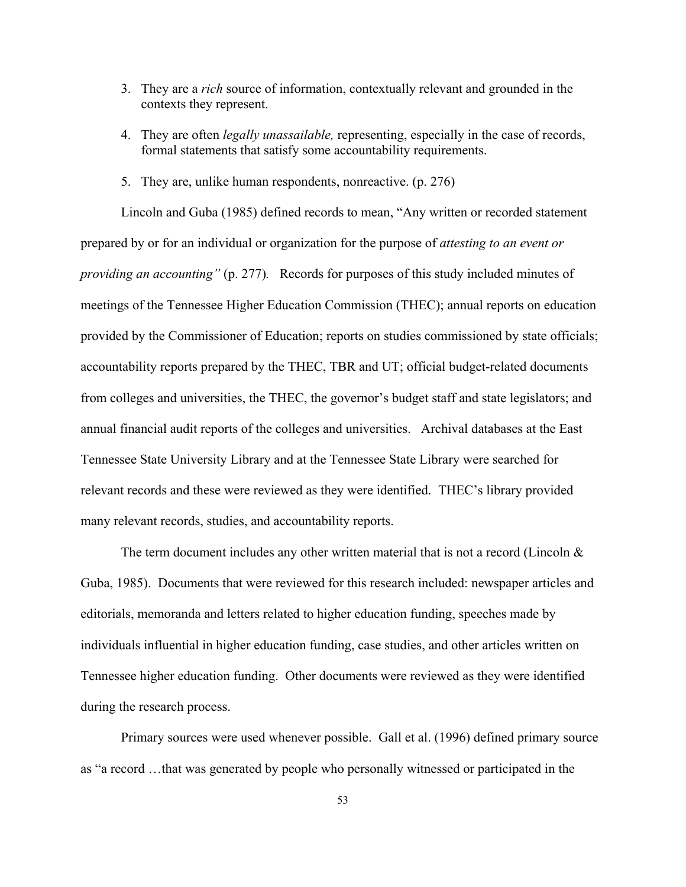3. They are a *rich* source of information, contextually relevant and grounded in the contexts they represent.
4. They are often *legally unassailable,* representing, especially in the case of records, formal statements that satisfy some accountability requirements.
5. They are, unlike human respondents, nonreactive. (p. 276)

Lincoln and Guba (1985) defined records to mean, "Any written or recorded statement prepared by or for an individual or organization for the purpose of *attesting to an event or providing an accounting"* (p. 277). Records for purposes of this study included minutes of meetings of the Tennessee Higher Education Commission (THEC); annual reports on education provided by the Commissioner of Education; reports on studies commissioned by state officials; accountability reports prepared by the THEC, TBR and UT; official budget-related documents from colleges and universities, the THEC, the governor's budget staff and state legislators; and annual financial audit reports of the colleges and universities. Archival databases at the East Tennessee State University Library and at the Tennessee State Library were searched for relevant records and these were reviewed as they were identified. THEC's library provided many relevant records, studies, and accountability reports.

The term document includes any other written material that is not a record (Lincoln & Guba, 1985). Documents that were reviewed for this research included: newspaper articles and editorials, memoranda and letters related to higher education funding, speeches made by individuals influential in higher education funding, case studies, and other articles written on Tennessee higher education funding. Other documents were reviewed as they were identified during the research process.

Primary sources were used whenever possible. Gall et al. (1996) defined primary source as "a record …that was generated by people who personally witnessed or participated in the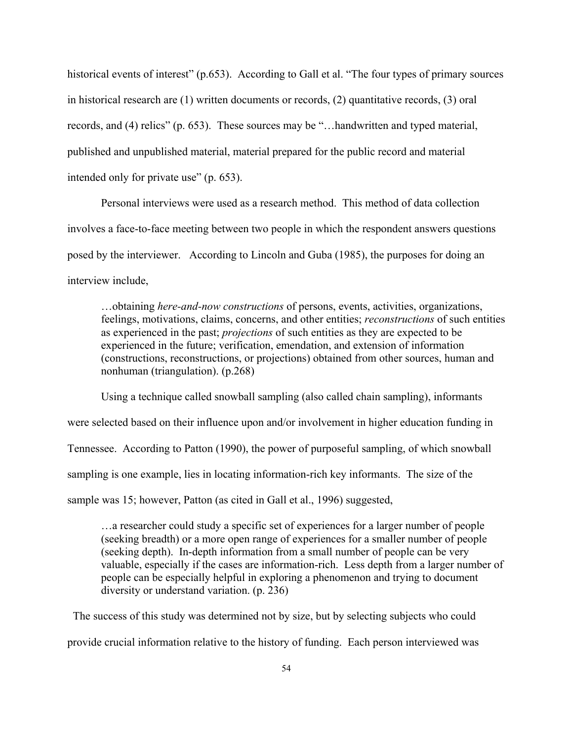historical events of interest" (p.653). According to Gall et al. "The four types of primary sources in historical research are (1) written documents or records, (2) quantitative records, (3) oral records, and (4) relics" (p. 653). These sources may be "…handwritten and typed material, published and unpublished material, material prepared for the public record and material intended only for private use" (p. 653).

Personal interviews were used as a research method. This method of data collection involves a face-to-face meeting between two people in which the respondent answers questions posed by the interviewer. According to Lincoln and Guba (1985), the purposes for doing an interview include,

> …obtaining *here-and-now constructions* of persons, events, activities, organizations, feelings, motivations, claims, concerns, and other entities; *reconstructions* of such entities as experienced in the past; *projections* of such entities as they are expected to be experienced in the future; verification, emendation, and extension of information (constructions, reconstructions, or projections) obtained from other sources, human and nonhuman (triangulation). (p.268)

Using a technique called snowball sampling (also called chain sampling), informants were selected based on their influence upon and/or involvement in higher education funding in Tennessee. According to Patton (1990), the power of purposeful sampling, of which snowball sampling is one example, lies in locating information-rich key informants. The size of the sample was 15; however, Patton (as cited in Gall et al., 1996) suggested,

> …a researcher could study a specific set of experiences for a larger number of people (seeking breadth) or a more open range of experiences for a smaller number of people (seeking depth). In-depth information from a small number of people can be very valuable, especially if the cases are information-rich. Less depth from a larger number of people can be especially helpful in exploring a phenomenon and trying to document diversity or understand variation. (p. 236)

The success of this study was determined not by size, but by selecting subjects who could provide crucial information relative to the history of funding. Each person interviewed was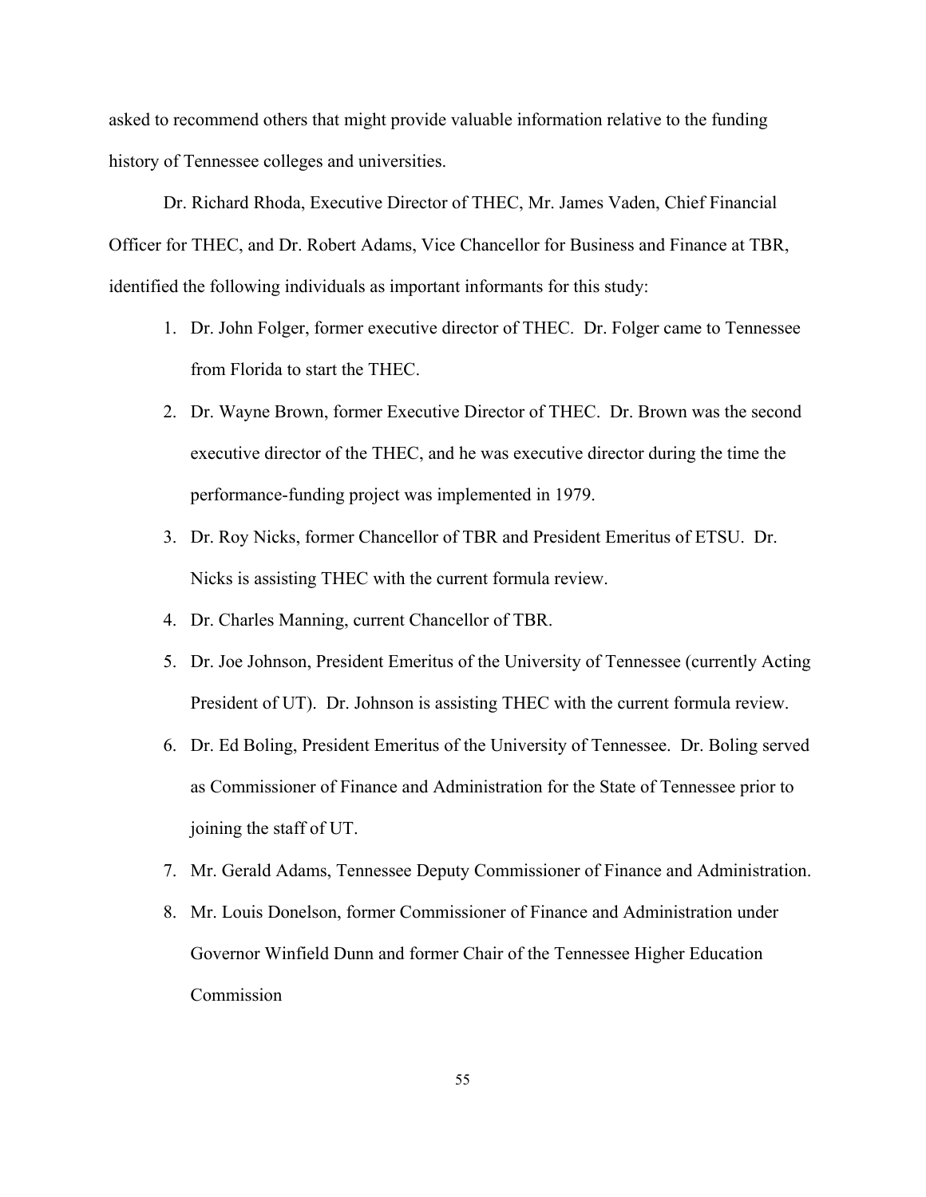asked to recommend others that might provide valuable information relative to the funding history of Tennessee colleges and universities.

Dr. Richard Rhoda, Executive Director of THEC, Mr. James Vaden, Chief Financial Officer for THEC, and Dr. Robert Adams, Vice Chancellor for Business and Finance at TBR, identified the following individuals as important informants for this study:

1. Dr. John Folger, former executive director of THEC. Dr. Folger came to Tennessee from Florida to start the THEC.
2. Dr. Wayne Brown, former Executive Director of THEC. Dr. Brown was the second executive director of the THEC, and he was executive director during the time the performance-funding project was implemented in 1979.
3. Dr. Roy Nicks, former Chancellor of TBR and President Emeritus of ETSU. Dr. Nicks is assisting THEC with the current formula review.
4. Dr. Charles Manning, current Chancellor of TBR.
5. Dr. Joe Johnson, President Emeritus of the University of Tennessee (currently Acting President of UT). Dr. Johnson is assisting THEC with the current formula review.
6. Dr. Ed Boling, President Emeritus of the University of Tennessee. Dr. Boling served as Commissioner of Finance and Administration for the State of Tennessee prior to joining the staff of UT.
7. Mr. Gerald Adams, Tennessee Deputy Commissioner of Finance and Administration.
8. Mr. Louis Donelson, former Commissioner of Finance and Administration under Governor Winfield Dunn and former Chair of the Tennessee Higher Education Commission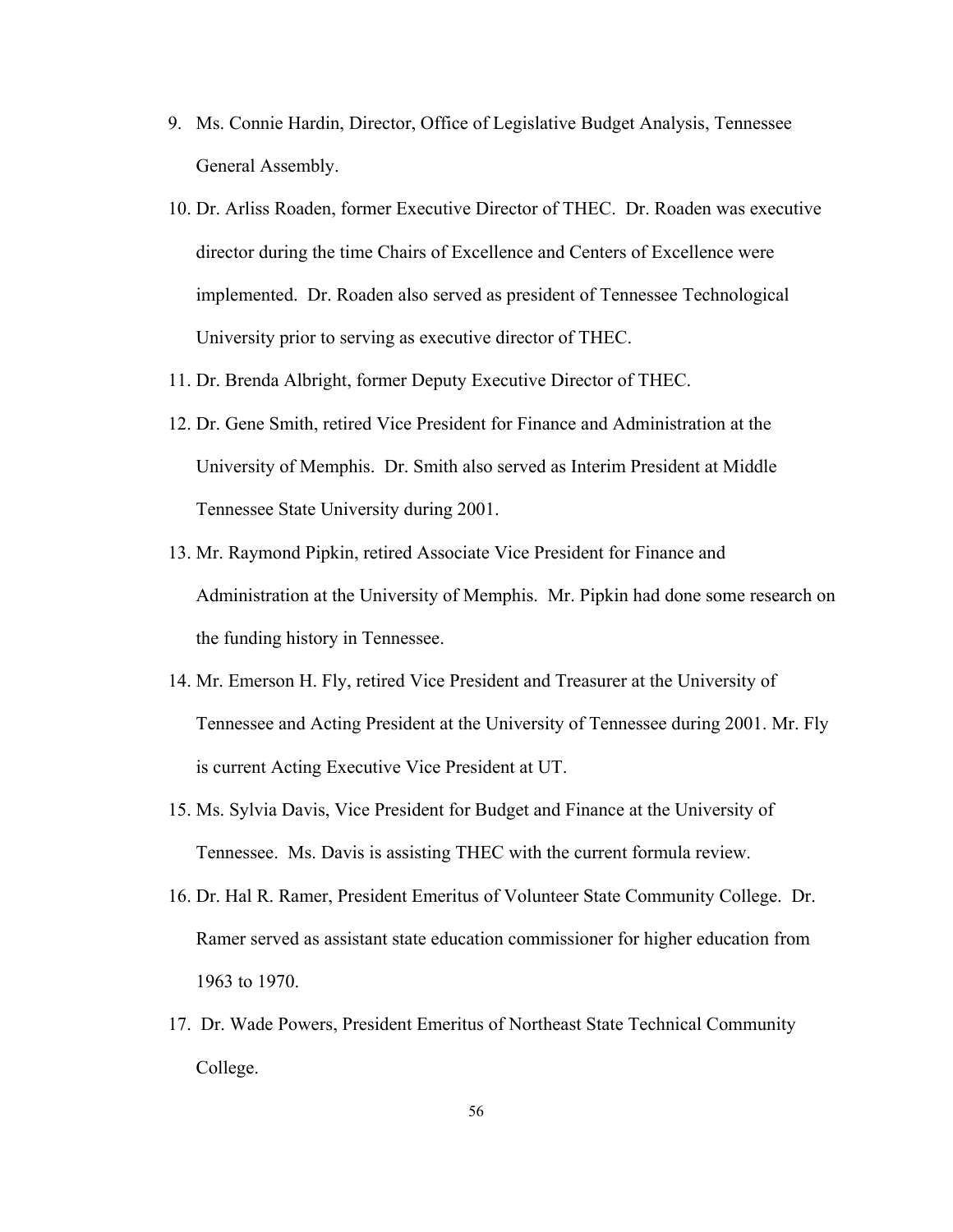9. Ms. Connie Hardin, Director, Office of Legislative Budget Analysis, Tennessee General Assembly.
10. Dr. Arliss Roaden, former Executive Director of THEC. Dr. Roaden was executive director during the time Chairs of Excellence and Centers of Excellence were implemented. Dr. Roaden also served as president of Tennessee Technological University prior to serving as executive director of THEC.
11. Dr. Brenda Albright, former Deputy Executive Director of THEC.
12. Dr. Gene Smith, retired Vice President for Finance and Administration at the University of Memphis. Dr. Smith also served as Interim President at Middle Tennessee State University during 2001.
13. Mr. Raymond Pipkin, retired Associate Vice President for Finance and Administration at the University of Memphis. Mr. Pipkin had done some research on the funding history in Tennessee.
14. Mr. Emerson H. Fly, retired Vice President and Treasurer at the University of Tennessee and Acting President at the University of Tennessee during 2001. Mr. Fly is current Acting Executive Vice President at UT.
15. Ms. Sylvia Davis, Vice President for Budget and Finance at the University of Tennessee. Ms. Davis is assisting THEC with the current formula review.
16. Dr. Hal R. Ramer, President Emeritus of Volunteer State Community College. Dr. Ramer served as assistant state education commissioner for higher education from 1963 to 1970.
17. Dr. Wade Powers, President Emeritus of Northeast State Technical Community College.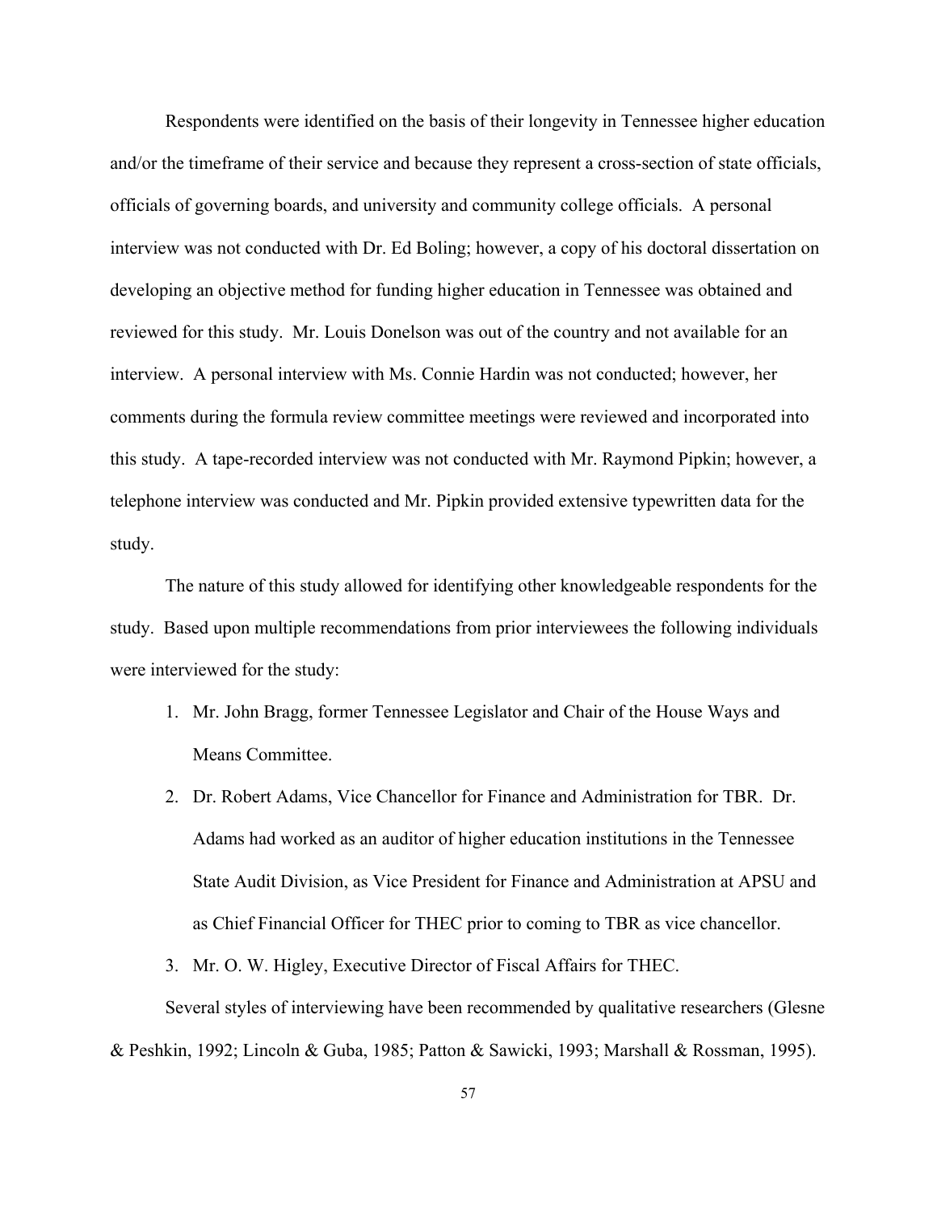Respondents were identified on the basis of their longevity in Tennessee higher education and/or the timeframe of their service and because they represent a cross-section of state officials, officials of governing boards, and university and community college officials. A personal interview was not conducted with Dr. Ed Boling; however, a copy of his doctoral dissertation on developing an objective method for funding higher education in Tennessee was obtained and reviewed for this study. Mr. Louis Donelson was out of the country and not available for an interview. A personal interview with Ms. Connie Hardin was not conducted; however, her comments during the formula review committee meetings were reviewed and incorporated into this study. A tape-recorded interview was not conducted with Mr. Raymond Pipkin; however, a telephone interview was conducted and Mr. Pipkin provided extensive typewritten data for the study.

The nature of this study allowed for identifying other knowledgeable respondents for the study. Based upon multiple recommendations from prior interviewees the following individuals were interviewed for the study:

1. Mr. John Bragg, former Tennessee Legislator and Chair of the House Ways and Means Committee.
2. Dr. Robert Adams, Vice Chancellor for Finance and Administration for TBR. Dr. Adams had worked as an auditor of higher education institutions in the Tennessee State Audit Division, as Vice President for Finance and Administration at APSU and as Chief Financial Officer for THEC prior to coming to TBR as vice chancellor.
3. Mr. O. W. Higley, Executive Director of Fiscal Affairs for THEC.

Several styles of interviewing have been recommended by qualitative researchers (Glesne & Peshkin, 1992; Lincoln & Guba, 1985; Patton & Sawicki, 1993; Marshall & Rossman, 1995).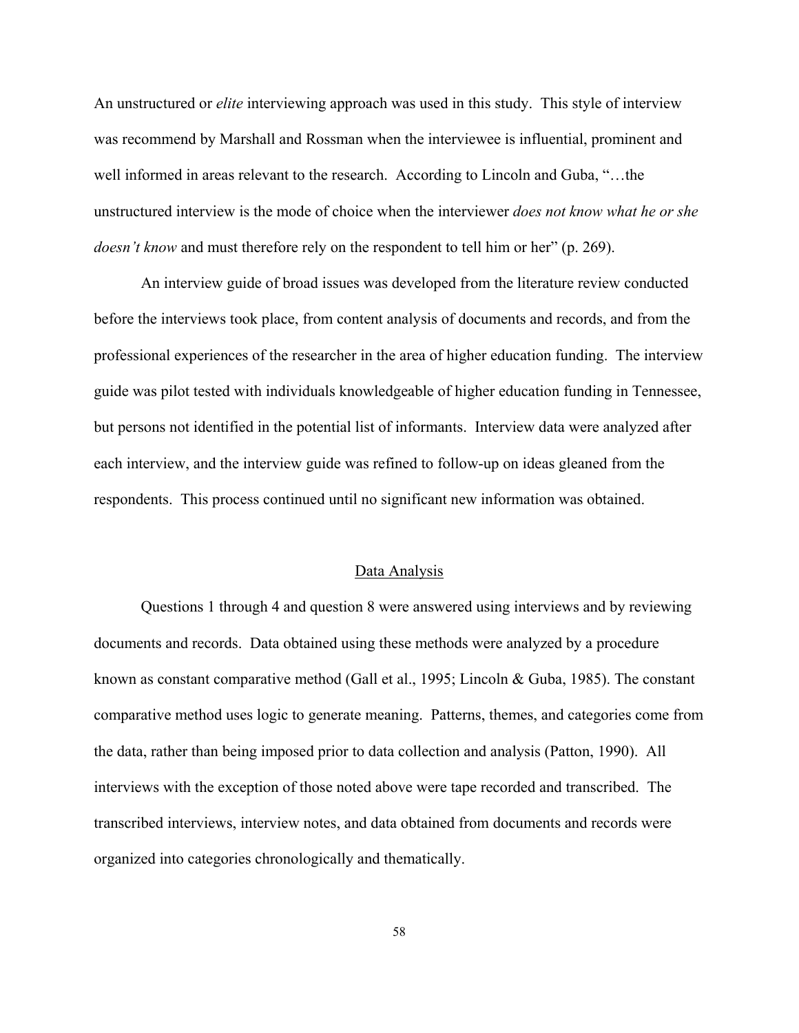An unstructured or *elite* interviewing approach was used in this study. This style of interview was recommend by Marshall and Rossman when the interviewee is influential, prominent and well informed in areas relevant to the research. According to Lincoln and Guba, "…the unstructured interview is the mode of choice when the interviewer *does not know what he or she doesn't know* and must therefore rely on the respondent to tell him or her" (p. 269).

An interview guide of broad issues was developed from the literature review conducted before the interviews took place, from content analysis of documents and records, and from the professional experiences of the researcher in the area of higher education funding. The interview guide was pilot tested with individuals knowledgeable of higher education funding in Tennessee, but persons not identified in the potential list of informants. Interview data were analyzed after each interview, and the interview guide was refined to follow-up on ideas gleaned from the respondents. This process continued until no significant new information was obtained.

## Data Analysis

Questions 1 through 4 and question 8 were answered using interviews and by reviewing documents and records. Data obtained using these methods were analyzed by a procedure known as constant comparative method (Gall et al., 1995; Lincoln & Guba, 1985). The constant comparative method uses logic to generate meaning. Patterns, themes, and categories come from the data, rather than being imposed prior to data collection and analysis (Patton, 1990). All interviews with the exception of those noted above were tape recorded and transcribed. The transcribed interviews, interview notes, and data obtained from documents and records were organized into categories chronologically and thematically.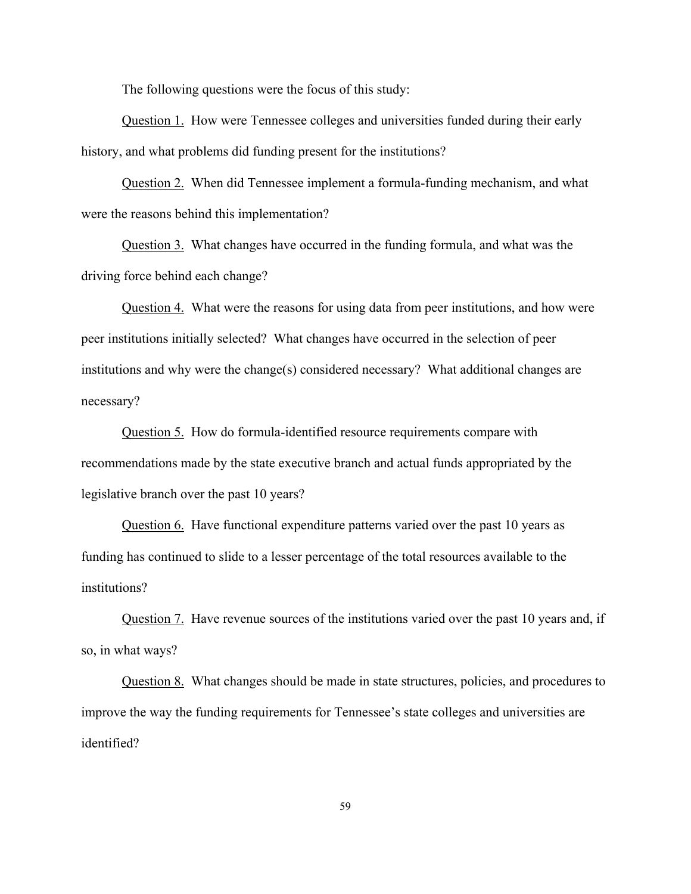The following questions were the focus of this study:

Question 1. How were Tennessee colleges and universities funded during their early history, and what problems did funding present for the institutions?

Question 2. When did Tennessee implement a formula-funding mechanism, and what were the reasons behind this implementation?

Question 3. What changes have occurred in the funding formula, and what was the driving force behind each change?

Question 4. What were the reasons for using data from peer institutions, and how were peer institutions initially selected? What changes have occurred in the selection of peer institutions and why were the change(s) considered necessary? What additional changes are necessary?

Question 5. How do formula-identified resource requirements compare with recommendations made by the state executive branch and actual funds appropriated by the legislative branch over the past 10 years?

Question 6. Have functional expenditure patterns varied over the past 10 years as funding has continued to slide to a lesser percentage of the total resources available to the institutions?

Question 7. Have revenue sources of the institutions varied over the past 10 years and, if so, in what ways?

Question 8. What changes should be made in state structures, policies, and procedures to improve the way the funding requirements for Tennessee's state colleges and universities are identified?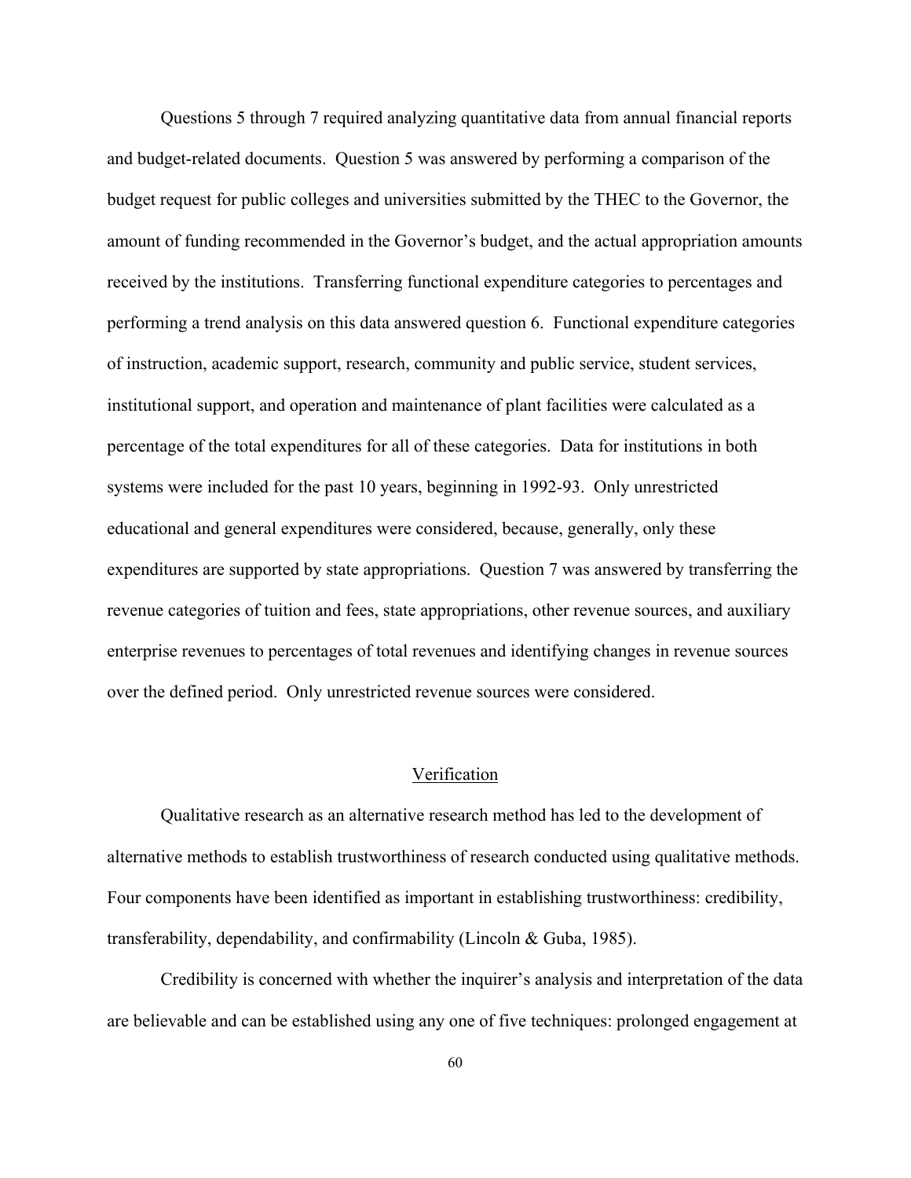Questions 5 through 7 required analyzing quantitative data from annual financial reports and budget-related documents. Question 5 was answered by performing a comparison of the budget request for public colleges and universities submitted by the THEC to the Governor, the amount of funding recommended in the Governor's budget, and the actual appropriation amounts received by the institutions. Transferring functional expenditure categories to percentages and performing a trend analysis on this data answered question 6. Functional expenditure categories of instruction, academic support, research, community and public service, student services, institutional support, and operation and maintenance of plant facilities were calculated as a percentage of the total expenditures for all of these categories. Data for institutions in both systems were included for the past 10 years, beginning in 1992-93. Only unrestricted educational and general expenditures were considered, because, generally, only these expenditures are supported by state appropriations. Question 7 was answered by transferring the revenue categories of tuition and fees, state appropriations, other revenue sources, and auxiliary enterprise revenues to percentages of total revenues and identifying changes in revenue sources over the defined period. Only unrestricted revenue sources were considered.

## Verification

Qualitative research as an alternative research method has led to the development of alternative methods to establish trustworthiness of research conducted using qualitative methods. Four components have been identified as important in establishing trustworthiness: credibility, transferability, dependability, and confirmability (Lincoln & Guba, 1985).

Credibility is concerned with whether the inquirer's analysis and interpretation of the data are believable and can be established using any one of five techniques: prolonged engagement at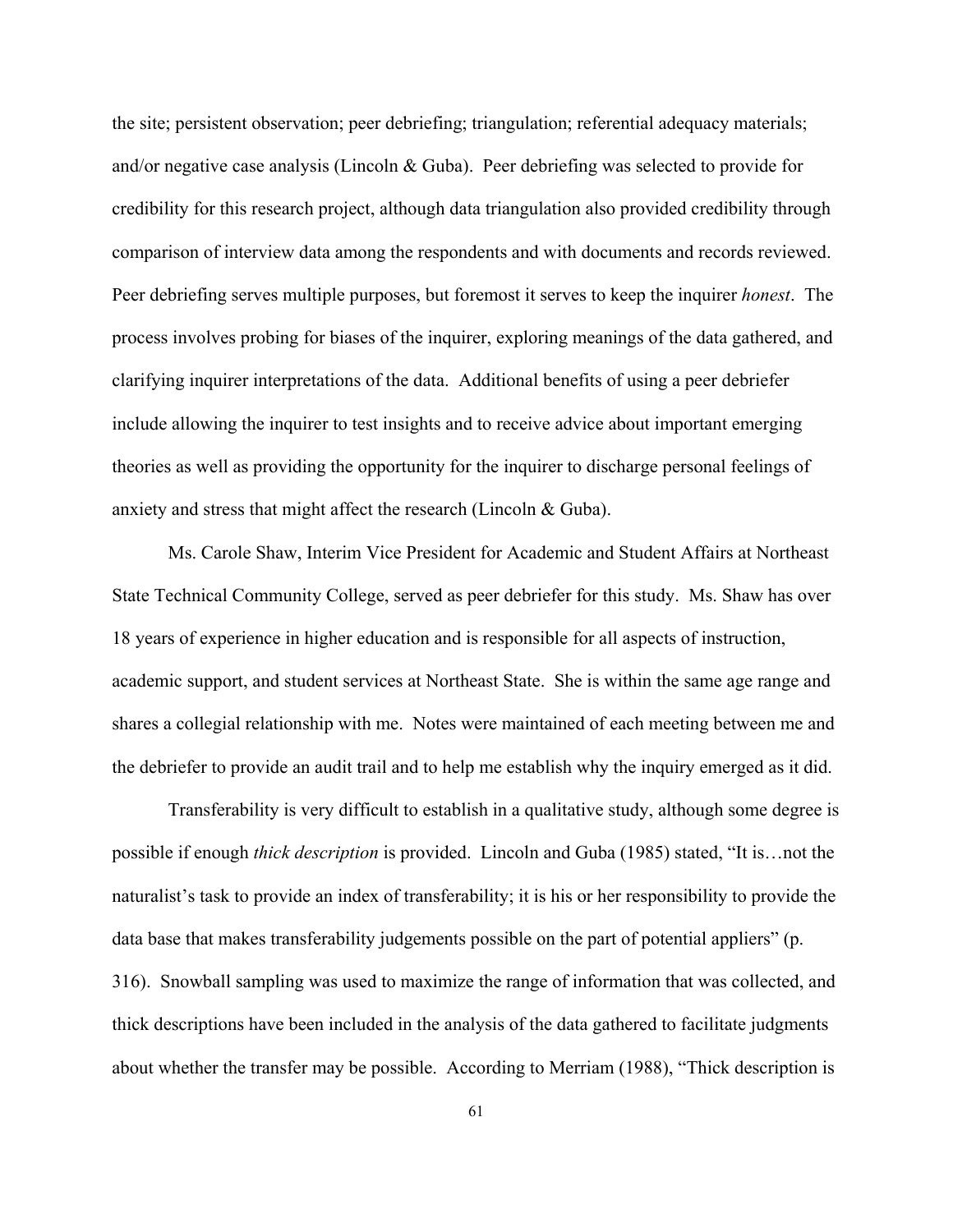the site; persistent observation; peer debriefing; triangulation; referential adequacy materials; and/or negative case analysis (Lincoln & Guba). Peer debriefing was selected to provide for credibility for this research project, although data triangulation also provided credibility through comparison of interview data among the respondents and with documents and records reviewed. Peer debriefing serves multiple purposes, but foremost it serves to keep the inquirer *honest*. The process involves probing for biases of the inquirer, exploring meanings of the data gathered, and clarifying inquirer interpretations of the data. Additional benefits of using a peer debriefer include allowing the inquirer to test insights and to receive advice about important emerging theories as well as providing the opportunity for the inquirer to discharge personal feelings of anxiety and stress that might affect the research (Lincoln & Guba).

Ms. Carole Shaw, Interim Vice President for Academic and Student Affairs at Northeast State Technical Community College, served as peer debriefer for this study. Ms. Shaw has over 18 years of experience in higher education and is responsible for all aspects of instruction, academic support, and student services at Northeast State. She is within the same age range and shares a collegial relationship with me. Notes were maintained of each meeting between me and the debriefer to provide an audit trail and to help me establish why the inquiry emerged as it did.

Transferability is very difficult to establish in a qualitative study, although some degree is possible if enough *thick description* is provided. Lincoln and Guba (1985) stated, "It is…not the naturalist's task to provide an index of transferability; it is his or her responsibility to provide the data base that makes transferability judgements possible on the part of potential appliers" (p. 316). Snowball sampling was used to maximize the range of information that was collected, and thick descriptions have been included in the analysis of the data gathered to facilitate judgments about whether the transfer may be possible. According to Merriam (1988), "Thick description is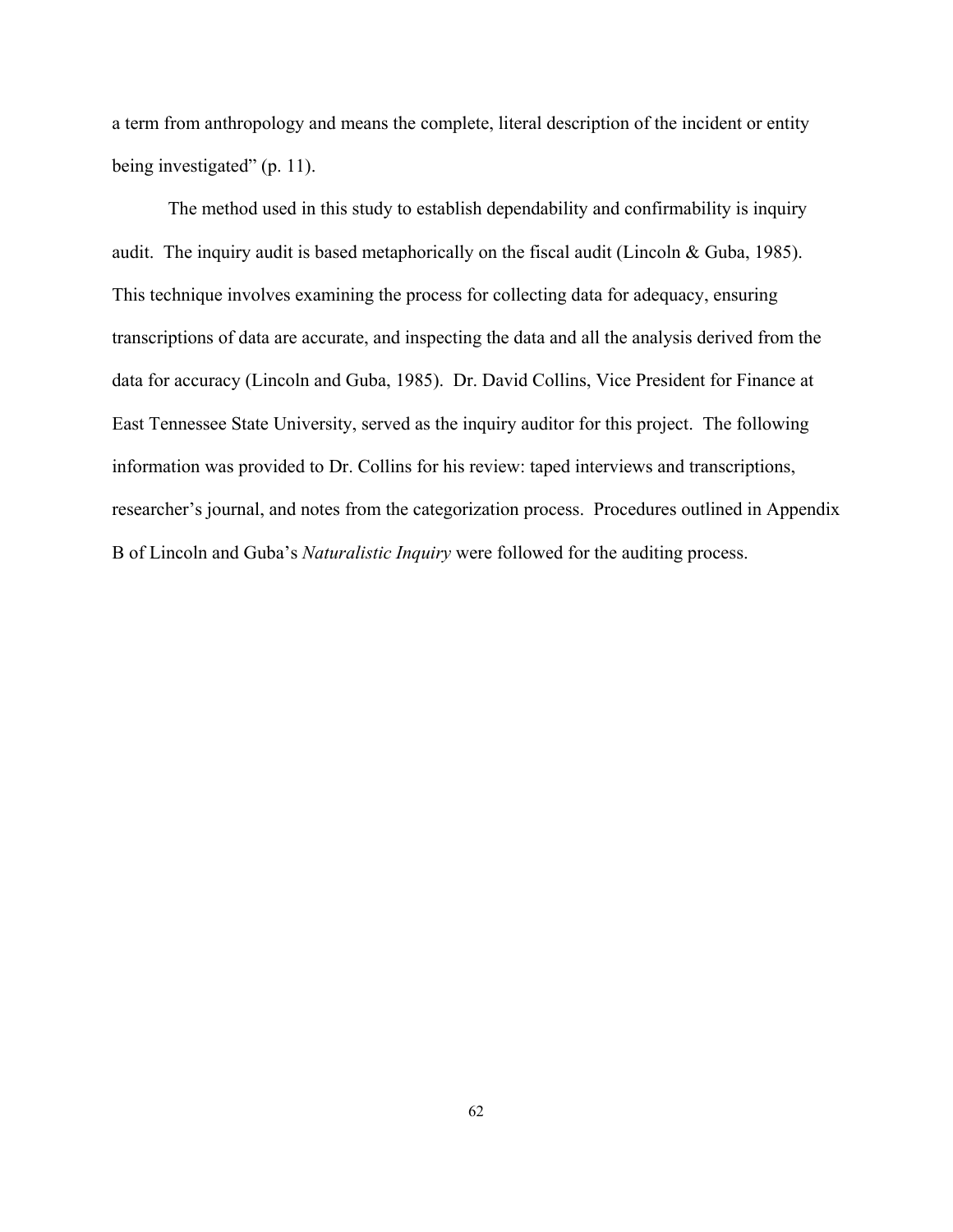a term from anthropology and means the complete, literal description of the incident or entity being investigated" (p. 11).

The method used in this study to establish dependability and confirmability is inquiry audit. The inquiry audit is based metaphorically on the fiscal audit (Lincoln & Guba, 1985). This technique involves examining the process for collecting data for adequacy, ensuring transcriptions of data are accurate, and inspecting the data and all the analysis derived from the data for accuracy (Lincoln and Guba, 1985). Dr. David Collins, Vice President for Finance at East Tennessee State University, served as the inquiry auditor for this project. The following information was provided to Dr. Collins for his review: taped interviews and transcriptions, researcher's journal, and notes from the categorization process. Procedures outlined in Appendix B of Lincoln and Guba's *Naturalistic Inquiry* were followed for the auditing process.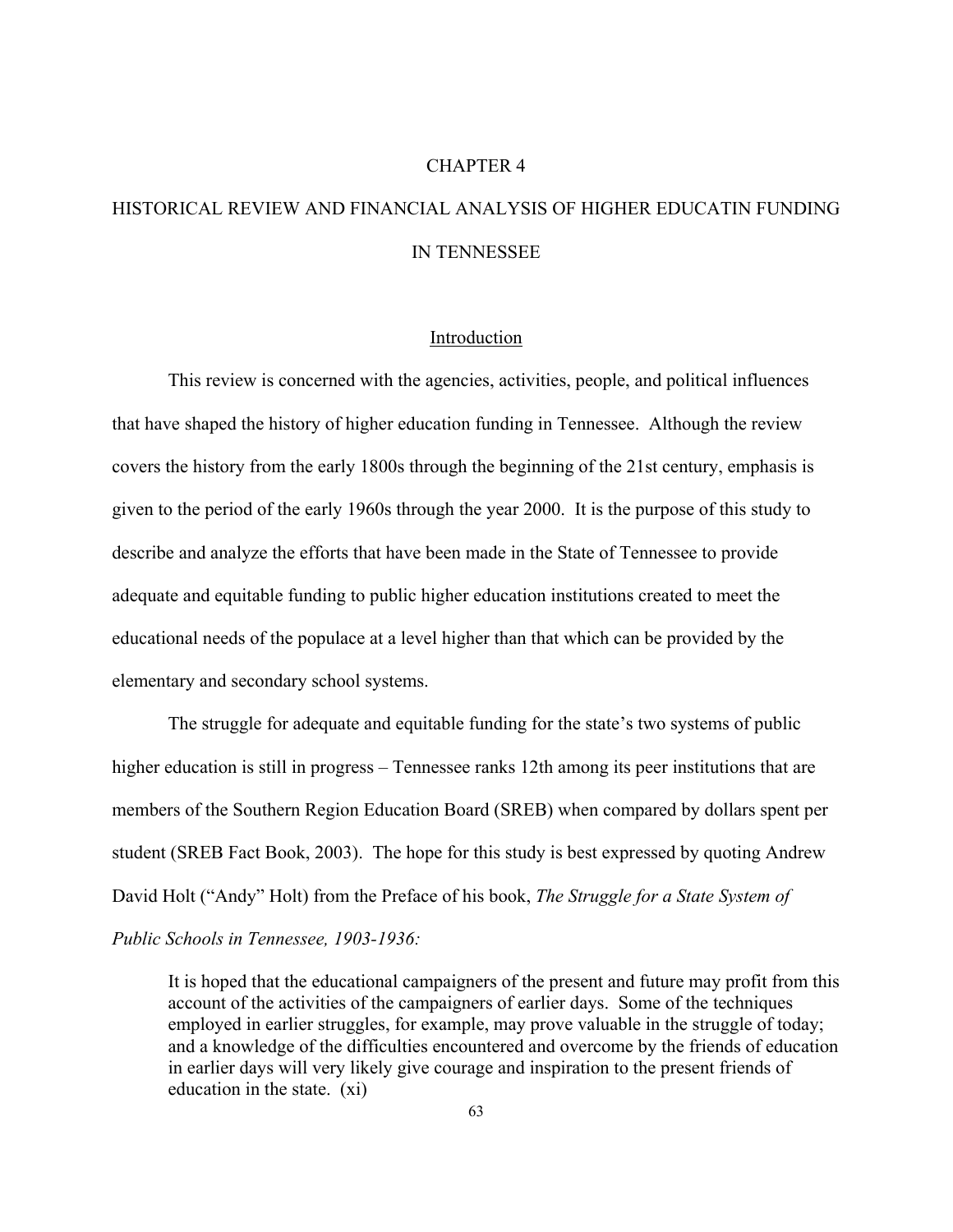# CHAPTER 4

# HISTORICAL REVIEW AND FINANCIAL ANALYSIS OF HIGHER EDUCATIN FUNDING IN TENNESSEE

## Introduction

This review is concerned with the agencies, activities, people, and political influences that have shaped the history of higher education funding in Tennessee. Although the review covers the history from the early 1800s through the beginning of the 21st century, emphasis is given to the period of the early 1960s through the year 2000. It is the purpose of this study to describe and analyze the efforts that have been made in the State of Tennessee to provide adequate and equitable funding to public higher education institutions created to meet the educational needs of the populace at a level higher than that which can be provided by the elementary and secondary school systems.

The struggle for adequate and equitable funding for the state's two systems of public higher education is still in progress – Tennessee ranks 12th among its peer institutions that are members of the Southern Region Education Board (SREB) when compared by dollars spent per student (SREB Fact Book, 2003). The hope for this study is best expressed by quoting Andrew David Holt ("Andy" Holt) from the Preface of his book, *The Struggle for a State System of Public Schools in Tennessee, 1903-1936:*

> It is hoped that the educational campaigners of the present and future may profit from this account of the activities of the campaigners of earlier days. Some of the techniques employed in earlier struggles, for example, may prove valuable in the struggle of today; and a knowledge of the difficulties encountered and overcome by the friends of education in earlier days will very likely give courage and inspiration to the present friends of education in the state. (xi)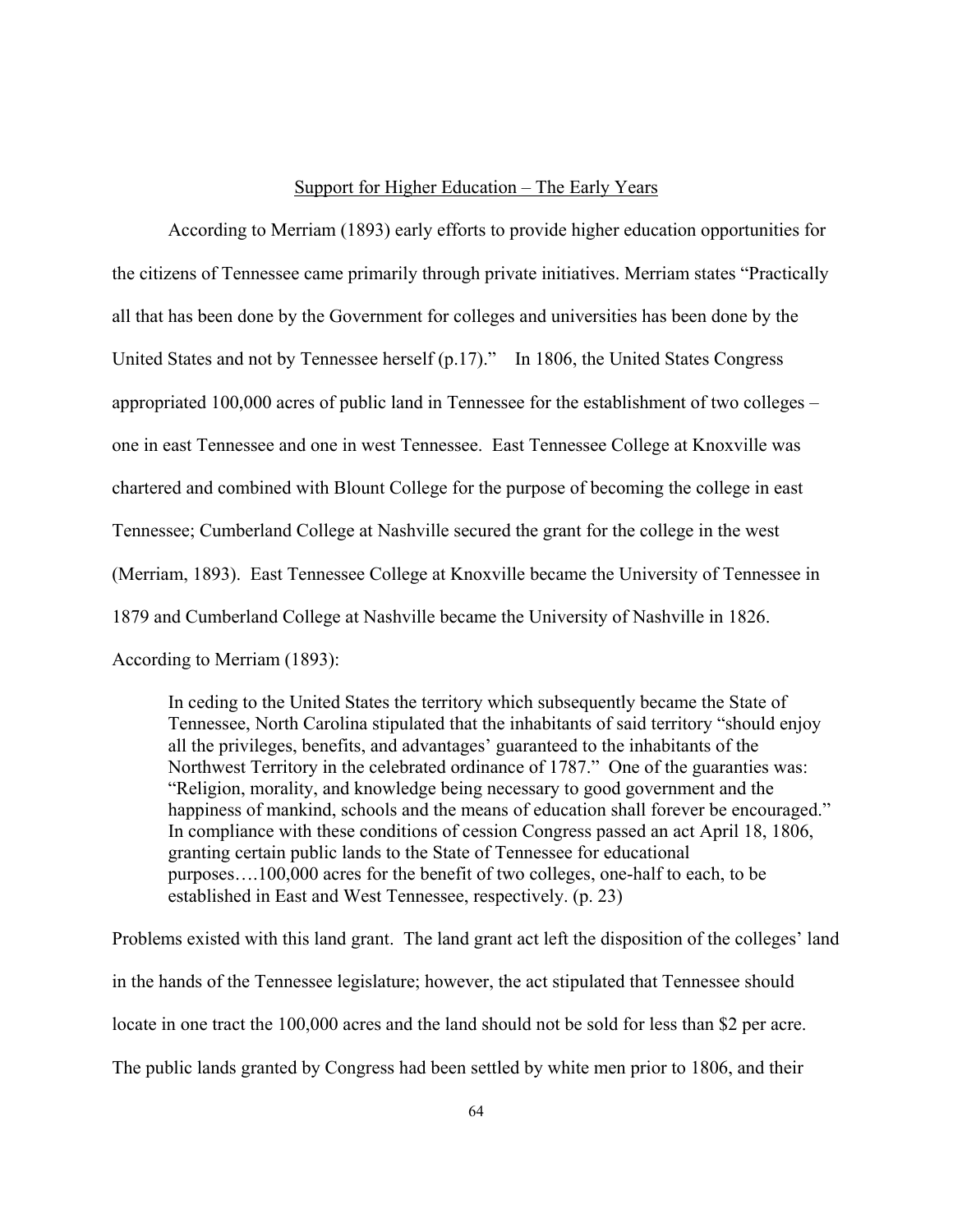## Support for Higher Education – The Early Years

According to Merriam (1893) early efforts to provide higher education opportunities for the citizens of Tennessee came primarily through private initiatives. Merriam states "Practically all that has been done by the Government for colleges and universities has been done by the United States and not by Tennessee herself (p.17)." In 1806, the United States Congress appropriated 100,000 acres of public land in Tennessee for the establishment of two colleges – one in east Tennessee and one in west Tennessee. East Tennessee College at Knoxville was chartered and combined with Blount College for the purpose of becoming the college in east Tennessee; Cumberland College at Nashville secured the grant for the college in the west (Merriam, 1893). East Tennessee College at Knoxville became the University of Tennessee in 1879 and Cumberland College at Nashville became the University of Nashville in 1826. According to Merriam (1893):

> In ceding to the United States the territory which subsequently became the State of Tennessee, North Carolina stipulated that the inhabitants of said territory "should enjoy all the privileges, benefits, and advantages' guaranteed to the inhabitants of the Northwest Territory in the celebrated ordinance of 1787." One of the guaranties was: "Religion, morality, and knowledge being necessary to good government and the happiness of mankind, schools and the means of education shall forever be encouraged." In compliance with these conditions of cession Congress passed an act April 18, 1806, granting certain public lands to the State of Tennessee for educational purposes….100,000 acres for the benefit of two colleges, one-half to each, to be established in East and West Tennessee, respectively. (p. 23)

Problems existed with this land grant. The land grant act left the disposition of the colleges' land in the hands of the Tennessee legislature; however, the act stipulated that Tennessee should locate in one tract the 100,000 acres and the land should not be sold for less than $2 per acre. The public lands granted by Congress had been settled by white men prior to 1806, and their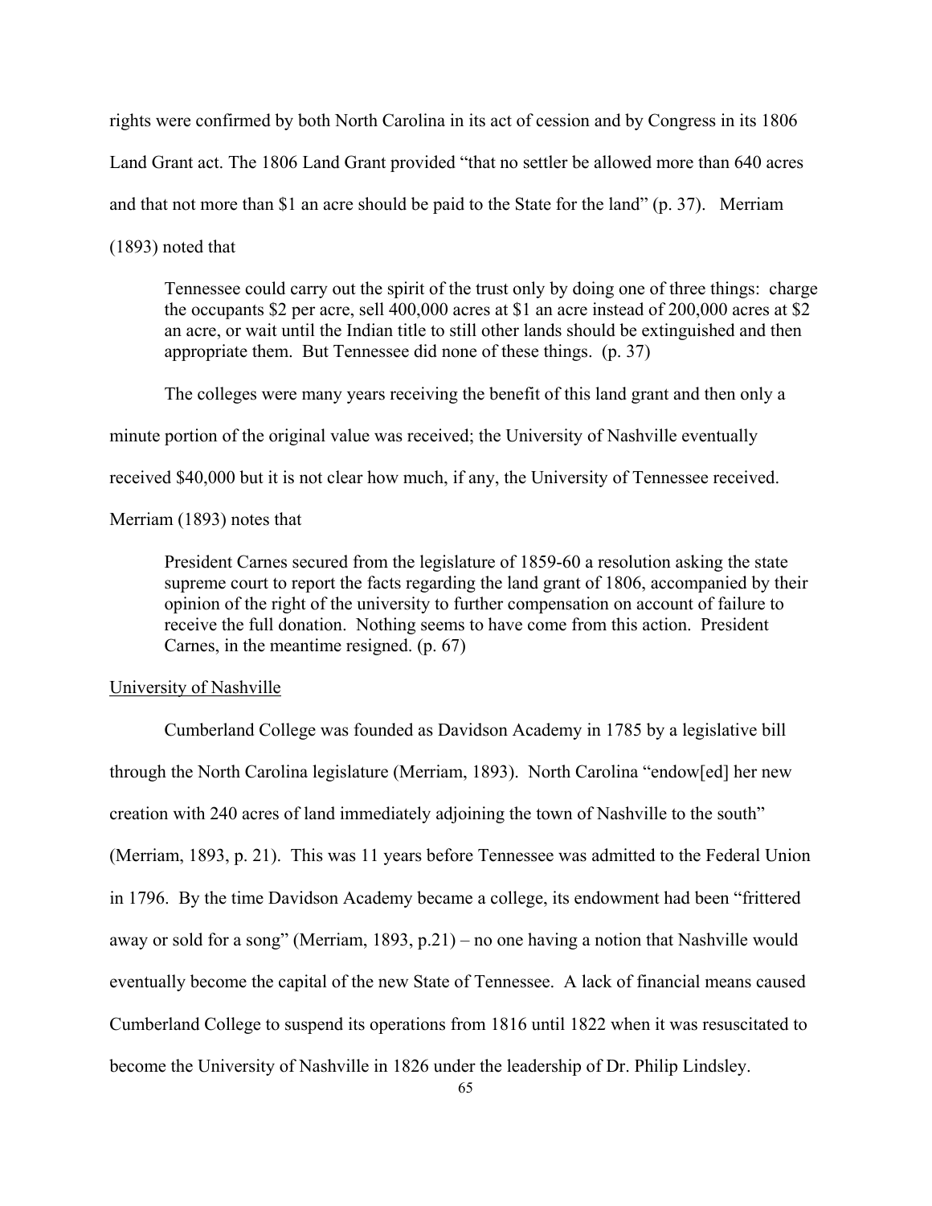rights were confirmed by both North Carolina in its act of cession and by Congress in its 1806 Land Grant act. The 1806 Land Grant provided “that no settler be allowed more than 640 acres and that not more than $1 an acre should be paid to the State for the land” (p. 37). Merriam (1893) noted that

> Tennessee could carry out the spirit of the trust only by doing one of three things: charge the occupants $2 per acre, sell 400,000 acres at $1 an acre instead of 200,000 acres at $2 an acre, or wait until the Indian title to still other lands should be extinguished and then appropriate them. But Tennessee did none of these things. (p. 37)

The colleges were many years receiving the benefit of this land grant and then only a minute portion of the original value was received; the University of Nashville eventually received $40,000 but it is not clear how much, if any, the University of Tennessee received. Merriam (1893) notes that

> President Carnes secured from the legislature of 1859-60 a resolution asking the state supreme court to report the facts regarding the land grant of 1806, accompanied by their opinion of the right of the university to further compensation on account of failure to receive the full donation. Nothing seems to have come from this action. President Carnes, in the meantime resigned. (p. 67)

<u>University of Nashville</u>

Cumberland College was founded as Davidson Academy in 1785 by a legislative bill through the North Carolina legislature (Merriam, 1893). North Carolina “endow[ed] her new creation with 240 acres of land immediately adjoining the town of Nashville to the south” (Merriam, 1893, p. 21). This was 11 years before Tennessee was admitted to the Federal Union in 1796. By the time Davidson Academy became a college, its endowment had been “frittered away or sold for a song” (Merriam, 1893, p.21) – no one having a notion that Nashville would eventually become the capital of the new State of Tennessee. A lack of financial means caused Cumberland College to suspend its operations from 1816 until 1822 when it was resuscitated to become the University of Nashville in 1826 under the leadership of Dr. Philip Lindsley.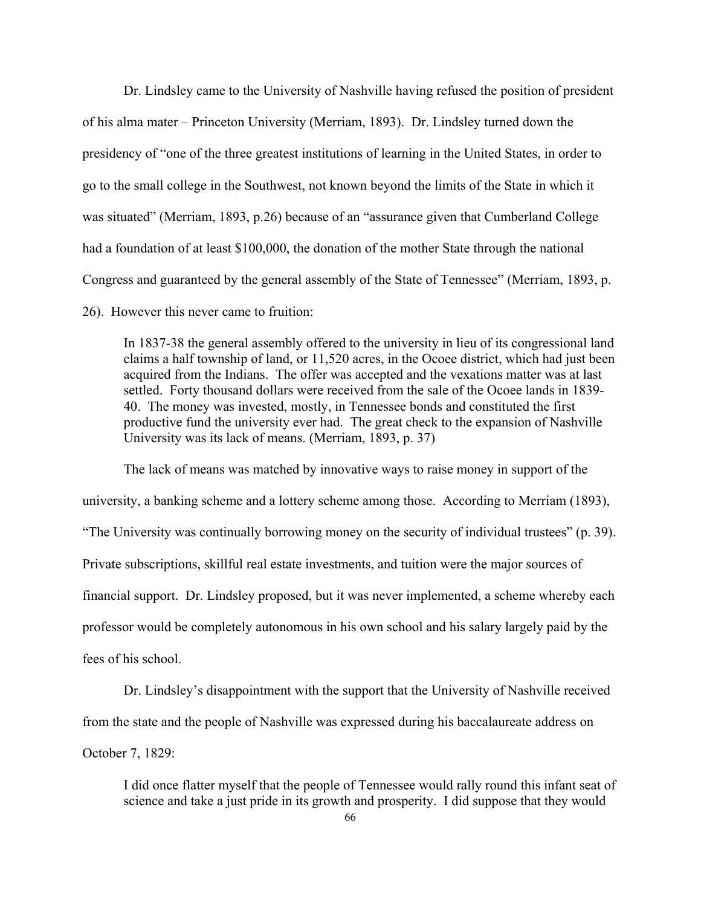Dr. Lindsley came to the University of Nashville having refused the position of president of his alma mater – Princeton University (Merriam, 1893). Dr. Lindsley turned down the presidency of "one of the three greatest institutions of learning in the United States, in order to go to the small college in the Southwest, not known beyond the limits of the State in which it was situated" (Merriam, 1893, p.26) because of an "assurance given that Cumberland College had a foundation of at least $100,000, the donation of the mother State through the national Congress and guaranteed by the general assembly of the State of Tennessee" (Merriam, 1893, p. 26). However this never came to fruition:

> In 1837-38 the general assembly offered to the university in lieu of its congressional land claims a half township of land, or 11,520 acres, in the Ocoee district, which had just been acquired from the Indians. The offer was accepted and the vexations matter was at last settled. Forty thousand dollars were received from the sale of the Ocoee lands in 1839-40. The money was invested, mostly, in Tennessee bonds and constituted the first productive fund the university ever had. The great check to the expansion of Nashville University was its lack of means. (Merriam, 1893, p. 37)

The lack of means was matched by innovative ways to raise money in support of the university, a banking scheme and a lottery scheme among those. According to Merriam (1893), "The University was continually borrowing money on the security of individual trustees" (p. 39). Private subscriptions, skillful real estate investments, and tuition were the major sources of financial support. Dr. Lindsley proposed, but it was never implemented, a scheme whereby each professor would be completely autonomous in his own school and his salary largely paid by the fees of his school.

Dr. Lindsley's disappointment with the support that the University of Nashville received from the state and the people of Nashville was expressed during his baccalaureate address on October 7, 1829:

> I did once flatter myself that the people of Tennessee would rally round this infant seat of science and take a just pride in its growth and prosperity. I did suppose that they would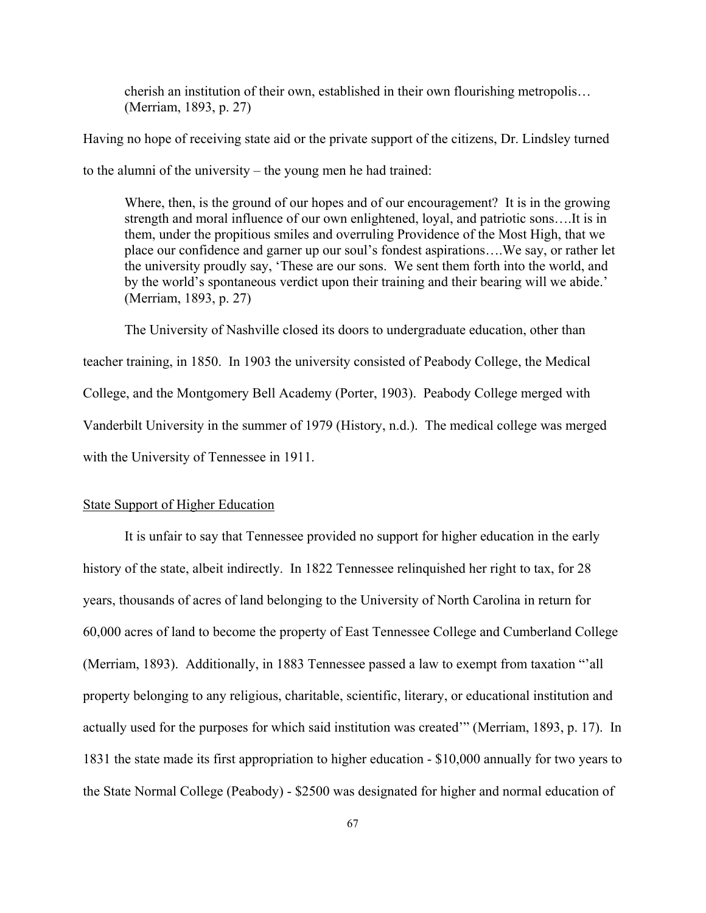> cherish an institution of their own, established in their own flourishing metropolis…
> (Merriam, 1893, p. 27)

Having no hope of receiving state aid or the private support of the citizens, Dr. Lindsley turned to the alumni of the university – the young men he had trained:

> Where, then, is the ground of our hopes and of our encouragement? It is in the growing strength and moral influence of our own enlightened, loyal, and patriotic sons….It is in them, under the propitious smiles and overruling Providence of the Most High, that we place our confidence and garner up our soul's fondest aspirations….We say, or rather let the university proudly say, 'These are our sons. We sent them forth into the world, and by the world's spontaneous verdict upon their training and their bearing will we abide.' (Merriam, 1893, p. 27)

The University of Nashville closed its doors to undergraduate education, other than teacher training, in 1850. In 1903 the university consisted of Peabody College, the Medical College, and the Montgomery Bell Academy (Porter, 1903). Peabody College merged with Vanderbilt University in the summer of 1979 (History, n.d.). The medical college was merged with the University of Tennessee in 1911.

<u>State Support of Higher Education</u>

It is unfair to say that Tennessee provided no support for higher education in the early history of the state, albeit indirectly. In 1822 Tennessee relinquished her right to tax, for 28 years, thousands of acres of land belonging to the University of North Carolina in return for 60,000 acres of land to become the property of East Tennessee College and Cumberland College (Merriam, 1893). Additionally, in 1883 Tennessee passed a law to exempt from taxation "'all property belonging to any religious, charitable, scientific, literary, or educational institution and actually used for the purposes for which said institution was created'" (Merriam, 1893, p. 17). In 1831 the state made its first appropriation to higher education - $10,000 annually for two years to the State Normal College (Peabody) - $2500 was designated for higher and normal education of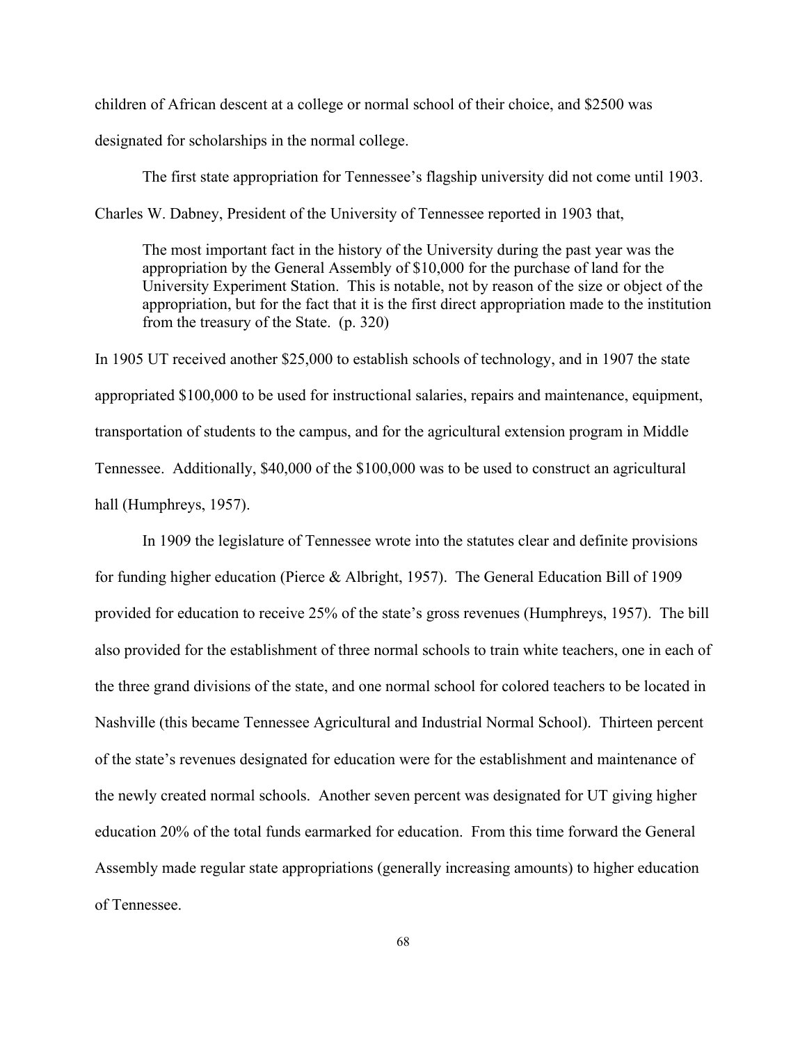children of African descent at a college or normal school of their choice, and $2500 was designated for scholarships in the normal college.

The first state appropriation for Tennessee's flagship university did not come until 1903. Charles W. Dabney, President of the University of Tennessee reported in 1903 that,

> The most important fact in the history of the University during the past year was the appropriation by the General Assembly of $10,000 for the purchase of land for the University Experiment Station. This is notable, not by reason of the size or object of the appropriation, but for the fact that it is the first direct appropriation made to the institution from the treasury of the State. (p. 320)

In 1905 UT received another $25,000 to establish schools of technology, and in 1907 the state appropriated $100,000 to be used for instructional salaries, repairs and maintenance, equipment, transportation of students to the campus, and for the agricultural extension program in Middle Tennessee. Additionally, $40,000 of the $100,000 was to be used to construct an agricultural hall (Humphreys, 1957).

In 1909 the legislature of Tennessee wrote into the statutes clear and definite provisions for funding higher education (Pierce & Albright, 1957). The General Education Bill of 1909 provided for education to receive 25% of the state's gross revenues (Humphreys, 1957). The bill also provided for the establishment of three normal schools to train white teachers, one in each of the three grand divisions of the state, and one normal school for colored teachers to be located in Nashville (this became Tennessee Agricultural and Industrial Normal School). Thirteen percent of the state's revenues designated for education were for the establishment and maintenance of the newly created normal schools. Another seven percent was designated for UT giving higher education 20% of the total funds earmarked for education. From this time forward the General Assembly made regular state appropriations (generally increasing amounts) to higher education of Tennessee.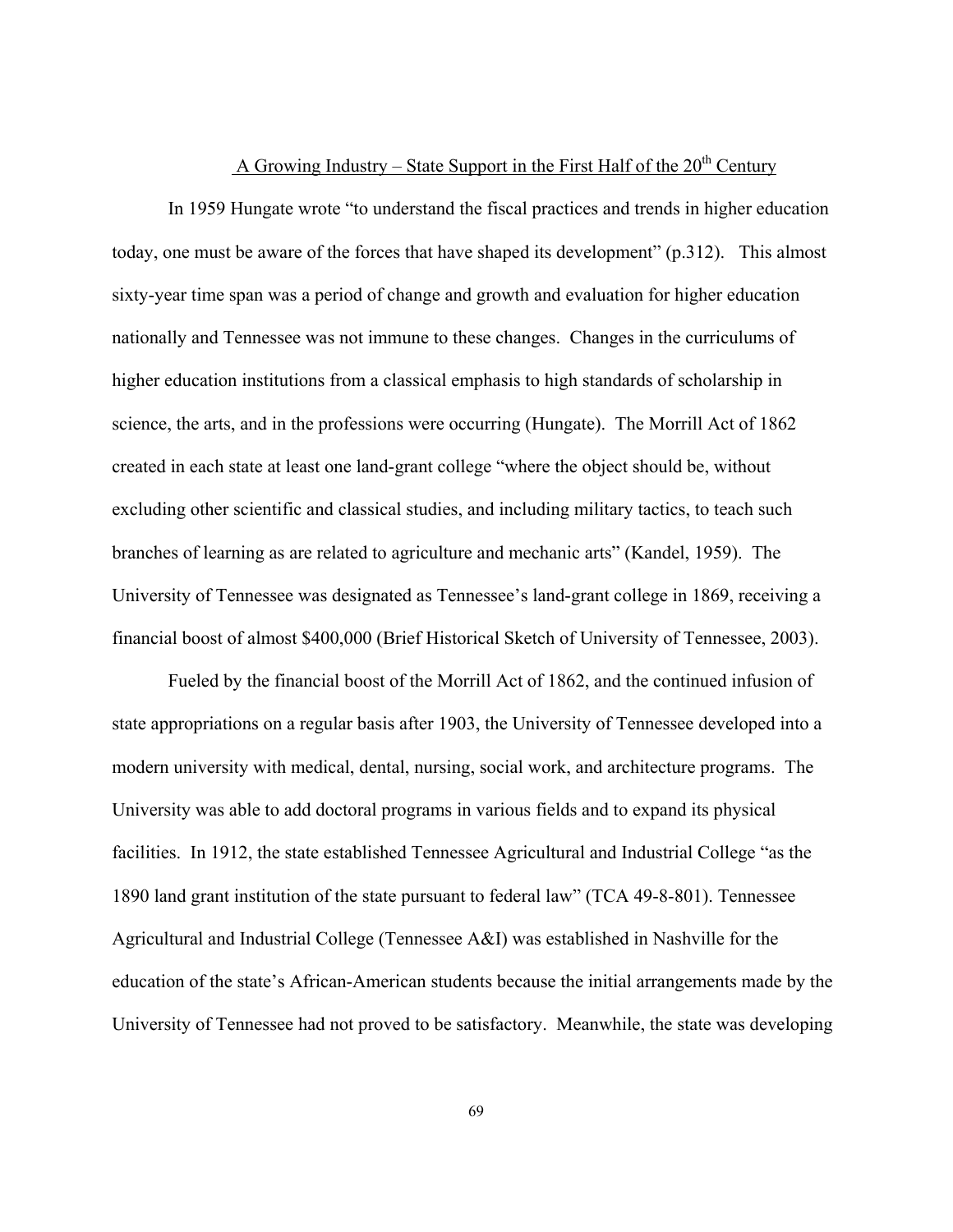## A Growing Industry – State Support in the First Half of the 20th Century

In 1959 Hungate wrote "to understand the fiscal practices and trends in higher education today, one must be aware of the forces that have shaped its development" (p.312). This almost sixty-year time span was a period of change and growth and evaluation for higher education nationally and Tennessee was not immune to these changes. Changes in the curriculums of higher education institutions from a classical emphasis to high standards of scholarship in science, the arts, and in the professions were occurring (Hungate). The Morrill Act of 1862 created in each state at least one land-grant college "where the object should be, without excluding other scientific and classical studies, and including military tactics, to teach such branches of learning as are related to agriculture and mechanic arts" (Kandel, 1959). The University of Tennessee was designated as Tennessee's land-grant college in 1869, receiving a financial boost of almost $400,000 (Brief Historical Sketch of University of Tennessee, 2003).

Fueled by the financial boost of the Morrill Act of 1862, and the continued infusion of state appropriations on a regular basis after 1903, the University of Tennessee developed into a modern university with medical, dental, nursing, social work, and architecture programs. The University was able to add doctoral programs in various fields and to expand its physical facilities. In 1912, the state established Tennessee Agricultural and Industrial College "as the 1890 land grant institution of the state pursuant to federal law" (TCA 49-8-801). Tennessee Agricultural and Industrial College (Tennessee A&I) was established in Nashville for the education of the state's African-American students because the initial arrangements made by the University of Tennessee had not proved to be satisfactory. Meanwhile, the state was developing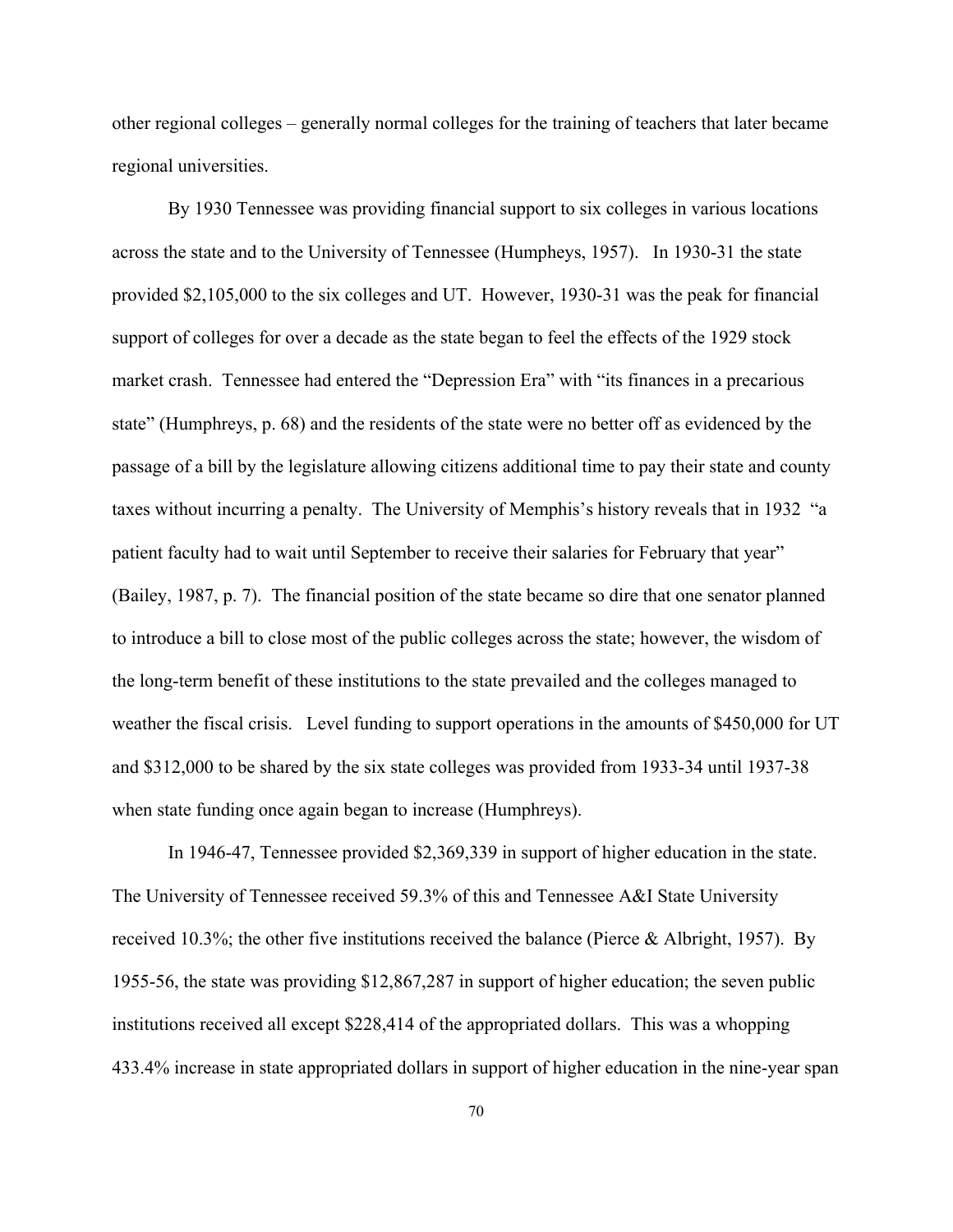other regional colleges – generally normal colleges for the training of teachers that later became regional universities.

By 1930 Tennessee was providing financial support to six colleges in various locations across the state and to the University of Tennessee (Humpheys, 1957). In 1930-31 the state provided $2,105,000 to the six colleges and UT. However, 1930-31 was the peak for financial support of colleges for over a decade as the state began to feel the effects of the 1929 stock market crash. Tennessee had entered the "Depression Era" with "its finances in a precarious state" (Humphreys, p. 68) and the residents of the state were no better off as evidenced by the passage of a bill by the legislature allowing citizens additional time to pay their state and county taxes without incurring a penalty. The University of Memphis's history reveals that in 1932 "a patient faculty had to wait until September to receive their salaries for February that year" (Bailey, 1987, p. 7). The financial position of the state became so dire that one senator planned to introduce a bill to close most of the public colleges across the state; however, the wisdom of the long-term benefit of these institutions to the state prevailed and the colleges managed to weather the fiscal crisis. Level funding to support operations in the amounts of $450,000 for UT and $312,000 to be shared by the six state colleges was provided from 1933-34 until 1937-38 when state funding once again began to increase (Humphreys).

In 1946-47, Tennessee provided $2,369,339 in support of higher education in the state. The University of Tennessee received 59.3% of this and Tennessee A&I State University received 10.3%; the other five institutions received the balance (Pierce & Albright, 1957). By 1955-56, the state was providing $12,867,287 in support of higher education; the seven public institutions received all except $228,414 of the appropriated dollars. This was a whopping 433.4% increase in state appropriated dollars in support of higher education in the nine-year span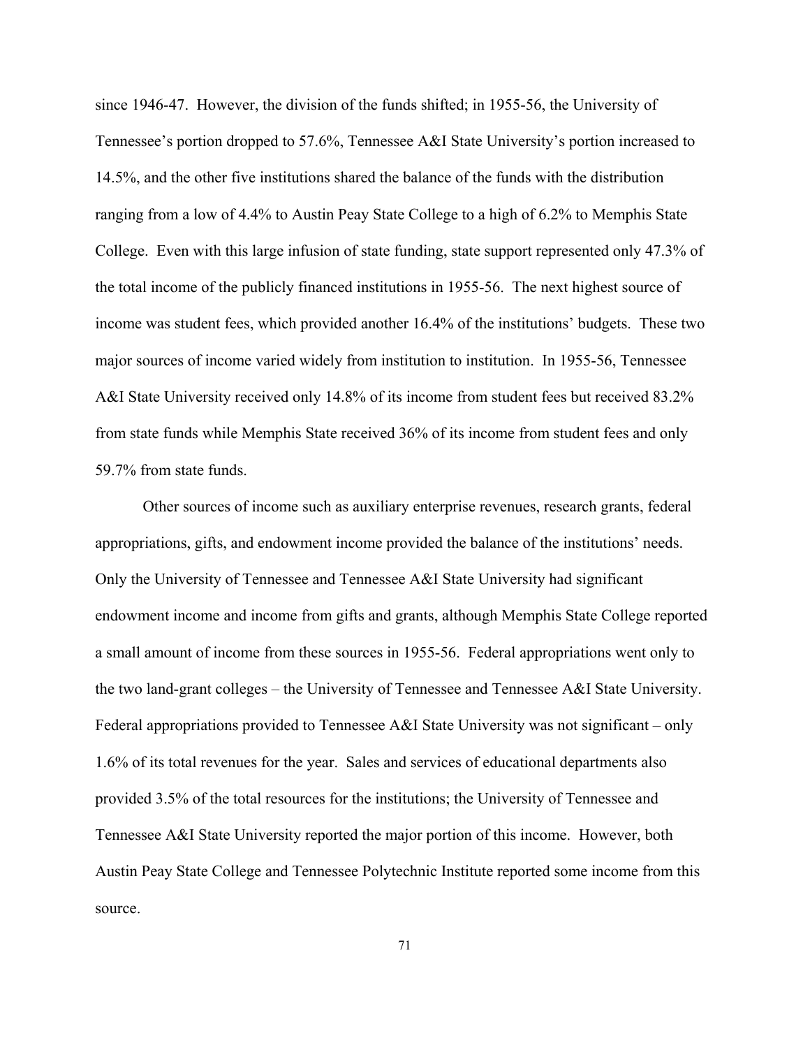since 1946-47. However, the division of the funds shifted; in 1955-56, the University of Tennessee's portion dropped to 57.6%, Tennessee A&I State University's portion increased to 14.5%, and the other five institutions shared the balance of the funds with the distribution ranging from a low of 4.4% to Austin Peay State College to a high of 6.2% to Memphis State College. Even with this large infusion of state funding, state support represented only 47.3% of the total income of the publicly financed institutions in 1955-56. The next highest source of income was student fees, which provided another 16.4% of the institutions' budgets. These two major sources of income varied widely from institution to institution. In 1955-56, Tennessee A&I State University received only 14.8% of its income from student fees but received 83.2% from state funds while Memphis State received 36% of its income from student fees and only 59.7% from state funds.

Other sources of income such as auxiliary enterprise revenues, research grants, federal appropriations, gifts, and endowment income provided the balance of the institutions' needs. Only the University of Tennessee and Tennessee A&I State University had significant endowment income and income from gifts and grants, although Memphis State College reported a small amount of income from these sources in 1955-56. Federal appropriations went only to the two land-grant colleges – the University of Tennessee and Tennessee A&I State University. Federal appropriations provided to Tennessee A&I State University was not significant – only 1.6% of its total revenues for the year. Sales and services of educational departments also provided 3.5% of the total resources for the institutions; the University of Tennessee and Tennessee A&I State University reported the major portion of this income. However, both Austin Peay State College and Tennessee Polytechnic Institute reported some income from this source.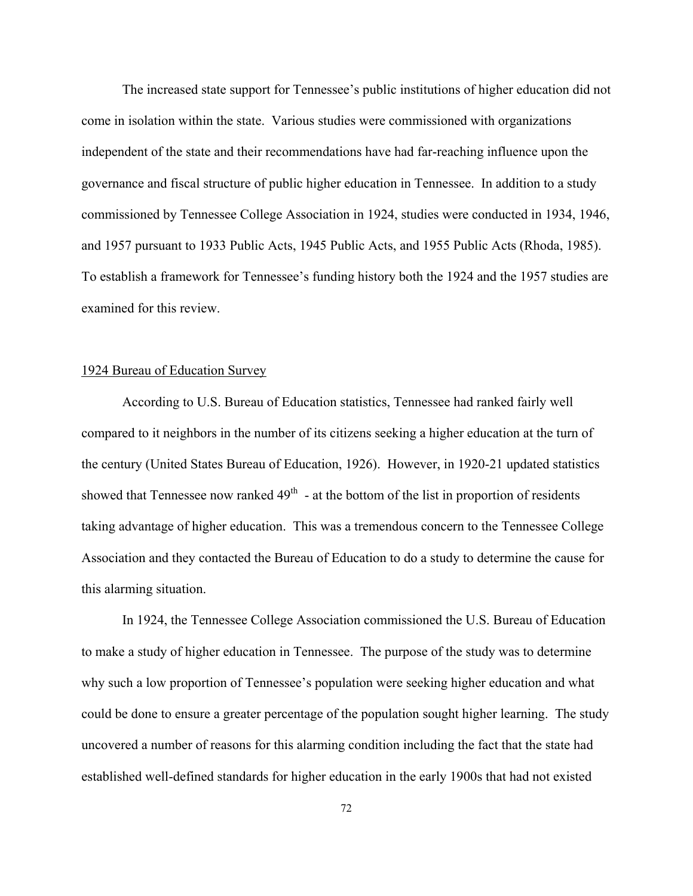The increased state support for Tennessee's public institutions of higher education did not come in isolation within the state. Various studies were commissioned with organizations independent of the state and their recommendations have had far-reaching influence upon the governance and fiscal structure of public higher education in Tennessee. In addition to a study commissioned by Tennessee College Association in 1924, studies were conducted in 1934, 1946, and 1957 pursuant to 1933 Public Acts, 1945 Public Acts, and 1955 Public Acts (Rhoda, 1985). To establish a framework for Tennessee's funding history both the 1924 and the 1957 studies are examined for this review.

## 1924 Bureau of Education Survey

According to U.S. Bureau of Education statistics, Tennessee had ranked fairly well compared to it neighbors in the number of its citizens seeking a higher education at the turn of the century (United States Bureau of Education, 1926). However, in 1920-21 updated statistics showed that Tennessee now ranked 49th - at the bottom of the list in proportion of residents taking advantage of higher education. This was a tremendous concern to the Tennessee College Association and they contacted the Bureau of Education to do a study to determine the cause for this alarming situation.

In 1924, the Tennessee College Association commissioned the U.S. Bureau of Education to make a study of higher education in Tennessee. The purpose of the study was to determine why such a low proportion of Tennessee's population were seeking higher education and what could be done to ensure a greater percentage of the population sought higher learning. The study uncovered a number of reasons for this alarming condition including the fact that the state had established well-defined standards for higher education in the early 1900s that had not existed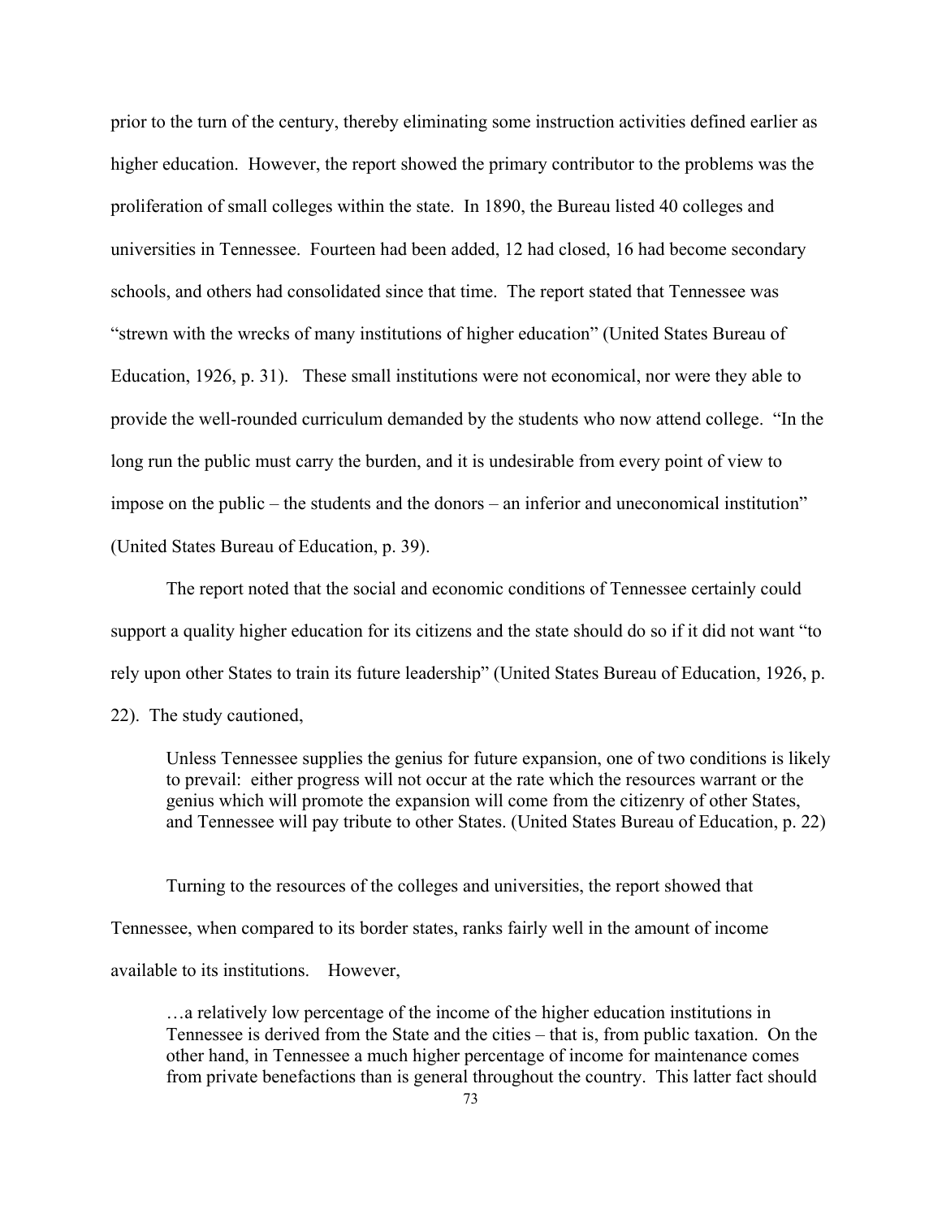prior to the turn of the century, thereby eliminating some instruction activities defined earlier as higher education. However, the report showed the primary contributor to the problems was the proliferation of small colleges within the state. In 1890, the Bureau listed 40 colleges and universities in Tennessee. Fourteen had been added, 12 had closed, 16 had become secondary schools, and others had consolidated since that time. The report stated that Tennessee was "strewn with the wrecks of many institutions of higher education" (United States Bureau of Education, 1926, p. 31). These small institutions were not economical, nor were they able to provide the well-rounded curriculum demanded by the students who now attend college. "In the long run the public must carry the burden, and it is undesirable from every point of view to impose on the public – the students and the donors – an inferior and uneconomical institution" (United States Bureau of Education, p. 39).

The report noted that the social and economic conditions of Tennessee certainly could support a quality higher education for its citizens and the state should do so if it did not want "to rely upon other States to train its future leadership" (United States Bureau of Education, 1926, p. 22). The study cautioned,

> Unless Tennessee supplies the genius for future expansion, one of two conditions is likely to prevail: either progress will not occur at the rate which the resources warrant or the genius which will promote the expansion will come from the citizenry of other States, and Tennessee will pay tribute to other States. (United States Bureau of Education, p. 22)

Turning to the resources of the colleges and universities, the report showed that Tennessee, when compared to its border states, ranks fairly well in the amount of income available to its institutions. However,

> …a relatively low percentage of the income of the higher education institutions in Tennessee is derived from the State and the cities – that is, from public taxation. On the other hand, in Tennessee a much higher percentage of income for maintenance comes from private benefactions than is general throughout the country. This latter fact should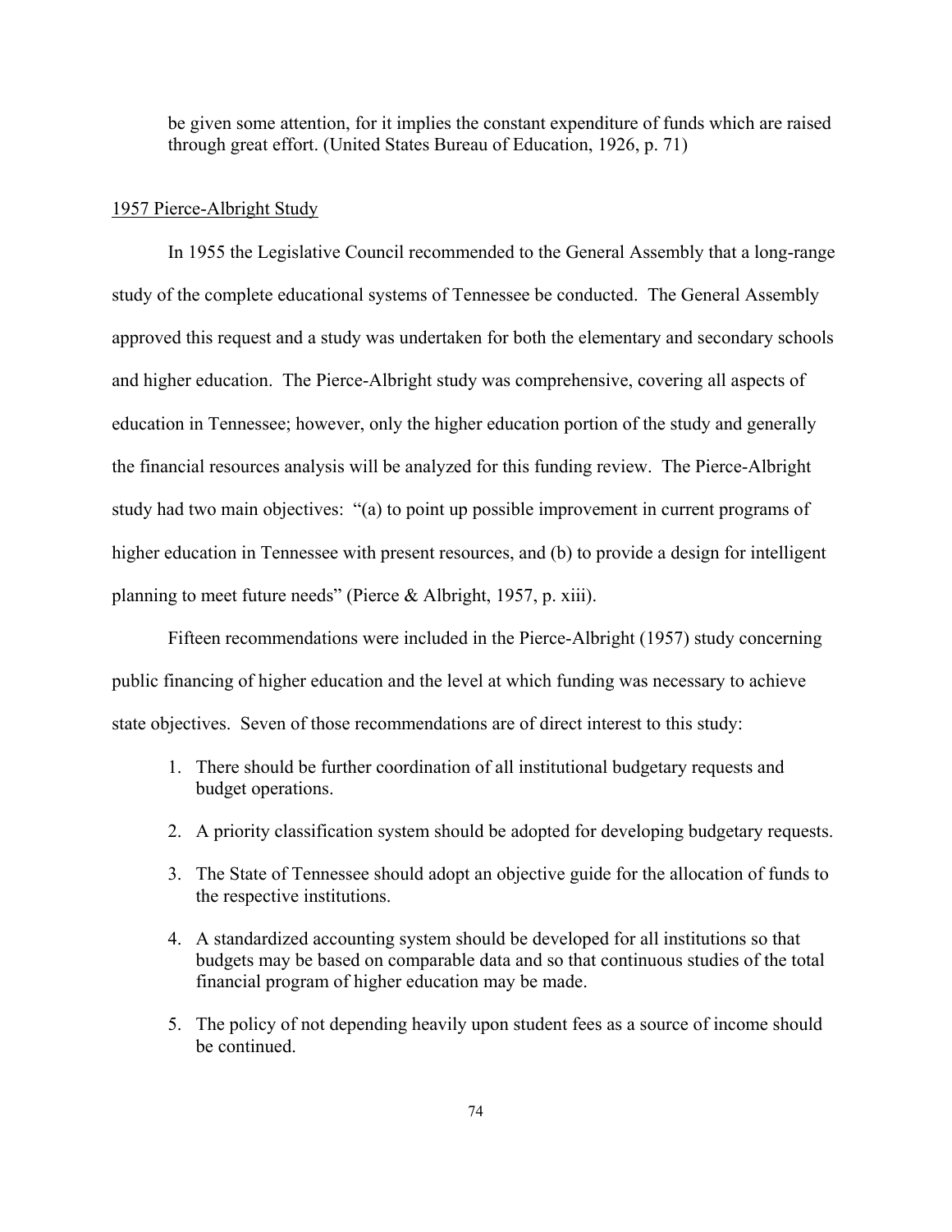> be given some attention, for it implies the constant expenditure of funds which are raised through great effort. (United States Bureau of Education, 1926, p. 71)

<u>1957 Pierce-Albright Study</u>

In 1955 the Legislative Council recommended to the General Assembly that a long-range study of the complete educational systems of Tennessee be conducted. The General Assembly approved this request and a study was undertaken for both the elementary and secondary schools and higher education. The Pierce-Albright study was comprehensive, covering all aspects of education in Tennessee; however, only the higher education portion of the study and generally the financial resources analysis will be analyzed for this funding review. The Pierce-Albright study had two main objectives: "(a) to point up possible improvement in current programs of higher education in Tennessee with present resources, and (b) to provide a design for intelligent planning to meet future needs" (Pierce & Albright, 1957, p. xiii).

Fifteen recommendations were included in the Pierce-Albright (1957) study concerning public financing of higher education and the level at which funding was necessary to achieve state objectives. Seven of those recommendations are of direct interest to this study:

1. There should be further coordination of all institutional budgetary requests and budget operations.
2. A priority classification system should be adopted for developing budgetary requests.
3. The State of Tennessee should adopt an objective guide for the allocation of funds to the respective institutions.
4. A standardized accounting system should be developed for all institutions so that budgets may be based on comparable data and so that continuous studies of the total financial program of higher education may be made.
5. The policy of not depending heavily upon student fees as a source of income should be continued.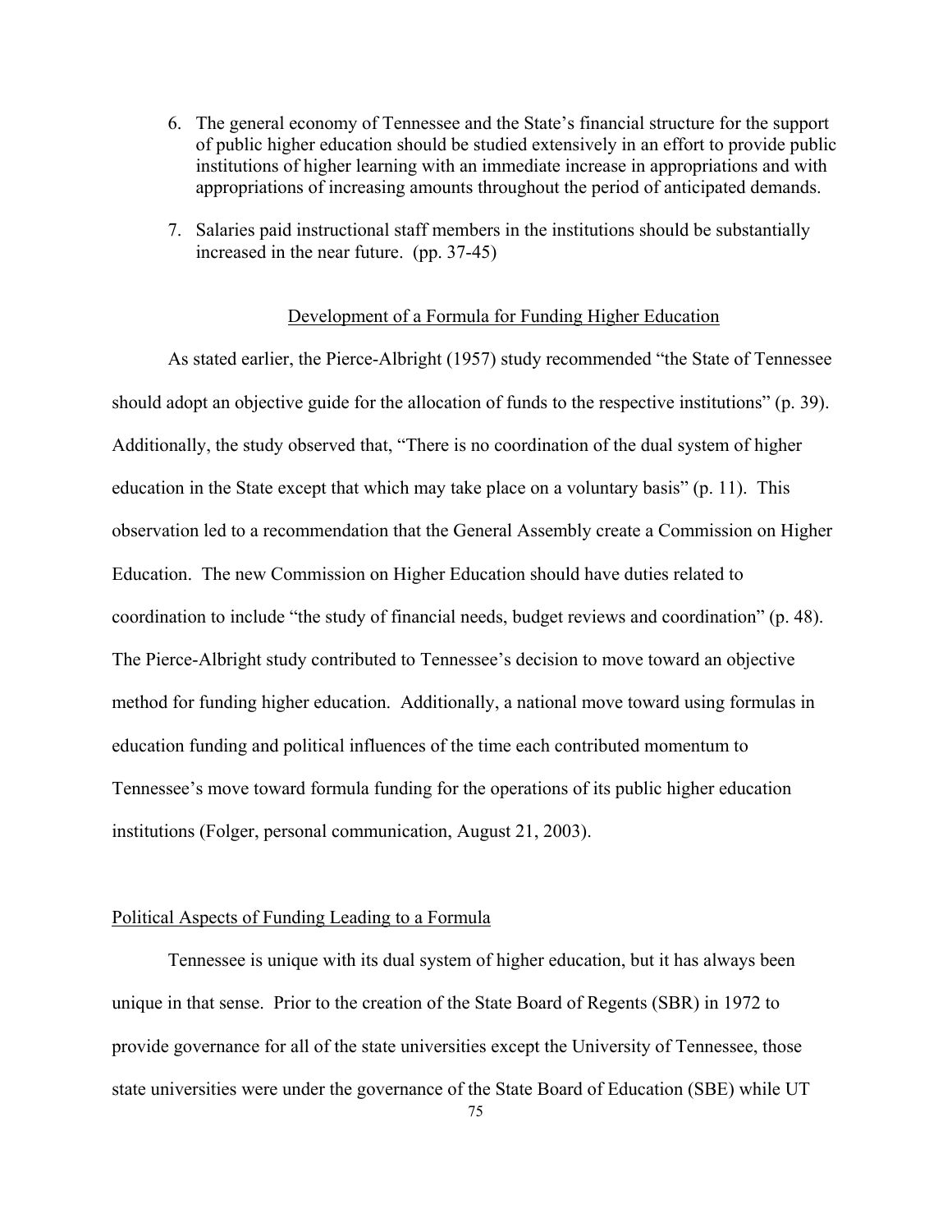6. The general economy of Tennessee and the State's financial structure for the support of public higher education should be studied extensively in an effort to provide public institutions of higher learning with an immediate increase in appropriations and with appropriations of increasing amounts throughout the period of anticipated demands.

7. Salaries paid instructional staff members in the institutions should be substantially increased in the near future. (pp. 37-45)

## Development of a Formula for Funding Higher Education

As stated earlier, the Pierce-Albright (1957) study recommended "the State of Tennessee should adopt an objective guide for the allocation of funds to the respective institutions" (p. 39). Additionally, the study observed that, "There is no coordination of the dual system of higher education in the State except that which may take place on a voluntary basis" (p. 11). This observation led to a recommendation that the General Assembly create a Commission on Higher Education. The new Commission on Higher Education should have duties related to coordination to include "the study of financial needs, budget reviews and coordination" (p. 48). The Pierce-Albright study contributed to Tennessee's decision to move toward an objective method for funding higher education. Additionally, a national move toward using formulas in education funding and political influences of the time each contributed momentum to Tennessee's move toward formula funding for the operations of its public higher education institutions (Folger, personal communication, August 21, 2003).

### Political Aspects of Funding Leading to a Formula

Tennessee is unique with its dual system of higher education, but it has always been unique in that sense. Prior to the creation of the State Board of Regents (SBR) in 1972 to provide governance for all of the state universities except the University of Tennessee, those state universities were under the governance of the State Board of Education (SBE) while UT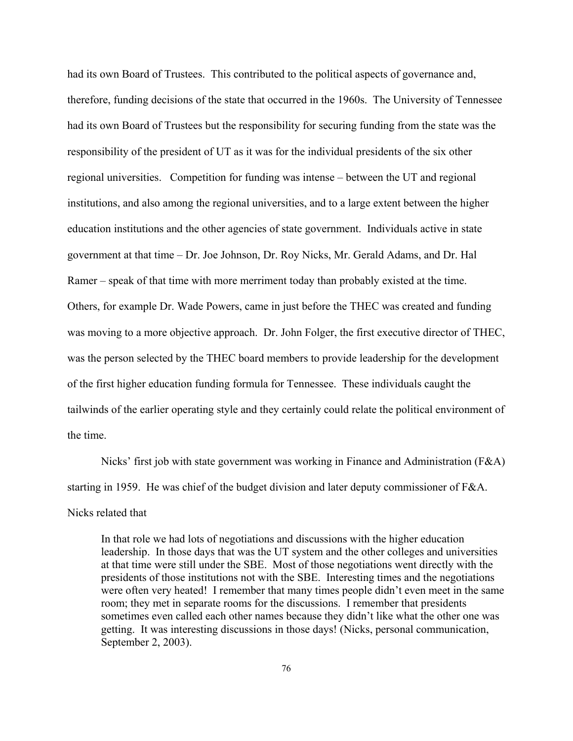had its own Board of Trustees. This contributed to the political aspects of governance and, therefore, funding decisions of the state that occurred in the 1960s. The University of Tennessee had its own Board of Trustees but the responsibility for securing funding from the state was the responsibility of the president of UT as it was for the individual presidents of the six other regional universities. Competition for funding was intense – between the UT and regional institutions, and also among the regional universities, and to a large extent between the higher education institutions and the other agencies of state government. Individuals active in state government at that time – Dr. Joe Johnson, Dr. Roy Nicks, Mr. Gerald Adams, and Dr. Hal Ramer – speak of that time with more merriment today than probably existed at the time. Others, for example Dr. Wade Powers, came in just before the THEC was created and funding was moving to a more objective approach. Dr. John Folger, the first executive director of THEC, was the person selected by the THEC board members to provide leadership for the development of the first higher education funding formula for Tennessee. These individuals caught the tailwinds of the earlier operating style and they certainly could relate the political environment of the time.

Nicks' first job with state government was working in Finance and Administration (F&A) starting in 1959. He was chief of the budget division and later deputy commissioner of F&A. Nicks related that

> In that role we had lots of negotiations and discussions with the higher education leadership. In those days that was the UT system and the other colleges and universities at that time were still under the SBE. Most of those negotiations went directly with the presidents of those institutions not with the SBE. Interesting times and the negotiations were often very heated! I remember that many times people didn't even meet in the same room; they met in separate rooms for the discussions. I remember that presidents sometimes even called each other names because they didn't like what the other one was getting. It was interesting discussions in those days! (Nicks, personal communication, September 2, 2003).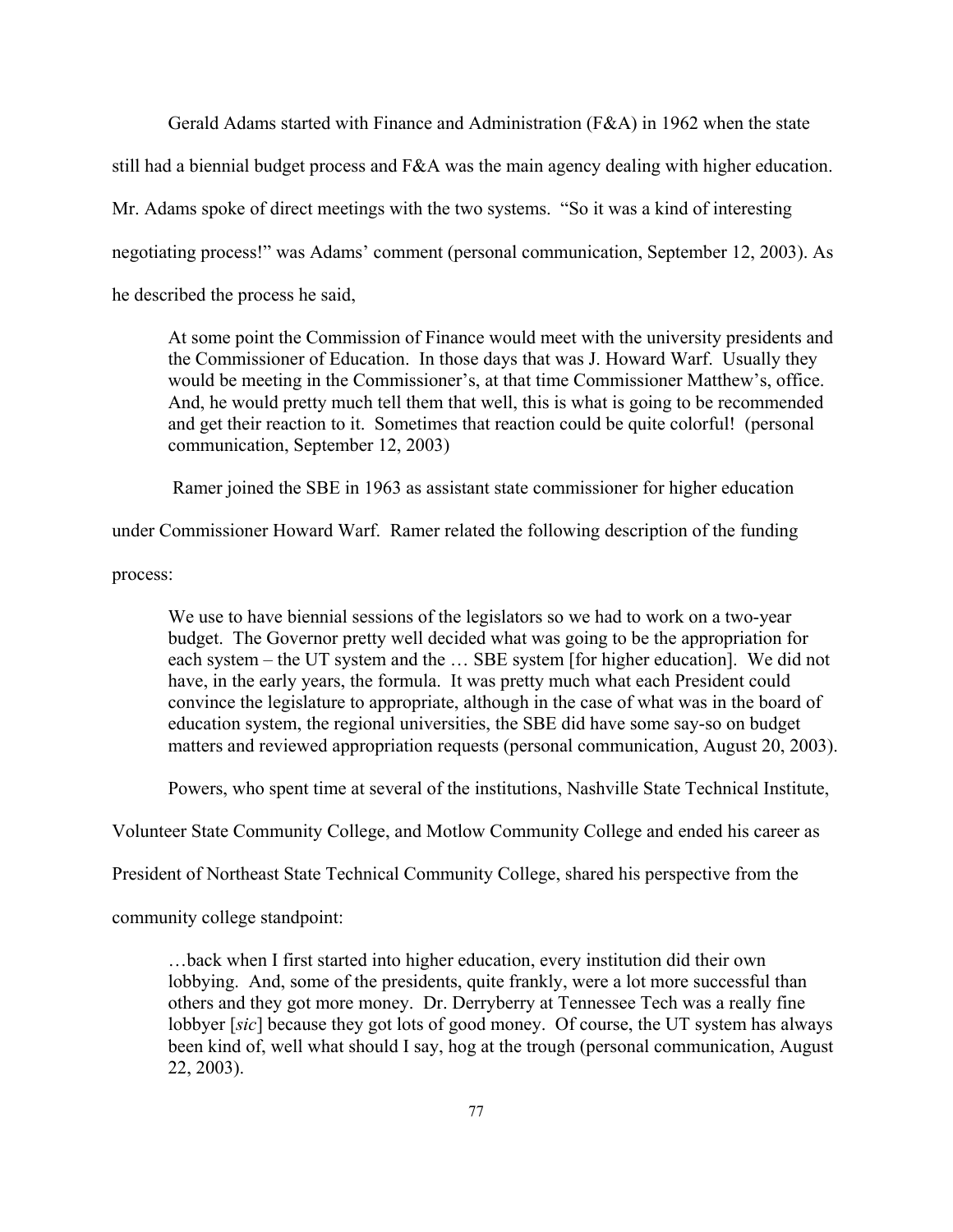Gerald Adams started with Finance and Administration (F&A) in 1962 when the state still had a biennial budget process and F&A was the main agency dealing with higher education. Mr. Adams spoke of direct meetings with the two systems. "So it was a kind of interesting negotiating process!" was Adams' comment (personal communication, September 12, 2003). As he described the process he said,

> At some point the Commission of Finance would meet with the university presidents and the Commissioner of Education. In those days that was J. Howard Warf. Usually they would be meeting in the Commissioner's, at that time Commissioner Matthew's, office. And, he would pretty much tell them that well, this is what is going to be recommended and get their reaction to it. Sometimes that reaction could be quite colorful! (personal communication, September 12, 2003)

Ramer joined the SBE in 1963 as assistant state commissioner for higher education under Commissioner Howard Warf. Ramer related the following description of the funding process:

> We use to have biennial sessions of the legislators so we had to work on a two-year budget. The Governor pretty well decided what was going to be the appropriation for each system – the UT system and the … SBE system [for higher education]. We did not have, in the early years, the formula. It was pretty much what each President could convince the legislature to appropriate, although in the case of what was in the board of education system, the regional universities, the SBE did have some say-so on budget matters and reviewed appropriation requests (personal communication, August 20, 2003).

Powers, who spent time at several of the institutions, Nashville State Technical Institute, Volunteer State Community College, and Motlow Community College and ended his career as President of Northeast State Technical Community College, shared his perspective from the community college standpoint:

> …back when I first started into higher education, every institution did their own lobbying. And, some of the presidents, quite frankly, were a lot more successful than others and they got more money. Dr. Derryberry at Tennessee Tech was a really fine lobbyer [*sic*] because they got lots of good money. Of course, the UT system has always been kind of, well what should I say, hog at the trough (personal communication, August 22, 2003).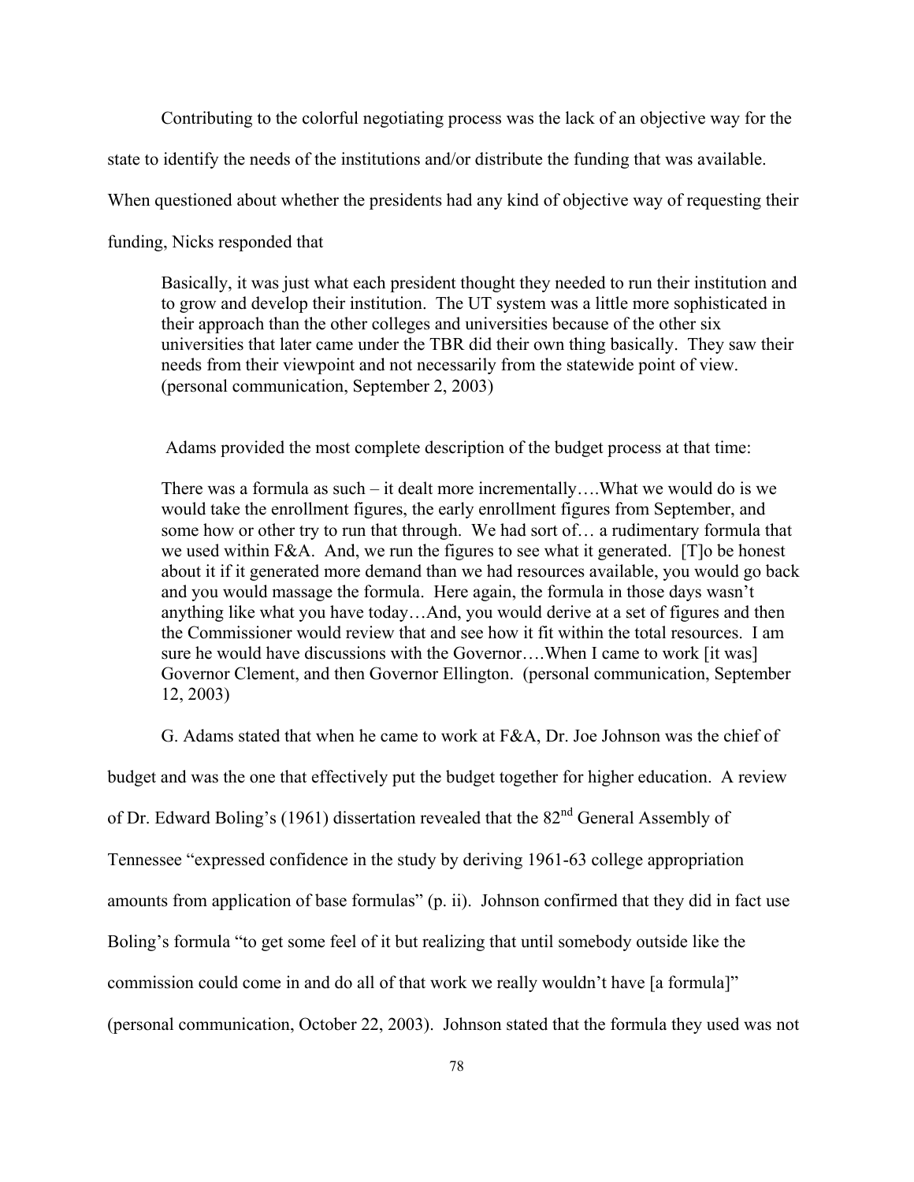Contributing to the colorful negotiating process was the lack of an objective way for the state to identify the needs of the institutions and/or distribute the funding that was available. When questioned about whether the presidents had any kind of objective way of requesting their funding, Nicks responded that

> Basically, it was just what each president thought they needed to run their institution and to grow and develop their institution. The UT system was a little more sophisticated in their approach than the other colleges and universities because of the other six universities that later came under the TBR did their own thing basically. They saw their needs from their viewpoint and not necessarily from the statewide point of view. (personal communication, September 2, 2003)

Adams provided the most complete description of the budget process at that time:

> There was a formula as such – it dealt more incrementally….What we would do is we would take the enrollment figures, the early enrollment figures from September, and some how or other try to run that through. We had sort of… a rudimentary formula that we used within F&A. And, we run the figures to see what it generated. [T]o be honest about it if it generated more demand than we had resources available, you would go back and you would massage the formula. Here again, the formula in those days wasn't anything like what you have today…And, you would derive at a set of figures and then the Commissioner would review that and see how it fit within the total resources. I am sure he would have discussions with the Governor….When I came to work [it was] Governor Clement, and then Governor Ellington. (personal communication, September 12, 2003)

G. Adams stated that when he came to work at F&A, Dr. Joe Johnson was the chief of budget and was the one that effectively put the budget together for higher education. A review of Dr. Edward Boling's (1961) dissertation revealed that the 82nd General Assembly of Tennessee "expressed confidence in the study by deriving 1961-63 college appropriation amounts from application of base formulas" (p. ii). Johnson confirmed that they did in fact use Boling's formula "to get some feel of it but realizing that until somebody outside like the commission could come in and do all of that work we really wouldn't have [a formula]" (personal communication, October 22, 2003). Johnson stated that the formula they used was not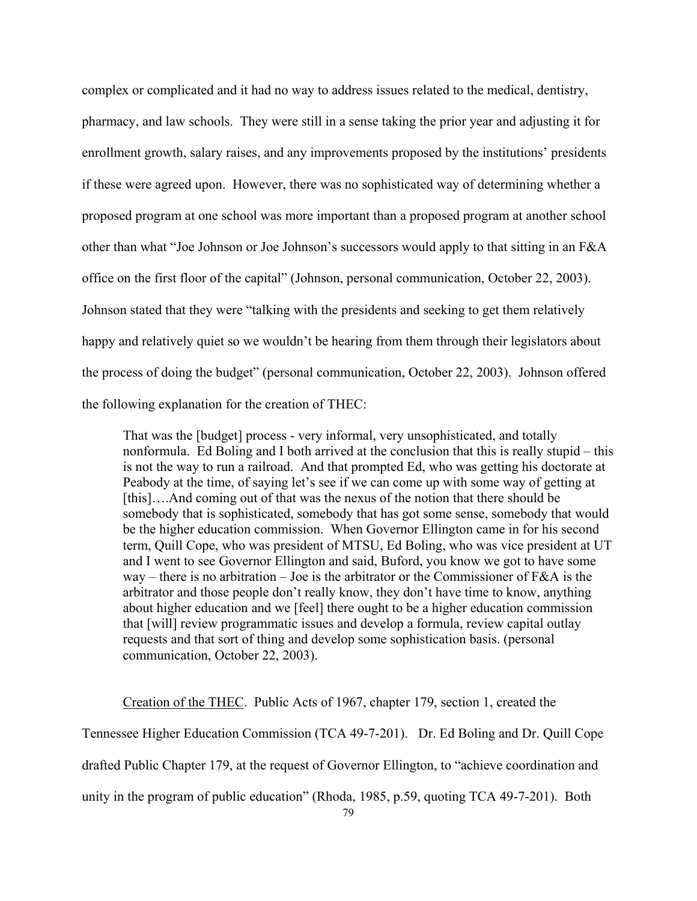complex or complicated and it had no way to address issues related to the medical, dentistry, pharmacy, and law schools. They were still in a sense taking the prior year and adjusting it for enrollment growth, salary raises, and any improvements proposed by the institutions' presidents if these were agreed upon. However, there was no sophisticated way of determining whether a proposed program at one school was more important than a proposed program at another school other than what "Joe Johnson or Joe Johnson's successors would apply to that sitting in an F&A office on the first floor of the capital" (Johnson, personal communication, October 22, 2003). Johnson stated that they were "talking with the presidents and seeking to get them relatively happy and relatively quiet so we wouldn't be hearing from them through their legislators about the process of doing the budget" (personal communication, October 22, 2003). Johnson offered the following explanation for the creation of THEC:

> That was the [budget] process - very informal, very unsophisticated, and totally nonformula. Ed Boling and I both arrived at the conclusion that this is really stupid – this is not the way to run a railroad. And that prompted Ed, who was getting his doctorate at Peabody at the time, of saying let's see if we can come up with some way of getting at [this]….And coming out of that was the nexus of the notion that there should be somebody that is sophisticated, somebody that has got some sense, somebody that would be the higher education commission. When Governor Ellington came in for his second term, Quill Cope, who was president of MTSU, Ed Boling, who was vice president at UT and I went to see Governor Ellington and said, Buford, you know we got to have some way – there is no arbitration – Joe is the arbitrator or the Commissioner of F&A is the arbitrator and those people don't really know, they don't have time to know, anything about higher education and we [feel] there ought to be a higher education commission that [will] review programmatic issues and develop a formula, review capital outlay requests and that sort of thing and develop some sophistication basis. (personal communication, October 22, 2003).

<u>Creation of the THEC</u>. Public Acts of 1967, chapter 179, section 1, created the Tennessee Higher Education Commission (TCA 49-7-201). Dr. Ed Boling and Dr. Quill Cope drafted Public Chapter 179, at the request of Governor Ellington, to "achieve coordination and unity in the program of public education" (Rhoda, 1985, p.59, quoting TCA 49-7-201). Both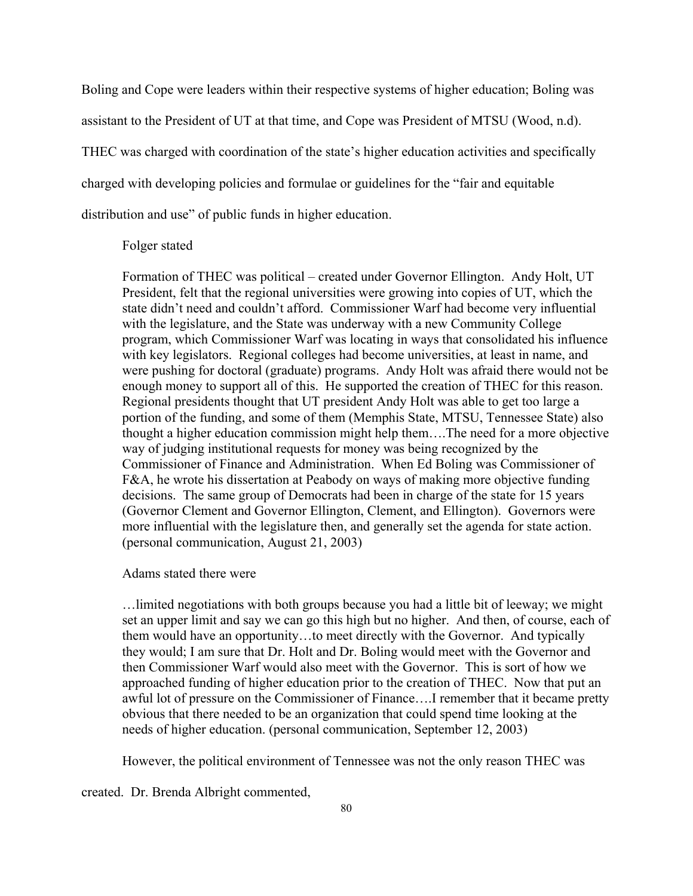Boling and Cope were leaders within their respective systems of higher education; Boling was assistant to the President of UT at that time, and Cope was President of MTSU (Wood, n.d). THEC was charged with coordination of the state's higher education activities and specifically charged with developing policies and formulae or guidelines for the "fair and equitable distribution and use" of public funds in higher education.

Folger stated

> Formation of THEC was political – created under Governor Ellington. Andy Holt, UT President, felt that the regional universities were growing into copies of UT, which the state didn't need and couldn't afford. Commissioner Warf had become very influential with the legislature, and the State was underway with a new Community College program, which Commissioner Warf was locating in ways that consolidated his influence with key legislators. Regional colleges had become universities, at least in name, and were pushing for doctoral (graduate) programs. Andy Holt was afraid there would not be enough money to support all of this. He supported the creation of THEC for this reason. Regional presidents thought that UT president Andy Holt was able to get too large a portion of the funding, and some of them (Memphis State, MTSU, Tennessee State) also thought a higher education commission might help them….The need for a more objective way of judging institutional requests for money was being recognized by the Commissioner of Finance and Administration. When Ed Boling was Commissioner of F&A, he wrote his dissertation at Peabody on ways of making more objective funding decisions. The same group of Democrats had been in charge of the state for 15 years (Governor Clement and Governor Ellington, Clement, and Ellington). Governors were more influential with the legislature then, and generally set the agenda for state action. (personal communication, August 21, 2003)

Adams stated there were

> …limited negotiations with both groups because you had a little bit of leeway; we might set an upper limit and say we can go this high but no higher. And then, of course, each of them would have an opportunity…to meet directly with the Governor. And typically they would; I am sure that Dr. Holt and Dr. Boling would meet with the Governor and then Commissioner Warf would also meet with the Governor. This is sort of how we approached funding of higher education prior to the creation of THEC. Now that put an awful lot of pressure on the Commissioner of Finance….I remember that it became pretty obvious that there needed to be an organization that could spend time looking at the needs of higher education. (personal communication, September 12, 2003)

However, the political environment of Tennessee was not the only reason THEC was created. Dr. Brenda Albright commented,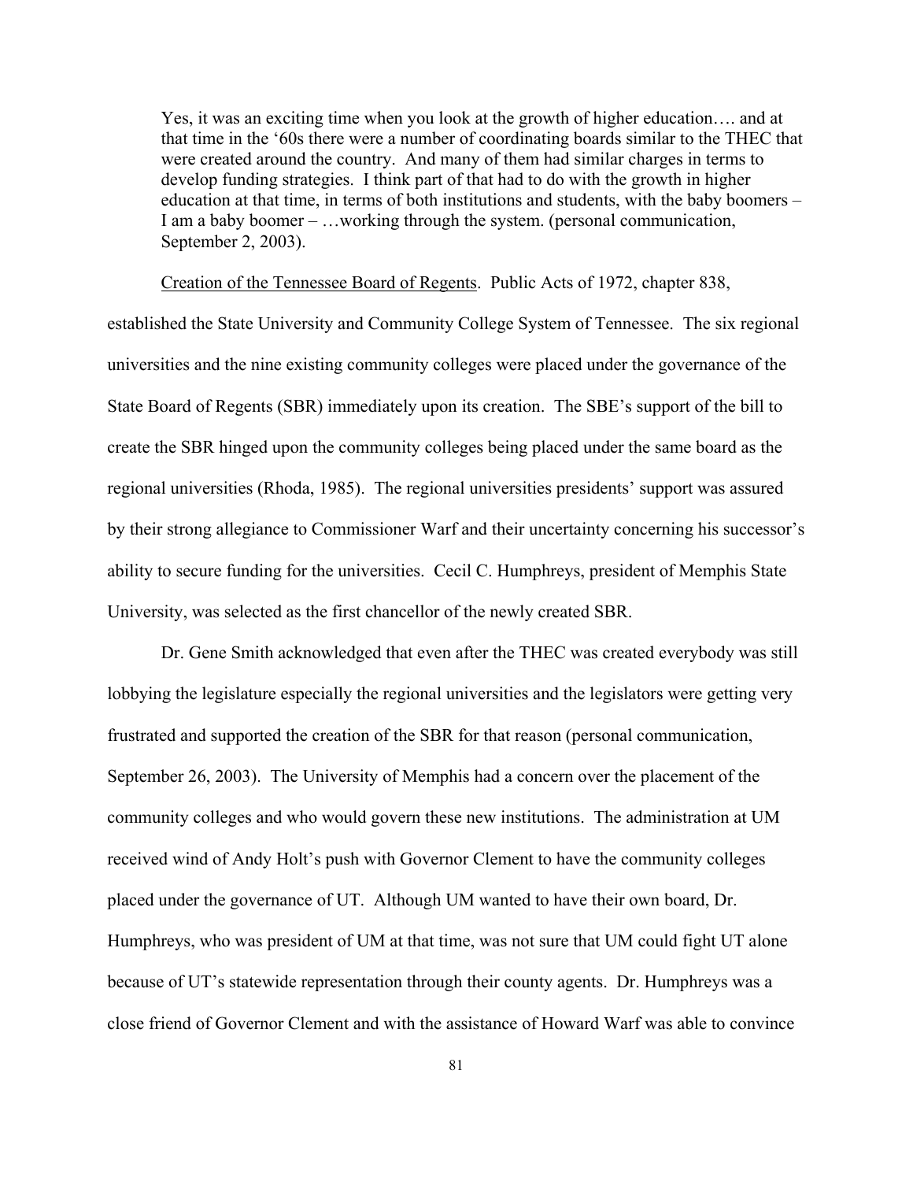> Yes, it was an exciting time when you look at the growth of higher education…. and at that time in the '60s there were a number of coordinating boards similar to the THEC that were created around the country. And many of them had similar charges in terms to develop funding strategies. I think part of that had to do with the growth in higher education at that time, in terms of both institutions and students, with the baby boomers – I am a baby boomer – …working through the system. (personal communication, September 2, 2003).

Creation of the Tennessee Board of Regents. Public Acts of 1972, chapter 838, established the State University and Community College System of Tennessee. The six regional universities and the nine existing community colleges were placed under the governance of the State Board of Regents (SBR) immediately upon its creation. The SBE's support of the bill to create the SBR hinged upon the community colleges being placed under the same board as the regional universities (Rhoda, 1985). The regional universities presidents' support was assured by their strong allegiance to Commissioner Warf and their uncertainty concerning his successor's ability to secure funding for the universities. Cecil C. Humphreys, president of Memphis State University, was selected as the first chancellor of the newly created SBR.

Dr. Gene Smith acknowledged that even after the THEC was created everybody was still lobbying the legislature especially the regional universities and the legislators were getting very frustrated and supported the creation of the SBR for that reason (personal communication, September 26, 2003). The University of Memphis had a concern over the placement of the community colleges and who would govern these new institutions. The administration at UM received wind of Andy Holt's push with Governor Clement to have the community colleges placed under the governance of UT. Although UM wanted to have their own board, Dr. Humphreys, who was president of UM at that time, was not sure that UM could fight UT alone because of UT's statewide representation through their county agents. Dr. Humphreys was a close friend of Governor Clement and with the assistance of Howard Warf was able to convince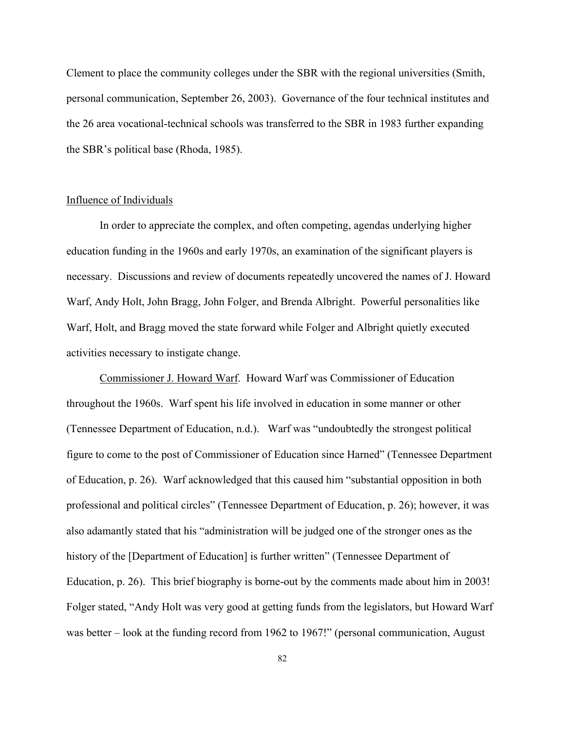Clement to place the community colleges under the SBR with the regional universities (Smith, personal communication, September 26, 2003). Governance of the four technical institutes and the 26 area vocational-technical schools was transferred to the SBR in 1983 further expanding the SBR's political base (Rhoda, 1985).

## Influence of Individuals

In order to appreciate the complex, and often competing, agendas underlying higher education funding in the 1960s and early 1970s, an examination of the significant players is necessary. Discussions and review of documents repeatedly uncovered the names of J. Howard Warf, Andy Holt, John Bragg, John Folger, and Brenda Albright. Powerful personalities like Warf, Holt, and Bragg moved the state forward while Folger and Albright quietly executed activities necessary to instigate change.

Commissioner J. Howard Warf. Howard Warf was Commissioner of Education throughout the 1960s. Warf spent his life involved in education in some manner or other (Tennessee Department of Education, n.d.). Warf was "undoubtedly the strongest political figure to come to the post of Commissioner of Education since Harned" (Tennessee Department of Education, p. 26). Warf acknowledged that this caused him "substantial opposition in both professional and political circles" (Tennessee Department of Education, p. 26); however, it was also adamantly stated that his "administration will be judged one of the stronger ones as the history of the [Department of Education] is further written" (Tennessee Department of Education, p. 26). This brief biography is borne-out by the comments made about him in 2003! Folger stated, "Andy Holt was very good at getting funds from the legislators, but Howard Warf was better – look at the funding record from 1962 to 1967!" (personal communication, August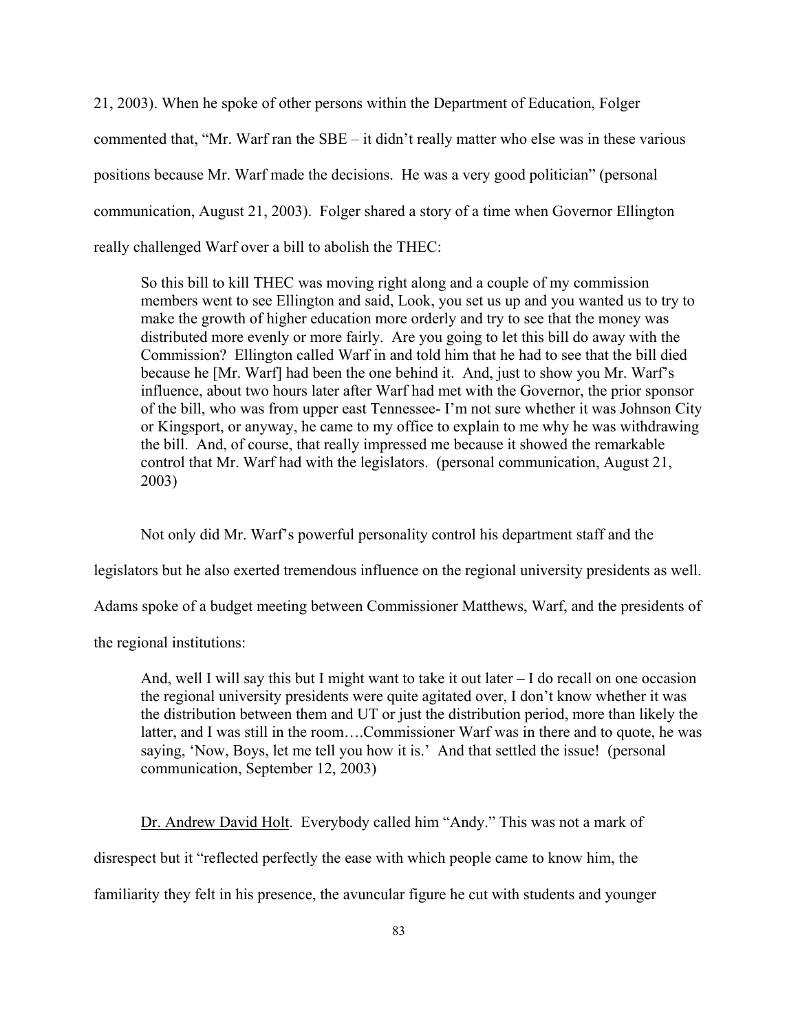21, 2003). When he spoke of other persons within the Department of Education, Folger commented that, "Mr. Warf ran the SBE – it didn't really matter who else was in these various positions because Mr. Warf made the decisions. He was a very good politician" (personal communication, August 21, 2003). Folger shared a story of a time when Governor Ellington really challenged Warf over a bill to abolish the THEC:

> So this bill to kill THEC was moving right along and a couple of my commission members went to see Ellington and said, Look, you set us up and you wanted us to try to make the growth of higher education more orderly and try to see that the money was distributed more evenly or more fairly. Are you going to let this bill do away with the Commission? Ellington called Warf in and told him that he had to see that the bill died because he [Mr. Warf] had been the one behind it. And, just to show you Mr. Warf's influence, about two hours later after Warf had met with the Governor, the prior sponsor of the bill, who was from upper east Tennessee- I'm not sure whether it was Johnson City or Kingsport, or anyway, he came to my office to explain to me why he was withdrawing the bill. And, of course, that really impressed me because it showed the remarkable control that Mr. Warf had with the legislators. (personal communication, August 21, 2003)

Not only did Mr. Warf's powerful personality control his department staff and the legislators but he also exerted tremendous influence on the regional university presidents as well. Adams spoke of a budget meeting between Commissioner Matthews, Warf, and the presidents of the regional institutions:

> And, well I will say this but I might want to take it out later – I do recall on one occasion the regional university presidents were quite agitated over, I don't know whether it was the distribution between them and UT or just the distribution period, more than likely the latter, and I was still in the room….Commissioner Warf was in there and to quote, he was saying, 'Now, Boys, let me tell you how it is.' And that settled the issue! (personal communication, September 12, 2003)

<u>Dr. Andrew David Holt</u>. Everybody called him "Andy." This was not a mark of disrespect but it "reflected perfectly the ease with which people came to know him, the familiarity they felt in his presence, the avuncular figure he cut with students and younger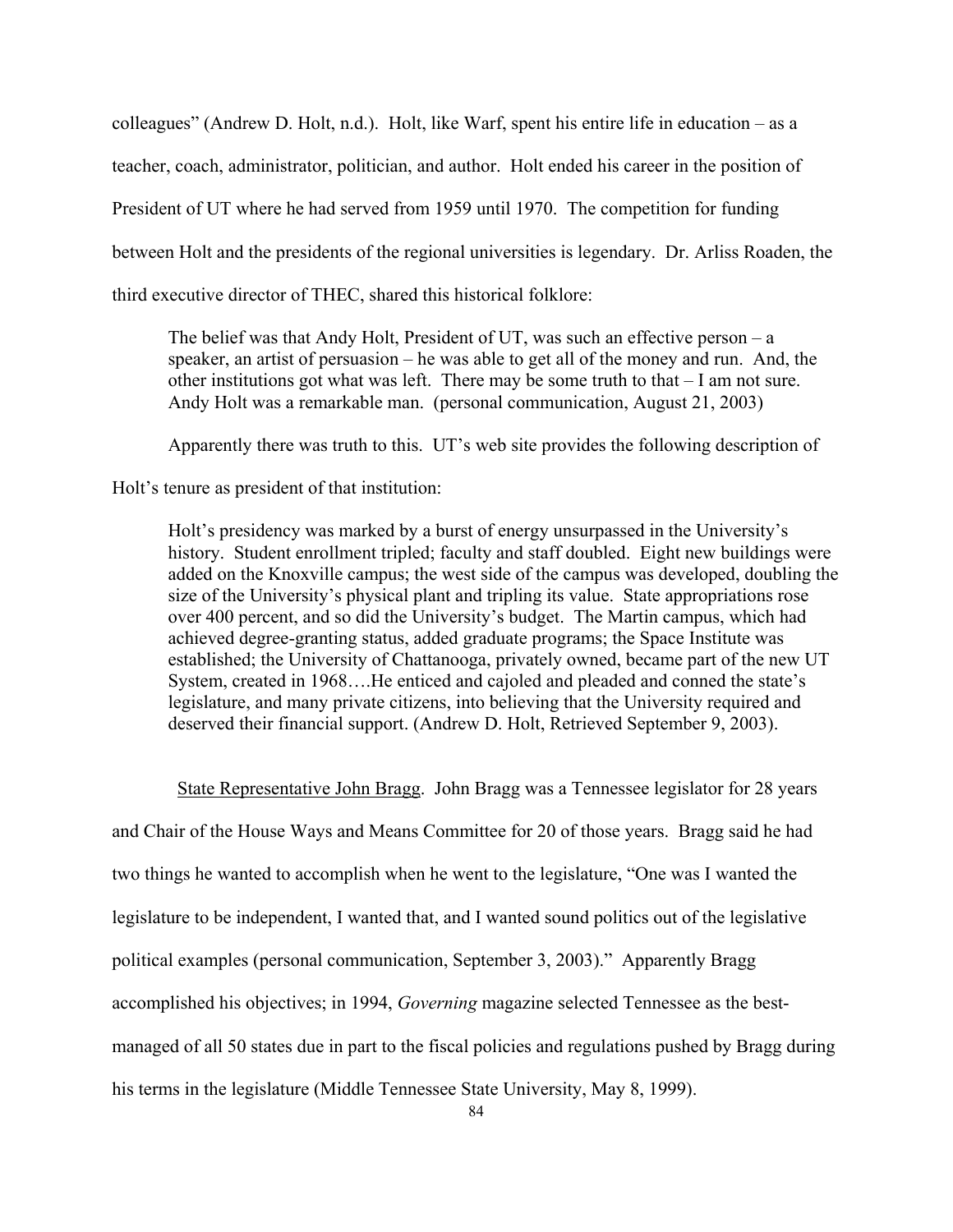colleagues" (Andrew D. Holt, n.d.). Holt, like Warf, spent his entire life in education – as a teacher, coach, administrator, politician, and author. Holt ended his career in the position of President of UT where he had served from 1959 until 1970. The competition for funding between Holt and the presidents of the regional universities is legendary. Dr. Arliss Roaden, the third executive director of THEC, shared this historical folklore:

> The belief was that Andy Holt, President of UT, was such an effective person – a speaker, an artist of persuasion – he was able to get all of the money and run. And, the other institutions got what was left. There may be some truth to that – I am not sure. Andy Holt was a remarkable man. (personal communication, August 21, 2003)

Apparently there was truth to this. UT's web site provides the following description of Holt's tenure as president of that institution:

> Holt's presidency was marked by a burst of energy unsurpassed in the University's history. Student enrollment tripled; faculty and staff doubled. Eight new buildings were added on the Knoxville campus; the west side of the campus was developed, doubling the size of the University's physical plant and tripling its value. State appropriations rose over 400 percent, and so did the University's budget. The Martin campus, which had achieved degree-granting status, added graduate programs; the Space Institute was established; the University of Chattanooga, privately owned, became part of the new UT System, created in 1968….He enticed and cajoled and pleaded and conned the state's legislature, and many private citizens, into believing that the University required and deserved their financial support. (Andrew D. Holt, Retrieved September 9, 2003).

State Representative John Bragg. John Bragg was a Tennessee legislator for 28 years and Chair of the House Ways and Means Committee for 20 of those years. Bragg said he had two things he wanted to accomplish when he went to the legislature, "One was I wanted the legislature to be independent, I wanted that, and I wanted sound politics out of the legislative political examples (personal communication, September 3, 2003)." Apparently Bragg accomplished his objectives; in 1994, *Governing* magazine selected Tennessee as the best-managed of all 50 states due in part to the fiscal policies and regulations pushed by Bragg during his terms in the legislature (Middle Tennessee State University, May 8, 1999).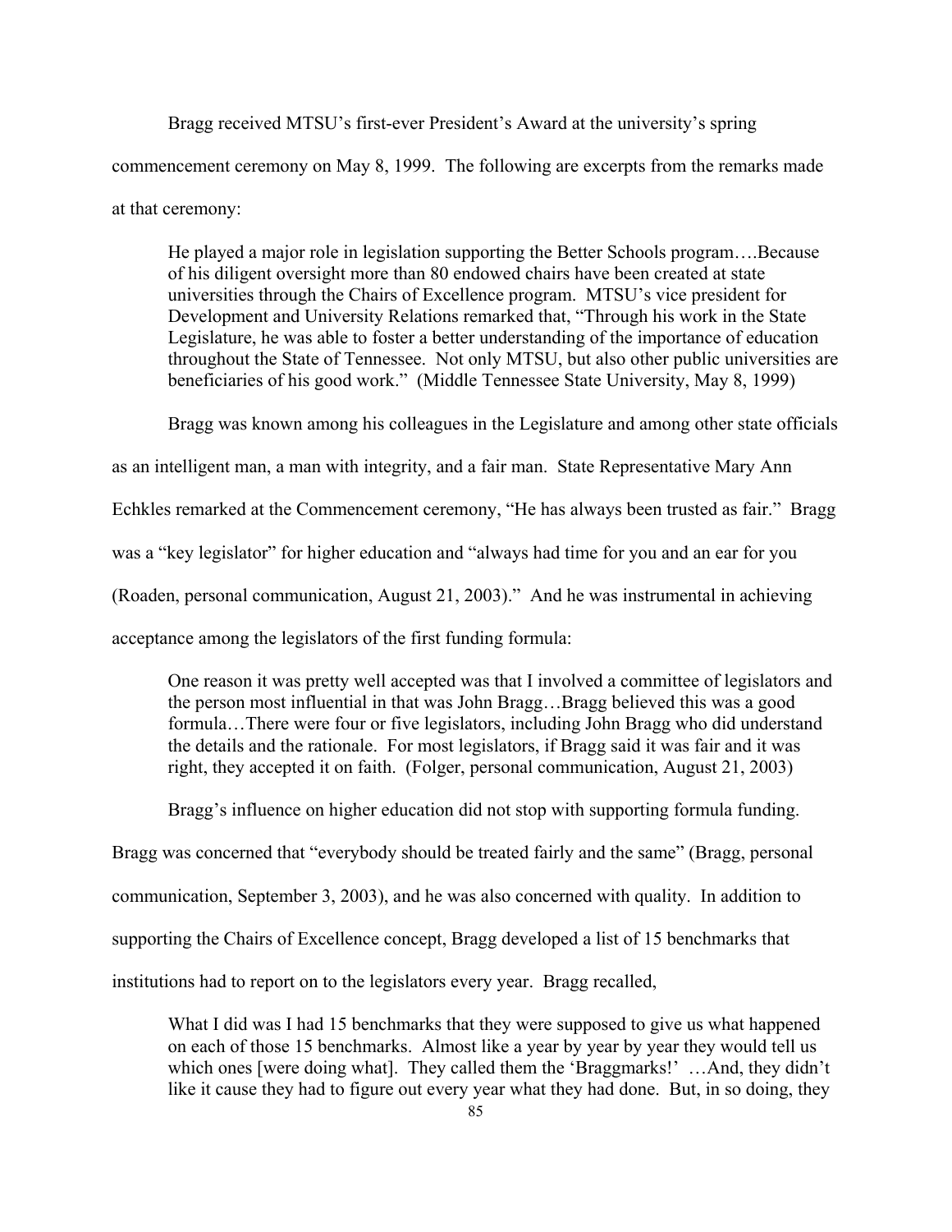Bragg received MTSU's first-ever President's Award at the university's spring commencement ceremony on May 8, 1999. The following are excerpts from the remarks made at that ceremony:

> He played a major role in legislation supporting the Better Schools program….Because of his diligent oversight more than 80 endowed chairs have been created at state universities through the Chairs of Excellence program. MTSU's vice president for Development and University Relations remarked that, "Through his work in the State Legislature, he was able to foster a better understanding of the importance of education throughout the State of Tennessee. Not only MTSU, but also other public universities are beneficiaries of his good work." (Middle Tennessee State University, May 8, 1999)

Bragg was known among his colleagues in the Legislature and among other state officials as an intelligent man, a man with integrity, and a fair man. State Representative Mary Ann Echkles remarked at the Commencement ceremony, "He has always been trusted as fair." Bragg was a "key legislator" for higher education and "always had time for you and an ear for you (Roaden, personal communication, August 21, 2003)." And he was instrumental in achieving acceptance among the legislators of the first funding formula:

> One reason it was pretty well accepted was that I involved a committee of legislators and the person most influential in that was John Bragg…Bragg believed this was a good formula…There were four or five legislators, including John Bragg who did understand the details and the rationale. For most legislators, if Bragg said it was fair and it was right, they accepted it on faith. (Folger, personal communication, August 21, 2003)

Bragg's influence on higher education did not stop with supporting formula funding. Bragg was concerned that "everybody should be treated fairly and the same" (Bragg, personal communication, September 3, 2003), and he was also concerned with quality. In addition to supporting the Chairs of Excellence concept, Bragg developed a list of 15 benchmarks that institutions had to report on to the legislators every year. Bragg recalled,

> What I did was I had 15 benchmarks that they were supposed to give us what happened on each of those 15 benchmarks. Almost like a year by year by year they would tell us which ones [were doing what]. They called them the 'Braggmarks!' …And, they didn't like it cause they had to figure out every year what they had done. But, in so doing, they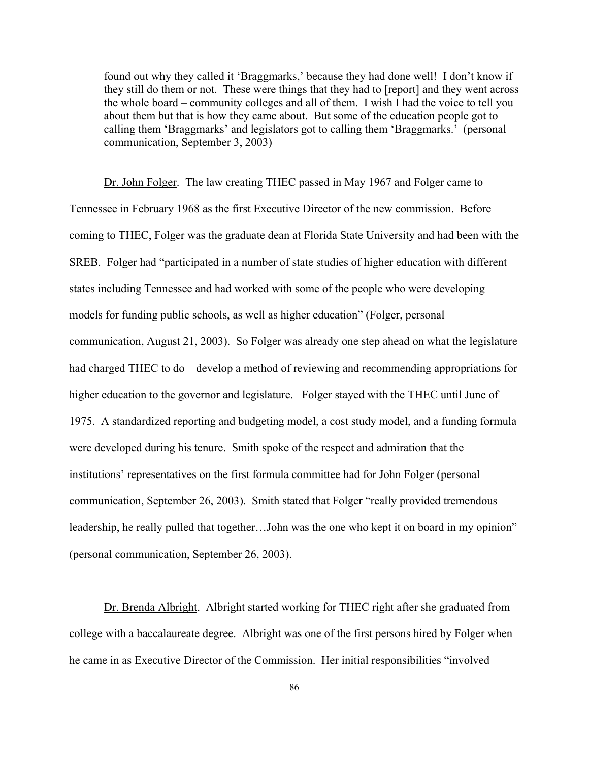> found out why they called it 'Braggmarks,' because they had done well! I don't know if they still do them or not. These were things that they had to [report] and they went across the whole board – community colleges and all of them. I wish I had the voice to tell you about them but that is how they came about. But some of the education people got to calling them 'Braggmarks' and legislators got to calling them 'Braggmarks.' (personal communication, September 3, 2003)

<u>Dr. John Folger</u>. The law creating THEC passed in May 1967 and Folger came to Tennessee in February 1968 as the first Executive Director of the new commission. Before coming to THEC, Folger was the graduate dean at Florida State University and had been with the SREB. Folger had "participated in a number of state studies of higher education with different states including Tennessee and had worked with some of the people who were developing models for funding public schools, as well as higher education" (Folger, personal communication, August 21, 2003). So Folger was already one step ahead on what the legislature had charged THEC to do – develop a method of reviewing and recommending appropriations for higher education to the governor and legislature. Folger stayed with the THEC until June of 1975. A standardized reporting and budgeting model, a cost study model, and a funding formula were developed during his tenure. Smith spoke of the respect and admiration that the institutions' representatives on the first formula committee had for John Folger (personal communication, September 26, 2003). Smith stated that Folger "really provided tremendous leadership, he really pulled that together…John was the one who kept it on board in my opinion" (personal communication, September 26, 2003).

<u>Dr. Brenda Albright</u>. Albright started working for THEC right after she graduated from college with a baccalaureate degree. Albright was one of the first persons hired by Folger when he came in as Executive Director of the Commission. Her initial responsibilities "involved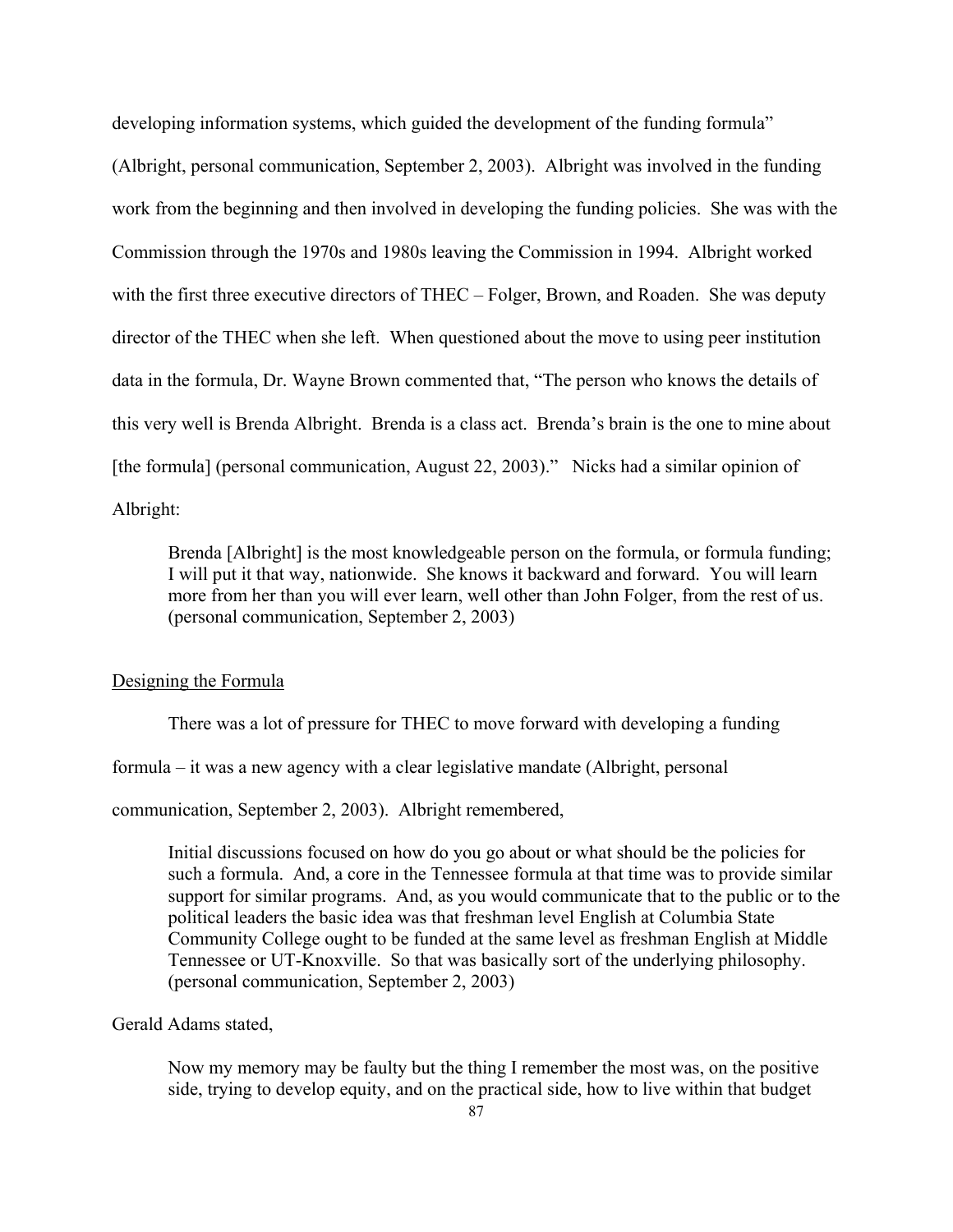developing information systems, which guided the development of the funding formula" (Albright, personal communication, September 2, 2003). Albright was involved in the funding work from the beginning and then involved in developing the funding policies. She was with the Commission through the 1970s and 1980s leaving the Commission in 1994. Albright worked with the first three executive directors of THEC – Folger, Brown, and Roaden. She was deputy director of the THEC when she left. When questioned about the move to using peer institution data in the formula, Dr. Wayne Brown commented that, "The person who knows the details of this very well is Brenda Albright. Brenda is a class act. Brenda's brain is the one to mine about [the formula] (personal communication, August 22, 2003)." Nicks had a similar opinion of Albright:

> Brenda [Albright] is the most knowledgeable person on the formula, or formula funding; I will put it that way, nationwide. She knows it backward and forward. You will learn more from her than you will ever learn, well other than John Folger, from the rest of us. (personal communication, September 2, 2003)

<u>Designing the Formula</u>

There was a lot of pressure for THEC to move forward with developing a funding formula – it was a new agency with a clear legislative mandate (Albright, personal communication, September 2, 2003). Albright remembered,

> Initial discussions focused on how do you go about or what should be the policies for such a formula. And, a core in the Tennessee formula at that time was to provide similar support for similar programs. And, as you would communicate that to the public or to the political leaders the basic idea was that freshman level English at Columbia State Community College ought to be funded at the same level as freshman English at Middle Tennessee or UT-Knoxville. So that was basically sort of the underlying philosophy. (personal communication, September 2, 2003)

Gerald Adams stated,

> Now my memory may be faulty but the thing I remember the most was, on the positive side, trying to develop equity, and on the practical side, how to live within that budget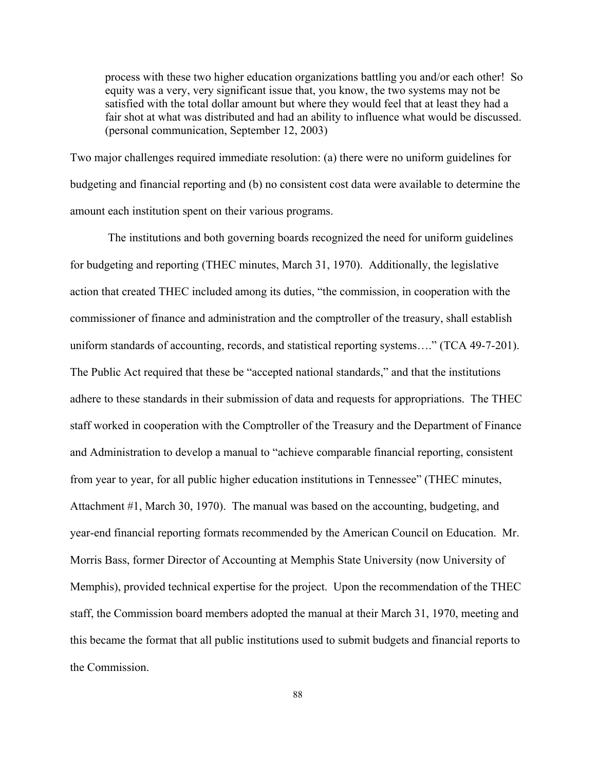> process with these two higher education organizations battling you and/or each other! So equity was a very, very significant issue that, you know, the two systems may not be satisfied with the total dollar amount but where they would feel that at least they had a fair shot at what was distributed and had an ability to influence what would be discussed. (personal communication, September 12, 2003)

Two major challenges required immediate resolution: (a) there were no uniform guidelines for budgeting and financial reporting and (b) no consistent cost data were available to determine the amount each institution spent on their various programs.

The institutions and both governing boards recognized the need for uniform guidelines for budgeting and reporting (THEC minutes, March 31, 1970). Additionally, the legislative action that created THEC included among its duties, "the commission, in cooperation with the commissioner of finance and administration and the comptroller of the treasury, shall establish uniform standards of accounting, records, and statistical reporting systems…." (TCA 49-7-201). The Public Act required that these be "accepted national standards," and that the institutions adhere to these standards in their submission of data and requests for appropriations. The THEC staff worked in cooperation with the Comptroller of the Treasury and the Department of Finance and Administration to develop a manual to "achieve comparable financial reporting, consistent from year to year, for all public higher education institutions in Tennessee" (THEC minutes, Attachment #1, March 30, 1970). The manual was based on the accounting, budgeting, and year-end financial reporting formats recommended by the American Council on Education. Mr. Morris Bass, former Director of Accounting at Memphis State University (now University of Memphis), provided technical expertise for the project. Upon the recommendation of the THEC staff, the Commission board members adopted the manual at their March 31, 1970, meeting and this became the format that all public institutions used to submit budgets and financial reports to the Commission.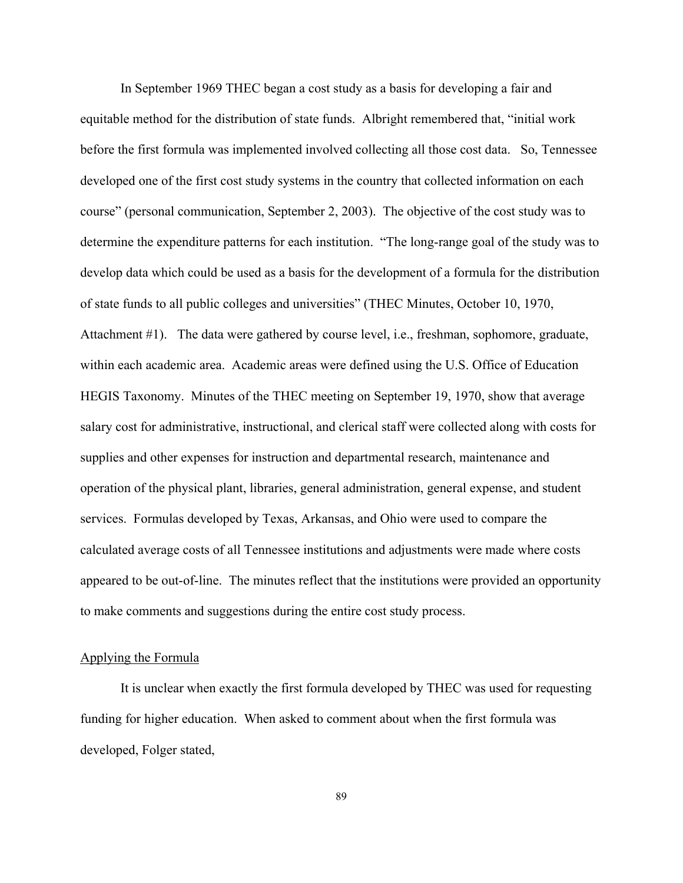In September 1969 THEC began a cost study as a basis for developing a fair and equitable method for the distribution of state funds. Albright remembered that, "initial work before the first formula was implemented involved collecting all those cost data. So, Tennessee developed one of the first cost study systems in the country that collected information on each course" (personal communication, September 2, 2003). The objective of the cost study was to determine the expenditure patterns for each institution. "The long-range goal of the study was to develop data which could be used as a basis for the development of a formula for the distribution of state funds to all public colleges and universities" (THEC Minutes, October 10, 1970, Attachment #1). The data were gathered by course level, i.e., freshman, sophomore, graduate, within each academic area. Academic areas were defined using the U.S. Office of Education HEGIS Taxonomy. Minutes of the THEC meeting on September 19, 1970, show that average salary cost for administrative, instructional, and clerical staff were collected along with costs for supplies and other expenses for instruction and departmental research, maintenance and operation of the physical plant, libraries, general administration, general expense, and student services. Formulas developed by Texas, Arkansas, and Ohio were used to compare the calculated average costs of all Tennessee institutions and adjustments were made where costs appeared to be out-of-line. The minutes reflect that the institutions were provided an opportunity to make comments and suggestions during the entire cost study process.

## Applying the Formula

It is unclear when exactly the first formula developed by THEC was used for requesting funding for higher education. When asked to comment about when the first formula was developed, Folger stated,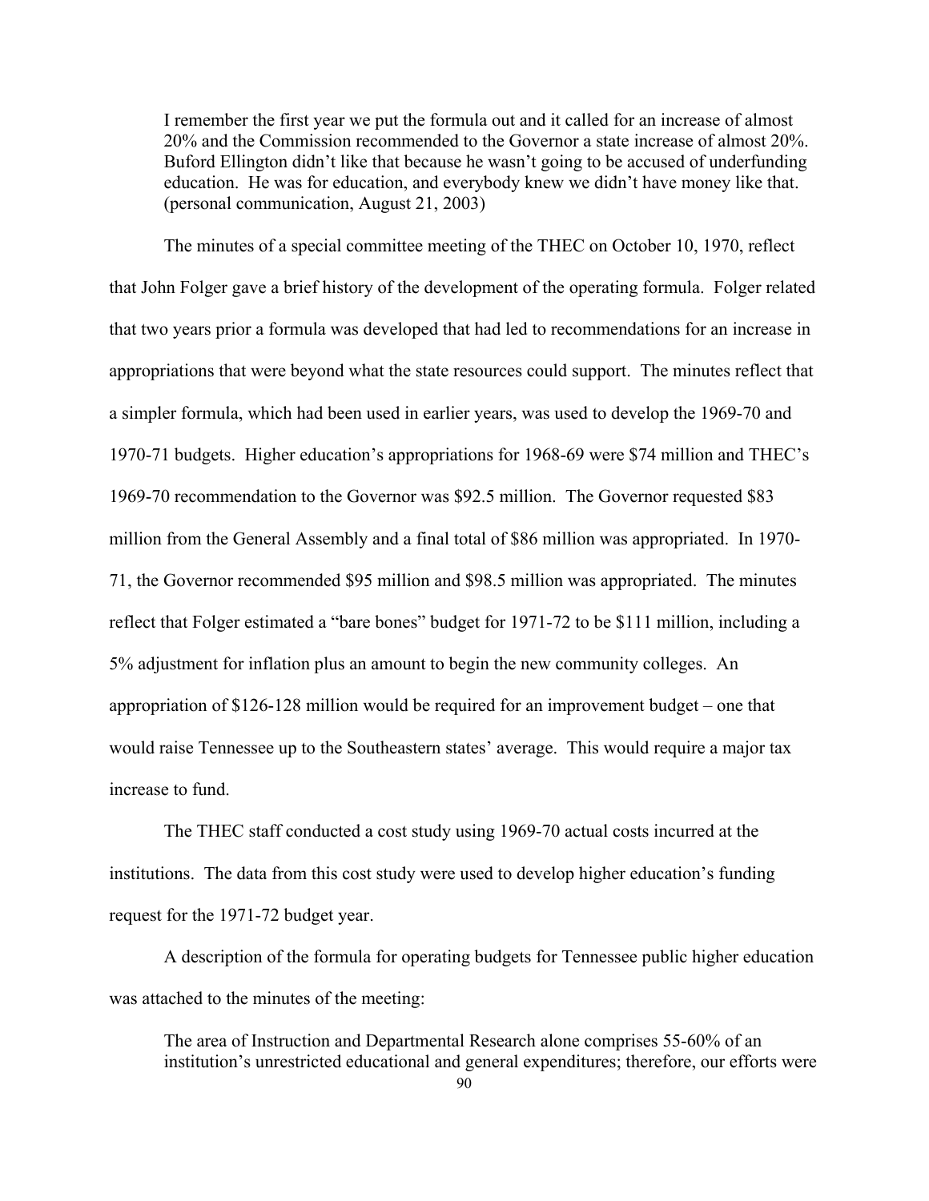> I remember the first year we put the formula out and it called for an increase of almost 20% and the Commission recommended to the Governor a state increase of almost 20%. Buford Ellington didn't like that because he wasn't going to be accused of underfunding education. He was for education, and everybody knew we didn't have money like that. (personal communication, August 21, 2003)

The minutes of a special committee meeting of the THEC on October 10, 1970, reflect that John Folger gave a brief history of the development of the operating formula. Folger related that two years prior a formula was developed that had led to recommendations for an increase in appropriations that were beyond what the state resources could support. The minutes reflect that a simpler formula, which had been used in earlier years, was used to develop the 1969-70 and 1970-71 budgets. Higher education's appropriations for 1968-69 were $74 million and THEC's 1969-70 recommendation to the Governor was $92.5 million. The Governor requested $83 million from the General Assembly and a final total of $86 million was appropriated. In 1970-71, the Governor recommended $95 million and $98.5 million was appropriated. The minutes reflect that Folger estimated a "bare bones" budget for 1971-72 to be $111 million, including a 5% adjustment for inflation plus an amount to begin the new community colleges. An appropriation of $126-128 million would be required for an improvement budget – one that would raise Tennessee up to the Southeastern states' average. This would require a major tax increase to fund.

The THEC staff conducted a cost study using 1969-70 actual costs incurred at the institutions. The data from this cost study were used to develop higher education's funding request for the 1971-72 budget year.

A description of the formula for operating budgets for Tennessee public higher education was attached to the minutes of the meeting:

> The area of Instruction and Departmental Research alone comprises 55-60% of an institution's unrestricted educational and general expenditures; therefore, our efforts were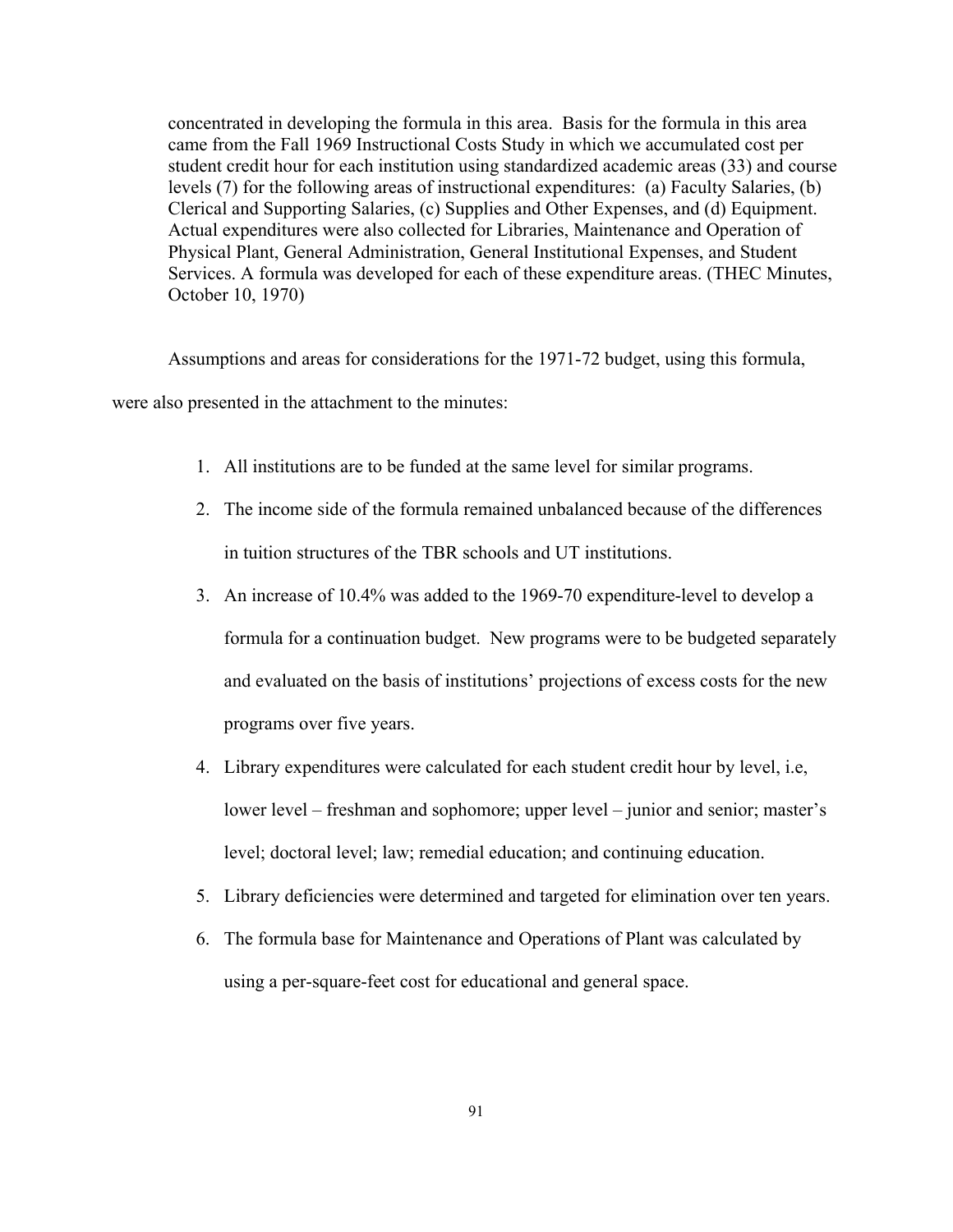> concentrated in developing the formula in this area. Basis for the formula in this area came from the Fall 1969 Instructional Costs Study in which we accumulated cost per student credit hour for each institution using standardized academic areas (33) and course levels (7) for the following areas of instructional expenditures: (a) Faculty Salaries, (b) Clerical and Supporting Salaries, (c) Supplies and Other Expenses, and (d) Equipment. Actual expenditures were also collected for Libraries, Maintenance and Operation of Physical Plant, General Administration, General Institutional Expenses, and Student Services. A formula was developed for each of these expenditure areas. (THEC Minutes, October 10, 1970)

Assumptions and areas for considerations for the 1971-72 budget, using this formula, were also presented in the attachment to the minutes:

1. All institutions are to be funded at the same level for similar programs.
2. The income side of the formula remained unbalanced because of the differences in tuition structures of the TBR schools and UT institutions.
3. An increase of 10.4% was added to the 1969-70 expenditure-level to develop a formula for a continuation budget. New programs were to be budgeted separately and evaluated on the basis of institutions' projections of excess costs for the new programs over five years.
4. Library expenditures were calculated for each student credit hour by level, i.e, lower level – freshman and sophomore; upper level – junior and senior; master's level; doctoral level; law; remedial education; and continuing education.
5. Library deficiencies were determined and targeted for elimination over ten years.
6. The formula base for Maintenance and Operations of Plant was calculated by using a per-square-feet cost for educational and general space.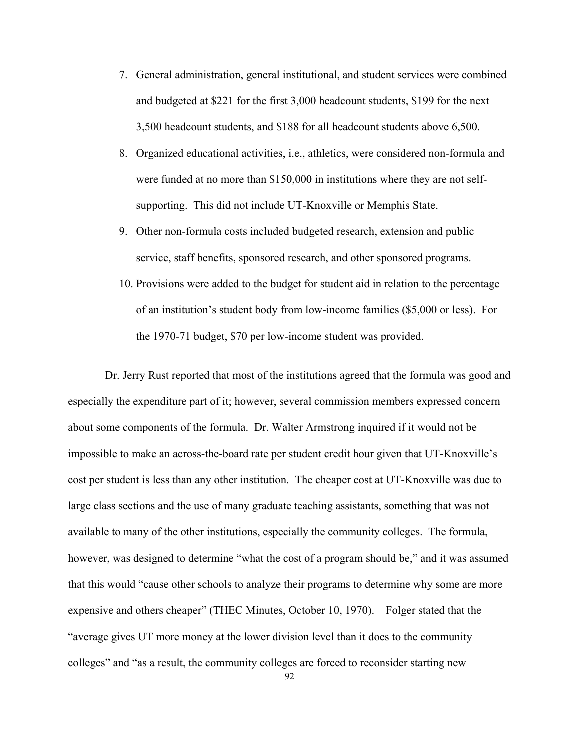7. General administration, general institutional, and student services were combined and budgeted at $221 for the first 3,000 headcount students, $199 for the next 3,500 headcount students, and $188 for all headcount students above 6,500.
8. Organized educational activities, i.e., athletics, were considered non-formula and were funded at no more than $150,000 in institutions where they are not self-supporting. This did not include UT-Knoxville or Memphis State.
9. Other non-formula costs included budgeted research, extension and public service, staff benefits, sponsored research, and other sponsored programs.
10. Provisions were added to the budget for student aid in relation to the percentage of an institution's student body from low-income families ($5,000 or less). For the 1970-71 budget, $70 per low-income student was provided.

Dr. Jerry Rust reported that most of the institutions agreed that the formula was good and especially the expenditure part of it; however, several commission members expressed concern about some components of the formula. Dr. Walter Armstrong inquired if it would not be impossible to make an across-the-board rate per student credit hour given that UT-Knoxville's cost per student is less than any other institution. The cheaper cost at UT-Knoxville was due to large class sections and the use of many graduate teaching assistants, something that was not available to many of the other institutions, especially the community colleges. The formula, however, was designed to determine "what the cost of a program should be," and it was assumed that this would "cause other schools to analyze their programs to determine why some are more expensive and others cheaper" (THEC Minutes, October 10, 1970). Folger stated that the "average gives UT more money at the lower division level than it does to the community colleges" and "as a result, the community colleges are forced to reconsider starting new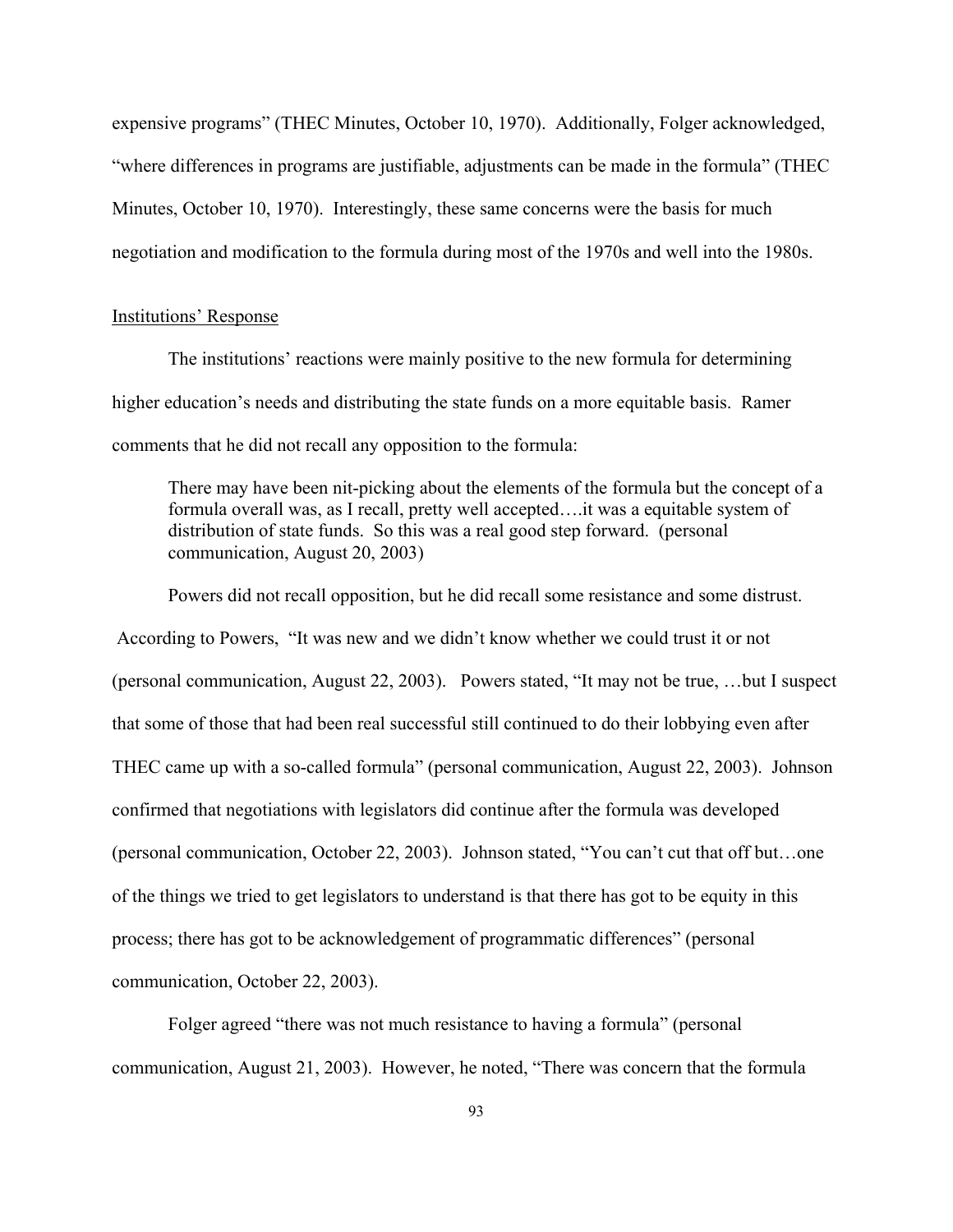expensive programs" (THEC Minutes, October 10, 1970). Additionally, Folger acknowledged, "where differences in programs are justifiable, adjustments can be made in the formula" (THEC Minutes, October 10, 1970). Interestingly, these same concerns were the basis for much negotiation and modification to the formula during most of the 1970s and well into the 1980s.

### Institutions' Response

The institutions' reactions were mainly positive to the new formula for determining higher education's needs and distributing the state funds on a more equitable basis. Ramer comments that he did not recall any opposition to the formula:

> There may have been nit-picking about the elements of the formula but the concept of a formula overall was, as I recall, pretty well accepted….it was a equitable system of distribution of state funds. So this was a real good step forward. (personal communication, August 20, 2003)

Powers did not recall opposition, but he did recall some resistance and some distrust. According to Powers, "It was new and we didn't know whether we could trust it or not (personal communication, August 22, 2003). Powers stated, "It may not be true, …but I suspect that some of those that had been real successful still continued to do their lobbying even after THEC came up with a so-called formula" (personal communication, August 22, 2003). Johnson confirmed that negotiations with legislators did continue after the formula was developed (personal communication, October 22, 2003). Johnson stated, "You can't cut that off but…one of the things we tried to get legislators to understand is that there has got to be equity in this process; there has got to be acknowledgement of programmatic differences" (personal communication, October 22, 2003).

Folger agreed "there was not much resistance to having a formula" (personal communication, August 21, 2003). However, he noted, "There was concern that the formula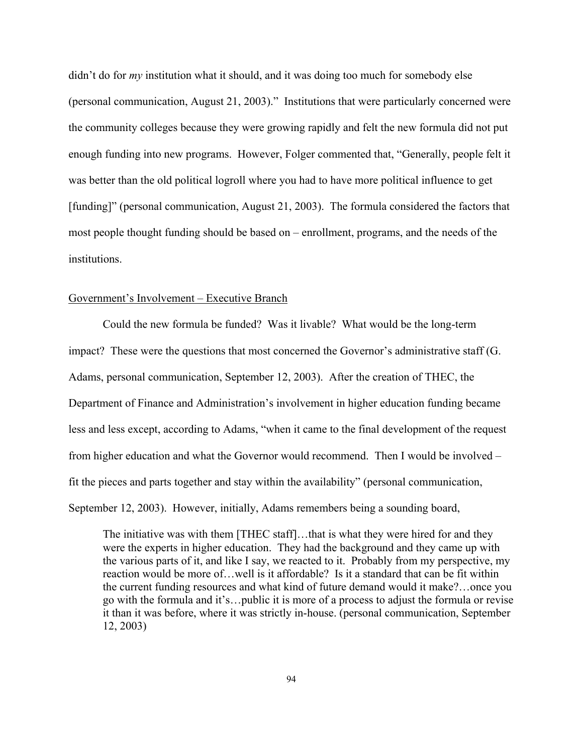didn't do for *my* institution what it should, and it was doing too much for somebody else (personal communication, August 21, 2003)." Institutions that were particularly concerned were the community colleges because they were growing rapidly and felt the new formula did not put enough funding into new programs. However, Folger commented that, "Generally, people felt it was better than the old political logroll where you had to have more political influence to get [funding]" (personal communication, August 21, 2003). The formula considered the factors that most people thought funding should be based on – enrollment, programs, and the needs of the institutions.

<u>Government's Involvement – Executive Branch</u>

Could the new formula be funded? Was it livable? What would be the long-term impact? These were the questions that most concerned the Governor's administrative staff (G. Adams, personal communication, September 12, 2003). After the creation of THEC, the Department of Finance and Administration's involvement in higher education funding became less and less except, according to Adams, "when it came to the final development of the request from higher education and what the Governor would recommend. Then I would be involved – fit the pieces and parts together and stay within the availability" (personal communication, September 12, 2003). However, initially, Adams remembers being a sounding board,

> The initiative was with them [THEC staff]…that is what they were hired for and they were the experts in higher education. They had the background and they came up with the various parts of it, and like I say, we reacted to it. Probably from my perspective, my reaction would be more of…well is it affordable? Is it a standard that can be fit within the current funding resources and what kind of future demand would it make?…once you go with the formula and it's…public it is more of a process to adjust the formula or revise it than it was before, where it was strictly in-house. (personal communication, September 12, 2003)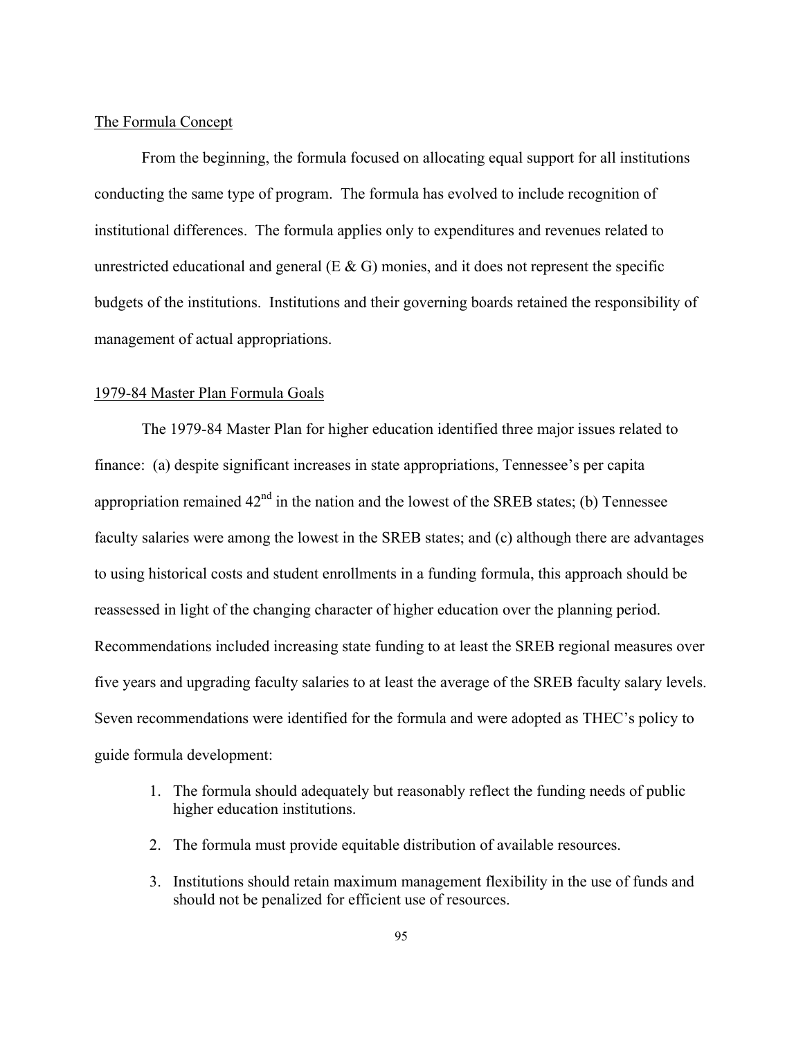The Formula Concept

From the beginning, the formula focused on allocating equal support for all institutions conducting the same type of program. The formula has evolved to include recognition of institutional differences. The formula applies only to expenditures and revenues related to unrestricted educational and general (E & G) monies, and it does not represent the specific budgets of the institutions. Institutions and their governing boards retained the responsibility of management of actual appropriations.

1979-84 Master Plan Formula Goals

The 1979-84 Master Plan for higher education identified three major issues related to finance: (a) despite significant increases in state appropriations, Tennessee's per capita appropriation remained 42nd in the nation and the lowest of the SREB states; (b) Tennessee faculty salaries were among the lowest in the SREB states; and (c) although there are advantages to using historical costs and student enrollments in a funding formula, this approach should be reassessed in light of the changing character of higher education over the planning period. Recommendations included increasing state funding to at least the SREB regional measures over five years and upgrading faculty salaries to at least the average of the SREB faculty salary levels. Seven recommendations were identified for the formula and were adopted as THEC's policy to guide formula development:

1. The formula should adequately but reasonably reflect the funding needs of public higher education institutions.
2. The formula must provide equitable distribution of available resources.
3. Institutions should retain maximum management flexibility in the use of funds and should not be penalized for efficient use of resources.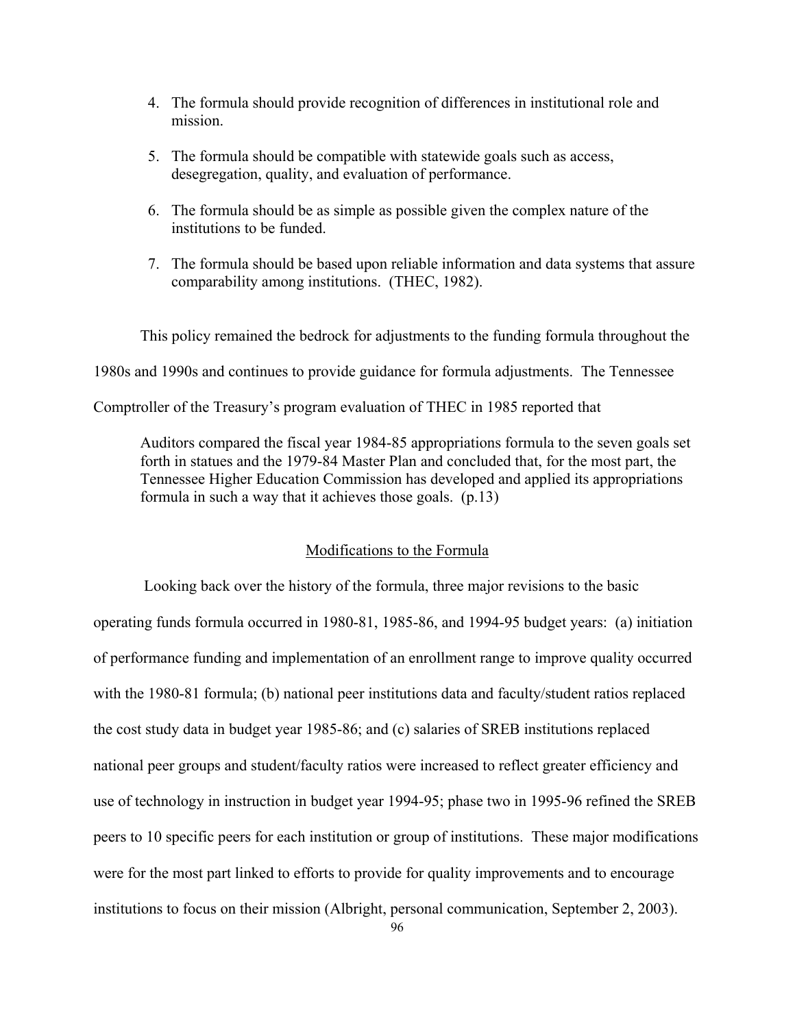4. The formula should provide recognition of differences in institutional role and mission.

5. The formula should be compatible with statewide goals such as access, desegregation, quality, and evaluation of performance.

6. The formula should be as simple as possible given the complex nature of the institutions to be funded.

7. The formula should be based upon reliable information and data systems that assure comparability among institutions. (THEC, 1982).

This policy remained the bedrock for adjustments to the funding formula throughout the 1980s and 1990s and continues to provide guidance for formula adjustments. The Tennessee Comptroller of the Treasury's program evaluation of THEC in 1985 reported that

> Auditors compared the fiscal year 1984-85 appropriations formula to the seven goals set forth in statues and the 1979-84 Master Plan and concluded that, for the most part, the Tennessee Higher Education Commission has developed and applied its appropriations formula in such a way that it achieves those goals. (p.13)

## Modifications to the Formula

Looking back over the history of the formula, three major revisions to the basic operating funds formula occurred in 1980-81, 1985-86, and 1994-95 budget years: (a) initiation of performance funding and implementation of an enrollment range to improve quality occurred with the 1980-81 formula; (b) national peer institutions data and faculty/student ratios replaced the cost study data in budget year 1985-86; and (c) salaries of SREB institutions replaced national peer groups and student/faculty ratios were increased to reflect greater efficiency and use of technology in instruction in budget year 1994-95; phase two in 1995-96 refined the SREB peers to 10 specific peers for each institution or group of institutions. These major modifications were for the most part linked to efforts to provide for quality improvements and to encourage institutions to focus on their mission (Albright, personal communication, September 2, 2003).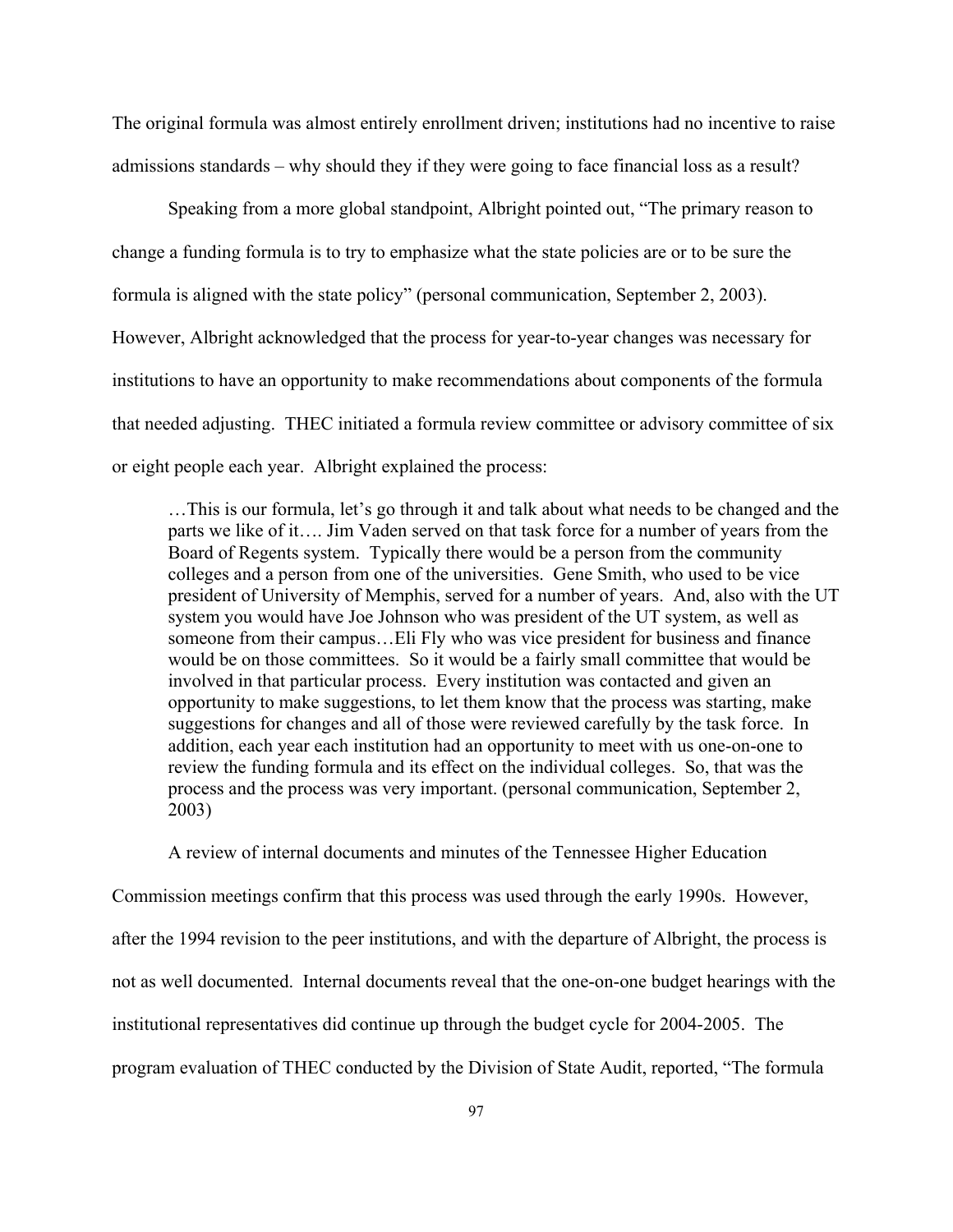The original formula was almost entirely enrollment driven; institutions had no incentive to raise admissions standards – why should they if they were going to face financial loss as a result?

Speaking from a more global standpoint, Albright pointed out, "The primary reason to change a funding formula is to try to emphasize what the state policies are or to be sure the formula is aligned with the state policy" (personal communication, September 2, 2003). However, Albright acknowledged that the process for year-to-year changes was necessary for institutions to have an opportunity to make recommendations about components of the formula that needed adjusting. THEC initiated a formula review committee or advisory committee of six or eight people each year. Albright explained the process:

> …This is our formula, let's go through it and talk about what needs to be changed and the parts we like of it…. Jim Vaden served on that task force for a number of years from the Board of Regents system. Typically there would be a person from the community colleges and a person from one of the universities. Gene Smith, who used to be vice president of University of Memphis, served for a number of years. And, also with the UT system you would have Joe Johnson who was president of the UT system, as well as someone from their campus…Eli Fly who was vice president for business and finance would be on those committees. So it would be a fairly small committee that would be involved in that particular process. Every institution was contacted and given an opportunity to make suggestions, to let them know that the process was starting, make suggestions for changes and all of those were reviewed carefully by the task force. In addition, each year each institution had an opportunity to meet with us one-on-one to review the funding formula and its effect on the individual colleges. So, that was the process and the process was very important. (personal communication, September 2, 2003)

A review of internal documents and minutes of the Tennessee Higher Education Commission meetings confirm that this process was used through the early 1990s. However, after the 1994 revision to the peer institutions, and with the departure of Albright, the process is not as well documented. Internal documents reveal that the one-on-one budget hearings with the institutional representatives did continue up through the budget cycle for 2004-2005. The program evaluation of THEC conducted by the Division of State Audit, reported, "The formula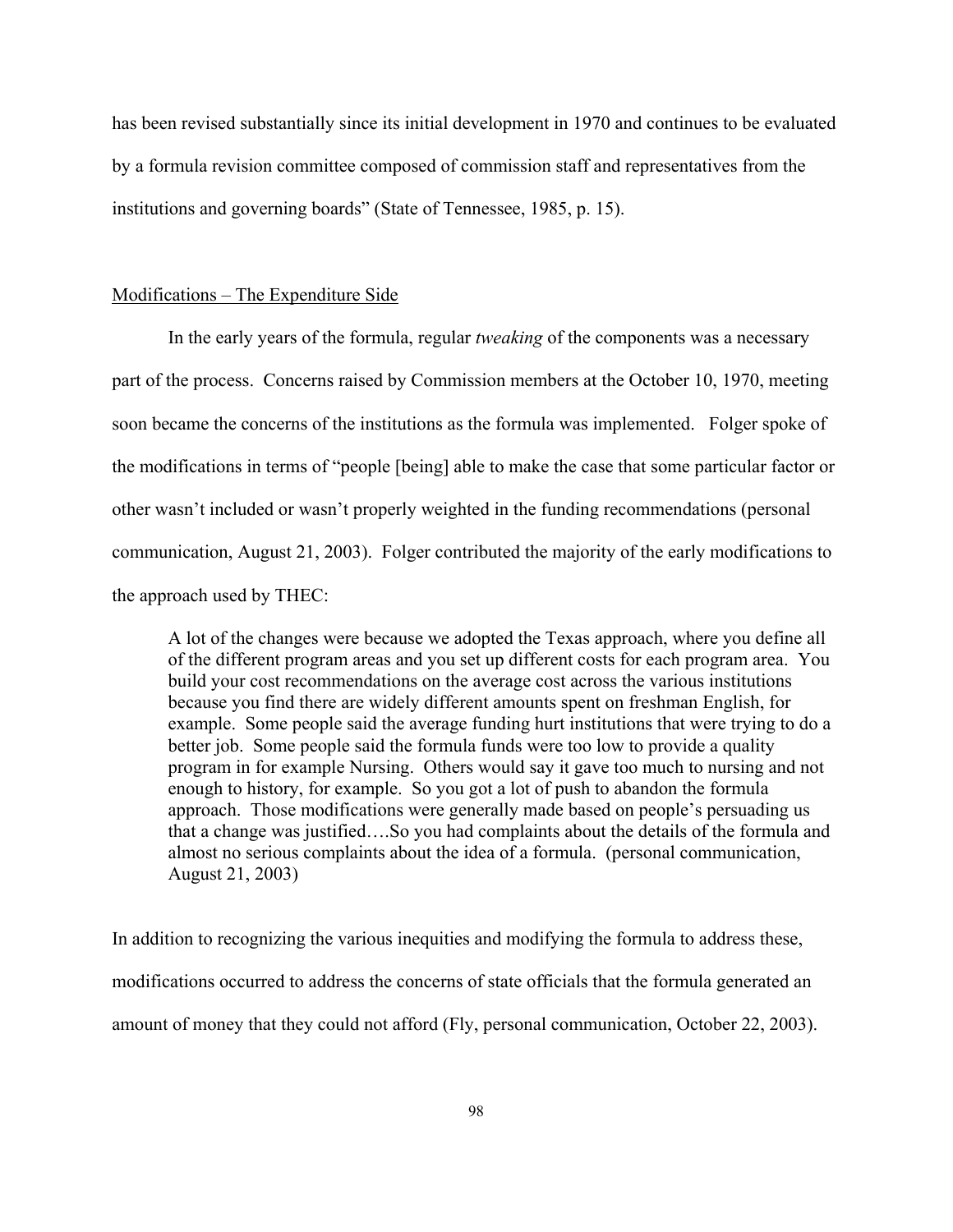has been revised substantially since its initial development in 1970 and continues to be evaluated by a formula revision committee composed of commission staff and representatives from the institutions and governing boards" (State of Tennessee, 1985, p. 15).

### Modifications – The Expenditure Side

In the early years of the formula, regular *tweaking* of the components was a necessary part of the process. Concerns raised by Commission members at the October 10, 1970, meeting soon became the concerns of the institutions as the formula was implemented. Folger spoke of the modifications in terms of "people [being] able to make the case that some particular factor or other wasn't included or wasn't properly weighted in the funding recommendations (personal communication, August 21, 2003). Folger contributed the majority of the early modifications to the approach used by THEC:

> A lot of the changes were because we adopted the Texas approach, where you define all of the different program areas and you set up different costs for each program area. You build your cost recommendations on the average cost across the various institutions because you find there are widely different amounts spent on freshman English, for example. Some people said the average funding hurt institutions that were trying to do a better job. Some people said the formula funds were too low to provide a quality program in for example Nursing. Others would say it gave too much to nursing and not enough to history, for example. So you got a lot of push to abandon the formula approach. Those modifications were generally made based on people's persuading us that a change was justified….So you had complaints about the details of the formula and almost no serious complaints about the idea of a formula. (personal communication, August 21, 2003)

In addition to recognizing the various inequities and modifying the formula to address these, modifications occurred to address the concerns of state officials that the formula generated an amount of money that they could not afford (Fly, personal communication, October 22, 2003).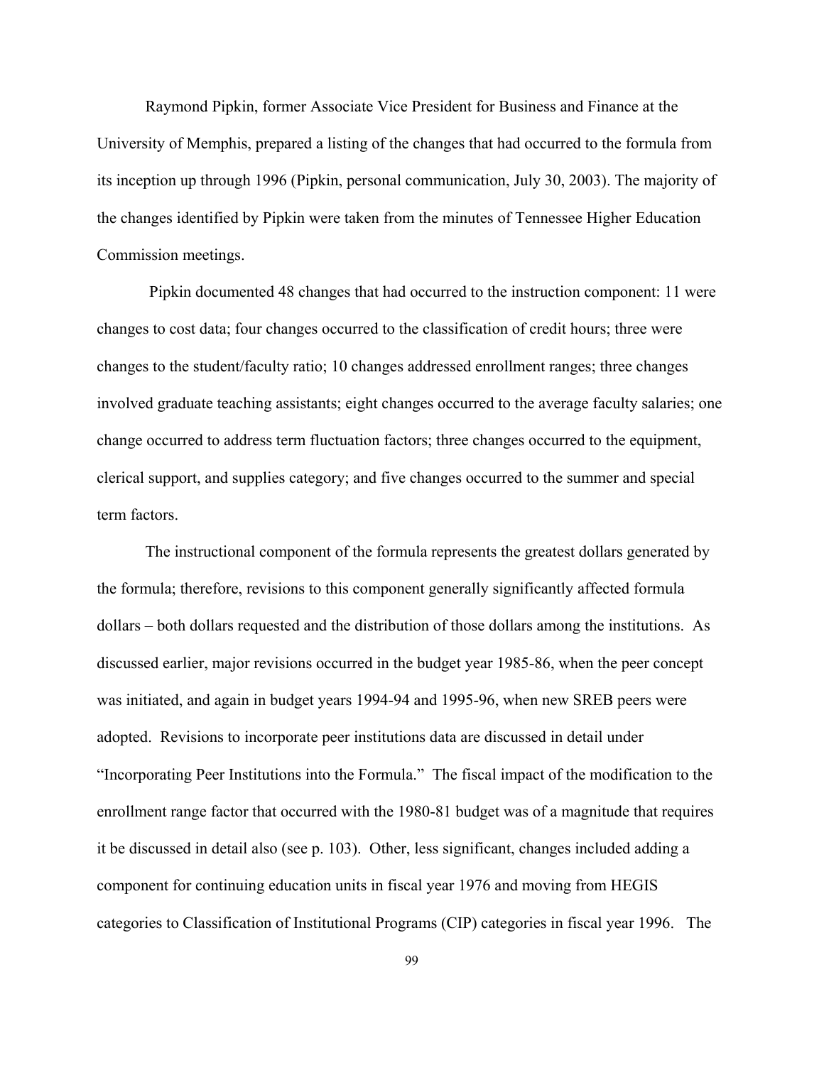Raymond Pipkin, former Associate Vice President for Business and Finance at the University of Memphis, prepared a listing of the changes that had occurred to the formula from its inception up through 1996 (Pipkin, personal communication, July 30, 2003). The majority of the changes identified by Pipkin were taken from the minutes of Tennessee Higher Education Commission meetings.

Pipkin documented 48 changes that had occurred to the instruction component: 11 were changes to cost data; four changes occurred to the classification of credit hours; three were changes to the student/faculty ratio; 10 changes addressed enrollment ranges; three changes involved graduate teaching assistants; eight changes occurred to the average faculty salaries; one change occurred to address term fluctuation factors; three changes occurred to the equipment, clerical support, and supplies category; and five changes occurred to the summer and special term factors.

The instructional component of the formula represents the greatest dollars generated by the formula; therefore, revisions to this component generally significantly affected formula dollars – both dollars requested and the distribution of those dollars among the institutions. As discussed earlier, major revisions occurred in the budget year 1985-86, when the peer concept was initiated, and again in budget years 1994-94 and 1995-96, when new SREB peers were adopted. Revisions to incorporate peer institutions data are discussed in detail under "Incorporating Peer Institutions into the Formula." The fiscal impact of the modification to the enrollment range factor that occurred with the 1980-81 budget was of a magnitude that requires it be discussed in detail also (see p. 103). Other, less significant, changes included adding a component for continuing education units in fiscal year 1976 and moving from HEGIS categories to Classification of Institutional Programs (CIP) categories in fiscal year 1996. The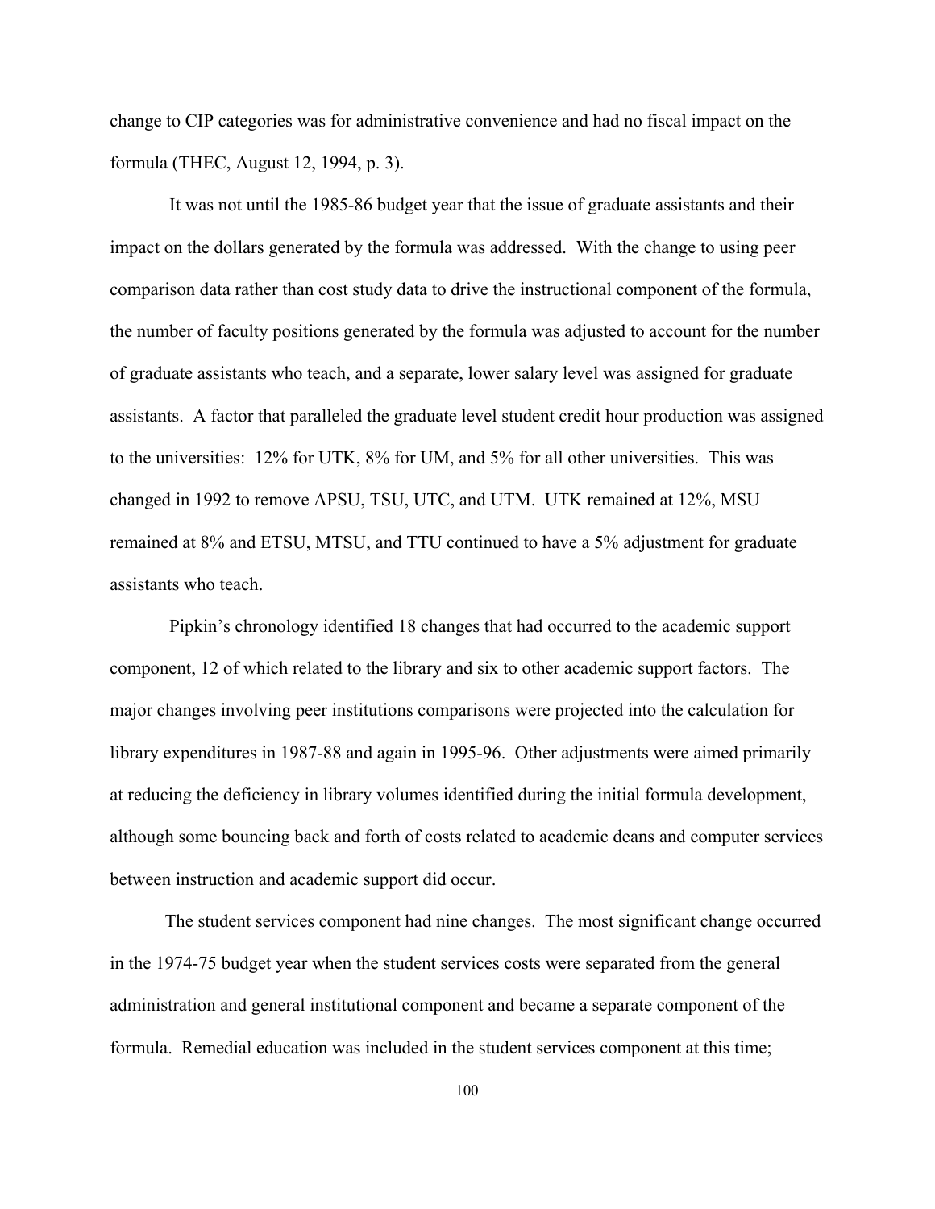change to CIP categories was for administrative convenience and had no fiscal impact on the formula (THEC, August 12, 1994, p. 3).

It was not until the 1985-86 budget year that the issue of graduate assistants and their impact on the dollars generated by the formula was addressed. With the change to using peer comparison data rather than cost study data to drive the instructional component of the formula, the number of faculty positions generated by the formula was adjusted to account for the number of graduate assistants who teach, and a separate, lower salary level was assigned for graduate assistants. A factor that paralleled the graduate level student credit hour production was assigned to the universities: 12% for UTK, 8% for UM, and 5% for all other universities. This was changed in 1992 to remove APSU, TSU, UTC, and UTM. UTK remained at 12%, MSU remained at 8% and ETSU, MTSU, and TTU continued to have a 5% adjustment for graduate assistants who teach.

Pipkin's chronology identified 18 changes that had occurred to the academic support component, 12 of which related to the library and six to other academic support factors. The major changes involving peer institutions comparisons were projected into the calculation for library expenditures in 1987-88 and again in 1995-96. Other adjustments were aimed primarily at reducing the deficiency in library volumes identified during the initial formula development, although some bouncing back and forth of costs related to academic deans and computer services between instruction and academic support did occur.

The student services component had nine changes. The most significant change occurred in the 1974-75 budget year when the student services costs were separated from the general administration and general institutional component and became a separate component of the formula. Remedial education was included in the student services component at this time;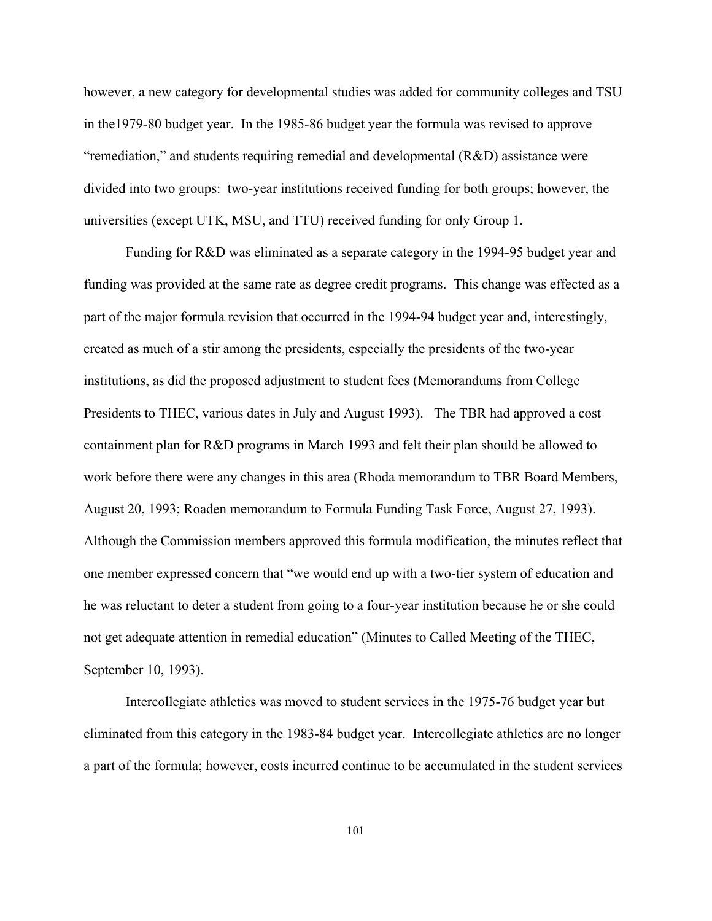however, a new category for developmental studies was added for community colleges and TSU in the1979-80 budget year. In the 1985-86 budget year the formula was revised to approve "remediation," and students requiring remedial and developmental (R&D) assistance were divided into two groups: two-year institutions received funding for both groups; however, the universities (except UTK, MSU, and TTU) received funding for only Group 1.

Funding for R&D was eliminated as a separate category in the 1994-95 budget year and funding was provided at the same rate as degree credit programs. This change was effected as a part of the major formula revision that occurred in the 1994-94 budget year and, interestingly, created as much of a stir among the presidents, especially the presidents of the two-year institutions, as did the proposed adjustment to student fees (Memorandums from College Presidents to THEC, various dates in July and August 1993). The TBR had approved a cost containment plan for R&D programs in March 1993 and felt their plan should be allowed to work before there were any changes in this area (Rhoda memorandum to TBR Board Members, August 20, 1993; Roaden memorandum to Formula Funding Task Force, August 27, 1993). Although the Commission members approved this formula modification, the minutes reflect that one member expressed concern that "we would end up with a two-tier system of education and he was reluctant to deter a student from going to a four-year institution because he or she could not get adequate attention in remedial education" (Minutes to Called Meeting of the THEC, September 10, 1993).

Intercollegiate athletics was moved to student services in the 1975-76 budget year but eliminated from this category in the 1983-84 budget year. Intercollegiate athletics are no longer a part of the formula; however, costs incurred continue to be accumulated in the student services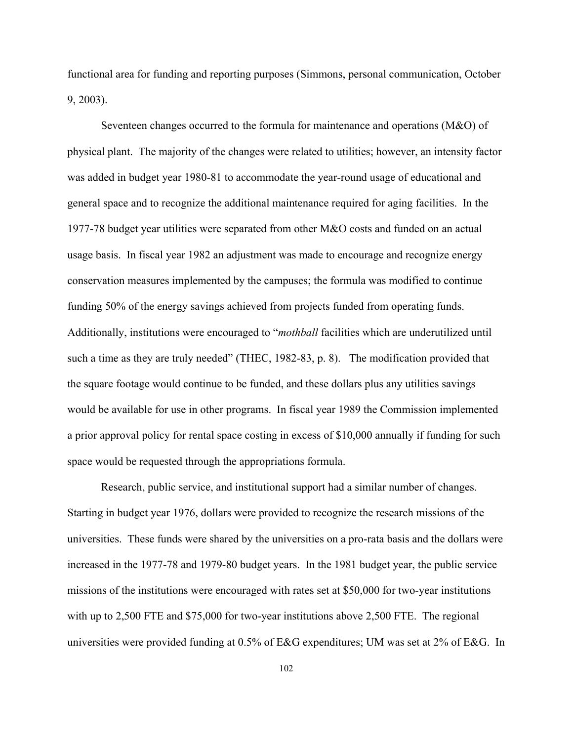functional area for funding and reporting purposes (Simmons, personal communication, October 9, 2003).

Seventeen changes occurred to the formula for maintenance and operations (M&O) of physical plant. The majority of the changes were related to utilities; however, an intensity factor was added in budget year 1980-81 to accommodate the year-round usage of educational and general space and to recognize the additional maintenance required for aging facilities. In the 1977-78 budget year utilities were separated from other M&O costs and funded on an actual usage basis. In fiscal year 1982 an adjustment was made to encourage and recognize energy conservation measures implemented by the campuses; the formula was modified to continue funding 50% of the energy savings achieved from projects funded from operating funds. Additionally, institutions were encouraged to "*mothball* facilities which are underutilized until such a time as they are truly needed" (THEC, 1982-83, p. 8). The modification provided that the square footage would continue to be funded, and these dollars plus any utilities savings would be available for use in other programs. In fiscal year 1989 the Commission implemented a prior approval policy for rental space costing in excess of $10,000 annually if funding for such space would be requested through the appropriations formula.

Research, public service, and institutional support had a similar number of changes. Starting in budget year 1976, dollars were provided to recognize the research missions of the universities. These funds were shared by the universities on a pro-rata basis and the dollars were increased in the 1977-78 and 1979-80 budget years. In the 1981 budget year, the public service missions of the institutions were encouraged with rates set at $50,000 for two-year institutions with up to 2,500 FTE and $75,000 for two-year institutions above 2,500 FTE. The regional universities were provided funding at 0.5% of E&G expenditures; UM was set at 2% of E&G. In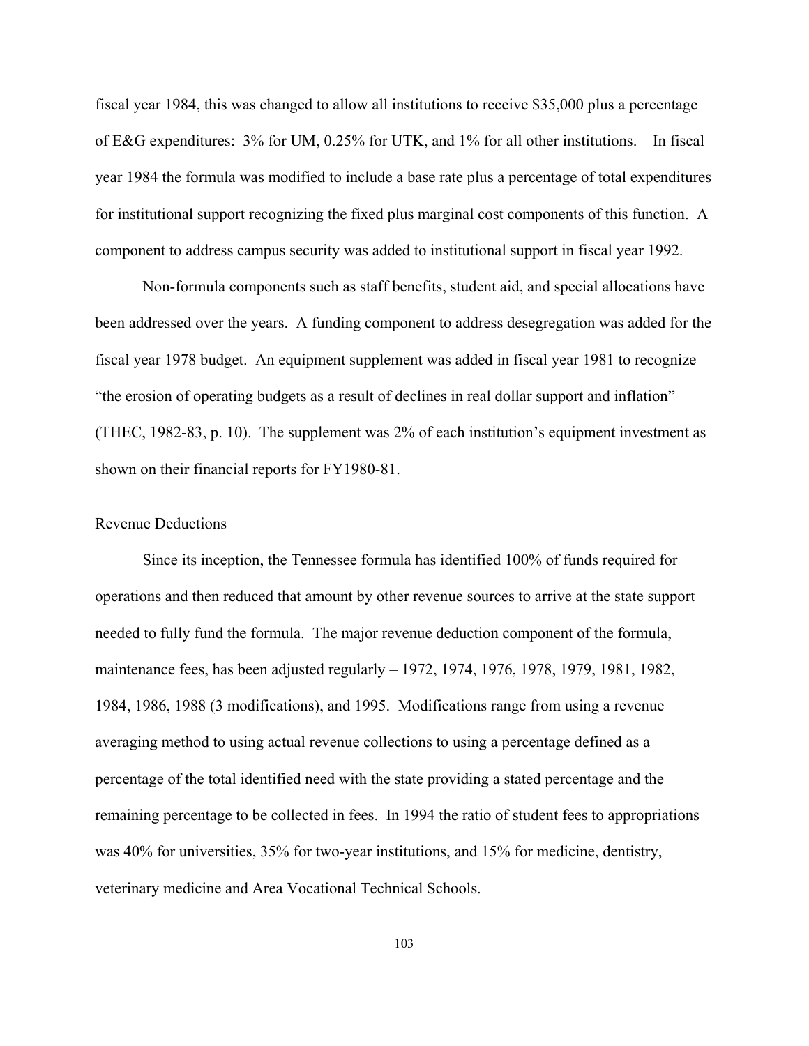fiscal year 1984, this was changed to allow all institutions to receive \$35,000 plus a percentage of E&G expenditures: 3% for UM, 0.25% for UTK, and 1% for all other institutions. In fiscal year 1984 the formula was modified to include a base rate plus a percentage of total expenditures for institutional support recognizing the fixed plus marginal cost components of this function. A component to address campus security was added to institutional support in fiscal year 1992.

Non-formula components such as staff benefits, student aid, and special allocations have been addressed over the years. A funding component to address desegregation was added for the fiscal year 1978 budget. An equipment supplement was added in fiscal year 1981 to recognize "the erosion of operating budgets as a result of declines in real dollar support and inflation" (THEC, 1982-83, p. 10). The supplement was 2% of each institution's equipment investment as shown on their financial reports for FY1980-81.

Revenue Deductions

Since its inception, the Tennessee formula has identified 100% of funds required for operations and then reduced that amount by other revenue sources to arrive at the state support needed to fully fund the formula. The major revenue deduction component of the formula, maintenance fees, has been adjusted regularly – 1972, 1974, 1976, 1978, 1979, 1981, 1982, 1984, 1986, 1988 (3 modifications), and 1995. Modifications range from using a revenue averaging method to using actual revenue collections to using a percentage defined as a percentage of the total identified need with the state providing a stated percentage and the remaining percentage to be collected in fees. In 1994 the ratio of student fees to appropriations was 40% for universities, 35% for two-year institutions, and 15% for medicine, dentistry, veterinary medicine and Area Vocational Technical Schools.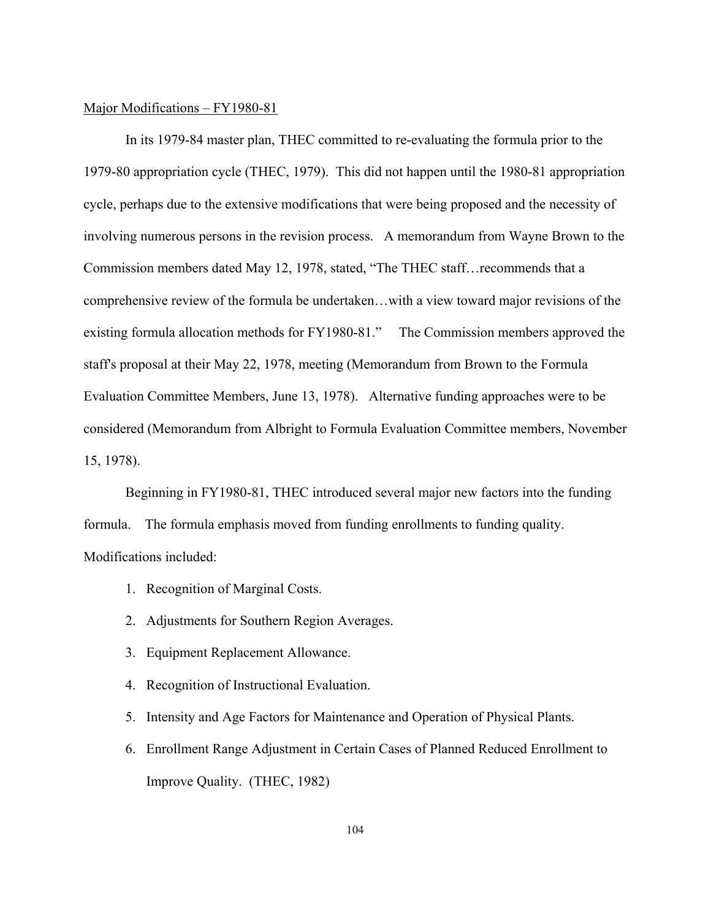<u>Major Modifications – FY1980-81</u>

In its 1979-84 master plan, THEC committed to re-evaluating the formula prior to the 1979-80 appropriation cycle (THEC, 1979). This did not happen until the 1980-81 appropriation cycle, perhaps due to the extensive modifications that were being proposed and the necessity of involving numerous persons in the revision process. A memorandum from Wayne Brown to the Commission members dated May 12, 1978, stated, "The THEC staff…recommends that a comprehensive review of the formula be undertaken…with a view toward major revisions of the existing formula allocation methods for FY1980-81." The Commission members approved the staff's proposal at their May 22, 1978, meeting (Memorandum from Brown to the Formula Evaluation Committee Members, June 13, 1978). Alternative funding approaches were to be considered (Memorandum from Albright to Formula Evaluation Committee members, November 15, 1978).

Beginning in FY1980-81, THEC introduced several major new factors into the funding formula. The formula emphasis moved from funding enrollments to funding quality. Modifications included:

1. Recognition of Marginal Costs.
2. Adjustments for Southern Region Averages.
3. Equipment Replacement Allowance.
4. Recognition of Instructional Evaluation.
5. Intensity and Age Factors for Maintenance and Operation of Physical Plants.
6. Enrollment Range Adjustment in Certain Cases of Planned Reduced Enrollment to Improve Quality. (THEC, 1982)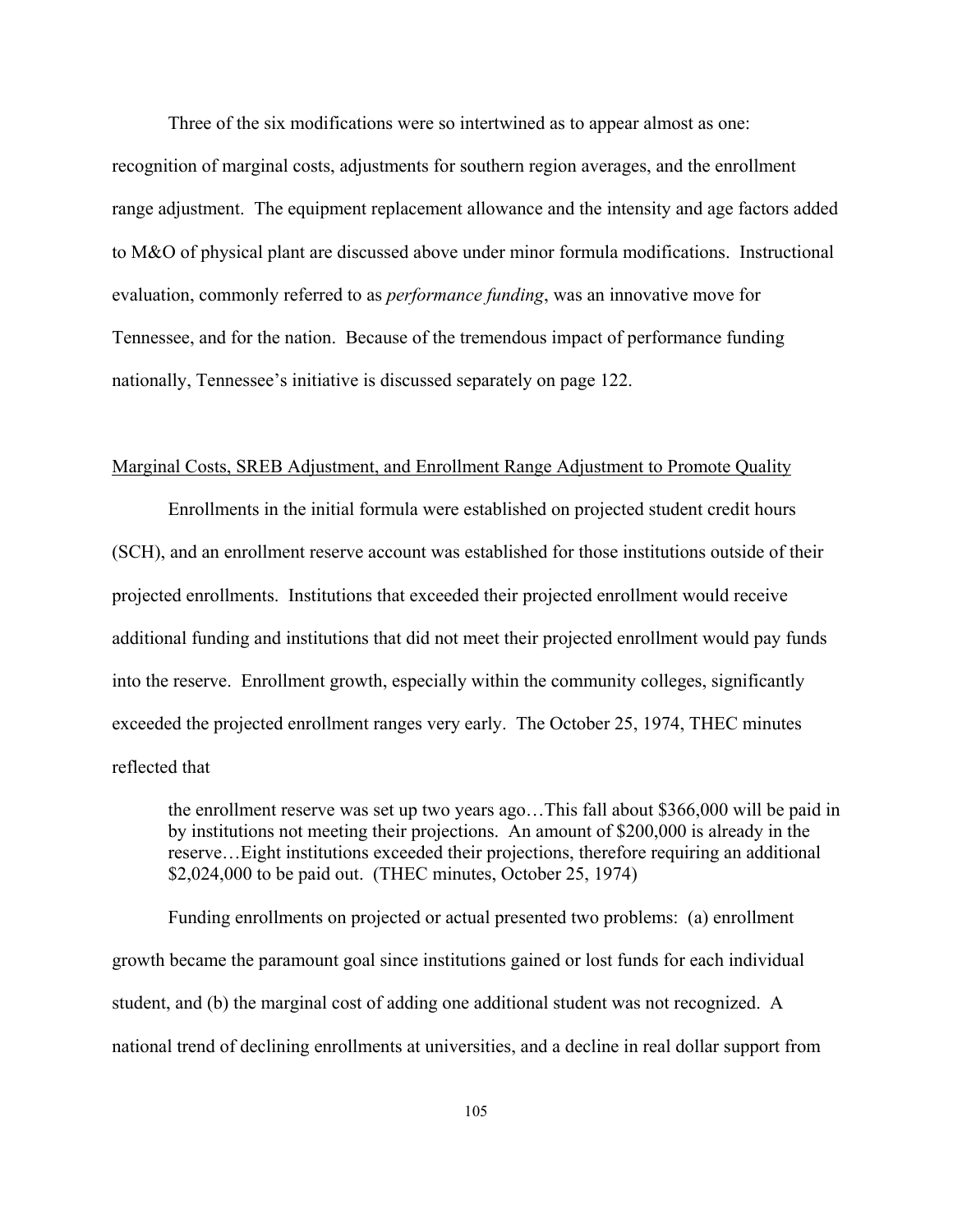Three of the six modifications were so intertwined as to appear almost as one: recognition of marginal costs, adjustments for southern region averages, and the enrollment range adjustment. The equipment replacement allowance and the intensity and age factors added to M&O of physical plant are discussed above under minor formula modifications. Instructional evaluation, commonly referred to as *performance funding*, was an innovative move for Tennessee, and for the nation. Because of the tremendous impact of performance funding nationally, Tennessee's initiative is discussed separately on page 122.

<u>Marginal Costs, SREB Adjustment, and Enrollment Range Adjustment to Promote Quality</u>

Enrollments in the initial formula were established on projected student credit hours (SCH), and an enrollment reserve account was established for those institutions outside of their projected enrollments. Institutions that exceeded their projected enrollment would receive additional funding and institutions that did not meet their projected enrollment would pay funds into the reserve. Enrollment growth, especially within the community colleges, significantly exceeded the projected enrollment ranges very early. The October 25, 1974, THEC minutes reflected that

> the enrollment reserve was set up two years ago…This fall about $366,000 will be paid in by institutions not meeting their projections. An amount of $200,000 is already in the reserve…Eight institutions exceeded their projections, therefore requiring an additional $2,024,000 to be paid out. (THEC minutes, October 25, 1974)

Funding enrollments on projected or actual presented two problems: (a) enrollment growth became the paramount goal since institutions gained or lost funds for each individual student, and (b) the marginal cost of adding one additional student was not recognized. A national trend of declining enrollments at universities, and a decline in real dollar support from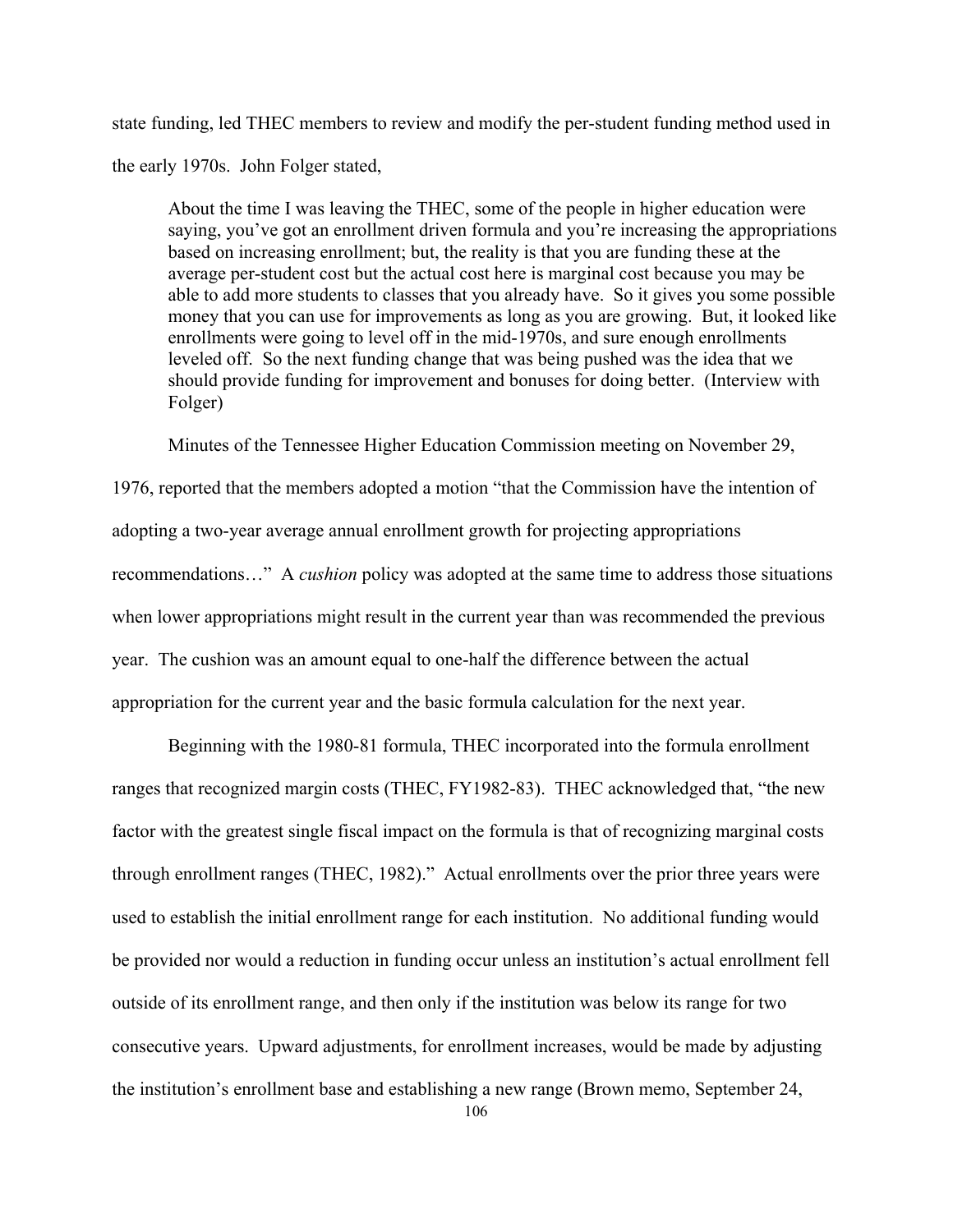state funding, led THEC members to review and modify the per-student funding method used in the early 1970s. John Folger stated,

> About the time I was leaving the THEC, some of the people in higher education were saying, you've got an enrollment driven formula and you're increasing the appropriations based on increasing enrollment; but, the reality is that you are funding these at the average per-student cost but the actual cost here is marginal cost because you may be able to add more students to classes that you already have. So it gives you some possible money that you can use for improvements as long as you are growing. But, it looked like enrollments were going to level off in the mid-1970s, and sure enough enrollments leveled off. So the next funding change that was being pushed was the idea that we should provide funding for improvement and bonuses for doing better. (Interview with Folger)

Minutes of the Tennessee Higher Education Commission meeting on November 29, 1976, reported that the members adopted a motion "that the Commission have the intention of adopting a two-year average annual enrollment growth for projecting appropriations recommendations…" A *cushion* policy was adopted at the same time to address those situations when lower appropriations might result in the current year than was recommended the previous year. The cushion was an amount equal to one-half the difference between the actual appropriation for the current year and the basic formula calculation for the next year.

Beginning with the 1980-81 formula, THEC incorporated into the formula enrollment ranges that recognized margin costs (THEC, FY1982-83). THEC acknowledged that, "the new factor with the greatest single fiscal impact on the formula is that of recognizing marginal costs through enrollment ranges (THEC, 1982)." Actual enrollments over the prior three years were used to establish the initial enrollment range for each institution. No additional funding would be provided nor would a reduction in funding occur unless an institution's actual enrollment fell outside of its enrollment range, and then only if the institution was below its range for two consecutive years. Upward adjustments, for enrollment increases, would be made by adjusting the institution's enrollment base and establishing a new range (Brown memo, September 24,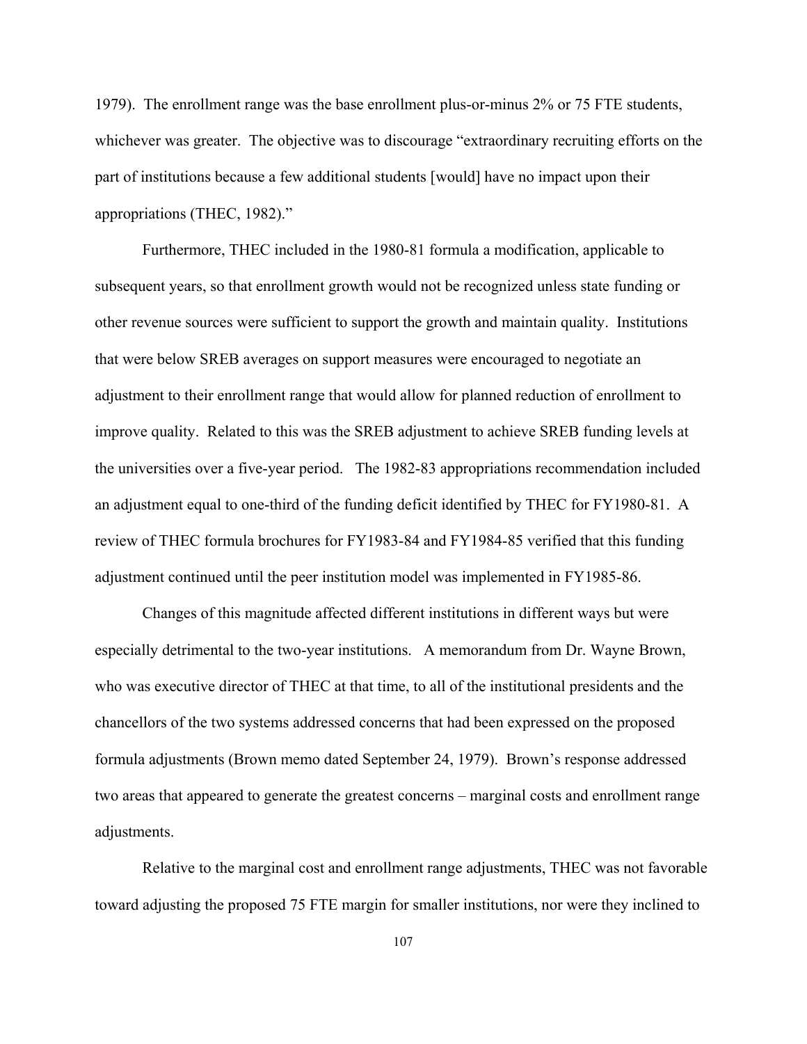1979). The enrollment range was the base enrollment plus-or-minus 2% or 75 FTE students, whichever was greater. The objective was to discourage "extraordinary recruiting efforts on the part of institutions because a few additional students [would] have no impact upon their appropriations (THEC, 1982)."

Furthermore, THEC included in the 1980-81 formula a modification, applicable to subsequent years, so that enrollment growth would not be recognized unless state funding or other revenue sources were sufficient to support the growth and maintain quality. Institutions that were below SREB averages on support measures were encouraged to negotiate an adjustment to their enrollment range that would allow for planned reduction of enrollment to improve quality. Related to this was the SREB adjustment to achieve SREB funding levels at the universities over a five-year period. The 1982-83 appropriations recommendation included an adjustment equal to one-third of the funding deficit identified by THEC for FY1980-81. A review of THEC formula brochures for FY1983-84 and FY1984-85 verified that this funding adjustment continued until the peer institution model was implemented in FY1985-86.

Changes of this magnitude affected different institutions in different ways but were especially detrimental to the two-year institutions. A memorandum from Dr. Wayne Brown, who was executive director of THEC at that time, to all of the institutional presidents and the chancellors of the two systems addressed concerns that had been expressed on the proposed formula adjustments (Brown memo dated September 24, 1979). Brown's response addressed two areas that appeared to generate the greatest concerns – marginal costs and enrollment range adjustments.

Relative to the marginal cost and enrollment range adjustments, THEC was not favorable toward adjusting the proposed 75 FTE margin for smaller institutions, nor were they inclined to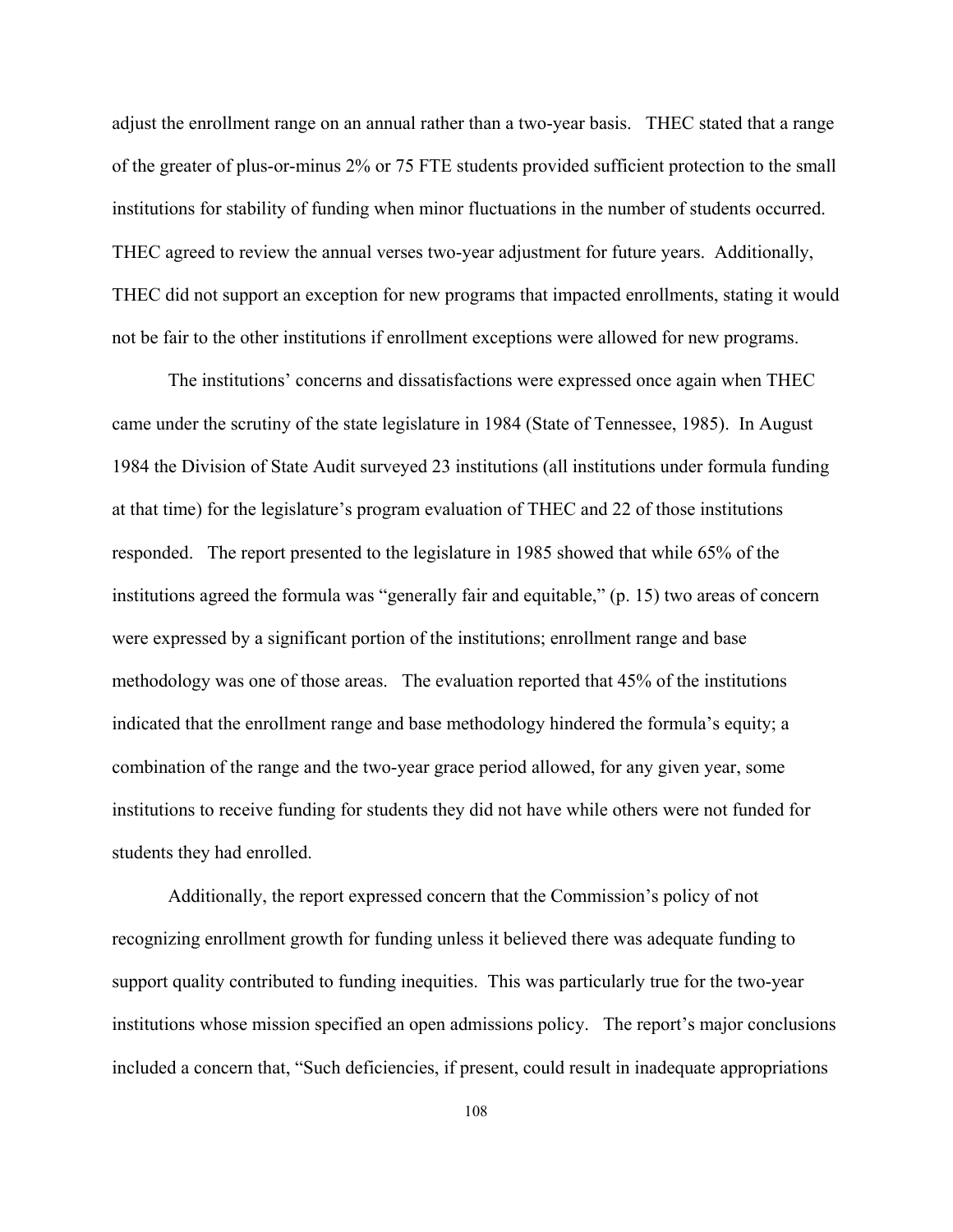adjust the enrollment range on an annual rather than a two-year basis. THEC stated that a range of the greater of plus-or-minus 2% or 75 FTE students provided sufficient protection to the small institutions for stability of funding when minor fluctuations in the number of students occurred. THEC agreed to review the annual verses two-year adjustment for future years. Additionally, THEC did not support an exception for new programs that impacted enrollments, stating it would not be fair to the other institutions if enrollment exceptions were allowed for new programs.

The institutions' concerns and dissatisfactions were expressed once again when THEC came under the scrutiny of the state legislature in 1984 (State of Tennessee, 1985). In August 1984 the Division of State Audit surveyed 23 institutions (all institutions under formula funding at that time) for the legislature's program evaluation of THEC and 22 of those institutions responded. The report presented to the legislature in 1985 showed that while 65% of the institutions agreed the formula was "generally fair and equitable," (p. 15) two areas of concern were expressed by a significant portion of the institutions; enrollment range and base methodology was one of those areas. The evaluation reported that 45% of the institutions indicated that the enrollment range and base methodology hindered the formula's equity; a combination of the range and the two-year grace period allowed, for any given year, some institutions to receive funding for students they did not have while others were not funded for students they had enrolled.

Additionally, the report expressed concern that the Commission's policy of not recognizing enrollment growth for funding unless it believed there was adequate funding to support quality contributed to funding inequities. This was particularly true for the two-year institutions whose mission specified an open admissions policy. The report's major conclusions included a concern that, "Such deficiencies, if present, could result in inadequate appropriations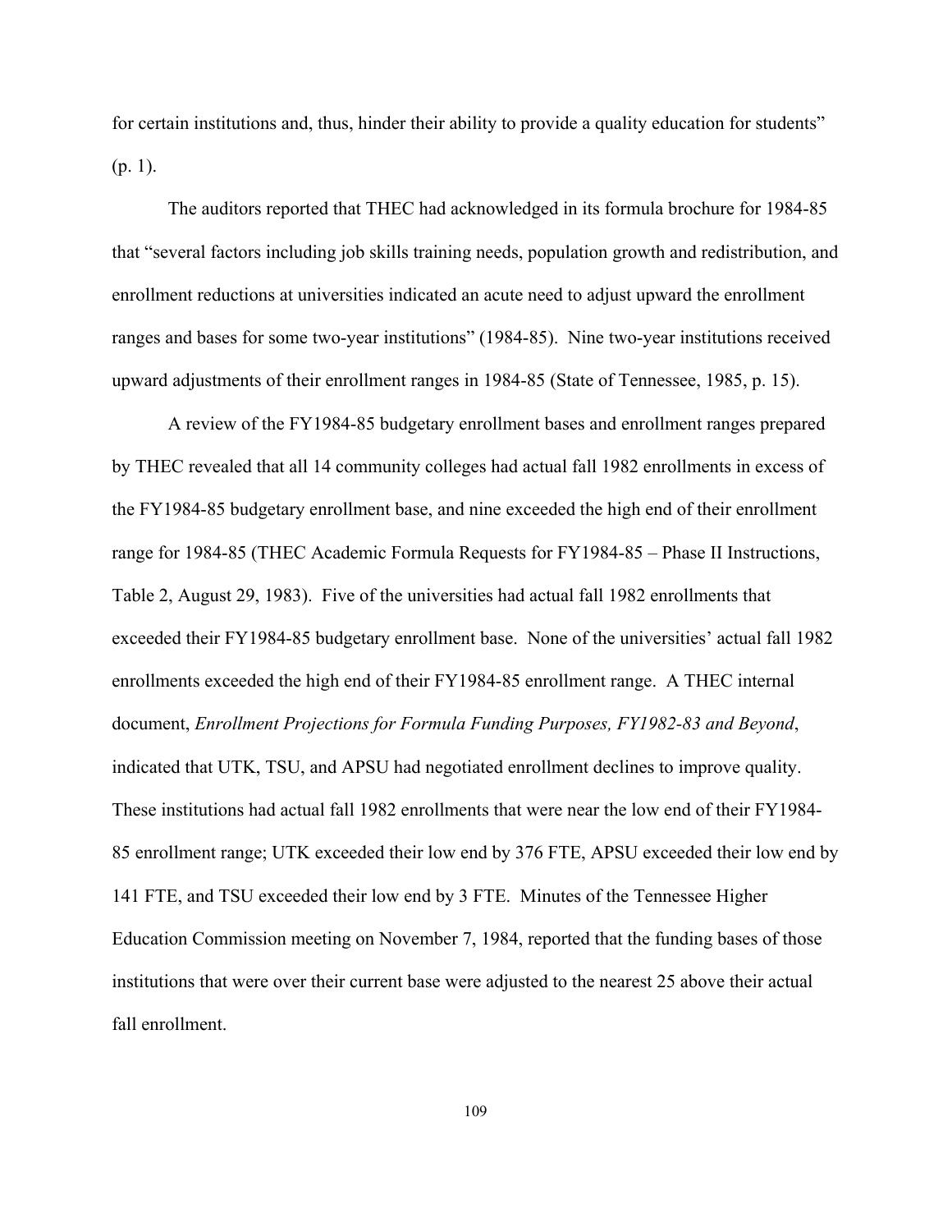for certain institutions and, thus, hinder their ability to provide a quality education for students" (p. 1).

The auditors reported that THEC had acknowledged in its formula brochure for 1984-85 that "several factors including job skills training needs, population growth and redistribution, and enrollment reductions at universities indicated an acute need to adjust upward the enrollment ranges and bases for some two-year institutions" (1984-85). Nine two-year institutions received upward adjustments of their enrollment ranges in 1984-85 (State of Tennessee, 1985, p. 15).

A review of the FY1984-85 budgetary enrollment bases and enrollment ranges prepared by THEC revealed that all 14 community colleges had actual fall 1982 enrollments in excess of the FY1984-85 budgetary enrollment base, and nine exceeded the high end of their enrollment range for 1984-85 (THEC Academic Formula Requests for FY1984-85 – Phase II Instructions, Table 2, August 29, 1983). Five of the universities had actual fall 1982 enrollments that exceeded their FY1984-85 budgetary enrollment base. None of the universities' actual fall 1982 enrollments exceeded the high end of their FY1984-85 enrollment range. A THEC internal document, *Enrollment Projections for Formula Funding Purposes, FY1982-83 and Beyond*, indicated that UTK, TSU, and APSU had negotiated enrollment declines to improve quality. These institutions had actual fall 1982 enrollments that were near the low end of their FY1984-85 enrollment range; UTK exceeded their low end by 376 FTE, APSU exceeded their low end by 141 FTE, and TSU exceeded their low end by 3 FTE. Minutes of the Tennessee Higher Education Commission meeting on November 7, 1984, reported that the funding bases of those institutions that were over their current base were adjusted to the nearest 25 above their actual fall enrollment.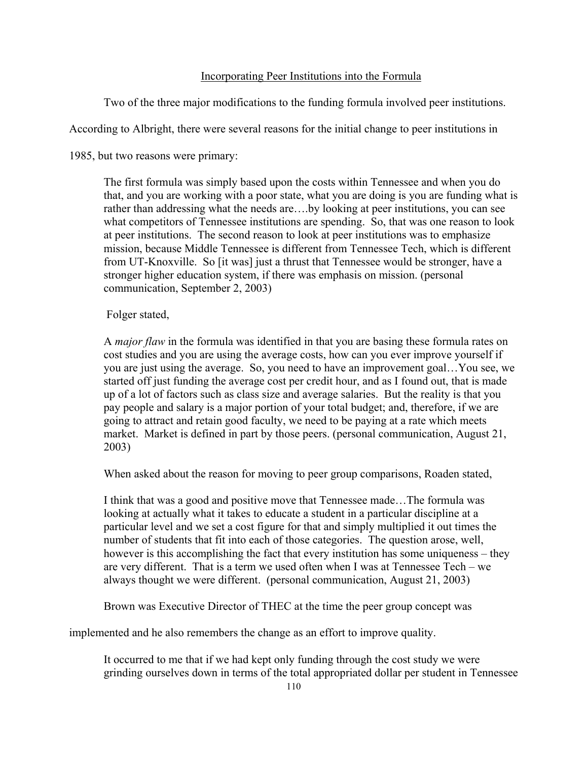## Incorporating Peer Institutions into the Formula

Two of the three major modifications to the funding formula involved peer institutions. According to Albright, there were several reasons for the initial change to peer institutions in 1985, but two reasons were primary:

> The first formula was simply based upon the costs within Tennessee and when you do that, and you are working with a poor state, what you are doing is you are funding what is rather than addressing what the needs are….by looking at peer institutions, you can see what competitors of Tennessee institutions are spending. So, that was one reason to look at peer institutions. The second reason to look at peer institutions was to emphasize mission, because Middle Tennessee is different from Tennessee Tech, which is different from UT-Knoxville. So [it was] just a thrust that Tennessee would be stronger, have a stronger higher education system, if there was emphasis on mission. (personal communication, September 2, 2003)

Folger stated,

> A *major flaw* in the formula was identified in that you are basing these formula rates on cost studies and you are using the average costs, how can you ever improve yourself if you are just using the average. So, you need to have an improvement goal…You see, we started off just funding the average cost per credit hour, and as I found out, that is made up of a lot of factors such as class size and average salaries. But the reality is that you pay people and salary is a major portion of your total budget; and, therefore, if we are going to attract and retain good faculty, we need to be paying at a rate which meets market. Market is defined in part by those peers. (personal communication, August 21, 2003)

When asked about the reason for moving to peer group comparisons, Roaden stated,

> I think that was a good and positive move that Tennessee made…The formula was looking at actually what it takes to educate a student in a particular discipline at a particular level and we set a cost figure for that and simply multiplied it out times the number of students that fit into each of those categories. The question arose, well, however is this accomplishing the fact that every institution has some uniqueness – they are very different. That is a term we used often when I was at Tennessee Tech – we always thought we were different. (personal communication, August 21, 2003)

Brown was Executive Director of THEC at the time the peer group concept was implemented and he also remembers the change as an effort to improve quality.

> It occurred to me that if we had kept only funding through the cost study we were grinding ourselves down in terms of the total appropriated dollar per student in Tennessee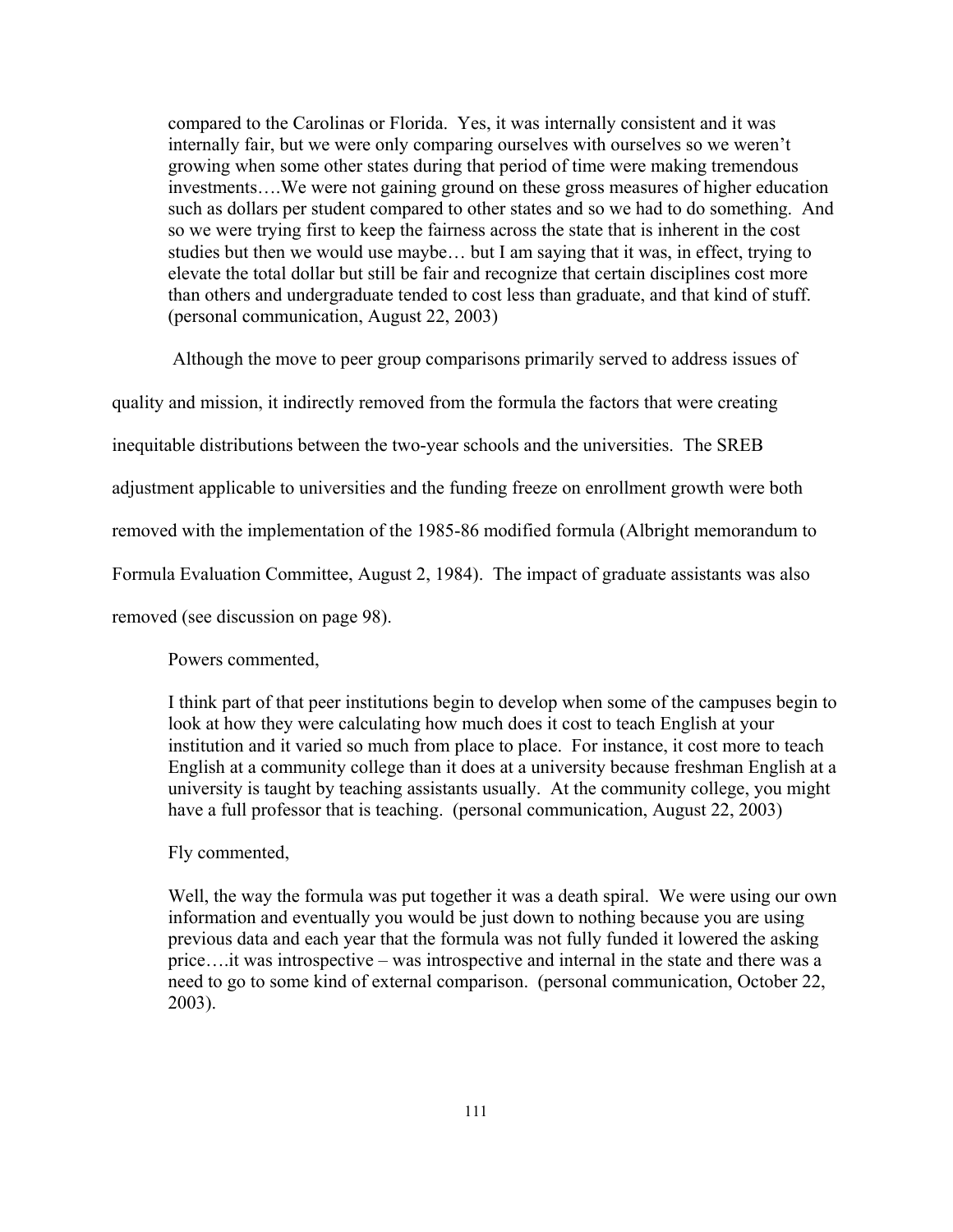> compared to the Carolinas or Florida. Yes, it was internally consistent and it was internally fair, but we were only comparing ourselves with ourselves so we weren't growing when some other states during that period of time were making tremendous investments….We were not gaining ground on these gross measures of higher education such as dollars per student compared to other states and so we had to do something. And so we were trying first to keep the fairness across the state that is inherent in the cost studies but then we would use maybe… but I am saying that it was, in effect, trying to elevate the total dollar but still be fair and recognize that certain disciplines cost more than others and undergraduate tended to cost less than graduate, and that kind of stuff. (personal communication, August 22, 2003)

Although the move to peer group comparisons primarily served to address issues of quality and mission, it indirectly removed from the formula the factors that were creating inequitable distributions between the two-year schools and the universities. The SREB adjustment applicable to universities and the funding freeze on enrollment growth were both removed with the implementation of the 1985-86 modified formula (Albright memorandum to Formula Evaluation Committee, August 2, 1984). The impact of graduate assistants was also removed (see discussion on page 98).

Powers commented,

> I think part of that peer institutions begin to develop when some of the campuses begin to look at how they were calculating how much does it cost to teach English at your institution and it varied so much from place to place. For instance, it cost more to teach English at a community college than it does at a university because freshman English at a university is taught by teaching assistants usually. At the community college, you might have a full professor that is teaching. (personal communication, August 22, 2003)

Fly commented,

> Well, the way the formula was put together it was a death spiral. We were using our own information and eventually you would be just down to nothing because you are using previous data and each year that the formula was not fully funded it lowered the asking price….it was introspective – was introspective and internal in the state and there was a need to go to some kind of external comparison. (personal communication, October 22, 2003).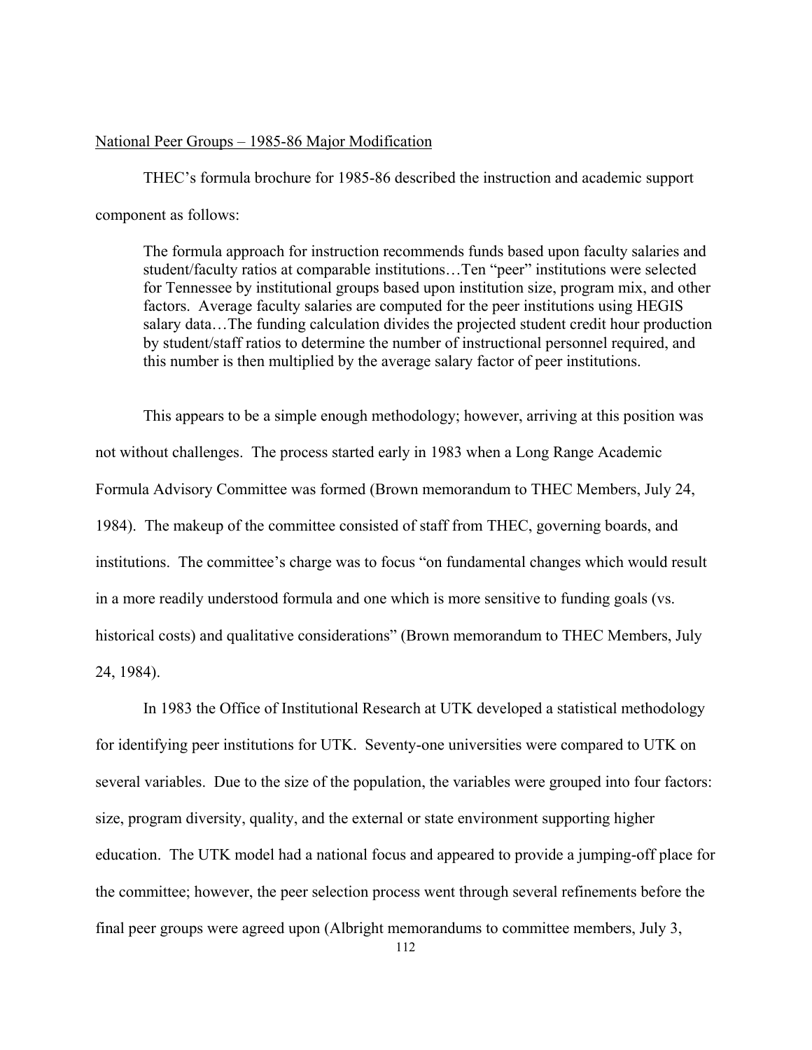National Peer Groups – 1985-86 Major Modification

THEC's formula brochure for 1985-86 described the instruction and academic support component as follows:

> The formula approach for instruction recommends funds based upon faculty salaries and student/faculty ratios at comparable institutions…Ten "peer" institutions were selected for Tennessee by institutional groups based upon institution size, program mix, and other factors. Average faculty salaries are computed for the peer institutions using HEGIS salary data…The funding calculation divides the projected student credit hour production by student/staff ratios to determine the number of instructional personnel required, and this number is then multiplied by the average salary factor of peer institutions.

This appears to be a simple enough methodology; however, arriving at this position was not without challenges. The process started early in 1983 when a Long Range Academic Formula Advisory Committee was formed (Brown memorandum to THEC Members, July 24, 1984). The makeup of the committee consisted of staff from THEC, governing boards, and institutions. The committee's charge was to focus "on fundamental changes which would result in a more readily understood formula and one which is more sensitive to funding goals (vs. historical costs) and qualitative considerations" (Brown memorandum to THEC Members, July 24, 1984).

In 1983 the Office of Institutional Research at UTK developed a statistical methodology for identifying peer institutions for UTK. Seventy-one universities were compared to UTK on several variables. Due to the size of the population, the variables were grouped into four factors: size, program diversity, quality, and the external or state environment supporting higher education. The UTK model had a national focus and appeared to provide a jumping-off place for the committee; however, the peer selection process went through several refinements before the final peer groups were agreed upon (Albright memorandums to committee members, July 3,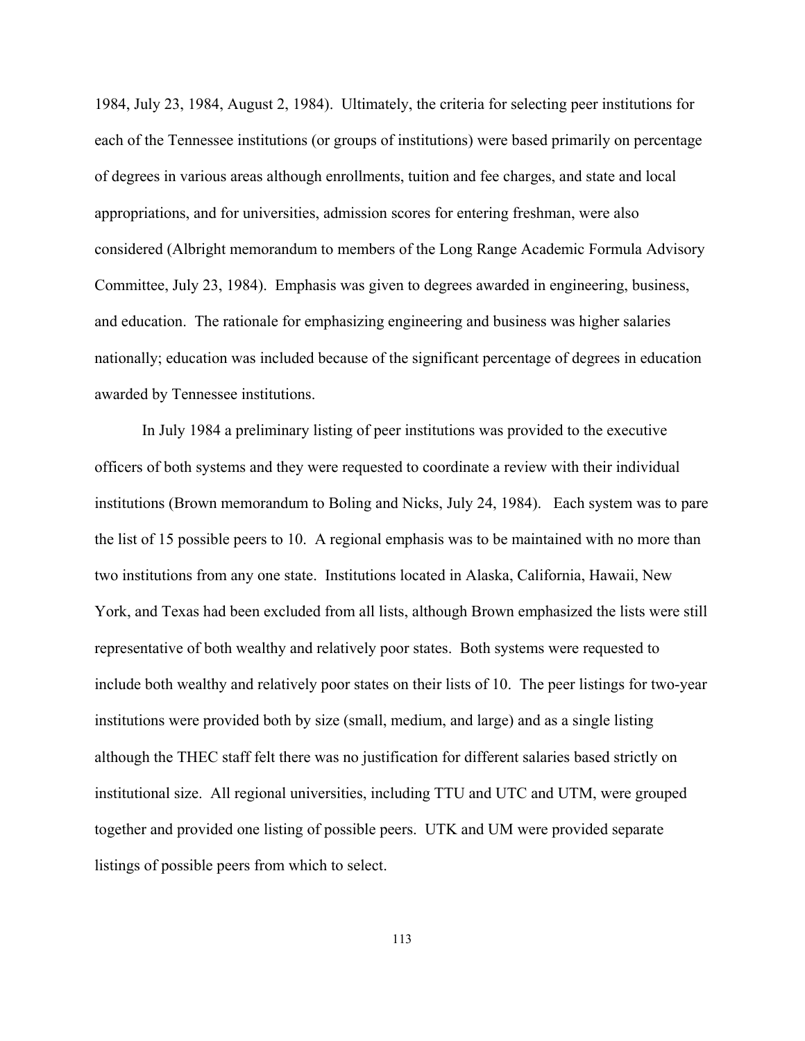1984, July 23, 1984, August 2, 1984). Ultimately, the criteria for selecting peer institutions for each of the Tennessee institutions (or groups of institutions) were based primarily on percentage of degrees in various areas although enrollments, tuition and fee charges, and state and local appropriations, and for universities, admission scores for entering freshman, were also considered (Albright memorandum to members of the Long Range Academic Formula Advisory Committee, July 23, 1984). Emphasis was given to degrees awarded in engineering, business, and education. The rationale for emphasizing engineering and business was higher salaries nationally; education was included because of the significant percentage of degrees in education awarded by Tennessee institutions.

In July 1984 a preliminary listing of peer institutions was provided to the executive officers of both systems and they were requested to coordinate a review with their individual institutions (Brown memorandum to Boling and Nicks, July 24, 1984). Each system was to pare the list of 15 possible peers to 10. A regional emphasis was to be maintained with no more than two institutions from any one state. Institutions located in Alaska, California, Hawaii, New York, and Texas had been excluded from all lists, although Brown emphasized the lists were still representative of both wealthy and relatively poor states. Both systems were requested to include both wealthy and relatively poor states on their lists of 10. The peer listings for two-year institutions were provided both by size (small, medium, and large) and as a single listing although the THEC staff felt there was no justification for different salaries based strictly on institutional size. All regional universities, including TTU and UTC and UTM, were grouped together and provided one listing of possible peers. UTK and UM were provided separate listings of possible peers from which to select.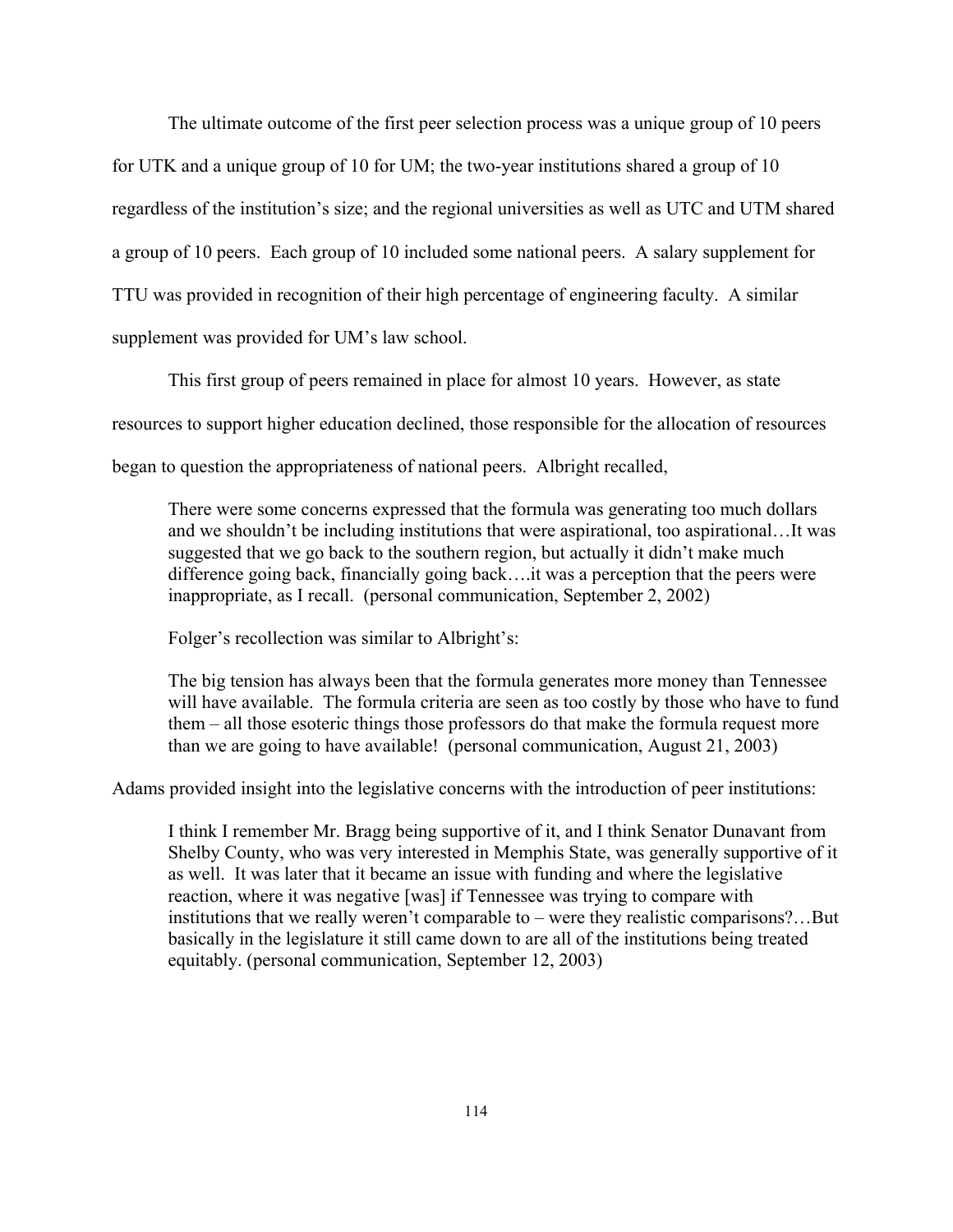The ultimate outcome of the first peer selection process was a unique group of 10 peers for UTK and a unique group of 10 for UM; the two-year institutions shared a group of 10 regardless of the institution's size; and the regional universities as well as UTC and UTM shared a group of 10 peers. Each group of 10 included some national peers. A salary supplement for TTU was provided in recognition of their high percentage of engineering faculty. A similar supplement was provided for UM's law school.

This first group of peers remained in place for almost 10 years. However, as state resources to support higher education declined, those responsible for the allocation of resources began to question the appropriateness of national peers. Albright recalled,

> There were some concerns expressed that the formula was generating too much dollars and we shouldn't be including institutions that were aspirational, too aspirational…It was suggested that we go back to the southern region, but actually it didn't make much difference going back, financially going back….it was a perception that the peers were inappropriate, as I recall. (personal communication, September 2, 2002)

Folger's recollection was similar to Albright's:

> The big tension has always been that the formula generates more money than Tennessee will have available. The formula criteria are seen as too costly by those who have to fund them – all those esoteric things those professors do that make the formula request more than we are going to have available! (personal communication, August 21, 2003)

Adams provided insight into the legislative concerns with the introduction of peer institutions:

> I think I remember Mr. Bragg being supportive of it, and I think Senator Dunavant from Shelby County, who was very interested in Memphis State, was generally supportive of it as well. It was later that it became an issue with funding and where the legislative reaction, where it was negative [was] if Tennessee was trying to compare with institutions that we really weren't comparable to – were they realistic comparisons?…But basically in the legislature it still came down to are all of the institutions being treated equitably. (personal communication, September 12, 2003)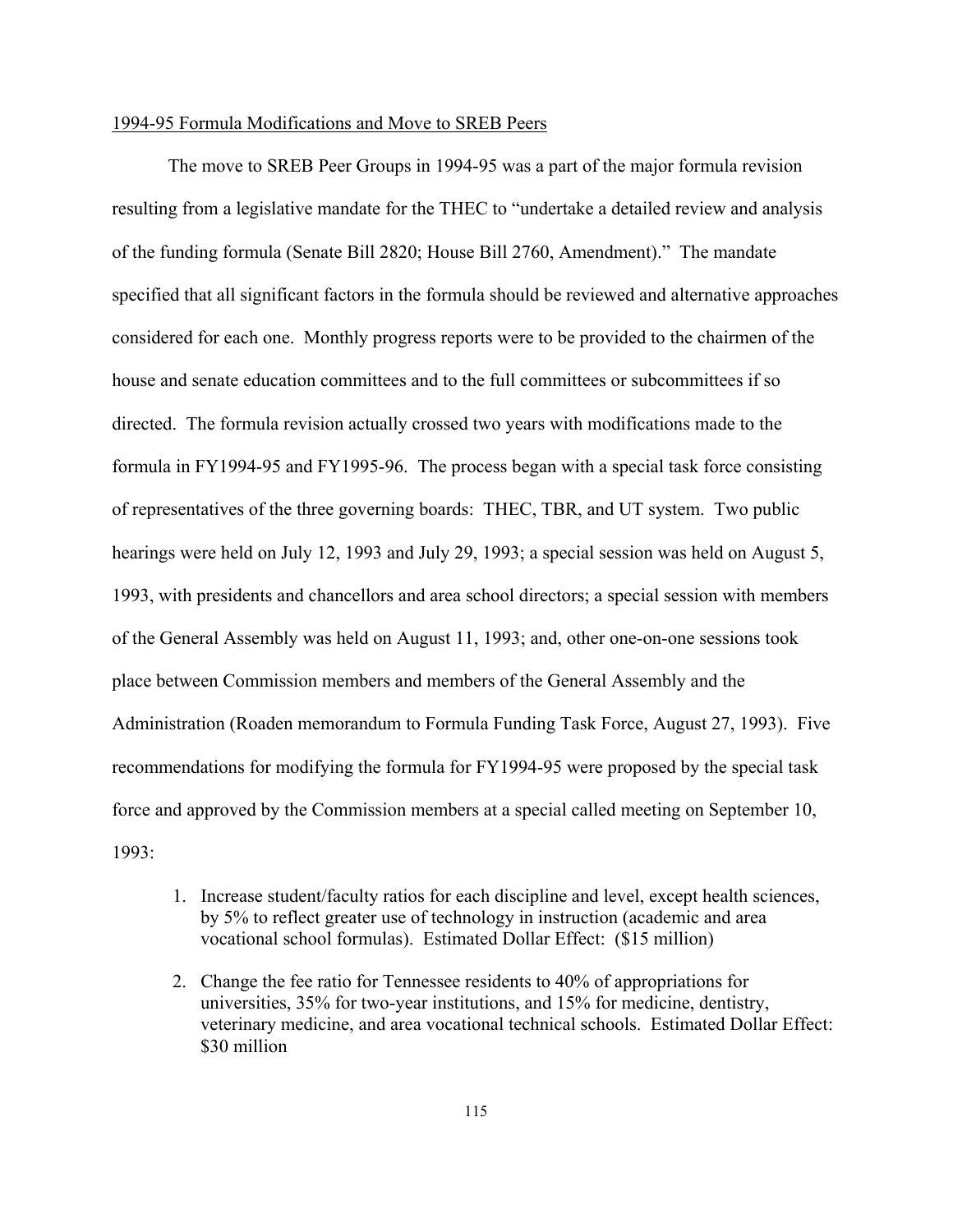1994-95 Formula Modifications and Move to SREB Peers

The move to SREB Peer Groups in 1994-95 was a part of the major formula revision resulting from a legislative mandate for the THEC to "undertake a detailed review and analysis of the funding formula (Senate Bill 2820; House Bill 2760, Amendment)." The mandate specified that all significant factors in the formula should be reviewed and alternative approaches considered for each one. Monthly progress reports were to be provided to the chairmen of the house and senate education committees and to the full committees or subcommittees if so directed. The formula revision actually crossed two years with modifications made to the formula in FY1994-95 and FY1995-96. The process began with a special task force consisting of representatives of the three governing boards: THEC, TBR, and UT system. Two public hearings were held on July 12, 1993 and July 29, 1993; a special session was held on August 5, 1993, with presidents and chancellors and area school directors; a special session with members of the General Assembly was held on August 11, 1993; and, other one-on-one sessions took place between Commission members and members of the General Assembly and the Administration (Roaden memorandum to Formula Funding Task Force, August 27, 1993). Five recommendations for modifying the formula for FY1994-95 were proposed by the special task force and approved by the Commission members at a special called meeting on September 10, 1993:

1. Increase student/faculty ratios for each discipline and level, except health sciences, by 5% to reflect greater use of technology in instruction (academic and area vocational school formulas). Estimated Dollar Effect: ($15 million)
2. Change the fee ratio for Tennessee residents to 40% of appropriations for universities, 35% for two-year institutions, and 15% for medicine, dentistry, veterinary medicine, and area vocational technical schools. Estimated Dollar Effect: $30 million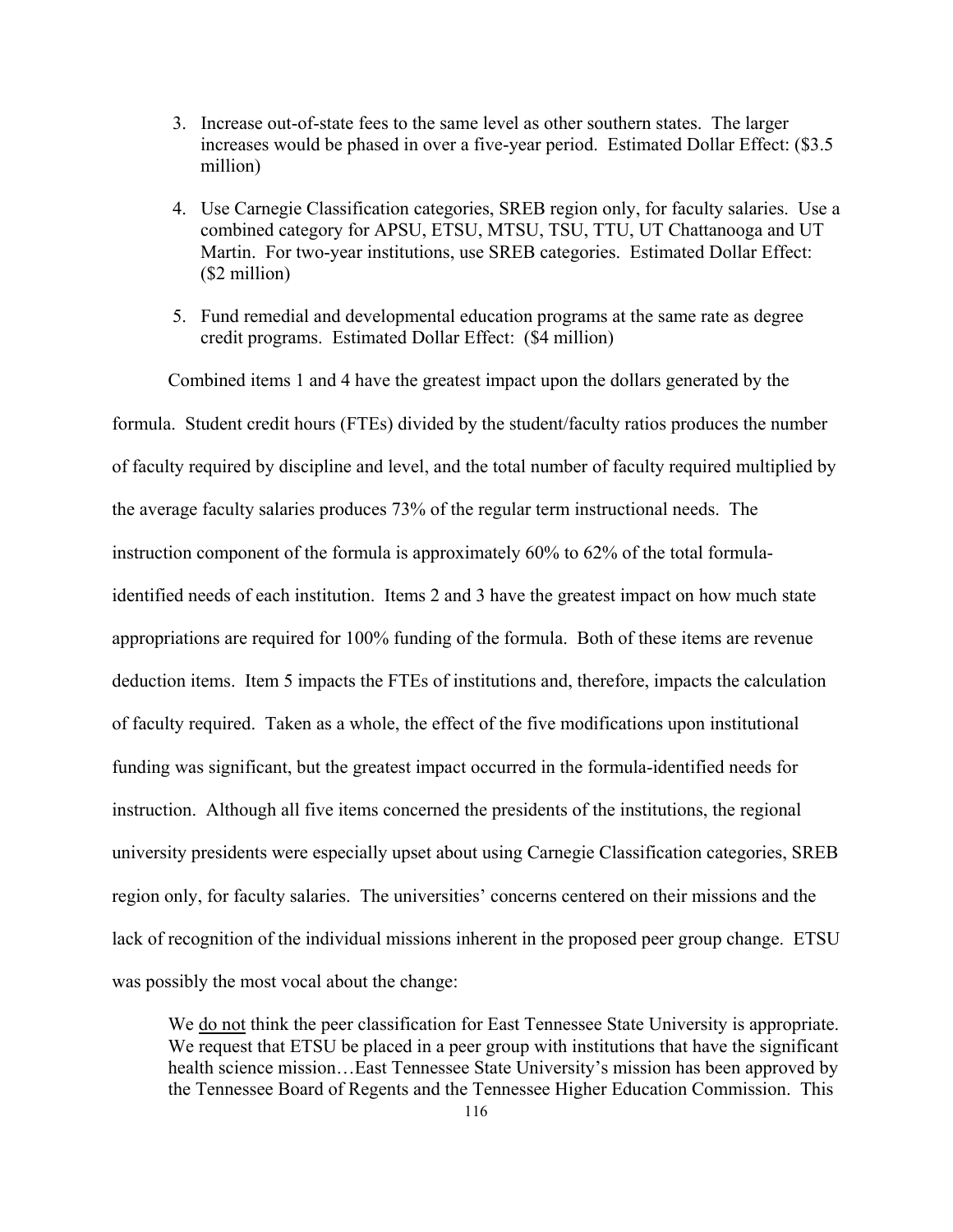3. Increase out-of-state fees to the same level as other southern states. The larger increases would be phased in over a five-year period. Estimated Dollar Effect: ($3.5 million)

4. Use Carnegie Classification categories, SREB region only, for faculty salaries. Use a combined category for APSU, ETSU, MTSU, TSU, TTU, UT Chattanooga and UT Martin. For two-year institutions, use SREB categories. Estimated Dollar Effect: ($2 million)

5. Fund remedial and developmental education programs at the same rate as degree credit programs. Estimated Dollar Effect: ($4 million)

Combined items 1 and 4 have the greatest impact upon the dollars generated by the formula. Student credit hours (FTEs) divided by the student/faculty ratios produces the number of faculty required by discipline and level, and the total number of faculty required multiplied by the average faculty salaries produces 73% of the regular term instructional needs. The instruction component of the formula is approximately 60% to 62% of the total formula-identified needs of each institution. Items 2 and 3 have the greatest impact on how much state appropriations are required for 100% funding of the formula. Both of these items are revenue deduction items. Item 5 impacts the FTEs of institutions and, therefore, impacts the calculation of faculty required. Taken as a whole, the effect of the five modifications upon institutional funding was significant, but the greatest impact occurred in the formula-identified needs for instruction. Although all five items concerned the presidents of the institutions, the regional university presidents were especially upset about using Carnegie Classification categories, SREB region only, for faculty salaries. The universities' concerns centered on their missions and the lack of recognition of the individual missions inherent in the proposed peer group change. ETSU was possibly the most vocal about the change:

> We <u>do not</u> think the peer classification for East Tennessee State University is appropriate. We request that ETSU be placed in a peer group with institutions that have the significant health science mission…East Tennessee State University's mission has been approved by the Tennessee Board of Regents and the Tennessee Higher Education Commission. This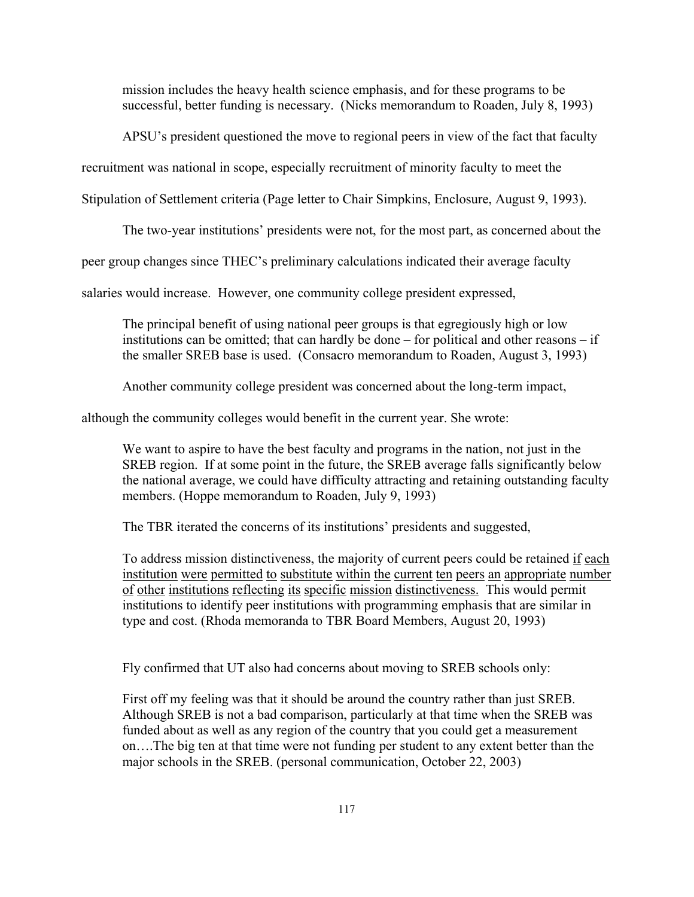mission includes the heavy health science emphasis, and for these programs to be successful, better funding is necessary. (Nicks memorandum to Roaden, July 8, 1993)

APSU's president questioned the move to regional peers in view of the fact that faculty recruitment was national in scope, especially recruitment of minority faculty to meet the Stipulation of Settlement criteria (Page letter to Chair Simpkins, Enclosure, August 9, 1993).

The two-year institutions' presidents were not, for the most part, as concerned about the peer group changes since THEC's preliminary calculations indicated their average faculty salaries would increase. However, one community college president expressed,

> The principal benefit of using national peer groups is that egregiously high or low institutions can be omitted; that can hardly be done – for political and other reasons – if the smaller SREB base is used. (Consacro memorandum to Roaden, August 3, 1993)

Another community college president was concerned about the long-term impact, although the community colleges would benefit in the current year. She wrote:

> We want to aspire to have the best faculty and programs in the nation, not just in the SREB region. If at some point in the future, the SREB average falls significantly below the national average, we could have difficulty attracting and retaining outstanding faculty members. (Hoppe memorandum to Roaden, July 9, 1993)

The TBR iterated the concerns of its institutions' presidents and suggested,

> To address mission distinctiveness, the majority of current peers could be retained <u>if each institution were permitted to substitute within the current ten peers an appropriate number of other institutions reflecting its specific mission distinctiveness.</u> This would permit institutions to identify peer institutions with programming emphasis that are similar in type and cost. (Rhoda memoranda to TBR Board Members, August 20, 1993)

Fly confirmed that UT also had concerns about moving to SREB schools only:

> First off my feeling was that it should be around the country rather than just SREB. Although SREB is not a bad comparison, particularly at that time when the SREB was funded about as well as any region of the country that you could get a measurement on….The big ten at that time were not funding per student to any extent better than the major schools in the SREB. (personal communication, October 22, 2003)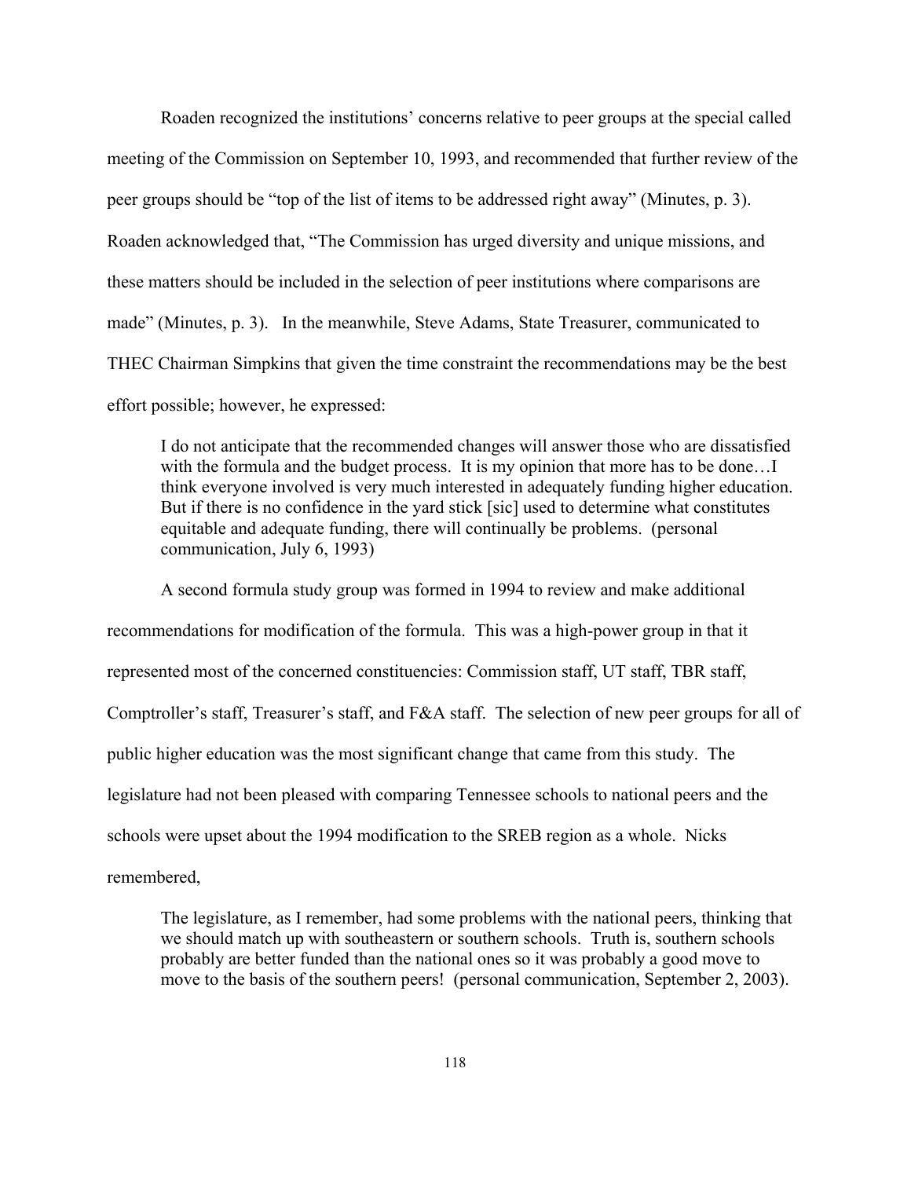Roaden recognized the institutions' concerns relative to peer groups at the special called meeting of the Commission on September 10, 1993, and recommended that further review of the peer groups should be "top of the list of items to be addressed right away" (Minutes, p. 3). Roaden acknowledged that, "The Commission has urged diversity and unique missions, and these matters should be included in the selection of peer institutions where comparisons are made" (Minutes, p. 3). In the meanwhile, Steve Adams, State Treasurer, communicated to THEC Chairman Simpkins that given the time constraint the recommendations may be the best effort possible; however, he expressed:

> I do not anticipate that the recommended changes will answer those who are dissatisfied with the formula and the budget process. It is my opinion that more has to be done…I think everyone involved is very much interested in adequately funding higher education. But if there is no confidence in the yard stick [sic] used to determine what constitutes equitable and adequate funding, there will continually be problems. (personal communication, July 6, 1993)

A second formula study group was formed in 1994 to review and make additional recommendations for modification of the formula. This was a high-power group in that it represented most of the concerned constituencies: Commission staff, UT staff, TBR staff, Comptroller's staff, Treasurer's staff, and F&A staff. The selection of new peer groups for all of public higher education was the most significant change that came from this study. The legislature had not been pleased with comparing Tennessee schools to national peers and the schools were upset about the 1994 modification to the SREB region as a whole. Nicks remembered,

> The legislature, as I remember, had some problems with the national peers, thinking that we should match up with southeastern or southern schools. Truth is, southern schools probably are better funded than the national ones so it was probably a good move to move to the basis of the southern peers! (personal communication, September 2, 2003).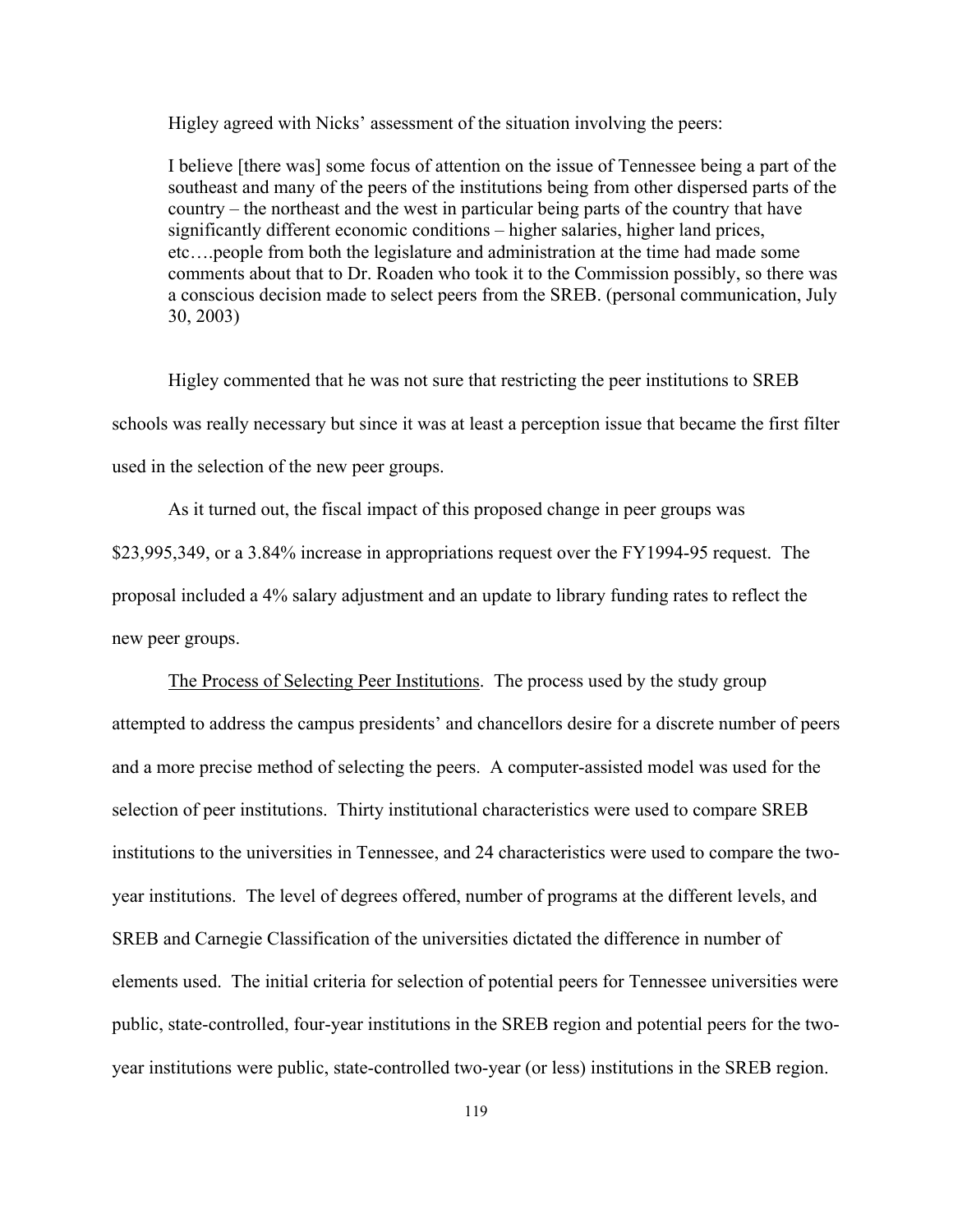Higley agreed with Nicks' assessment of the situation involving the peers:

> I believe [there was] some focus of attention on the issue of Tennessee being a part of the southeast and many of the peers of the institutions being from other dispersed parts of the country – the northeast and the west in particular being parts of the country that have significantly different economic conditions – higher salaries, higher land prices, etc….people from both the legislature and administration at the time had made some comments about that to Dr. Roaden who took it to the Commission possibly, so there was a conscious decision made to select peers from the SREB. (personal communication, July 30, 2003)

Higley commented that he was not sure that restricting the peer institutions to SREB schools was really necessary but since it was at least a perception issue that became the first filter used in the selection of the new peer groups.

As it turned out, the fiscal impact of this proposed change in peer groups was $23,995,349, or a 3.84% increase in appropriations request over the FY1994-95 request. The proposal included a 4% salary adjustment and an update to library funding rates to reflect the new peer groups.

<u>The Process of Selecting Peer Institutions</u>. The process used by the study group attempted to address the campus presidents' and chancellors desire for a discrete number of peers and a more precise method of selecting the peers. A computer-assisted model was used for the selection of peer institutions. Thirty institutional characteristics were used to compare SREB institutions to the universities in Tennessee, and 24 characteristics were used to compare the two-year institutions. The level of degrees offered, number of programs at the different levels, and SREB and Carnegie Classification of the universities dictated the difference in number of elements used. The initial criteria for selection of potential peers for Tennessee universities were public, state-controlled, four-year institutions in the SREB region and potential peers for the two-year institutions were public, state-controlled two-year (or less) institutions in the SREB region.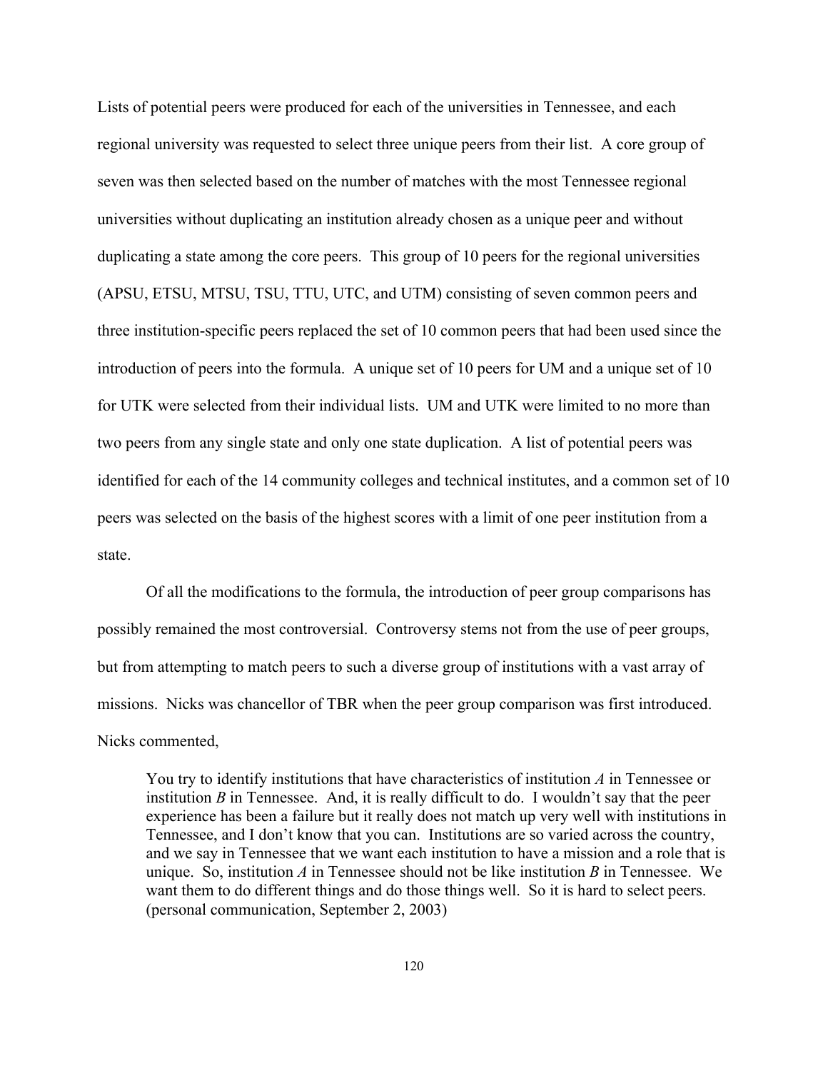Lists of potential peers were produced for each of the universities in Tennessee, and each regional university was requested to select three unique peers from their list. A core group of seven was then selected based on the number of matches with the most Tennessee regional universities without duplicating an institution already chosen as a unique peer and without duplicating a state among the core peers. This group of 10 peers for the regional universities (APSU, ETSU, MTSU, TSU, TTU, UTC, and UTM) consisting of seven common peers and three institution-specific peers replaced the set of 10 common peers that had been used since the introduction of peers into the formula. A unique set of 10 peers for UM and a unique set of 10 for UTK were selected from their individual lists. UM and UTK were limited to no more than two peers from any single state and only one state duplication. A list of potential peers was identified for each of the 14 community colleges and technical institutes, and a common set of 10 peers was selected on the basis of the highest scores with a limit of one peer institution from a state.

Of all the modifications to the formula, the introduction of peer group comparisons has possibly remained the most controversial. Controversy stems not from the use of peer groups, but from attempting to match peers to such a diverse group of institutions with a vast array of missions. Nicks was chancellor of TBR when the peer group comparison was first introduced. Nicks commented,

> You try to identify institutions that have characteristics of institution *A* in Tennessee or institution *B* in Tennessee. And, it is really difficult to do. I wouldn't say that the peer experience has been a failure but it really does not match up very well with institutions in Tennessee, and I don't know that you can. Institutions are so varied across the country, and we say in Tennessee that we want each institution to have a mission and a role that is unique. So, institution *A* in Tennessee should not be like institution *B* in Tennessee. We want them to do different things and do those things well. So it is hard to select peers. (personal communication, September 2, 2003)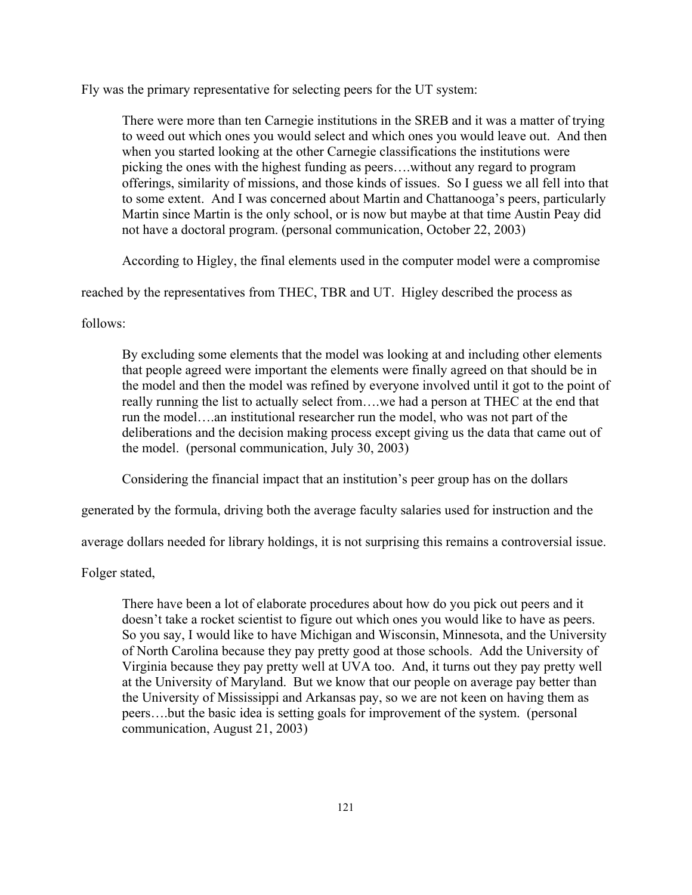Fly was the primary representative for selecting peers for the UT system:

> There were more than ten Carnegie institutions in the SREB and it was a matter of trying to weed out which ones you would select and which ones you would leave out. And then when you started looking at the other Carnegie classifications the institutions were picking the ones with the highest funding as peers….without any regard to program offerings, similarity of missions, and those kinds of issues. So I guess we all fell into that to some extent. And I was concerned about Martin and Chattanooga's peers, particularly Martin since Martin is the only school, or is now but maybe at that time Austin Peay did not have a doctoral program. (personal communication, October 22, 2003)

According to Higley, the final elements used in the computer model were a compromise reached by the representatives from THEC, TBR and UT. Higley described the process as follows:

> By excluding some elements that the model was looking at and including other elements that people agreed were important the elements were finally agreed on that should be in the model and then the model was refined by everyone involved until it got to the point of really running the list to actually select from….we had a person at THEC at the end that run the model….an institutional researcher run the model, who was not part of the deliberations and the decision making process except giving us the data that came out of the model. (personal communication, July 30, 2003)

Considering the financial impact that an institution's peer group has on the dollars generated by the formula, driving both the average faculty salaries used for instruction and the average dollars needed for library holdings, it is not surprising this remains a controversial issue. Folger stated,

> There have been a lot of elaborate procedures about how do you pick out peers and it doesn't take a rocket scientist to figure out which ones you would like to have as peers. So you say, I would like to have Michigan and Wisconsin, Minnesota, and the University of North Carolina because they pay pretty good at those schools. Add the University of Virginia because they pay pretty well at UVA too. And, it turns out they pay pretty well at the University of Maryland. But we know that our people on average pay better than the University of Mississippi and Arkansas pay, so we are not keen on having them as peers….but the basic idea is setting goals for improvement of the system. (personal communication, August 21, 2003)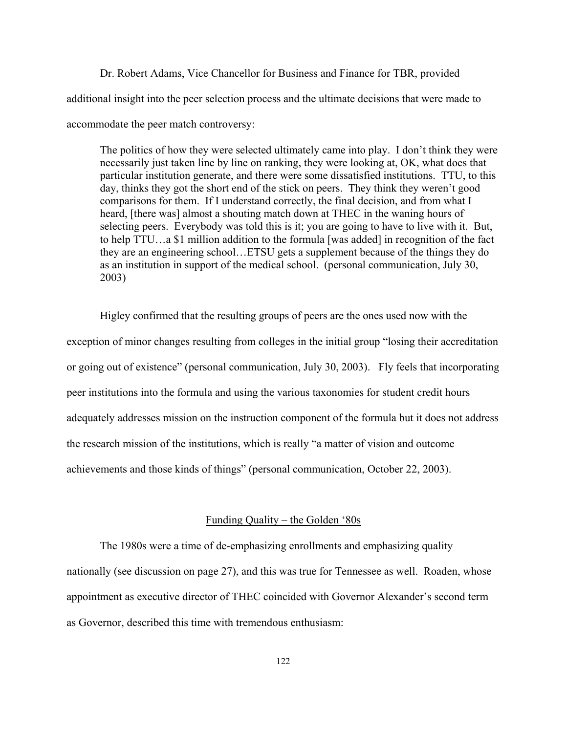Dr. Robert Adams, Vice Chancellor for Business and Finance for TBR, provided additional insight into the peer selection process and the ultimate decisions that were made to accommodate the peer match controversy:

> The politics of how they were selected ultimately came into play. I don't think they were necessarily just taken line by line on ranking, they were looking at, OK, what does that particular institution generate, and there were some dissatisfied institutions. TTU, to this day, thinks they got the short end of the stick on peers. They think they weren't good comparisons for them. If I understand correctly, the final decision, and from what I heard, [there was] almost a shouting match down at THEC in the waning hours of selecting peers. Everybody was told this is it; you are going to have to live with it. But, to help TTU…a $1 million addition to the formula [was added] in recognition of the fact they are an engineering school…ETSU gets a supplement because of the things they do as an institution in support of the medical school. (personal communication, July 30, 2003)

Higley confirmed that the resulting groups of peers are the ones used now with the exception of minor changes resulting from colleges in the initial group "losing their accreditation or going out of existence" (personal communication, July 30, 2003). Fly feels that incorporating peer institutions into the formula and using the various taxonomies for student credit hours adequately addresses mission on the instruction component of the formula but it does not address the research mission of the institutions, which is really "a matter of vision and outcome achievements and those kinds of things" (personal communication, October 22, 2003).

## Funding Quality – the Golden '80s

The 1980s were a time of de-emphasizing enrollments and emphasizing quality nationally (see discussion on page 27), and this was true for Tennessee as well. Roaden, whose appointment as executive director of THEC coincided with Governor Alexander's second term as Governor, described this time with tremendous enthusiasm: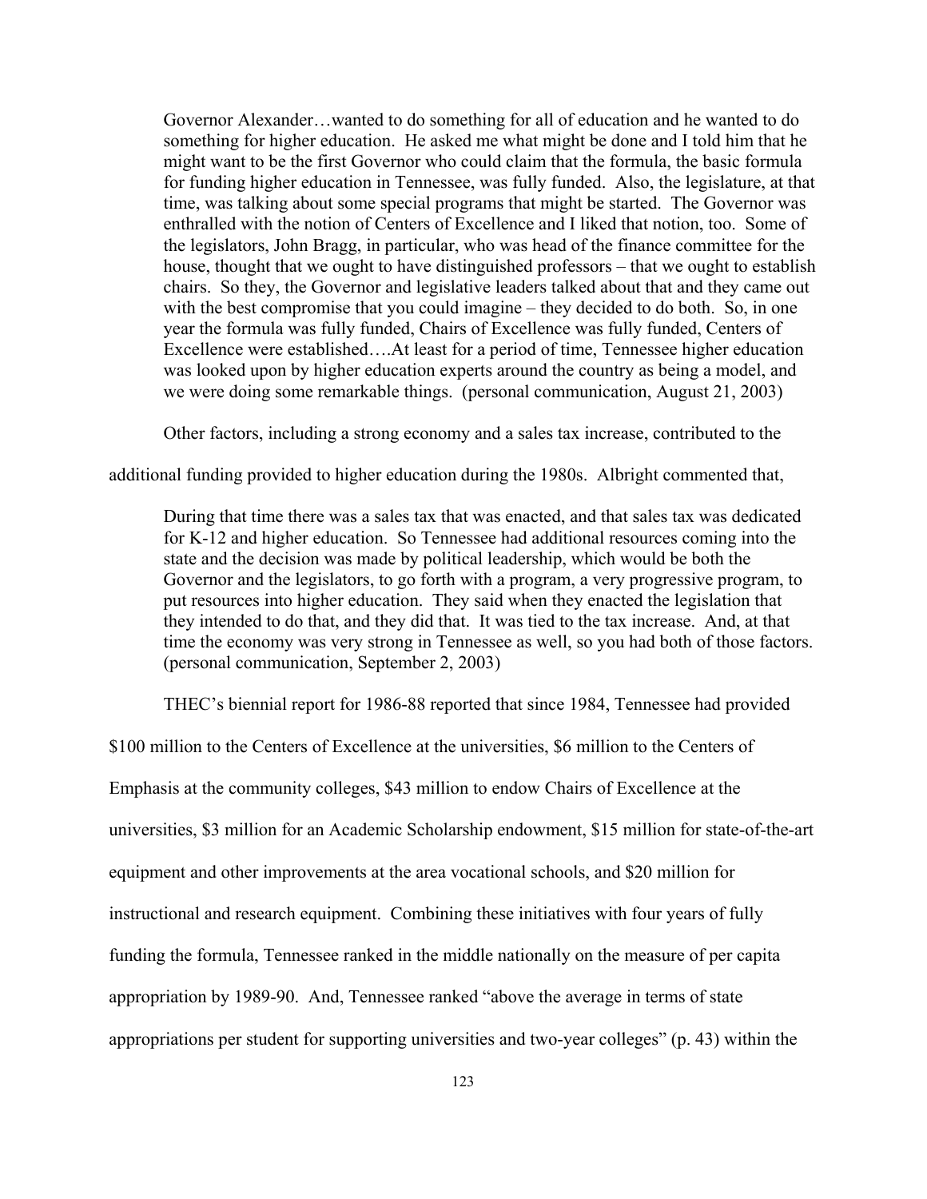> Governor Alexander…wanted to do something for all of education and he wanted to do something for higher education. He asked me what might be done and I told him that he might want to be the first Governor who could claim that the formula, the basic formula for funding higher education in Tennessee, was fully funded. Also, the legislature, at that time, was talking about some special programs that might be started. The Governor was enthralled with the notion of Centers of Excellence and I liked that notion, too. Some of the legislators, John Bragg, in particular, who was head of the finance committee for the house, thought that we ought to have distinguished professors – that we ought to establish chairs. So they, the Governor and legislative leaders talked about that and they came out with the best compromise that you could imagine – they decided to do both. So, in one year the formula was fully funded, Chairs of Excellence was fully funded, Centers of Excellence were established….At least for a period of time, Tennessee higher education was looked upon by higher education experts around the country as being a model, and we were doing some remarkable things. (personal communication, August 21, 2003)

Other factors, including a strong economy and a sales tax increase, contributed to the additional funding provided to higher education during the 1980s. Albright commented that,

> During that time there was a sales tax that was enacted, and that sales tax was dedicated for K-12 and higher education. So Tennessee had additional resources coming into the state and the decision was made by political leadership, which would be both the Governor and the legislators, to go forth with a program, a very progressive program, to put resources into higher education. They said when they enacted the legislation that they intended to do that, and they did that. It was tied to the tax increase. And, at that time the economy was very strong in Tennessee as well, so you had both of those factors. (personal communication, September 2, 2003)

THEC's biennial report for 1986-88 reported that since 1984, Tennessee had provided $100 million to the Centers of Excellence at the universities, $6 million to the Centers of Emphasis at the community colleges, $43 million to endow Chairs of Excellence at the universities, $3 million for an Academic Scholarship endowment, $15 million for state-of-the-art equipment and other improvements at the area vocational schools, and $20 million for instructional and research equipment. Combining these initiatives with four years of fully funding the formula, Tennessee ranked in the middle nationally on the measure of per capita appropriation by 1989-90. And, Tennessee ranked "above the average in terms of state appropriations per student for supporting universities and two-year colleges" (p. 43) within the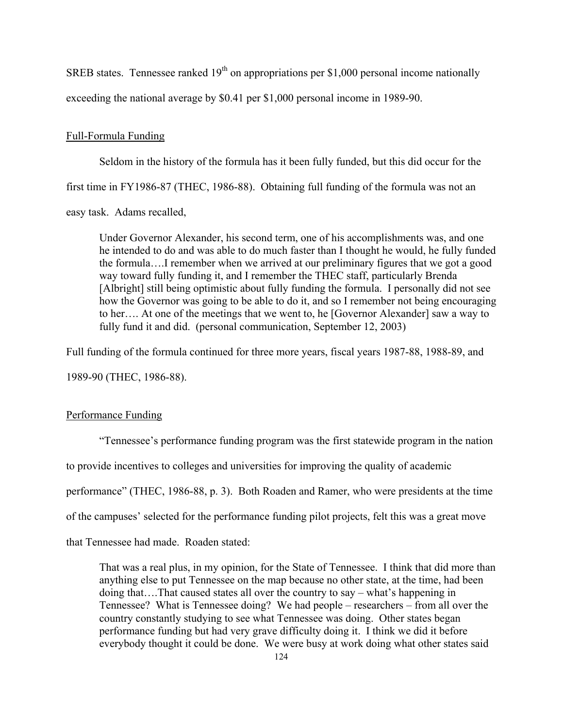SREB states. Tennessee ranked 19th on appropriations per $1,000 personal income nationally exceeding the national average by $0.41 per $1,000 personal income in 1989-90.

## Full-Formula Funding

Seldom in the history of the formula has it been fully funded, but this did occur for the first time in FY1986-87 (THEC, 1986-88). Obtaining full funding of the formula was not an easy task. Adams recalled,

> Under Governor Alexander, his second term, one of his accomplishments was, and one he intended to do and was able to do much faster than I thought he would, he fully funded the formula….I remember when we arrived at our preliminary figures that we got a good way toward fully funding it, and I remember the THEC staff, particularly Brenda [Albright] still being optimistic about fully funding the formula. I personally did not see how the Governor was going to be able to do it, and so I remember not being encouraging to her…. At one of the meetings that we went to, he [Governor Alexander] saw a way to fully fund it and did. (personal communication, September 12, 2003)

Full funding of the formula continued for three more years, fiscal years 1987-88, 1988-89, and 1989-90 (THEC, 1986-88).

## Performance Funding

"Tennessee's performance funding program was the first statewide program in the nation to provide incentives to colleges and universities for improving the quality of academic performance" (THEC, 1986-88, p. 3). Both Roaden and Ramer, who were presidents at the time of the campuses' selected for the performance funding pilot projects, felt this was a great move that Tennessee had made. Roaden stated:

> That was a real plus, in my opinion, for the State of Tennessee. I think that did more than anything else to put Tennessee on the map because no other state, at the time, had been doing that….That caused states all over the country to say – what's happening in Tennessee? What is Tennessee doing? We had people – researchers – from all over the country constantly studying to see what Tennessee was doing. Other states began performance funding but had very grave difficulty doing it. I think we did it before everybody thought it could be done. We were busy at work doing what other states said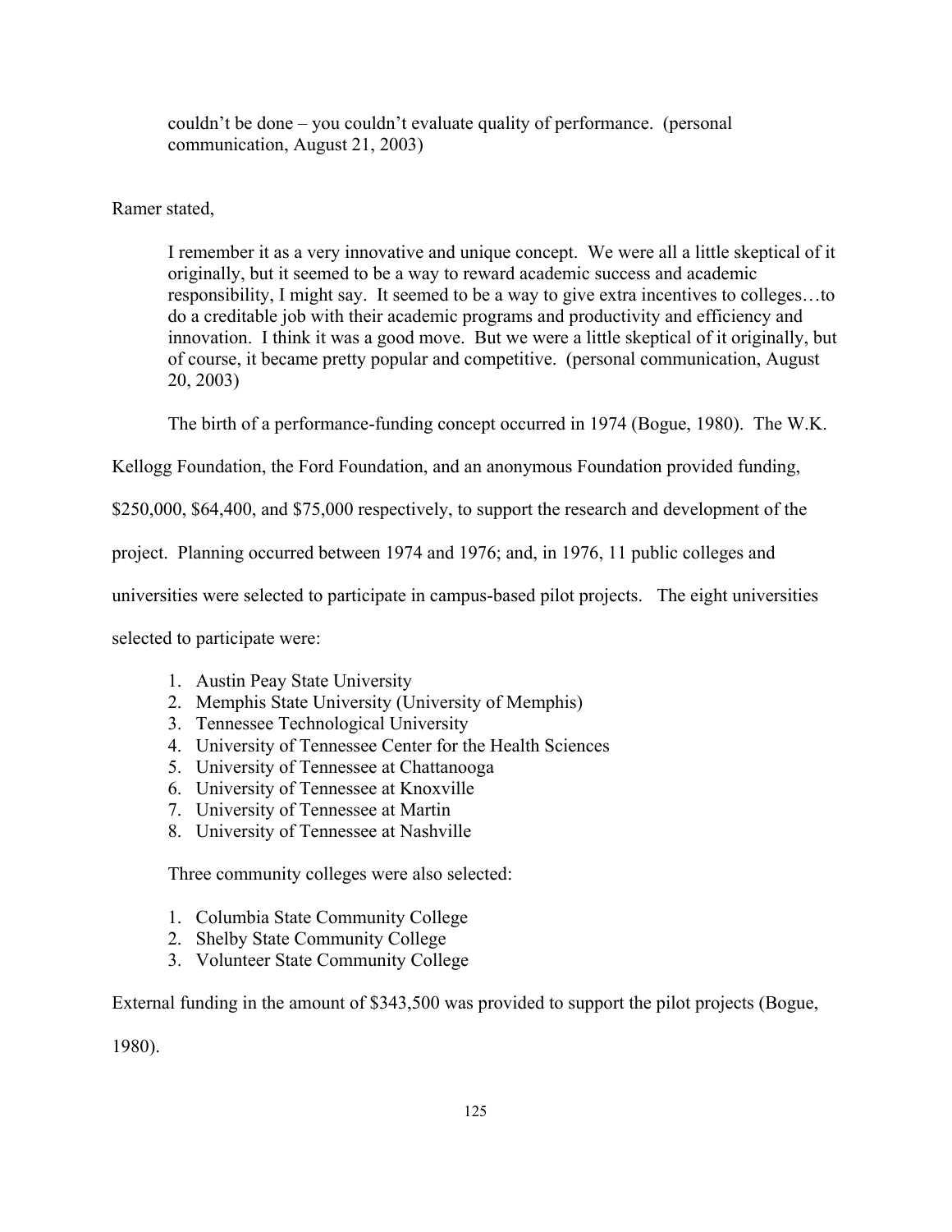> couldn't be done – you couldn't evaluate quality of performance. (personal communication, August 21, 2003)

Ramer stated,

> I remember it as a very innovative and unique concept. We were all a little skeptical of it originally, but it seemed to be a way to reward academic success and academic responsibility, I might say. It seemed to be a way to give extra incentives to colleges…to do a creditable job with their academic programs and productivity and efficiency and innovation. I think it was a good move. But we were a little skeptical of it originally, but of course, it became pretty popular and competitive. (personal communication, August 20, 2003)

The birth of a performance-funding concept occurred in 1974 (Bogue, 1980). The W.K. Kellogg Foundation, the Ford Foundation, and an anonymous Foundation provided funding, $250,000, $64,400, and $75,000 respectively, to support the research and development of the project. Planning occurred between 1974 and 1976; and, in 1976, 11 public colleges and universities were selected to participate in campus-based pilot projects. The eight universities selected to participate were:

1. Austin Peay State University
2. Memphis State University (University of Memphis)
3. Tennessee Technological University
4. University of Tennessee Center for the Health Sciences
5. University of Tennessee at Chattanooga
6. University of Tennessee at Knoxville
7. University of Tennessee at Martin
8. University of Tennessee at Nashville

Three community colleges were also selected:

1. Columbia State Community College
2. Shelby State Community College
3. Volunteer State Community College

External funding in the amount of $343,500 was provided to support the pilot projects (Bogue, 1980).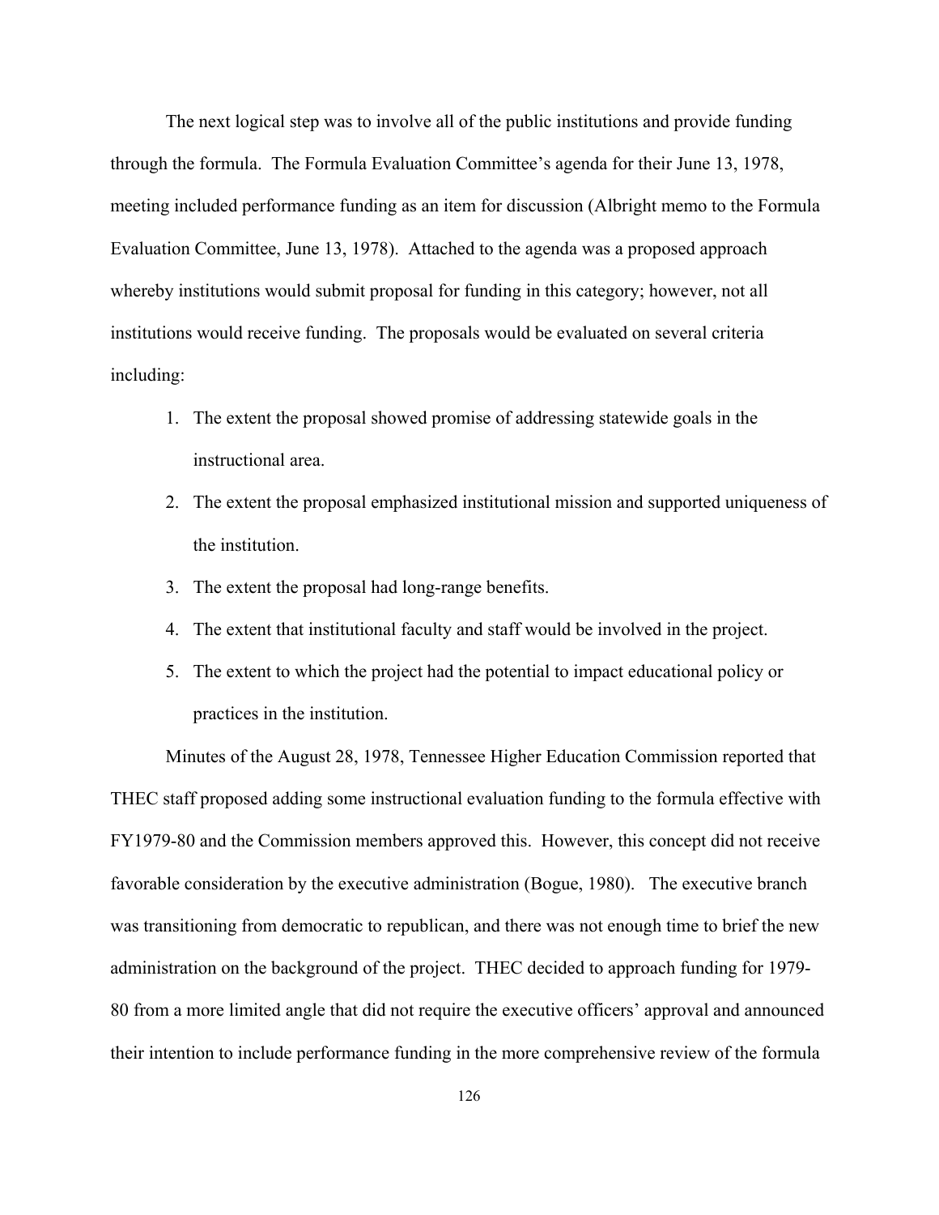The next logical step was to involve all of the public institutions and provide funding through the formula. The Formula Evaluation Committee's agenda for their June 13, 1978, meeting included performance funding as an item for discussion (Albright memo to the Formula Evaluation Committee, June 13, 1978). Attached to the agenda was a proposed approach whereby institutions would submit proposal for funding in this category; however, not all institutions would receive funding. The proposals would be evaluated on several criteria including:

1. The extent the proposal showed promise of addressing statewide goals in the instructional area.
2. The extent the proposal emphasized institutional mission and supported uniqueness of the institution.
3. The extent the proposal had long-range benefits.
4. The extent that institutional faculty and staff would be involved in the project.
5. The extent to which the project had the potential to impact educational policy or practices in the institution.

Minutes of the August 28, 1978, Tennessee Higher Education Commission reported that THEC staff proposed adding some instructional evaluation funding to the formula effective with FY1979-80 and the Commission members approved this. However, this concept did not receive favorable consideration by the executive administration (Bogue, 1980). The executive branch was transitioning from democratic to republican, and there was not enough time to brief the new administration on the background of the project. THEC decided to approach funding for 1979-80 from a more limited angle that did not require the executive officers' approval and announced their intention to include performance funding in the more comprehensive review of the formula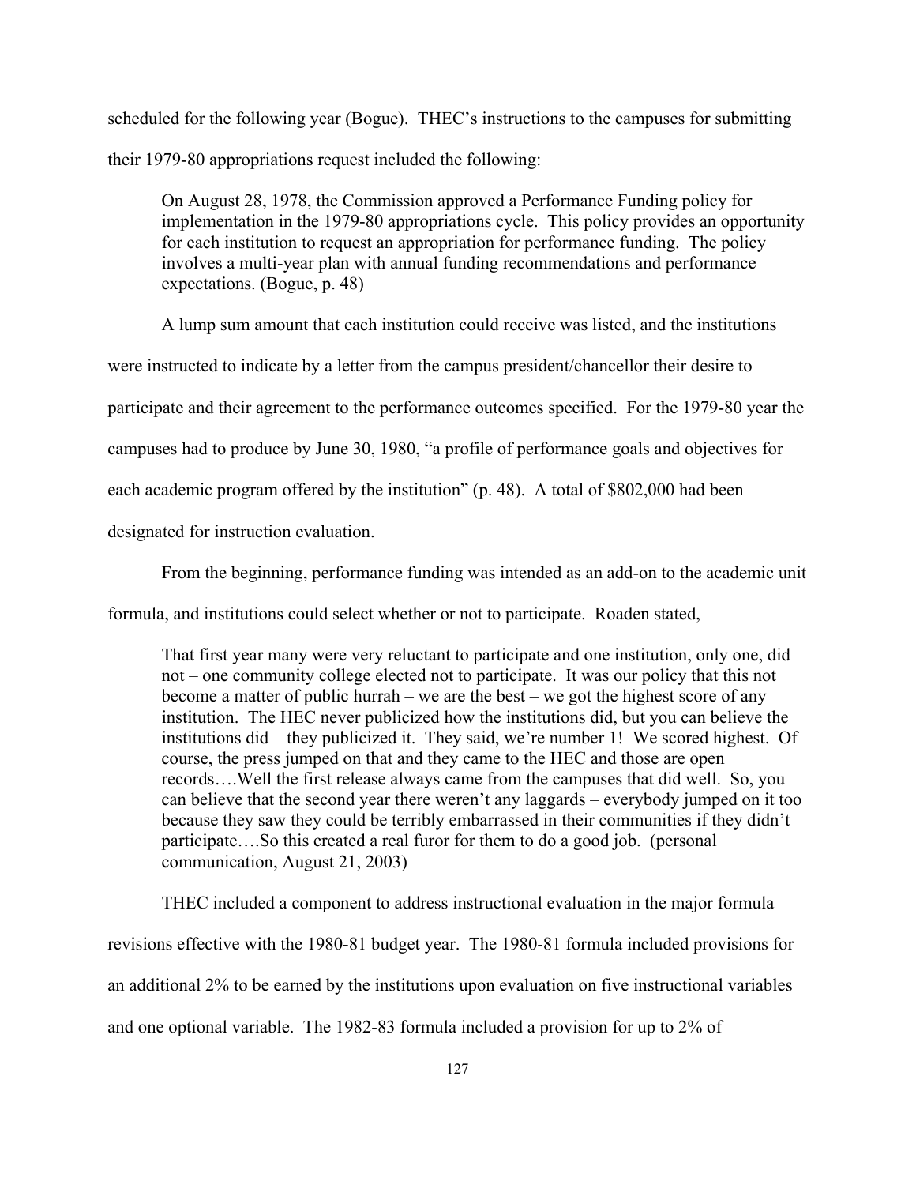scheduled for the following year (Bogue). THEC's instructions to the campuses for submitting their 1979-80 appropriations request included the following:

> On August 28, 1978, the Commission approved a Performance Funding policy for implementation in the 1979-80 appropriations cycle. This policy provides an opportunity for each institution to request an appropriation for performance funding. The policy involves a multi-year plan with annual funding recommendations and performance expectations. (Bogue, p. 48)

A lump sum amount that each institution could receive was listed, and the institutions were instructed to indicate by a letter from the campus president/chancellor their desire to participate and their agreement to the performance outcomes specified. For the 1979-80 year the campuses had to produce by June 30, 1980, "a profile of performance goals and objectives for each academic program offered by the institution" (p. 48). A total of $802,000 had been designated for instruction evaluation.

From the beginning, performance funding was intended as an add-on to the academic unit formula, and institutions could select whether or not to participate. Roaden stated,

> That first year many were very reluctant to participate and one institution, only one, did not – one community college elected not to participate. It was our policy that this not become a matter of public hurrah – we are the best – we got the highest score of any institution. The HEC never publicized how the institutions did, but you can believe the institutions did – they publicized it. They said, we're number 1! We scored highest. Of course, the press jumped on that and they came to the HEC and those are open records….Well the first release always came from the campuses that did well. So, you can believe that the second year there weren't any laggards – everybody jumped on it too because they saw they could be terribly embarrassed in their communities if they didn't participate….So this created a real furor for them to do a good job. (personal communication, August 21, 2003)

THEC included a component to address instructional evaluation in the major formula revisions effective with the 1980-81 budget year. The 1980-81 formula included provisions for an additional 2% to be earned by the institutions upon evaluation on five instructional variables and one optional variable. The 1982-83 formula included a provision for up to 2% of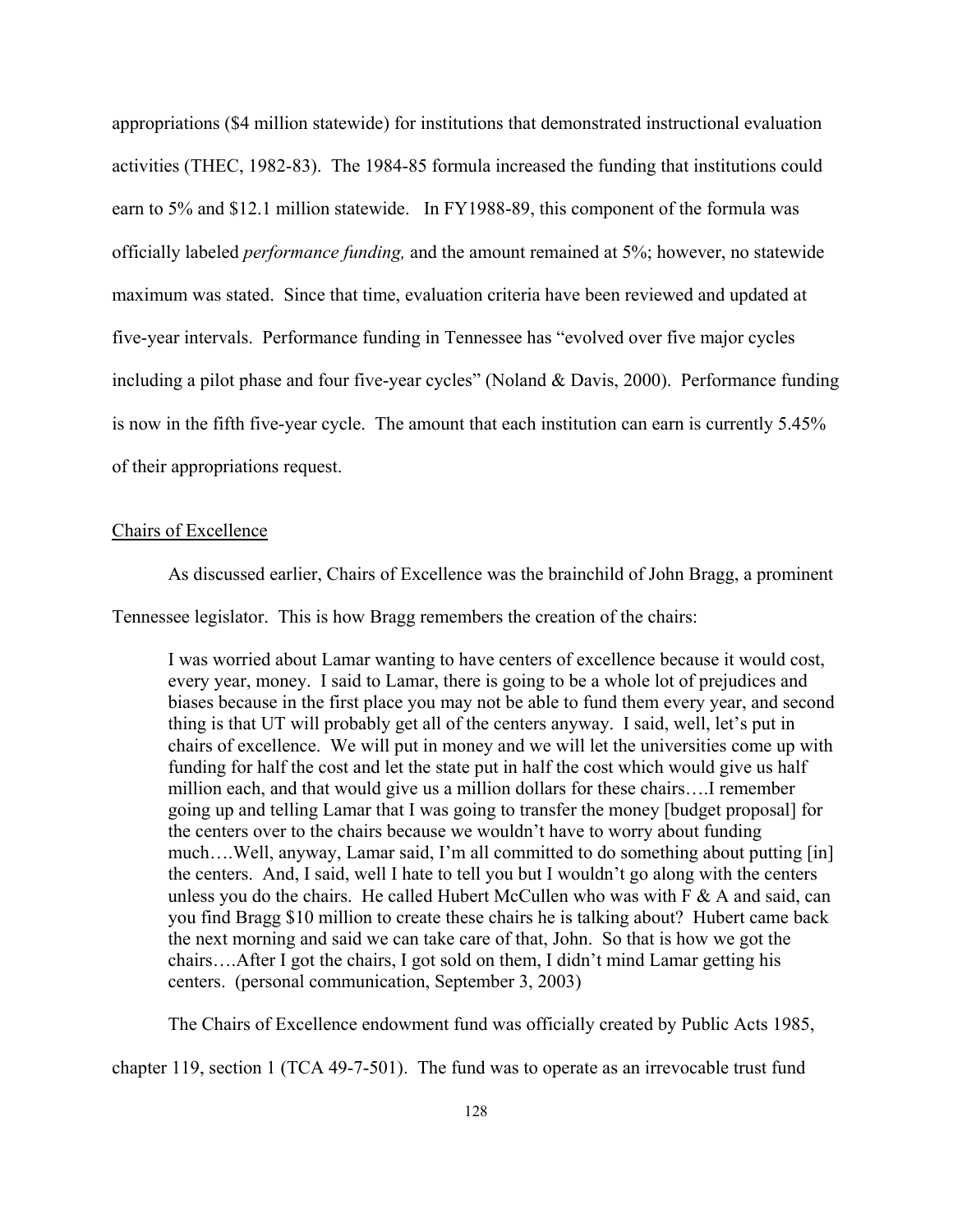appropriations ($4 million statewide) for institutions that demonstrated instructional evaluation activities (THEC, 1982-83). The 1984-85 formula increased the funding that institutions could earn to 5% and $12.1 million statewide. In FY1988-89, this component of the formula was officially labeled *performance funding,* and the amount remained at 5%; however, no statewide maximum was stated. Since that time, evaluation criteria have been reviewed and updated at five-year intervals. Performance funding in Tennessee has "evolved over five major cycles including a pilot phase and four five-year cycles" (Noland & Davis, 2000). Performance funding is now in the fifth five-year cycle. The amount that each institution can earn is currently 5.45% of their appropriations request.

<u>Chairs of Excellence</u>

As discussed earlier, Chairs of Excellence was the brainchild of John Bragg, a prominent Tennessee legislator. This is how Bragg remembers the creation of the chairs:

> I was worried about Lamar wanting to have centers of excellence because it would cost, every year, money. I said to Lamar, there is going to be a whole lot of prejudices and biases because in the first place you may not be able to fund them every year, and second thing is that UT will probably get all of the centers anyway. I said, well, let's put in chairs of excellence. We will put in money and we will let the universities come up with funding for half the cost and let the state put in half the cost which would give us half million each, and that would give us a million dollars for these chairs….I remember going up and telling Lamar that I was going to transfer the money [budget proposal] for the centers over to the chairs because we wouldn't have to worry about funding much….Well, anyway, Lamar said, I'm all committed to do something about putting [in] the centers. And, I said, well I hate to tell you but I wouldn't go along with the centers unless you do the chairs. He called Hubert McCullen who was with F & A and said, can you find Bragg $10 million to create these chairs he is talking about? Hubert came back the next morning and said we can take care of that, John. So that is how we got the chairs….After I got the chairs, I got sold on them, I didn't mind Lamar getting his centers. (personal communication, September 3, 2003)

The Chairs of Excellence endowment fund was officially created by Public Acts 1985, chapter 119, section 1 (TCA 49-7-501). The fund was to operate as an irrevocable trust fund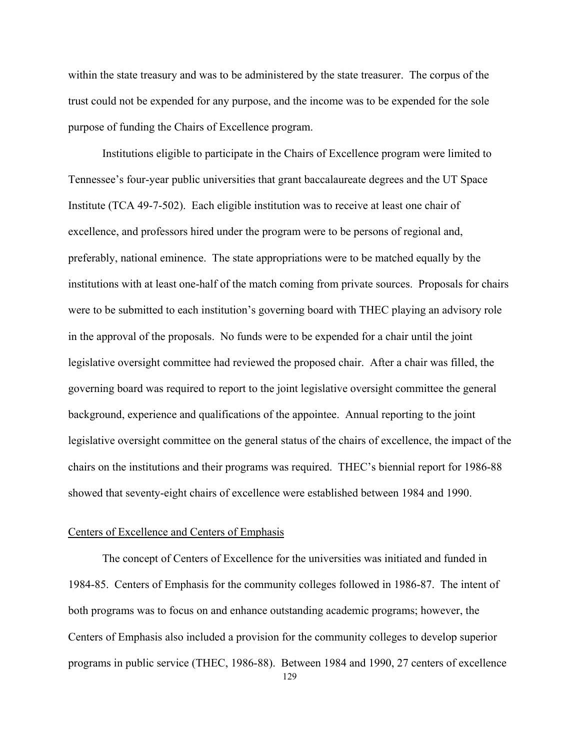within the state treasury and was to be administered by the state treasurer. The corpus of the trust could not be expended for any purpose, and the income was to be expended for the sole purpose of funding the Chairs of Excellence program.

Institutions eligible to participate in the Chairs of Excellence program were limited to Tennessee's four-year public universities that grant baccalaureate degrees and the UT Space Institute (TCA 49-7-502). Each eligible institution was to receive at least one chair of excellence, and professors hired under the program were to be persons of regional and, preferably, national eminence. The state appropriations were to be matched equally by the institutions with at least one-half of the match coming from private sources. Proposals for chairs were to be submitted to each institution's governing board with THEC playing an advisory role in the approval of the proposals. No funds were to be expended for a chair until the joint legislative oversight committee had reviewed the proposed chair. After a chair was filled, the governing board was required to report to the joint legislative oversight committee the general background, experience and qualifications of the appointee. Annual reporting to the joint legislative oversight committee on the general status of the chairs of excellence, the impact of the chairs on the institutions and their programs was required. THEC's biennial report for 1986-88 showed that seventy-eight chairs of excellence were established between 1984 and 1990.

Centers of Excellence and Centers of Emphasis

The concept of Centers of Excellence for the universities was initiated and funded in 1984-85. Centers of Emphasis for the community colleges followed in 1986-87. The intent of both programs was to focus on and enhance outstanding academic programs; however, the Centers of Emphasis also included a provision for the community colleges to develop superior programs in public service (THEC, 1986-88). Between 1984 and 1990, 27 centers of excellence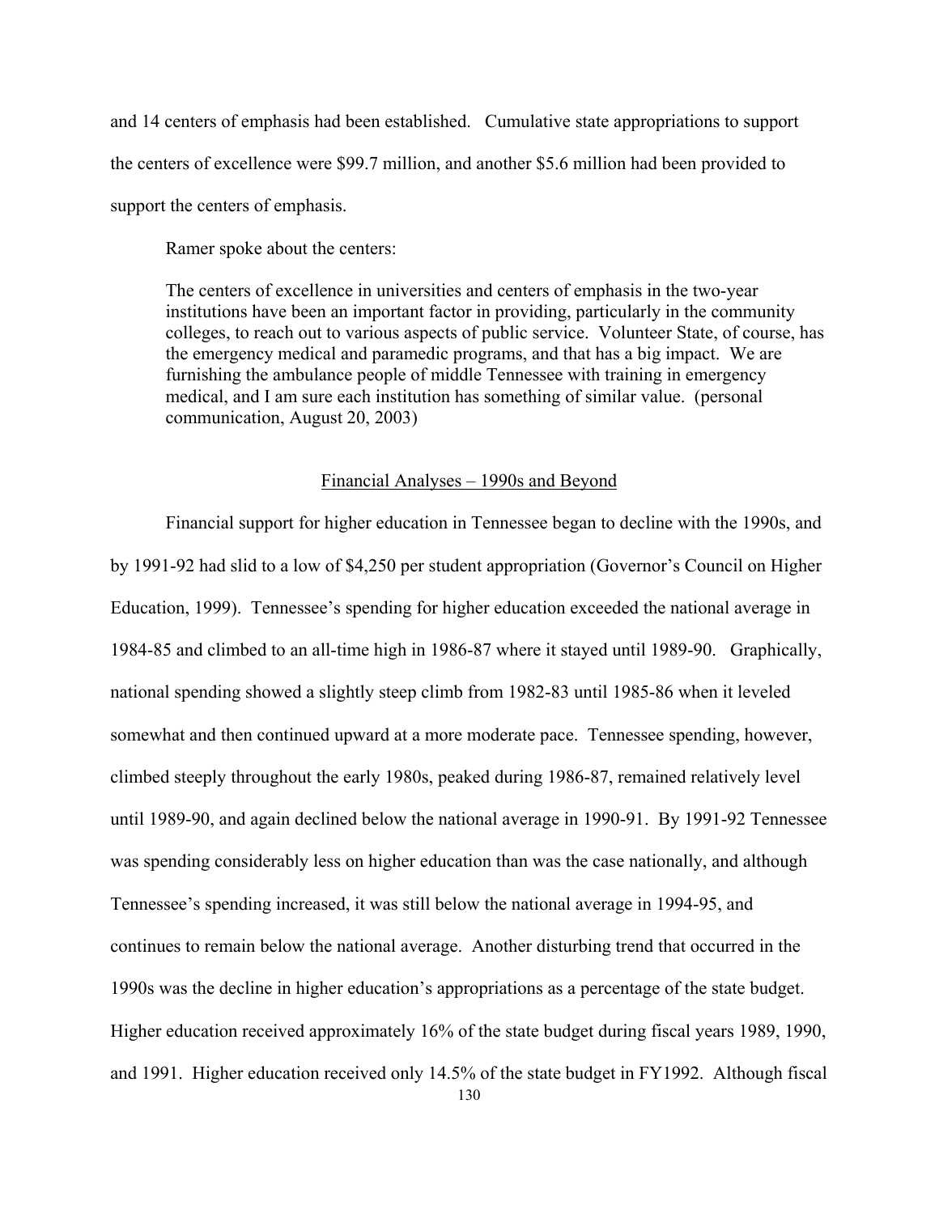and 14 centers of emphasis had been established. Cumulative state appropriations to support the centers of excellence were $99.7 million, and another $5.6 million had been provided to support the centers of emphasis.

Ramer spoke about the centers:

> The centers of excellence in universities and centers of emphasis in the two-year institutions have been an important factor in providing, particularly in the community colleges, to reach out to various aspects of public service. Volunteer State, of course, has the emergency medical and paramedic programs, and that has a big impact. We are furnishing the ambulance people of middle Tennessee with training in emergency medical, and I am sure each institution has something of similar value. (personal communication, August 20, 2003)

## Financial Analyses – 1990s and Beyond

Financial support for higher education in Tennessee began to decline with the 1990s, and by 1991-92 had slid to a low of $4,250 per student appropriation (Governor's Council on Higher Education, 1999). Tennessee's spending for higher education exceeded the national average in 1984-85 and climbed to an all-time high in 1986-87 where it stayed until 1989-90. Graphically, national spending showed a slightly steep climb from 1982-83 until 1985-86 when it leveled somewhat and then continued upward at a more moderate pace. Tennessee spending, however, climbed steeply throughout the early 1980s, peaked during 1986-87, remained relatively level until 1989-90, and again declined below the national average in 1990-91. By 1991-92 Tennessee was spending considerably less on higher education than was the case nationally, and although Tennessee's spending increased, it was still below the national average in 1994-95, and continues to remain below the national average. Another disturbing trend that occurred in the 1990s was the decline in higher education's appropriations as a percentage of the state budget. Higher education received approximately 16% of the state budget during fiscal years 1989, 1990, and 1991. Higher education received only 14.5% of the state budget in FY1992. Although fiscal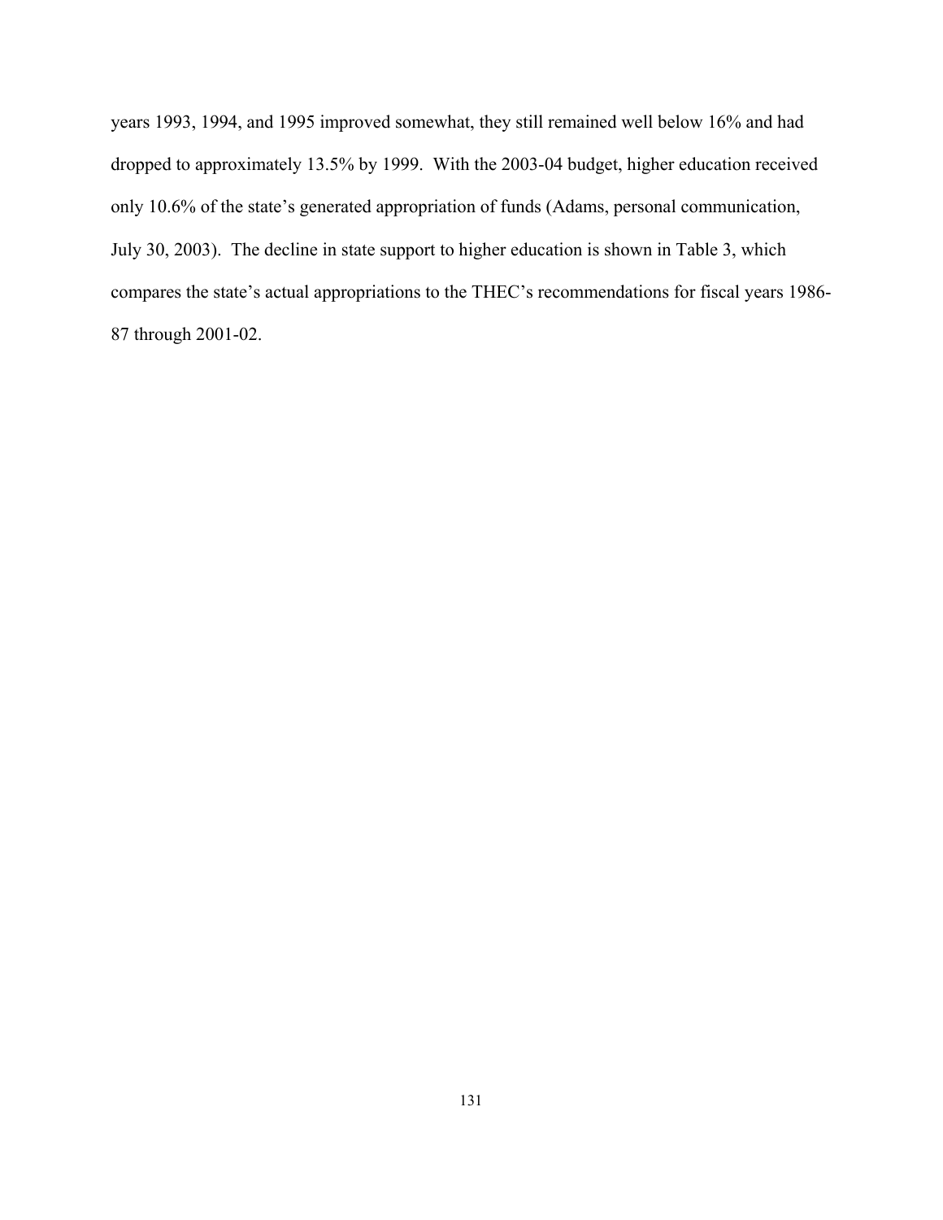years 1993, 1994, and 1995 improved somewhat, they still remained well below 16% and had dropped to approximately 13.5% by 1999. With the 2003-04 budget, higher education received only 10.6% of the state's generated appropriation of funds (Adams, personal communication, July 30, 2003). The decline in state support to higher education is shown in Table 3, which compares the state's actual appropriations to the THEC's recommendations for fiscal years 1986-87 through 2001-02.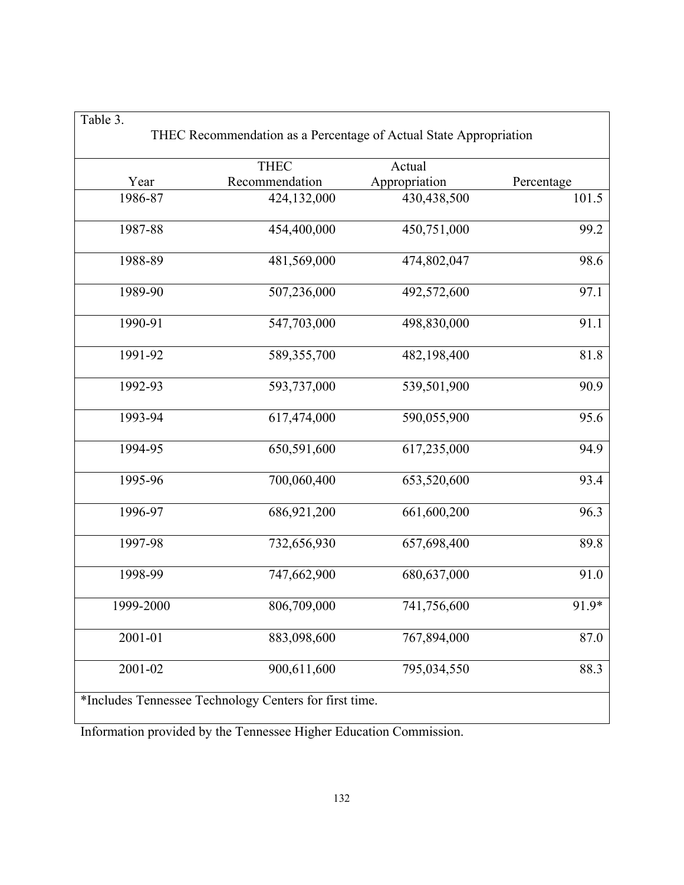Table 3.

THEC Recommendation as a Percentage of Actual State Appropriation

| Year | THEC Recommendation | Actual Appropriation | Percentage |
|---|---|---|---|
| 1986-87 | 424,132,000 | 430,438,500 | 101.5 |
| 1987-88 | 454,400,000 | 450,751,000 | 99.2 |
| 1988-89 | 481,569,000 | 474,802,047 | 98.6 |
| 1989-90 | 507,236,000 | 492,572,600 | 97.1 |
| 1990-91 | 547,703,000 | 498,830,000 | 91.1 |
| 1991-92 | 589,355,700 | 482,198,400 | 81.8 |
| 1992-93 | 593,737,000 | 539,501,900 | 90.9 |
| 1993-94 | 617,474,000 | 590,055,900 | 95.6 |
| 1994-95 | 650,591,600 | 617,235,000 | 94.9 |
| 1995-96 | 700,060,400 | 653,520,600 | 93.4 |
| 1996-97 | 686,921,200 | 661,600,200 | 96.3 |
| 1997-98 | 732,656,930 | 657,698,400 | 89.8 |
| 1998-99 | 747,662,900 | 680,637,000 | 91.0 |
| 1999-2000 | 806,709,000 | 741,756,600 | 91.9* |
| 2001-01 | 883,098,600 | 767,894,000 | 87.0 |
| 2001-02 | 900,611,600 | 795,034,550 | 88.3 |

*Includes Tennessee Technology Centers for first time.

Information provided by the Tennessee Higher Education Commission.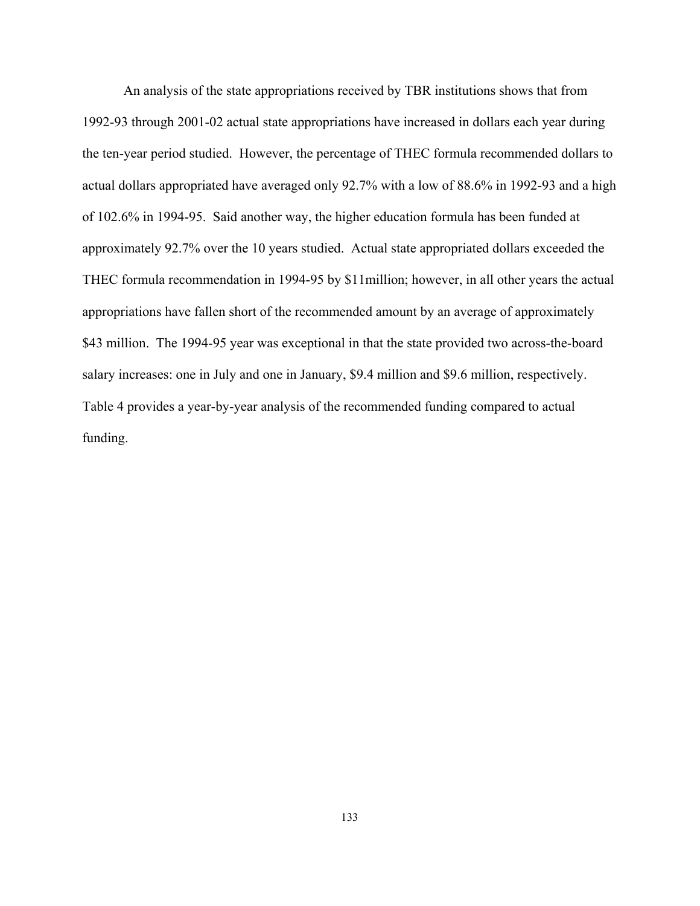An analysis of the state appropriations received by TBR institutions shows that from 1992-93 through 2001-02 actual state appropriations have increased in dollars each year during the ten-year period studied. However, the percentage of THEC formula recommended dollars to actual dollars appropriated have averaged only 92.7% with a low of 88.6% in 1992-93 and a high of 102.6% in 1994-95. Said another way, the higher education formula has been funded at approximately 92.7% over the 10 years studied. Actual state appropriated dollars exceeded the THEC formula recommendation in 1994-95 by $11million; however, in all other years the actual appropriations have fallen short of the recommended amount by an average of approximately $43 million. The 1994-95 year was exceptional in that the state provided two across-the-board salary increases: one in July and one in January, $9.4 million and $9.6 million, respectively. Table 4 provides a year-by-year analysis of the recommended funding compared to actual funding.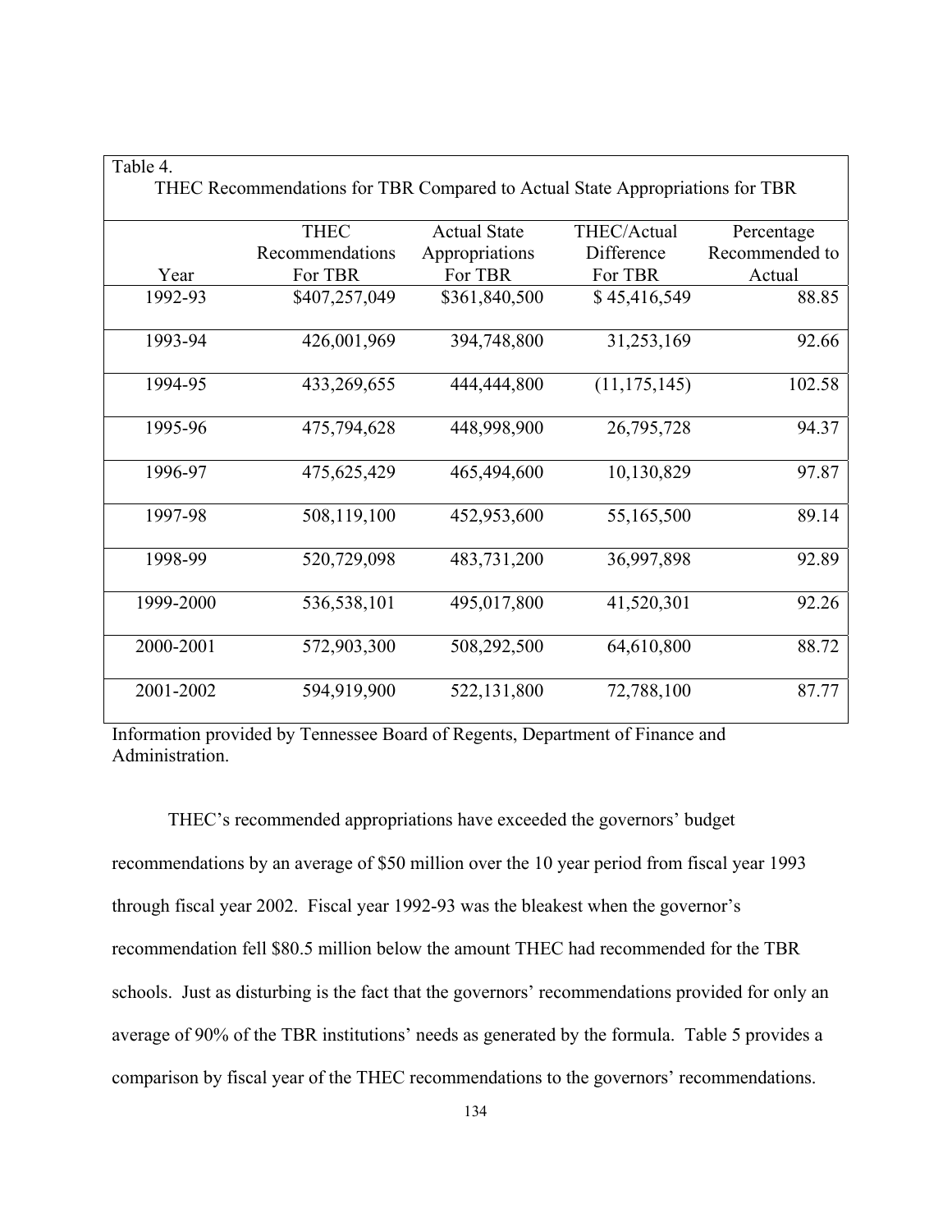Table 4.

THEC Recommendations for TBR Compared to Actual State Appropriations for TBR

| Year | THEC Recommendations For TBR | Actual State Appropriations For TBR | THEC/Actual Difference For TBR | Percentage Recommended to Actual |
|---|---|---|---|---|
| 1992-93 | $407,257,049 | $361,840,500 | $ 45,416,549 | 88.85 |
| 1993-94 | 426,001,969 | 394,748,800 | 31,253,169 | 92.66 |
| 1994-95 | 433,269,655 | 444,444,800 | (11,175,145) | 102.58 |
| 1995-96 | 475,794,628 | 448,998,900 | 26,795,728 | 94.37 |
| 1996-97 | 475,625,429 | 465,494,600 | 10,130,829 | 97.87 |
| 1997-98 | 508,119,100 | 452,953,600 | 55,165,500 | 89.14 |
| 1998-99 | 520,729,098 | 483,731,200 | 36,997,898 | 92.89 |
| 1999-2000 | 536,538,101 | 495,017,800 | 41,520,301 | 92.26 |
| 2000-2001 | 572,903,300 | 508,292,500 | 64,610,800 | 88.72 |
| 2001-2002 | 594,919,900 | 522,131,800 | 72,788,100 | 87.77 |

Information provided by Tennessee Board of Regents, Department of Finance and Administration.

THEC's recommended appropriations have exceeded the governors' budget recommendations by an average of $50 million over the 10 year period from fiscal year 1993 through fiscal year 2002. Fiscal year 1992-93 was the bleakest when the governor's recommendation fell $80.5 million below the amount THEC had recommended for the TBR schools. Just as disturbing is the fact that the governors' recommendations provided for only an average of 90% of the TBR institutions' needs as generated by the formula. Table 5 provides a comparison by fiscal year of the THEC recommendations to the governors' recommendations.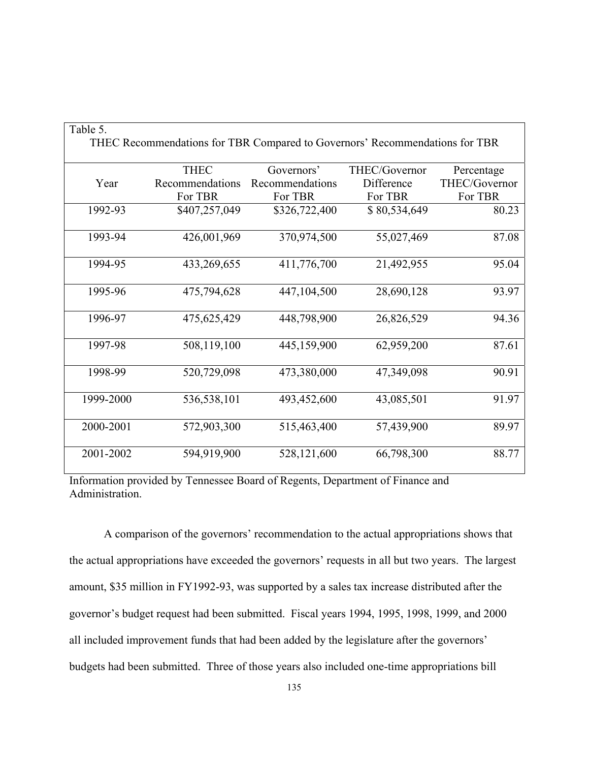Table 5.
THEC Recommendations for TBR Compared to Governors' Recommendations for TBR

| Year | THEC Recommendations For TBR | Governors' Recommendations For TBR | THEC/Governor Difference For TBR | Percentage THEC/Governor For TBR |
|---|---|---|---|---|
| 1992-93 | $407,257,049 | $326,722,400 | $ 80,534,649 | 80.23 |
| 1993-94 | 426,001,969 | 370,974,500 | 55,027,469 | 87.08 |
| 1994-95 | 433,269,655 | 411,776,700 | 21,492,955 | 95.04 |
| 1995-96 | 475,794,628 | 447,104,500 | 28,690,128 | 93.97 |
| 1996-97 | 475,625,429 | 448,798,900 | 26,826,529 | 94.36 |
| 1997-98 | 508,119,100 | 445,159,900 | 62,959,200 | 87.61 |
| 1998-99 | 520,729,098 | 473,380,000 | 47,349,098 | 90.91 |
| 1999-2000 | 536,538,101 | 493,452,600 | 43,085,501 | 91.97 |
| 2000-2001 | 572,903,300 | 515,463,400 | 57,439,900 | 89.97 |
| 2001-2002 | 594,919,900 | 528,121,600 | 66,798,300 | 88.77 |

Information provided by Tennessee Board of Regents, Department of Finance and Administration.

A comparison of the governors' recommendation to the actual appropriations shows that the actual appropriations have exceeded the governors' requests in all but two years. The largest amount, $35 million in FY1992-93, was supported by a sales tax increase distributed after the governor's budget request had been submitted. Fiscal years 1994, 1995, 1998, 1999, and 2000 all included improvement funds that had been added by the legislature after the governors' budgets had been submitted. Three of those years also included one-time appropriations bill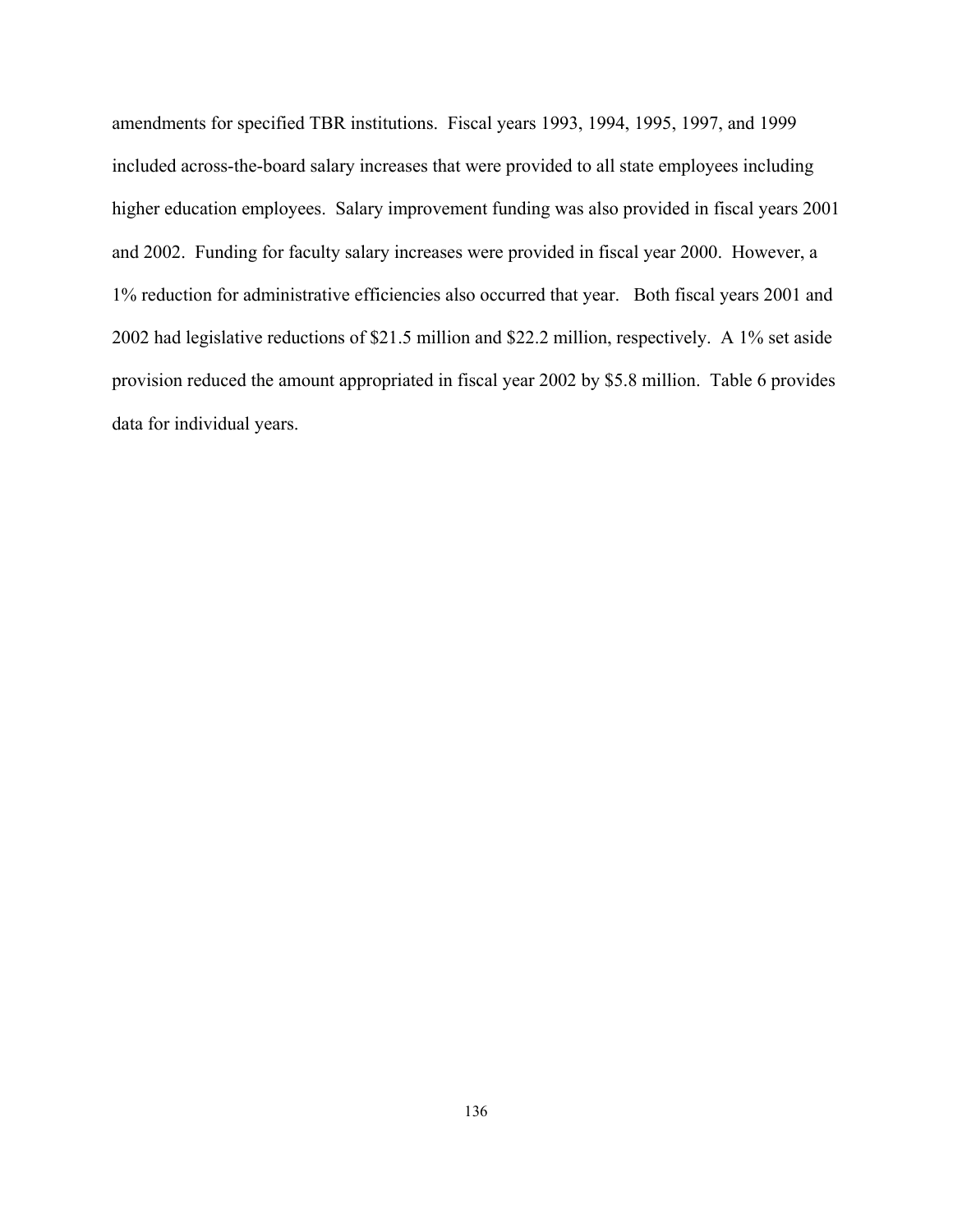amendments for specified TBR institutions. Fiscal years 1993, 1994, 1995, 1997, and 1999 included across-the-board salary increases that were provided to all state employees including higher education employees. Salary improvement funding was also provided in fiscal years 2001 and 2002. Funding for faculty salary increases were provided in fiscal year 2000. However, a 1% reduction for administrative efficiencies also occurred that year. Both fiscal years 2001 and 2002 had legislative reductions of $21.5 million and $22.2 million, respectively. A 1% set aside provision reduced the amount appropriated in fiscal year 2002 by $5.8 million. Table 6 provides data for individual years.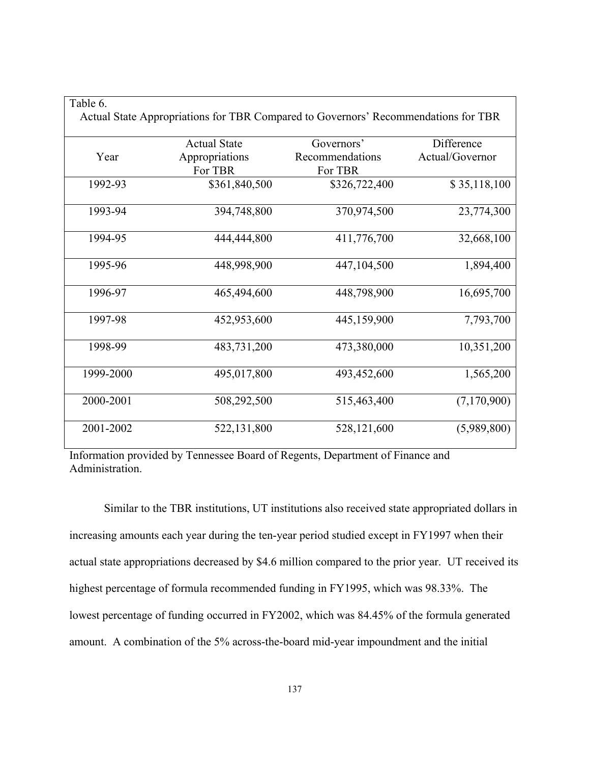Table 6.
Actual State Appropriations for TBR Compared to Governors' Recommendations for TBR

| Year | Actual State Appropriations For TBR | Governors' Recommendations For TBR | Difference Actual/Governor |
|---|---|---|---|
| 1992-93 | $361,840,500 | $326,722,400 | $ 35,118,100 |
| 1993-94 | 394,748,800 | 370,974,500 | 23,774,300 |
| 1994-95 | 444,444,800 | 411,776,700 | 32,668,100 |
| 1995-96 | 448,998,900 | 447,104,500 | 1,894,400 |
| 1996-97 | 465,494,600 | 448,798,900 | 16,695,700 |
| 1997-98 | 452,953,600 | 445,159,900 | 7,793,700 |
| 1998-99 | 483,731,200 | 473,380,000 | 10,351,200 |
| 1999-2000 | 495,017,800 | 493,452,600 | 1,565,200 |
| 2000-2001 | 508,292,500 | 515,463,400 | (7,170,900) |
| 2001-2002 | 522,131,800 | 528,121,600 | (5,989,800) |

Information provided by Tennessee Board of Regents, Department of Finance and Administration.

Similar to the TBR institutions, UT institutions also received state appropriated dollars in increasing amounts each year during the ten-year period studied except in FY1997 when their actual state appropriations decreased by $4.6 million compared to the prior year. UT received its highest percentage of formula recommended funding in FY1995, which was 98.33%. The lowest percentage of funding occurred in FY2002, which was 84.45% of the formula generated amount. A combination of the 5% across-the-board mid-year impoundment and the initial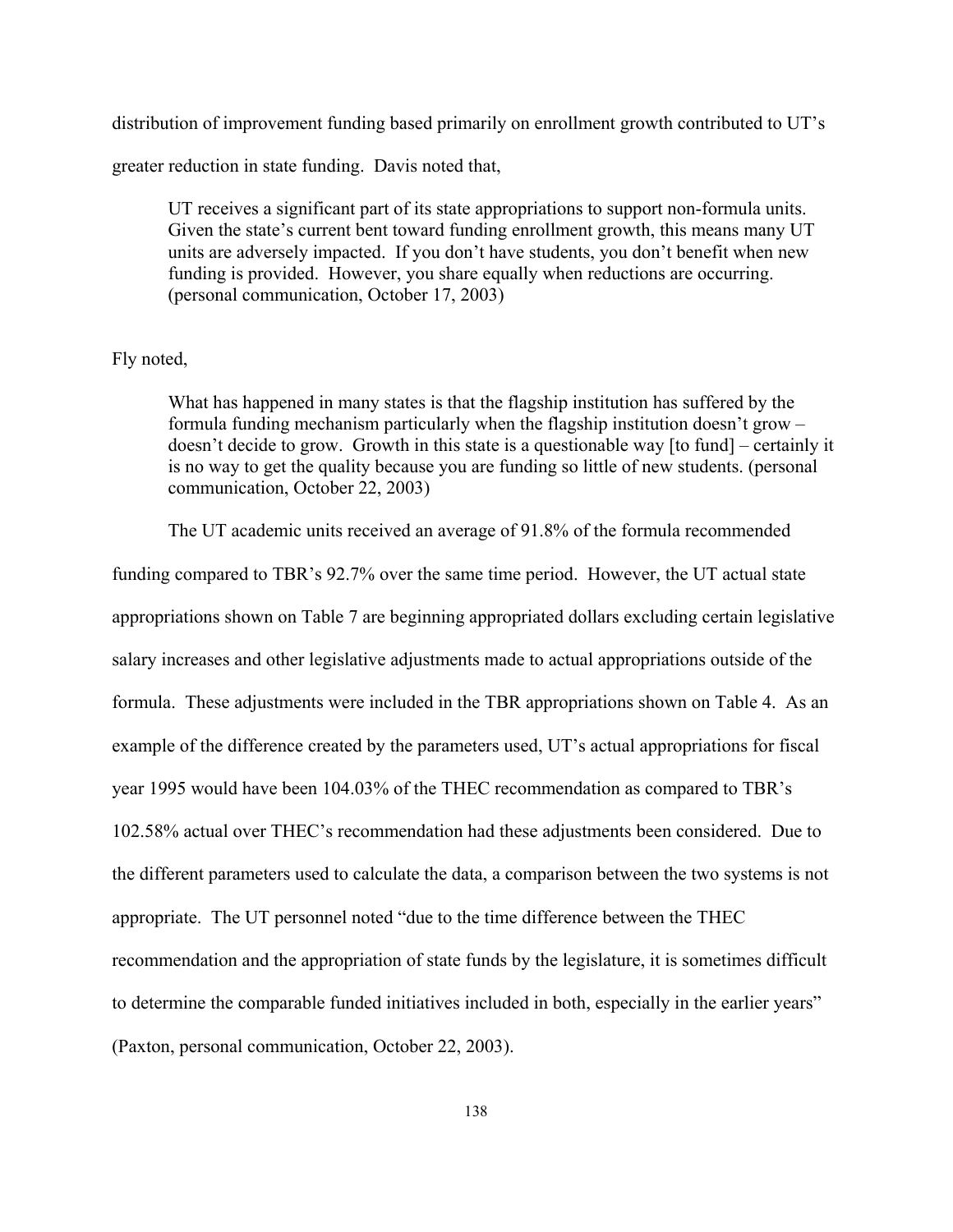distribution of improvement funding based primarily on enrollment growth contributed to UT's greater reduction in state funding. Davis noted that,

> UT receives a significant part of its state appropriations to support non-formula units. Given the state's current bent toward funding enrollment growth, this means many UT units are adversely impacted. If you don't have students, you don't benefit when new funding is provided. However, you share equally when reductions are occurring. (personal communication, October 17, 2003)

Fly noted,

> What has happened in many states is that the flagship institution has suffered by the formula funding mechanism particularly when the flagship institution doesn't grow – doesn't decide to grow. Growth in this state is a questionable way [to fund] – certainly it is no way to get the quality because you are funding so little of new students. (personal communication, October 22, 2003)

The UT academic units received an average of 91.8% of the formula recommended funding compared to TBR's 92.7% over the same time period. However, the UT actual state appropriations shown on Table 7 are beginning appropriated dollars excluding certain legislative salary increases and other legislative adjustments made to actual appropriations outside of the formula. These adjustments were included in the TBR appropriations shown on Table 4. As an example of the difference created by the parameters used, UT's actual appropriations for fiscal year 1995 would have been 104.03% of the THEC recommendation as compared to TBR's 102.58% actual over THEC's recommendation had these adjustments been considered. Due to the different parameters used to calculate the data, a comparison between the two systems is not appropriate. The UT personnel noted "due to the time difference between the THEC recommendation and the appropriation of state funds by the legislature, it is sometimes difficult to determine the comparable funded initiatives included in both, especially in the earlier years" (Paxton, personal communication, October 22, 2003).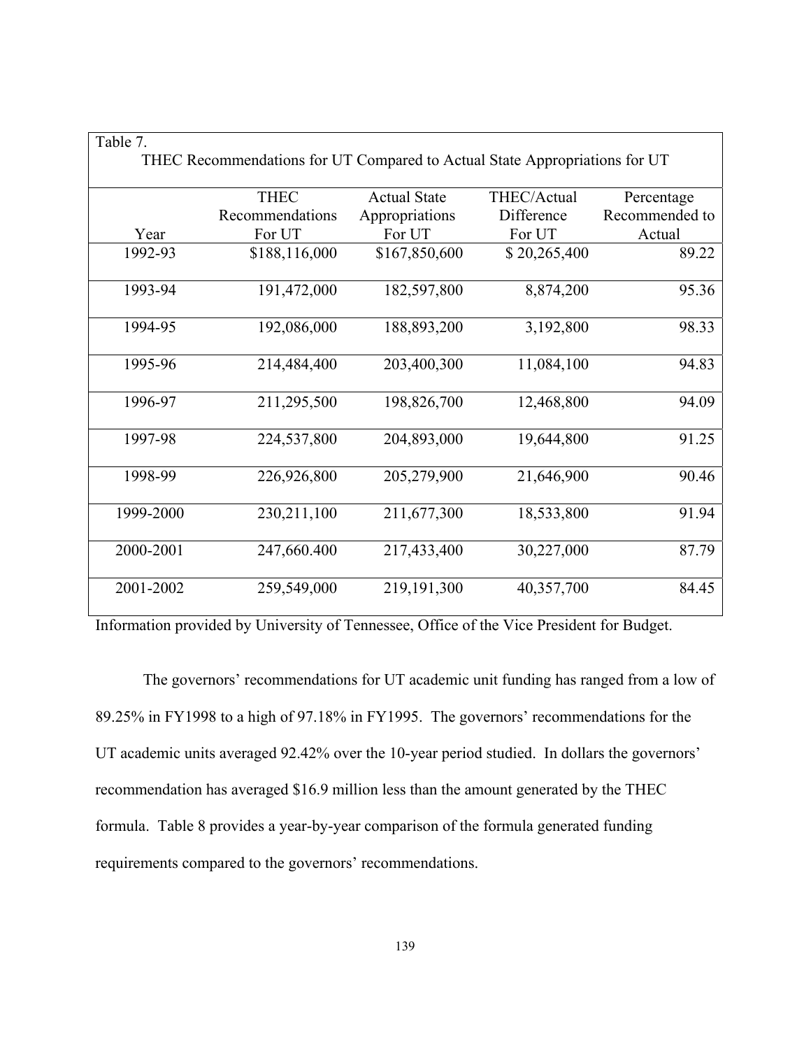Table 7.
THEC Recommendations for UT Compared to Actual State Appropriations for UT

| Year | THEC Recommendations For UT | Actual State Appropriations For UT | THEC/Actual Difference For UT | Percentage Recommended to Actual |
|---|---|---|---|---|
| 1992-93 | $188,116,000 | $167,850,600 | $ 20,265,400 | 89.22 |
| 1993-94 | 191,472,000 | 182,597,800 | 8,874,200 | 95.36 |
| 1994-95 | 192,086,000 | 188,893,200 | 3,192,800 | 98.33 |
| 1995-96 | 214,484,400 | 203,400,300 | 11,084,100 | 94.83 |
| 1996-97 | 211,295,500 | 198,826,700 | 12,468,800 | 94.09 |
| 1997-98 | 224,537,800 | 204,893,000 | 19,644,800 | 91.25 |
| 1998-99 | 226,926,800 | 205,279,900 | 21,646,900 | 90.46 |
| 1999-2000 | 230,211,100 | 211,677,300 | 18,533,800 | 91.94 |
| 2000-2001 | 247,660.400 | 217,433,400 | 30,227,000 | 87.79 |
| 2001-2002 | 259,549,000 | 219,191,300 | 40,357,700 | 84.45 |

Information provided by University of Tennessee, Office of the Vice President for Budget.

The governors' recommendations for UT academic unit funding has ranged from a low of 89.25% in FY1998 to a high of 97.18% in FY1995. The governors' recommendations for the UT academic units averaged 92.42% over the 10-year period studied. In dollars the governors' recommendation has averaged $16.9 million less than the amount generated by the THEC formula. Table 8 provides a year-by-year comparison of the formula generated funding requirements compared to the governors' recommendations.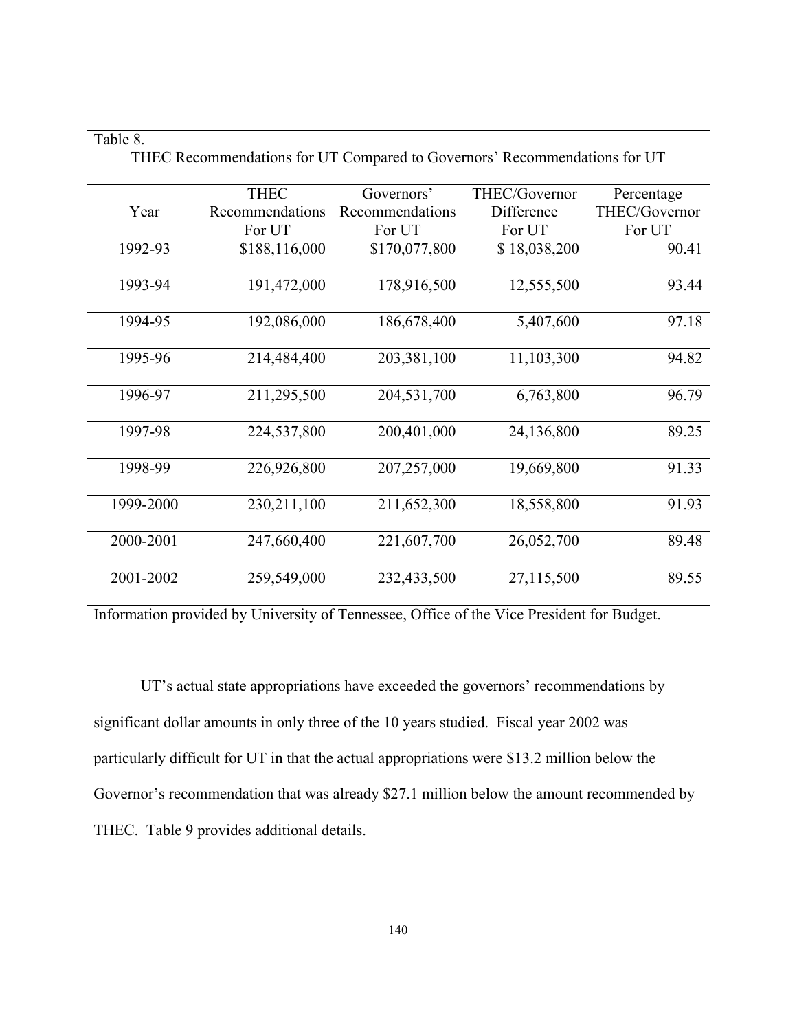Table 8.
THEC Recommendations for UT Compared to Governors' Recommendations for UT

| Year | THEC Recommendations For UT | Governors' Recommendations For UT | THEC/Governor Difference For UT | Percentage THEC/Governor For UT |
|---|---|---|---|---|
| 1992-93 | $188,116,000 | $170,077,800 | $ 18,038,200 | 90.41 |
| 1993-94 | 191,472,000 | 178,916,500 | 12,555,500 | 93.44 |
| 1994-95 | 192,086,000 | 186,678,400 | 5,407,600 | 97.18 |
| 1995-96 | 214,484,400 | 203,381,100 | 11,103,300 | 94.82 |
| 1996-97 | 211,295,500 | 204,531,700 | 6,763,800 | 96.79 |
| 1997-98 | 224,537,800 | 200,401,000 | 24,136,800 | 89.25 |
| 1998-99 | 226,926,800 | 207,257,000 | 19,669,800 | 91.33 |
| 1999-2000 | 230,211,100 | 211,652,300 | 18,558,800 | 91.93 |
| 2000-2001 | 247,660,400 | 221,607,700 | 26,052,700 | 89.48 |
| 2001-2002 | 259,549,000 | 232,433,500 | 27,115,500 | 89.55 |

Information provided by University of Tennessee, Office of the Vice President for Budget.

UT's actual state appropriations have exceeded the governors' recommendations by significant dollar amounts in only three of the 10 years studied. Fiscal year 2002 was particularly difficult for UT in that the actual appropriations were $13.2 million below the Governor's recommendation that was already $27.1 million below the amount recommended by THEC. Table 9 provides additional details.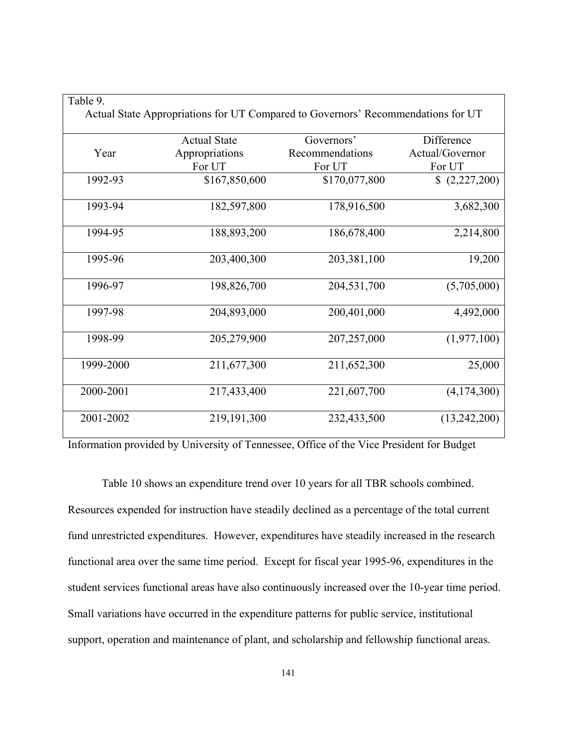Table 9.

Actual State Appropriations for UT Compared to Governors' Recommendations for UT

| Year | Actual State Appropriations For UT | Governors' Recommendations For UT | Difference Actual/Governor For UT |
|---|---|---|---|
| 1992-93 | $167,850,600 | $170,077,800 | $ (2,227,200) |
| 1993-94 | 182,597,800 | 178,916,500 | 3,682,300 |
| 1994-95 | 188,893,200 | 186,678,400 | 2,214,800 |
| 1995-96 | 203,400,300 | 203,381,100 | 19,200 |
| 1996-97 | 198,826,700 | 204,531,700 | (5,705,000) |
| 1997-98 | 204,893,000 | 200,401,000 | 4,492,000 |
| 1998-99 | 205,279,900 | 207,257,000 | (1,977,100) |
| 1999-2000 | 211,677,300 | 211,652,300 | 25,000 |
| 2000-2001 | 217,433,400 | 221,607,700 | (4,174,300) |
| 2001-2002 | 219,191,300 | 232,433,500 | (13,242,200) |

Information provided by University of Tennessee, Office of the Vice President for Budget

Table 10 shows an expenditure trend over 10 years for all TBR schools combined. Resources expended for instruction have steadily declined as a percentage of the total current fund unrestricted expenditures. However, expenditures have steadily increased in the research functional area over the same time period. Except for fiscal year 1995-96, expenditures in the student services functional areas have also continuously increased over the 10-year time period. Small variations have occurred in the expenditure patterns for public service, institutional support, operation and maintenance of plant, and scholarship and fellowship functional areas.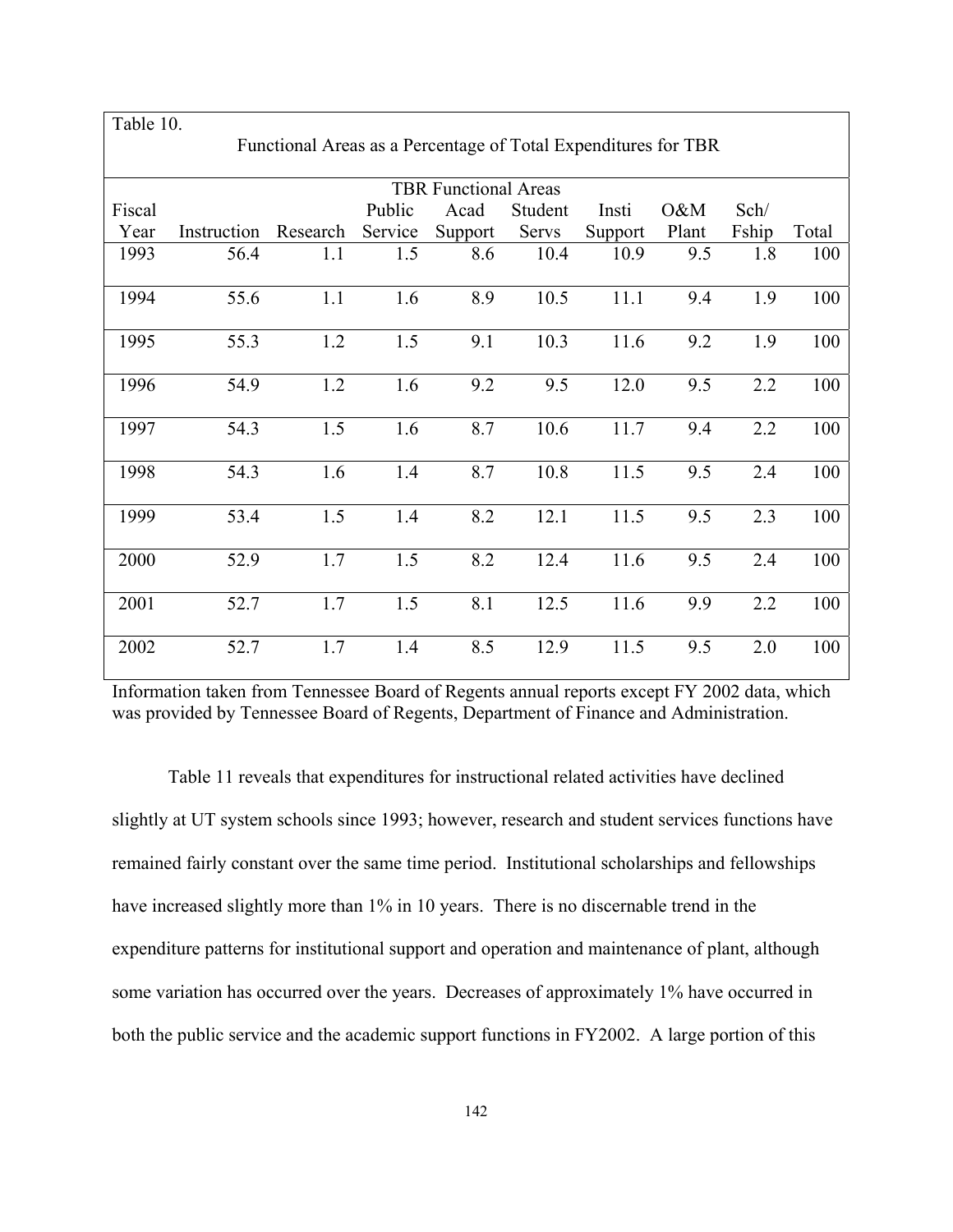Table 10.

Functional Areas as a Percentage of Total Expenditures for TBR

| | | | | TBR Functional Areas | | | | | |
|---|---|---|---|---|---|---|---|---|---|
| Fiscal Year | Instruction | Research | Public Service | Acad Support | Student Servs | Insti Support | O&M Plant | Sch/ Fship | Total |
| 1993 | 56.4 | 1.1 | 1.5 | 8.6 | 10.4 | 10.9 | 9.5 | 1.8 | 100 |
| 1994 | 55.6 | 1.1 | 1.6 | 8.9 | 10.5 | 11.1 | 9.4 | 1.9 | 100 |
| 1995 | 55.3 | 1.2 | 1.5 | 9.1 | 10.3 | 11.6 | 9.2 | 1.9 | 100 |
| 1996 | 54.9 | 1.2 | 1.6 | 9.2 | 9.5 | 12.0 | 9.5 | 2.2 | 100 |
| 1997 | 54.3 | 1.5 | 1.6 | 8.7 | 10.6 | 11.7 | 9.4 | 2.2 | 100 |
| 1998 | 54.3 | 1.6 | 1.4 | 8.7 | 10.8 | 11.5 | 9.5 | 2.4 | 100 |
| 1999 | 53.4 | 1.5 | 1.4 | 8.2 | 12.1 | 11.5 | 9.5 | 2.3 | 100 |
| 2000 | 52.9 | 1.7 | 1.5 | 8.2 | 12.4 | 11.6 | 9.5 | 2.4 | 100 |
| 2001 | 52.7 | 1.7 | 1.5 | 8.1 | 12.5 | 11.6 | 9.9 | 2.2 | 100 |
| 2002 | 52.7 | 1.7 | 1.4 | 8.5 | 12.9 | 11.5 | 9.5 | 2.0 | 100 |

Information taken from Tennessee Board of Regents annual reports except FY 2002 data, which was provided by Tennessee Board of Regents, Department of Finance and Administration.

Table 11 reveals that expenditures for instructional related activities have declined slightly at UT system schools since 1993; however, research and student services functions have remained fairly constant over the same time period. Institutional scholarships and fellowships have increased slightly more than 1% in 10 years. There is no discernable trend in the expenditure patterns for institutional support and operation and maintenance of plant, although some variation has occurred over the years. Decreases of approximately 1% have occurred in both the public service and the academic support functions in FY2002. A large portion of this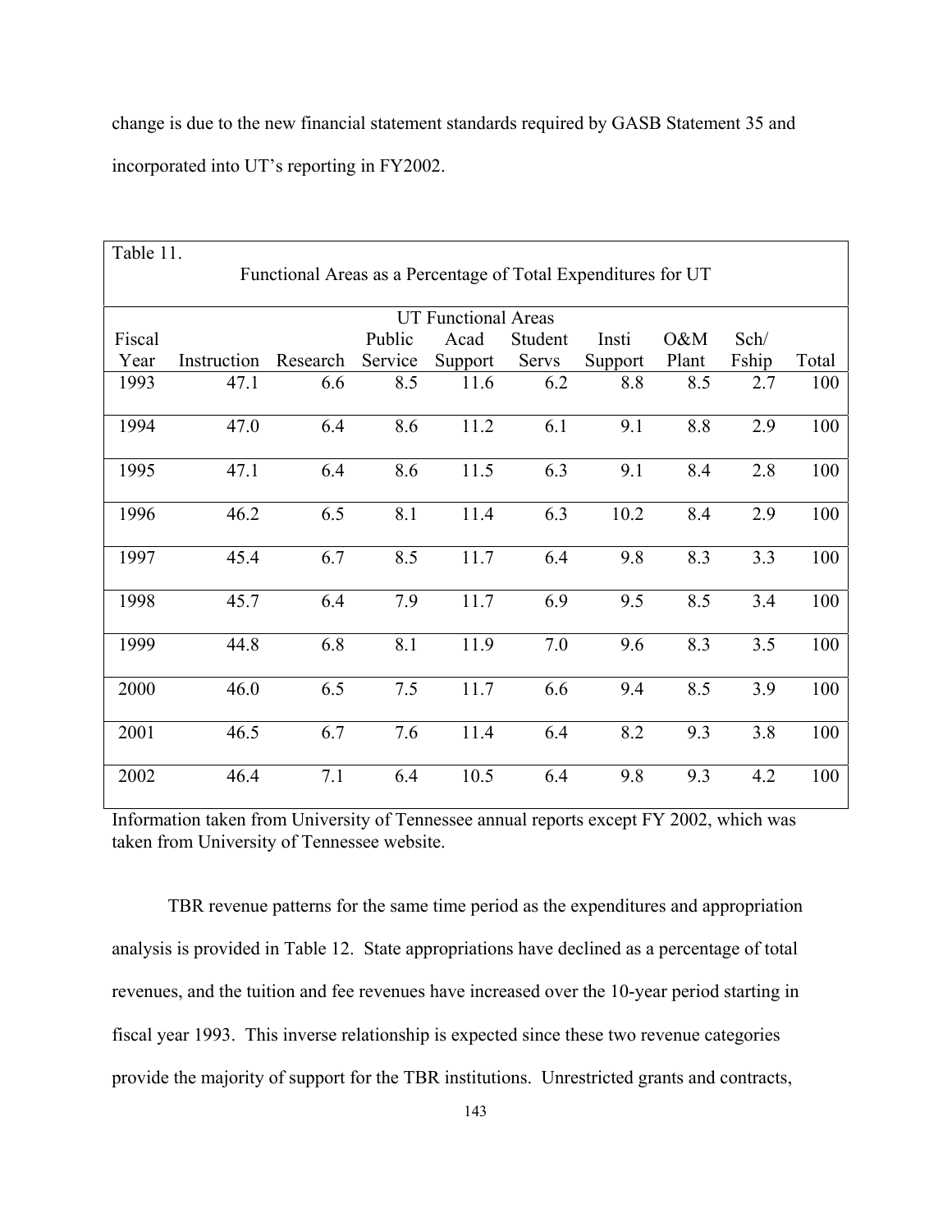change is due to the new financial statement standards required by GASB Statement 35 and incorporated into UT's reporting in FY2002.

Table 11.

Functional Areas as a Percentage of Total Expenditures for UT

| | UT Functional Areas | | | | | | | | |
|---|---|---|---|---|---|---|---|---|---|
| Fiscal Year | Instruction | Research | Public Service | Acad Support | Student Servs | Insti Support | O&M Plant | Sch/ Fship | Total |
| 1993 | 47.1 | 6.6 | 8.5 | 11.6 | 6.2 | 8.8 | 8.5 | 2.7 | 100 |
| 1994 | 47.0 | 6.4 | 8.6 | 11.2 | 6.1 | 9.1 | 8.8 | 2.9 | 100 |
| 1995 | 47.1 | 6.4 | 8.6 | 11.5 | 6.3 | 9.1 | 8.4 | 2.8 | 100 |
| 1996 | 46.2 | 6.5 | 8.1 | 11.4 | 6.3 | 10.2 | 8.4 | 2.9 | 100 |
| 1997 | 45.4 | 6.7 | 8.5 | 11.7 | 6.4 | 9.8 | 8.3 | 3.3 | 100 |
| 1998 | 45.7 | 6.4 | 7.9 | 11.7 | 6.9 | 9.5 | 8.5 | 3.4 | 100 |
| 1999 | 44.8 | 6.8 | 8.1 | 11.9 | 7.0 | 9.6 | 8.3 | 3.5 | 100 |
| 2000 | 46.0 | 6.5 | 7.5 | 11.7 | 6.6 | 9.4 | 8.5 | 3.9 | 100 |
| 2001 | 46.5 | 6.7 | 7.6 | 11.4 | 6.4 | 8.2 | 9.3 | 3.8 | 100 |
| 2002 | 46.4 | 7.1 | 6.4 | 10.5 | 6.4 | 9.8 | 9.3 | 4.2 | 100 |

Information taken from University of Tennessee annual reports except FY 2002, which was taken from University of Tennessee website.

TBR revenue patterns for the same time period as the expenditures and appropriation analysis is provided in Table 12. State appropriations have declined as a percentage of total revenues, and the tuition and fee revenues have increased over the 10-year period starting in fiscal year 1993. This inverse relationship is expected since these two revenue categories provide the majority of support for the TBR institutions. Unrestricted grants and contracts,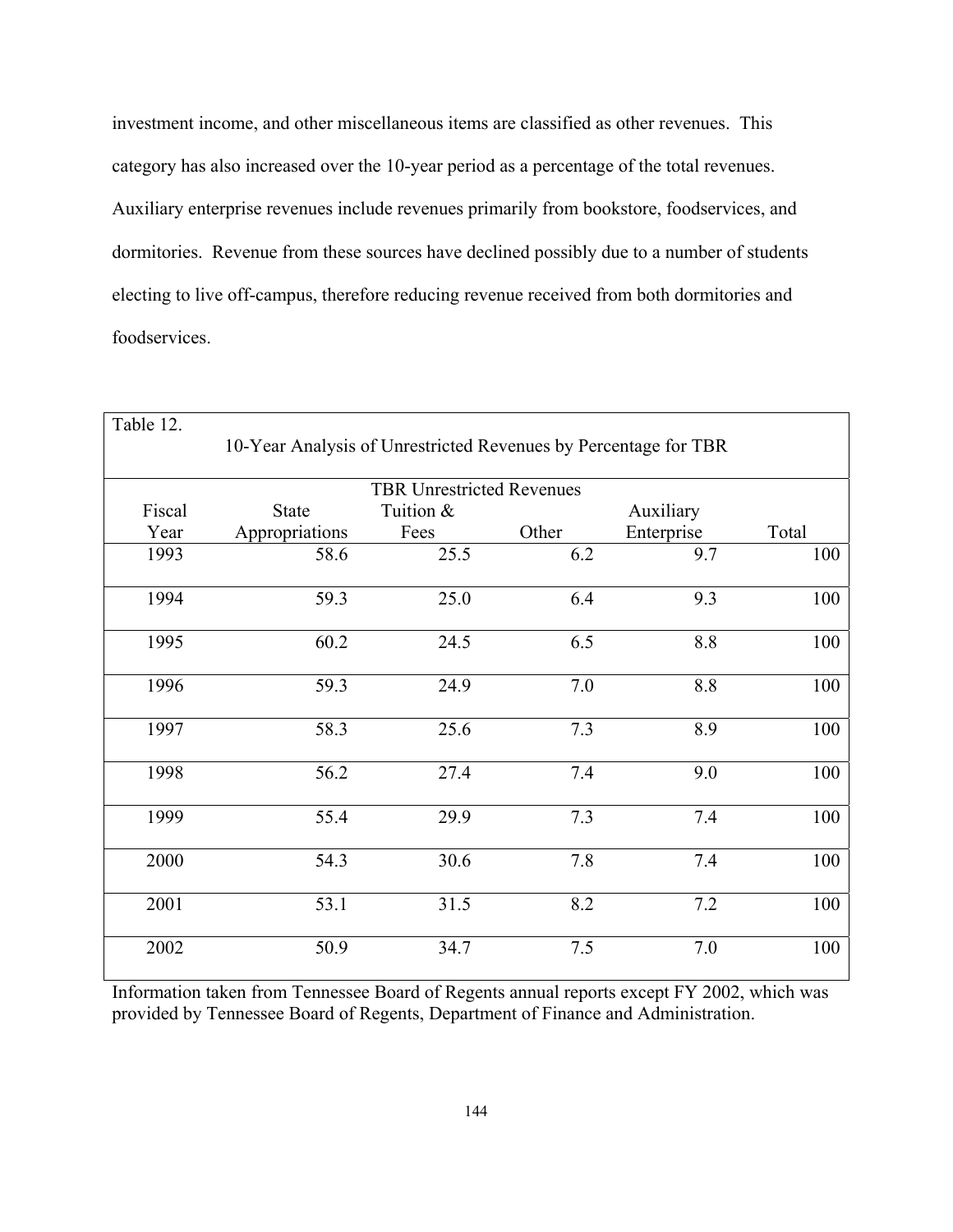investment income, and other miscellaneous items are classified as other revenues. This category has also increased over the 10-year period as a percentage of the total revenues. Auxiliary enterprise revenues include revenues primarily from bookstore, foodservices, and dormitories. Revenue from these sources have declined possibly due to a number of students electing to live off-campus, therefore reducing revenue received from both dormitories and foodservices.

Table 12.

10-Year Analysis of Unrestricted Revenues by Percentage for TBR

| | TBR Unrestricted Revenues | | | | |
|---|---|---|---|---|---|
| Fiscal Year | State Appropriations | Tuition & Fees | Other | Auxiliary Enterprise | Total |
| 1993 | 58.6 | 25.5 | 6.2 | 9.7 | 100 |
| 1994 | 59.3 | 25.0 | 6.4 | 9.3 | 100 |
| 1995 | 60.2 | 24.5 | 6.5 | 8.8 | 100 |
| 1996 | 59.3 | 24.9 | 7.0 | 8.8 | 100 |
| 1997 | 58.3 | 25.6 | 7.3 | 8.9 | 100 |
| 1998 | 56.2 | 27.4 | 7.4 | 9.0 | 100 |
| 1999 | 55.4 | 29.9 | 7.3 | 7.4 | 100 |
| 2000 | 54.3 | 30.6 | 7.8 | 7.4 | 100 |
| 2001 | 53.1 | 31.5 | 8.2 | 7.2 | 100 |
| 2002 | 50.9 | 34.7 | 7.5 | 7.0 | 100 |

Information taken from Tennessee Board of Regents annual reports except FY 2002, which was provided by Tennessee Board of Regents, Department of Finance and Administration.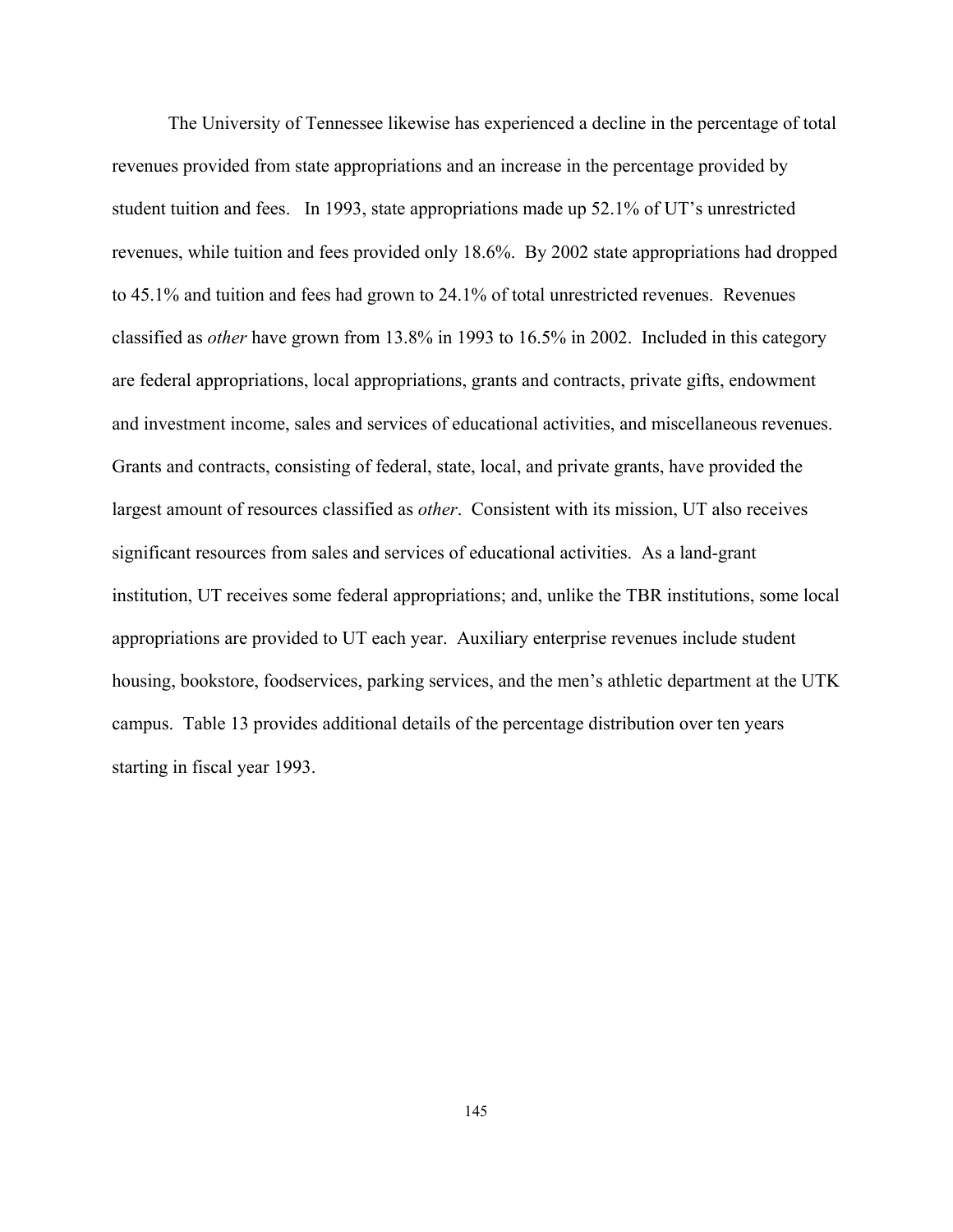The University of Tennessee likewise has experienced a decline in the percentage of total revenues provided from state appropriations and an increase in the percentage provided by student tuition and fees. In 1993, state appropriations made up 52.1% of UT's unrestricted revenues, while tuition and fees provided only 18.6%. By 2002 state appropriations had dropped to 45.1% and tuition and fees had grown to 24.1% of total unrestricted revenues. Revenues classified as *other* have grown from 13.8% in 1993 to 16.5% in 2002. Included in this category are federal appropriations, local appropriations, grants and contracts, private gifts, endowment and investment income, sales and services of educational activities, and miscellaneous revenues. Grants and contracts, consisting of federal, state, local, and private grants, have provided the largest amount of resources classified as *other*. Consistent with its mission, UT also receives significant resources from sales and services of educational activities. As a land-grant institution, UT receives some federal appropriations; and, unlike the TBR institutions, some local appropriations are provided to UT each year. Auxiliary enterprise revenues include student housing, bookstore, foodservices, parking services, and the men's athletic department at the UTK campus. Table 13 provides additional details of the percentage distribution over ten years starting in fiscal year 1993.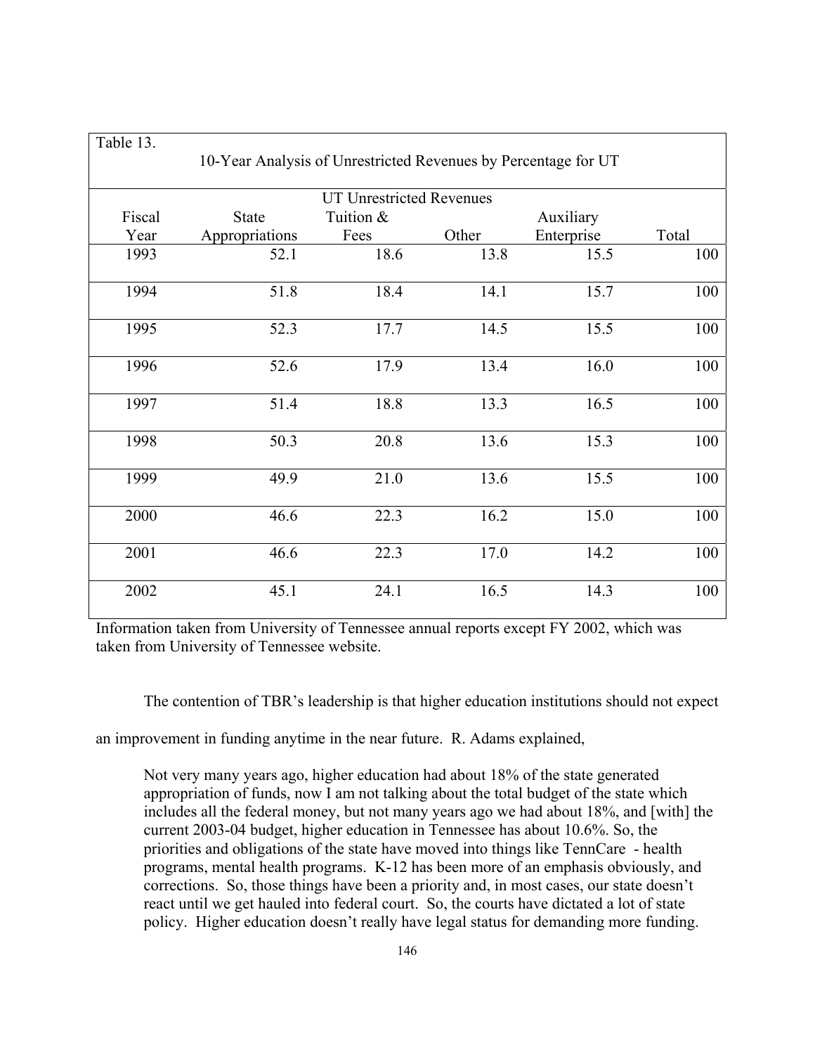Table 13.

10-Year Analysis of Unrestricted Revenues by Percentage for UT

| | UT Unrestricted Revenues | | | | |
|---|---|---|---|---|---|
| Fiscal Year | State Appropriations | Tuition & Fees | Other | Auxiliary Enterprise | Total |
| 1993 | 52.1 | 18.6 | 13.8 | 15.5 | 100 |
| 1994 | 51.8 | 18.4 | 14.1 | 15.7 | 100 |
| 1995 | 52.3 | 17.7 | 14.5 | 15.5 | 100 |
| 1996 | 52.6 | 17.9 | 13.4 | 16.0 | 100 |
| 1997 | 51.4 | 18.8 | 13.3 | 16.5 | 100 |
| 1998 | 50.3 | 20.8 | 13.6 | 15.3 | 100 |
| 1999 | 49.9 | 21.0 | 13.6 | 15.5 | 100 |
| 2000 | 46.6 | 22.3 | 16.2 | 15.0 | 100 |
| 2001 | 46.6 | 22.3 | 17.0 | 14.2 | 100 |
| 2002 | 45.1 | 24.1 | 16.5 | 14.3 | 100 |

Information taken from University of Tennessee annual reports except FY 2002, which was taken from University of Tennessee website.

The contention of TBR's leadership is that higher education institutions should not expect an improvement in funding anytime in the near future. R. Adams explained,

> Not very many years ago, higher education had about 18% of the state generated appropriation of funds, now I am not talking about the total budget of the state which includes all the federal money, but not many years ago we had about 18%, and [with] the current 2003-04 budget, higher education in Tennessee has about 10.6%. So, the priorities and obligations of the state have moved into things like TennCare - health programs, mental health programs. K-12 has been more of an emphasis obviously, and corrections. So, those things have been a priority and, in most cases, our state doesn't react until we get hauled into federal court. So, the courts have dictated a lot of state policy. Higher education doesn't really have legal status for demanding more funding.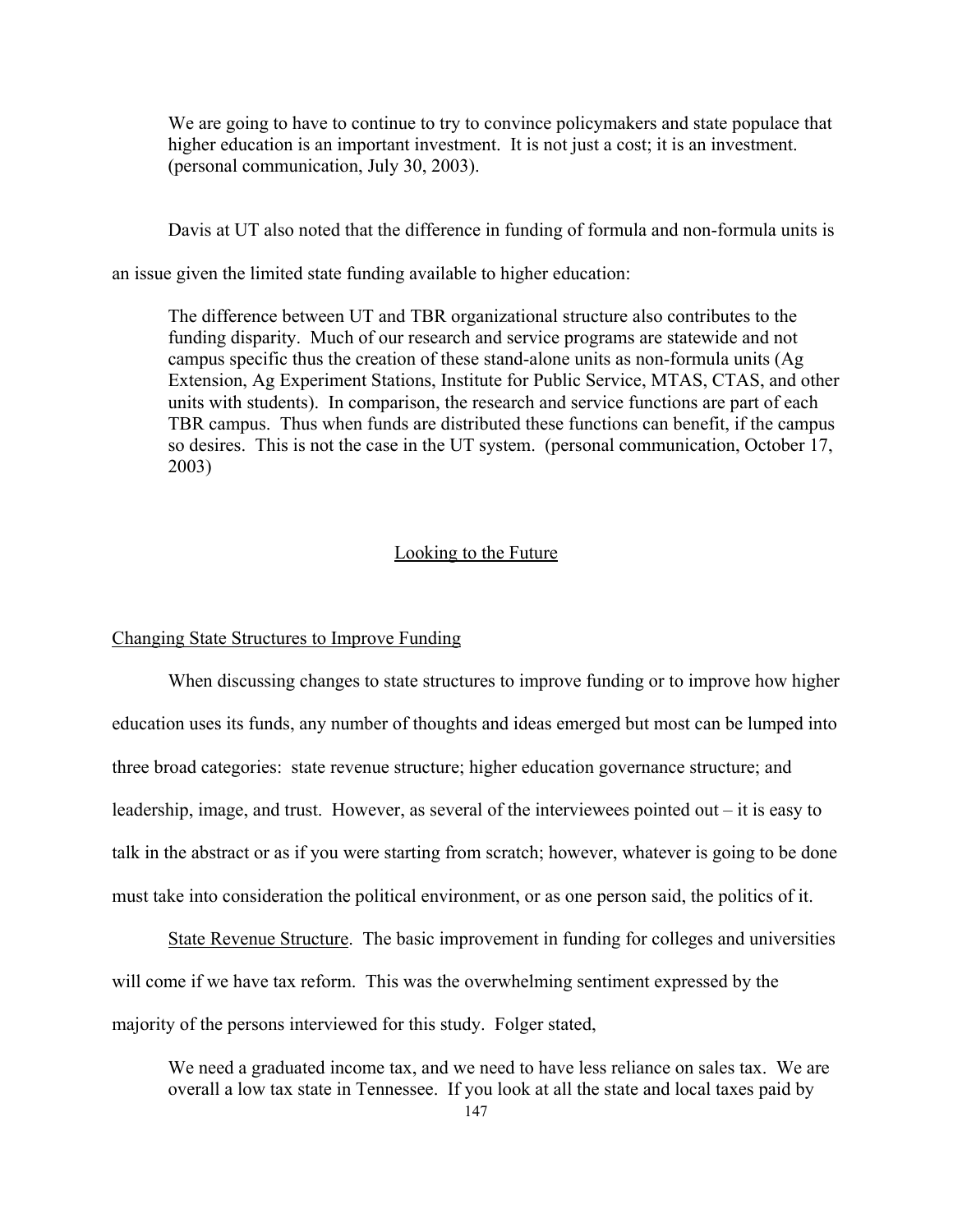> We are going to have to continue to try to convince policymakers and state populace that higher education is an important investment. It is not just a cost; it is an investment. (personal communication, July 30, 2003).

Davis at UT also noted that the difference in funding of formula and non-formula units is an issue given the limited state funding available to higher education:

> The difference between UT and TBR organizational structure also contributes to the funding disparity. Much of our research and service programs are statewide and not campus specific thus the creation of these stand-alone units as non-formula units (Ag Extension, Ag Experiment Stations, Institute for Public Service, MTAS, CTAS, and other units with students). In comparison, the research and service functions are part of each TBR campus. Thus when funds are distributed these functions can benefit, if the campus so desires. This is not the case in the UT system. (personal communication, October 17, 2003)

## Looking to the Future

### Changing State Structures to Improve Funding

When discussing changes to state structures to improve funding or to improve how higher education uses its funds, any number of thoughts and ideas emerged but most can be lumped into three broad categories: state revenue structure; higher education governance structure; and leadership, image, and trust. However, as several of the interviewees pointed out – it is easy to talk in the abstract or as if you were starting from scratch; however, whatever is going to be done must take into consideration the political environment, or as one person said, the politics of it.

State Revenue Structure. The basic improvement in funding for colleges and universities will come if we have tax reform. This was the overwhelming sentiment expressed by the majority of the persons interviewed for this study. Folger stated,

> We need a graduated income tax, and we need to have less reliance on sales tax. We are overall a low tax state in Tennessee. If you look at all the state and local taxes paid by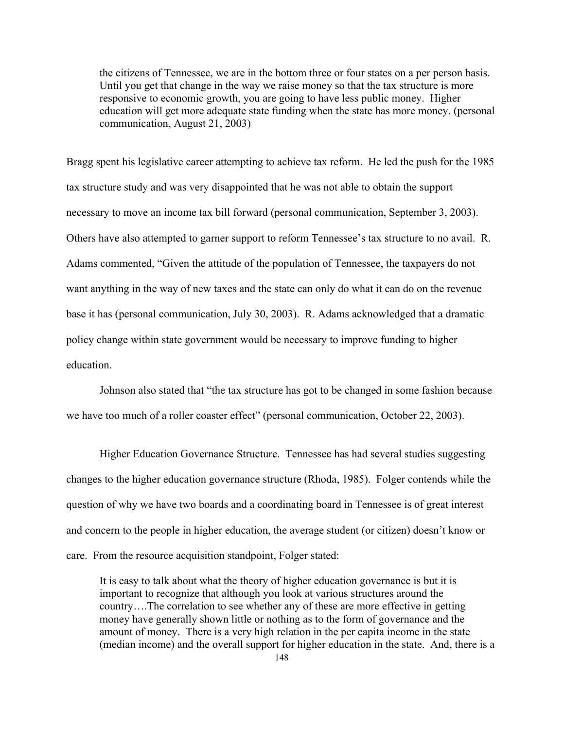> the citizens of Tennessee, we are in the bottom three or four states on a per person basis. Until you get that change in the way we raise money so that the tax structure is more responsive to economic growth, you are going to have less public money. Higher education will get more adequate state funding when the state has more money. (personal communication, August 21, 2003)

Bragg spent his legislative career attempting to achieve tax reform. He led the push for the 1985 tax structure study and was very disappointed that he was not able to obtain the support necessary to move an income tax bill forward (personal communication, September 3, 2003). Others have also attempted to garner support to reform Tennessee's tax structure to no avail. R. Adams commented, "Given the attitude of the population of Tennessee, the taxpayers do not want anything in the way of new taxes and the state can only do what it can do on the revenue base it has (personal communication, July 30, 2003). R. Adams acknowledged that a dramatic policy change within state government would be necessary to improve funding to higher education.

Johnson also stated that "the tax structure has got to be changed in some fashion because we have too much of a roller coaster effect" (personal communication, October 22, 2003).

<u>Higher Education Governance Structure</u>. Tennessee has had several studies suggesting changes to the higher education governance structure (Rhoda, 1985). Folger contends while the question of why we have two boards and a coordinating board in Tennessee is of great interest and concern to the people in higher education, the average student (or citizen) doesn't know or care. From the resource acquisition standpoint, Folger stated:

> It is easy to talk about what the theory of higher education governance is but it is important to recognize that although you look at various structures around the country….The correlation to see whether any of these are more effective in getting money have generally shown little or nothing as to the form of governance and the amount of money. There is a very high relation in the per capita income in the state (median income) and the overall support for higher education in the state. And, there is a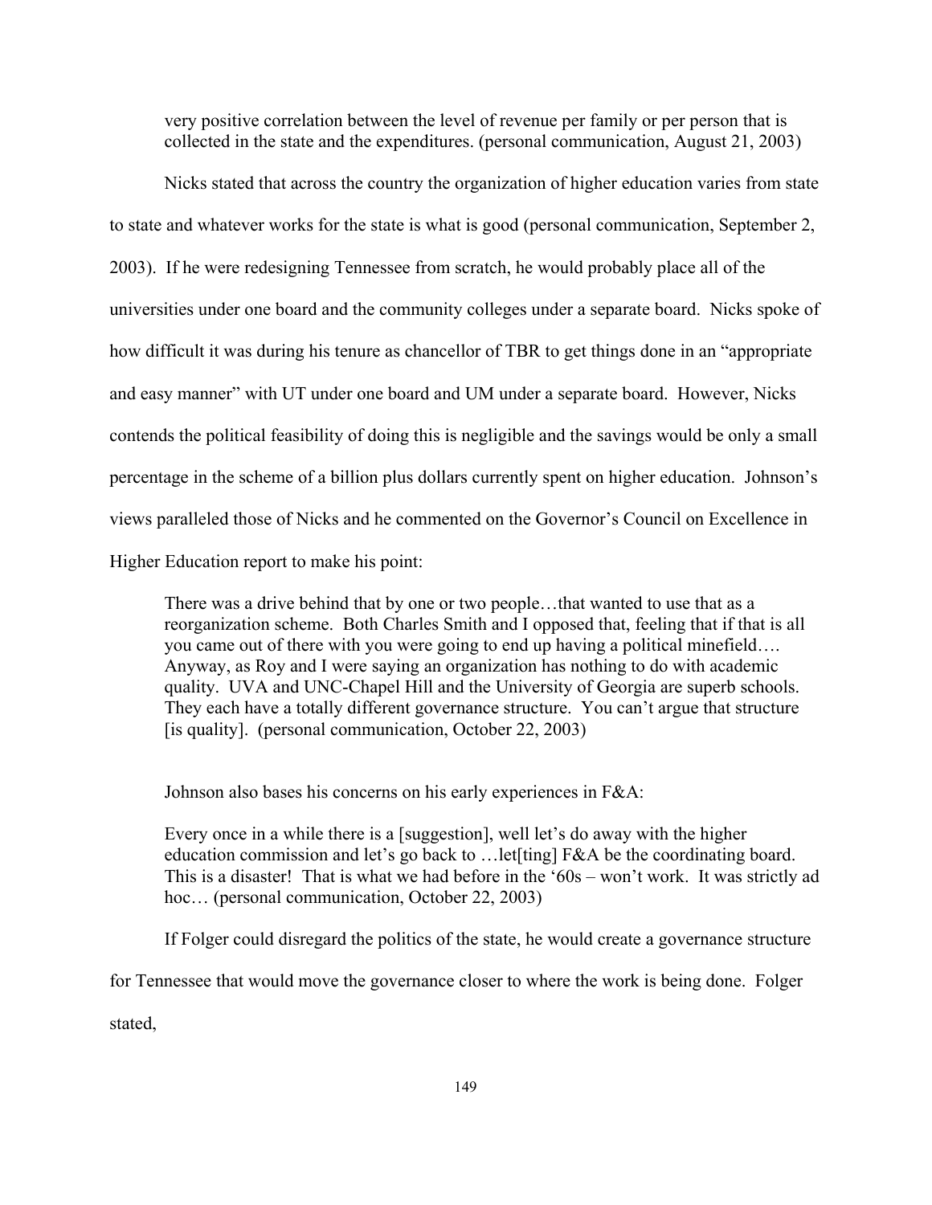very positive correlation between the level of revenue per family or per person that is collected in the state and the expenditures. (personal communication, August 21, 2003)

Nicks stated that across the country the organization of higher education varies from state to state and whatever works for the state is what is good (personal communication, September 2, 2003). If he were redesigning Tennessee from scratch, he would probably place all of the universities under one board and the community colleges under a separate board. Nicks spoke of how difficult it was during his tenure as chancellor of TBR to get things done in an "appropriate and easy manner" with UT under one board and UM under a separate board. However, Nicks contends the political feasibility of doing this is negligible and the savings would be only a small percentage in the scheme of a billion plus dollars currently spent on higher education. Johnson's views paralleled those of Nicks and he commented on the Governor's Council on Excellence in Higher Education report to make his point:

> There was a drive behind that by one or two people…that wanted to use that as a reorganization scheme. Both Charles Smith and I opposed that, feeling that if that is all you came out of there with you were going to end up having a political minefield…. Anyway, as Roy and I were saying an organization has nothing to do with academic quality. UVA and UNC-Chapel Hill and the University of Georgia are superb schools. They each have a totally different governance structure. You can't argue that structure [is quality]. (personal communication, October 22, 2003)

Johnson also bases his concerns on his early experiences in F&A:

> Every once in a while there is a [suggestion], well let's do away with the higher education commission and let's go back to …let[ting] F&A be the coordinating board. This is a disaster! That is what we had before in the '60s – won't work. It was strictly ad hoc… (personal communication, October 22, 2003)

If Folger could disregard the politics of the state, he would create a governance structure for Tennessee that would move the governance closer to where the work is being done. Folger stated,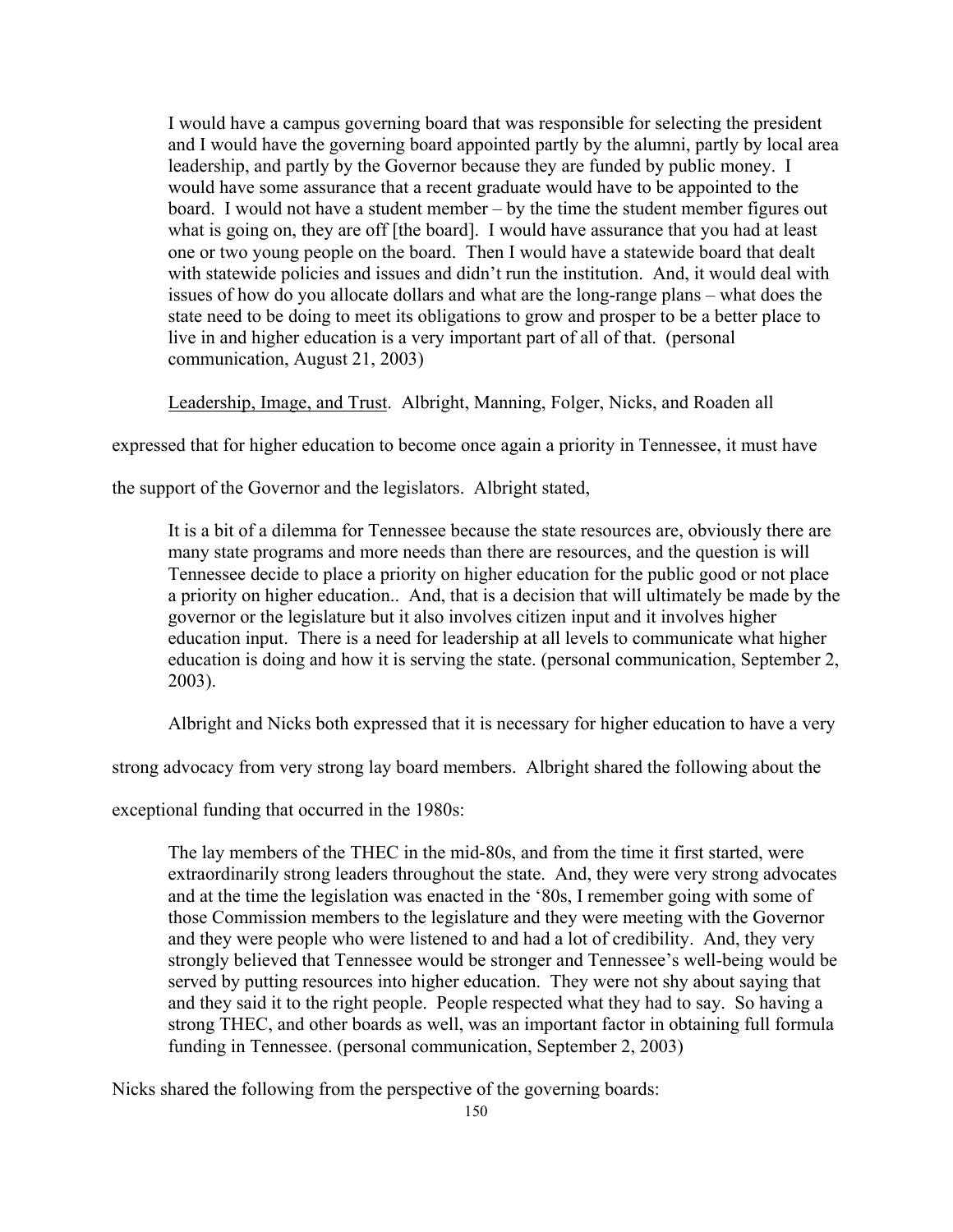> I would have a campus governing board that was responsible for selecting the president and I would have the governing board appointed partly by the alumni, partly by local area leadership, and partly by the Governor because they are funded by public money. I would have some assurance that a recent graduate would have to be appointed to the board. I would not have a student member – by the time the student member figures out what is going on, they are off [the board]. I would have assurance that you had at least one or two young people on the board. Then I would have a statewide board that dealt with statewide policies and issues and didn't run the institution. And, it would deal with issues of how do you allocate dollars and what are the long-range plans – what does the state need to be doing to meet its obligations to grow and prosper to be a better place to live in and higher education is a very important part of all of that. (personal communication, August 21, 2003)

<u>Leadership, Image, and Trust</u>. Albright, Manning, Folger, Nicks, and Roaden all expressed that for higher education to become once again a priority in Tennessee, it must have the support of the Governor and the legislators. Albright stated,

> It is a bit of a dilemma for Tennessee because the state resources are, obviously there are many state programs and more needs than there are resources, and the question is will Tennessee decide to place a priority on higher education for the public good or not place a priority on higher education.. And, that is a decision that will ultimately be made by the governor or the legislature but it also involves citizen input and it involves higher education input. There is a need for leadership at all levels to communicate what higher education is doing and how it is serving the state. (personal communication, September 2, 2003).

Albright and Nicks both expressed that it is necessary for higher education to have a very strong advocacy from very strong lay board members. Albright shared the following about the exceptional funding that occurred in the 1980s:

> The lay members of the THEC in the mid-80s, and from the time it first started, were extraordinarily strong leaders throughout the state. And, they were very strong advocates and at the time the legislation was enacted in the '80s, I remember going with some of those Commission members to the legislature and they were meeting with the Governor and they were people who were listened to and had a lot of credibility. And, they very strongly believed that Tennessee would be stronger and Tennessee's well-being would be served by putting resources into higher education. They were not shy about saying that and they said it to the right people. People respected what they had to say. So having a strong THEC, and other boards as well, was an important factor in obtaining full formula funding in Tennessee. (personal communication, September 2, 2003)

Nicks shared the following from the perspective of the governing boards: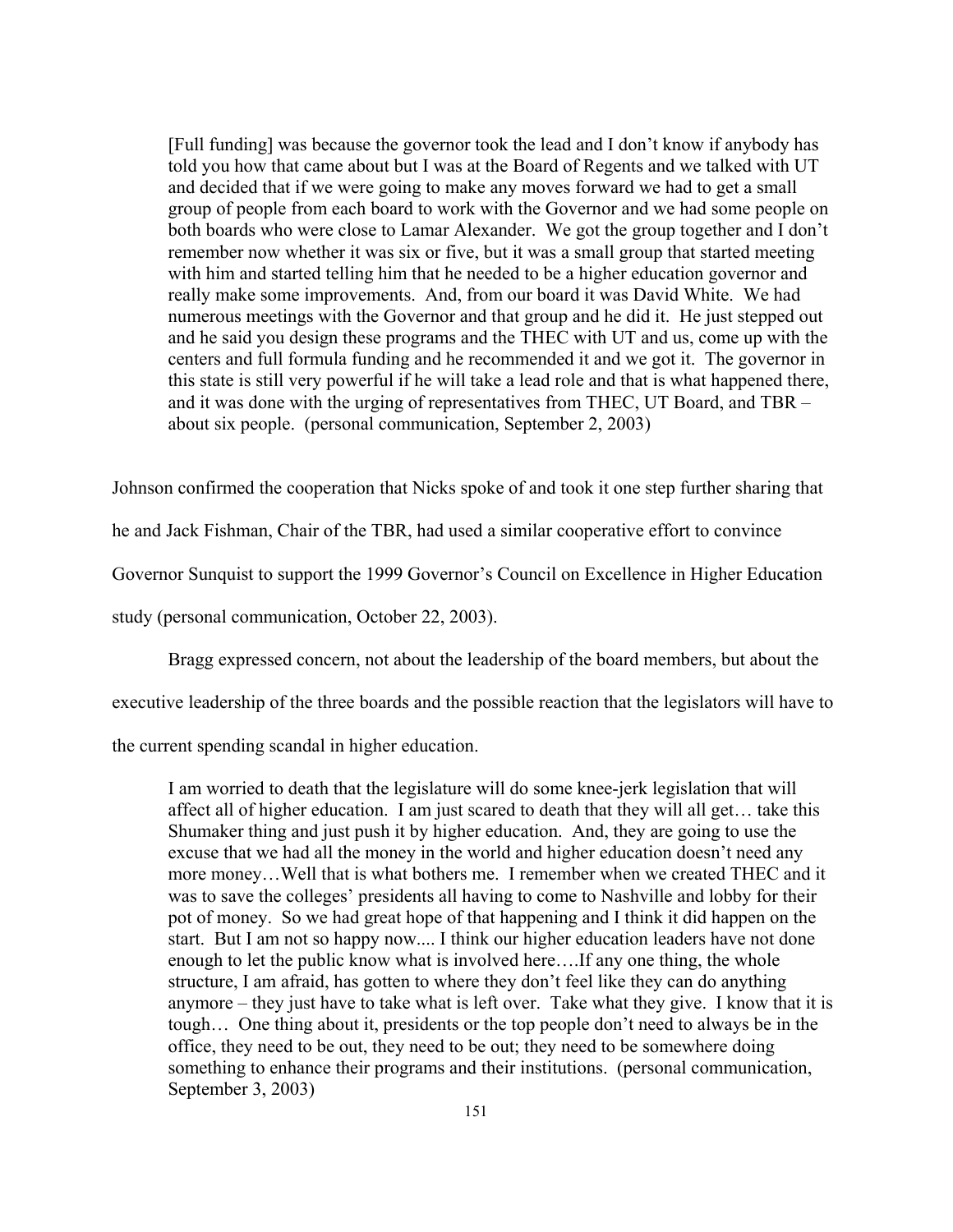> [Full funding] was because the governor took the lead and I don't know if anybody has told you how that came about but I was at the Board of Regents and we talked with UT and decided that if we were going to make any moves forward we had to get a small group of people from each board to work with the Governor and we had some people on both boards who were close to Lamar Alexander. We got the group together and I don't remember now whether it was six or five, but it was a small group that started meeting with him and started telling him that he needed to be a higher education governor and really make some improvements. And, from our board it was David White. We had numerous meetings with the Governor and that group and he did it. He just stepped out and he said you design these programs and the THEC with UT and us, come up with the centers and full formula funding and he recommended it and we got it. The governor in this state is still very powerful if he will take a lead role and that is what happened there, and it was done with the urging of representatives from THEC, UT Board, and TBR – about six people. (personal communication, September 2, 2003)

Johnson confirmed the cooperation that Nicks spoke of and took it one step further sharing that he and Jack Fishman, Chair of the TBR, had used a similar cooperative effort to convince Governor Sunquist to support the 1999 Governor's Council on Excellence in Higher Education study (personal communication, October 22, 2003).

Bragg expressed concern, not about the leadership of the board members, but about the executive leadership of the three boards and the possible reaction that the legislators will have to the current spending scandal in higher education.

> I am worried to death that the legislature will do some knee-jerk legislation that will affect all of higher education. I am just scared to death that they will all get… take this Shumaker thing and just push it by higher education. And, they are going to use the excuse that we had all the money in the world and higher education doesn't need any more money…Well that is what bothers me. I remember when we created THEC and it was to save the colleges' presidents all having to come to Nashville and lobby for their pot of money. So we had great hope of that happening and I think it did happen on the start. But I am not so happy now.... I think our higher education leaders have not done enough to let the public know what is involved here….If any one thing, the whole structure, I am afraid, has gotten to where they don't feel like they can do anything anymore – they just have to take what is left over. Take what they give. I know that it is tough… One thing about it, presidents or the top people don't need to always be in the office, they need to be out, they need to be out; they need to be somewhere doing something to enhance their programs and their institutions. (personal communication, September 3, 2003)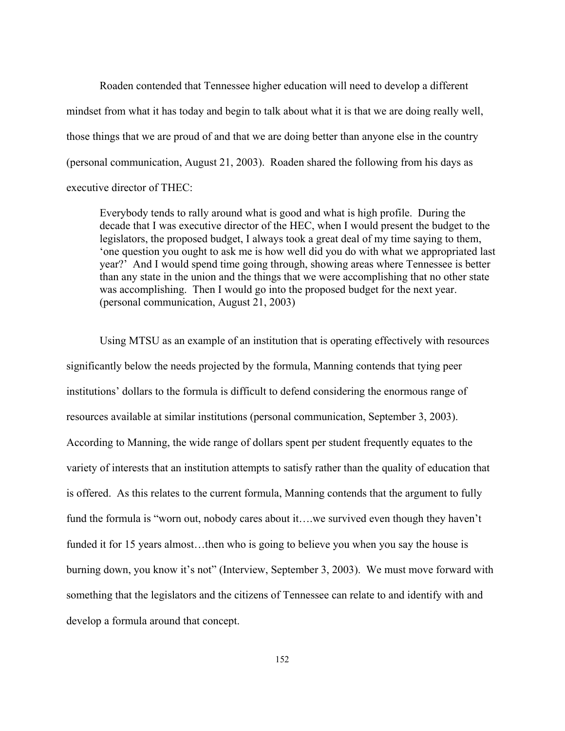Roaden contended that Tennessee higher education will need to develop a different mindset from what it has today and begin to talk about what it is that we are doing really well, those things that we are proud of and that we are doing better than anyone else in the country (personal communication, August 21, 2003). Roaden shared the following from his days as executive director of THEC:

> Everybody tends to rally around what is good and what is high profile. During the decade that I was executive director of the HEC, when I would present the budget to the legislators, the proposed budget, I always took a great deal of my time saying to them, 'one question you ought to ask me is how well did you do with what we appropriated last year?' And I would spend time going through, showing areas where Tennessee is better than any state in the union and the things that we were accomplishing that no other state was accomplishing. Then I would go into the proposed budget for the next year. (personal communication, August 21, 2003)

Using MTSU as an example of an institution that is operating effectively with resources significantly below the needs projected by the formula, Manning contends that tying peer institutions' dollars to the formula is difficult to defend considering the enormous range of resources available at similar institutions (personal communication, September 3, 2003). According to Manning, the wide range of dollars spent per student frequently equates to the variety of interests that an institution attempts to satisfy rather than the quality of education that is offered. As this relates to the current formula, Manning contends that the argument to fully fund the formula is "worn out, nobody cares about it….we survived even though they haven't funded it for 15 years almost…then who is going to believe you when you say the house is burning down, you know it's not" (Interview, September 3, 2003). We must move forward with something that the legislators and the citizens of Tennessee can relate to and identify with and develop a formula around that concept.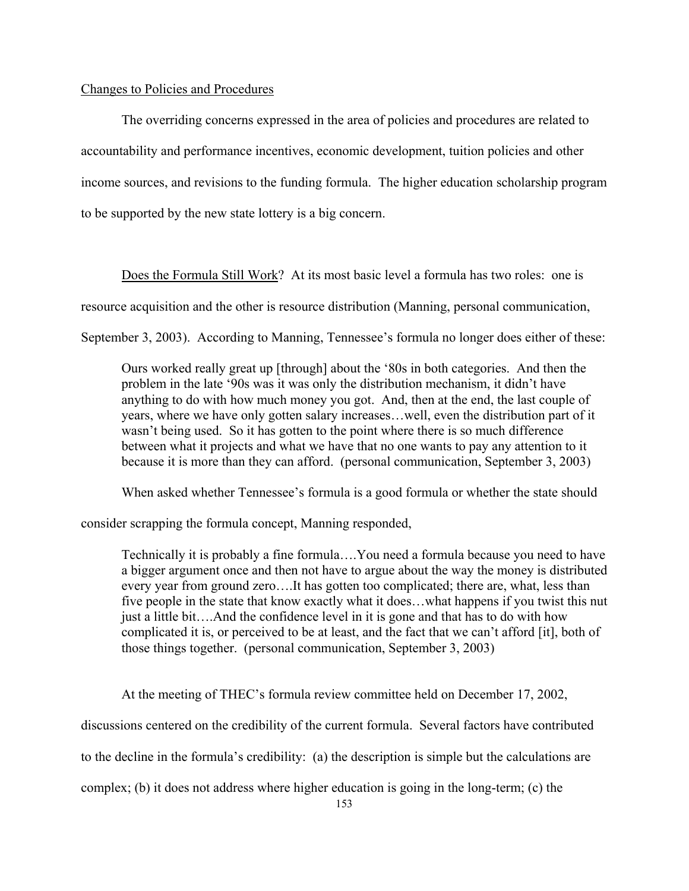Changes to Policies and Procedures

The overriding concerns expressed in the area of policies and procedures are related to accountability and performance incentives, economic development, tuition policies and other income sources, and revisions to the funding formula. The higher education scholarship program to be supported by the new state lottery is a big concern.

Does the Formula Still Work? At its most basic level a formula has two roles: one is resource acquisition and the other is resource distribution (Manning, personal communication, September 3, 2003). According to Manning, Tennessee's formula no longer does either of these:

> Ours worked really great up [through] about the '80s in both categories. And then the problem in the late '90s was it was only the distribution mechanism, it didn't have anything to do with how much money you got. And, then at the end, the last couple of years, where we have only gotten salary increases…well, even the distribution part of it wasn't being used. So it has gotten to the point where there is so much difference between what it projects and what we have that no one wants to pay any attention to it because it is more than they can afford. (personal communication, September 3, 2003)

When asked whether Tennessee's formula is a good formula or whether the state should consider scrapping the formula concept, Manning responded,

> Technically it is probably a fine formula….You need a formula because you need to have a bigger argument once and then not have to argue about the way the money is distributed every year from ground zero….It has gotten too complicated; there are, what, less than five people in the state that know exactly what it does…what happens if you twist this nut just a little bit….And the confidence level in it is gone and that has to do with how complicated it is, or perceived to be at least, and the fact that we can't afford [it], both of those things together. (personal communication, September 3, 2003)

At the meeting of THEC's formula review committee held on December 17, 2002, discussions centered on the credibility of the current formula. Several factors have contributed to the decline in the formula's credibility: (a) the description is simple but the calculations are complex; (b) it does not address where higher education is going in the long-term; (c) the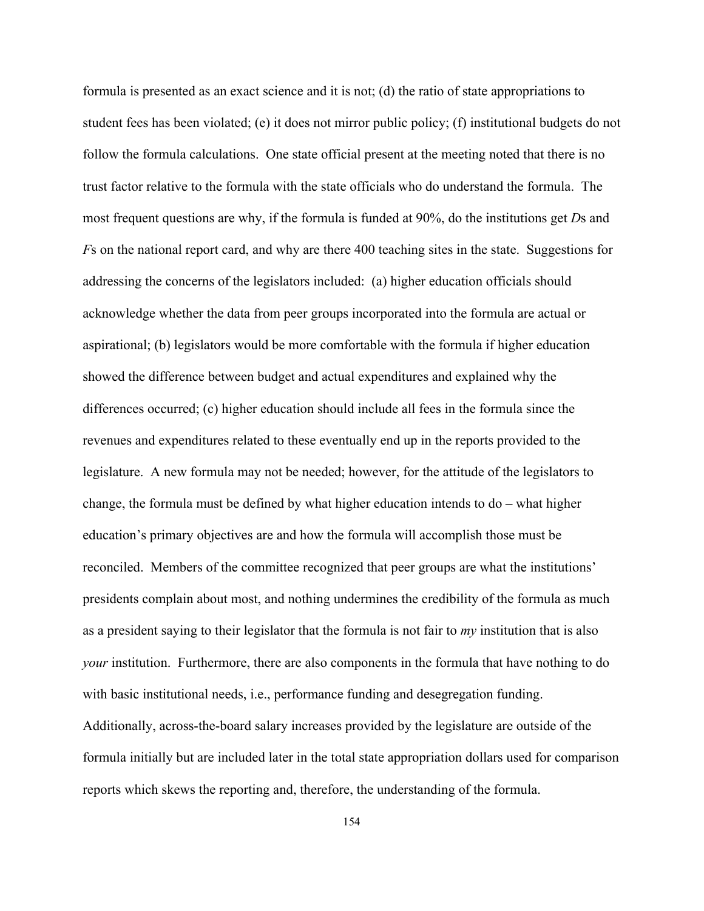formula is presented as an exact science and it is not; (d) the ratio of state appropriations to student fees has been violated; (e) it does not mirror public policy; (f) institutional budgets do not follow the formula calculations. One state official present at the meeting noted that there is no trust factor relative to the formula with the state officials who do understand the formula. The most frequent questions are why, if the formula is funded at 90%, do the institutions get *D*s and *F*s on the national report card, and why are there 400 teaching sites in the state. Suggestions for addressing the concerns of the legislators included: (a) higher education officials should acknowledge whether the data from peer groups incorporated into the formula are actual or aspirational; (b) legislators would be more comfortable with the formula if higher education showed the difference between budget and actual expenditures and explained why the differences occurred; (c) higher education should include all fees in the formula since the revenues and expenditures related to these eventually end up in the reports provided to the legislature. A new formula may not be needed; however, for the attitude of the legislators to change, the formula must be defined by what higher education intends to do – what higher education's primary objectives are and how the formula will accomplish those must be reconciled. Members of the committee recognized that peer groups are what the institutions' presidents complain about most, and nothing undermines the credibility of the formula as much as a president saying to their legislator that the formula is not fair to *my* institution that is also *your* institution. Furthermore, there are also components in the formula that have nothing to do with basic institutional needs, i.e., performance funding and desegregation funding. Additionally, across-the-board salary increases provided by the legislature are outside of the formula initially but are included later in the total state appropriation dollars used for comparison reports which skews the reporting and, therefore, the understanding of the formula.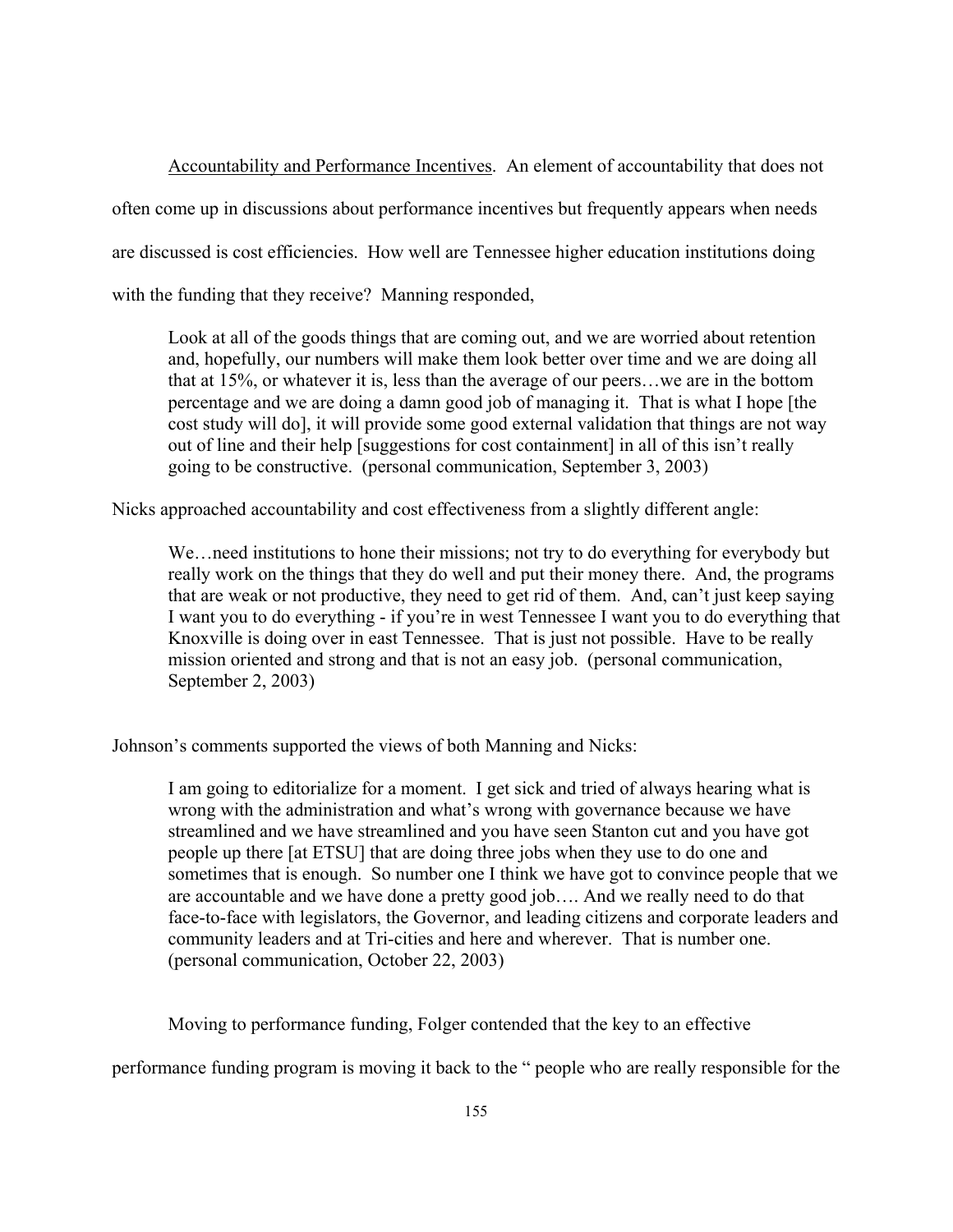Accountability and Performance Incentives. An element of accountability that does not often come up in discussions about performance incentives but frequently appears when needs are discussed is cost efficiencies. How well are Tennessee higher education institutions doing with the funding that they receive? Manning responded,

> Look at all of the goods things that are coming out, and we are worried about retention and, hopefully, our numbers will make them look better over time and we are doing all that at 15%, or whatever it is, less than the average of our peers…we are in the bottom percentage and we are doing a damn good job of managing it. That is what I hope [the cost study will do], it will provide some good external validation that things are not way out of line and their help [suggestions for cost containment] in all of this isn't really going to be constructive. (personal communication, September 3, 2003)

Nicks approached accountability and cost effectiveness from a slightly different angle:

> We…need institutions to hone their missions; not try to do everything for everybody but really work on the things that they do well and put their money there. And, the programs that are weak or not productive, they need to get rid of them. And, can't just keep saying I want you to do everything - if you're in west Tennessee I want you to do everything that Knoxville is doing over in east Tennessee. That is just not possible. Have to be really mission oriented and strong and that is not an easy job. (personal communication, September 2, 2003)

Johnson's comments supported the views of both Manning and Nicks:

> I am going to editorialize for a moment. I get sick and tried of always hearing what is wrong with the administration and what's wrong with governance because we have streamlined and we have streamlined and you have seen Stanton cut and you have got people up there [at ETSU] that are doing three jobs when they use to do one and sometimes that is enough. So number one I think we have got to convince people that we are accountable and we have done a pretty good job…. And we really need to do that face-to-face with legislators, the Governor, and leading citizens and corporate leaders and community leaders and at Tri-cities and here and wherever. That is number one. (personal communication, October 22, 2003)

Moving to performance funding, Folger contended that the key to an effective performance funding program is moving it back to the " people who are really responsible for the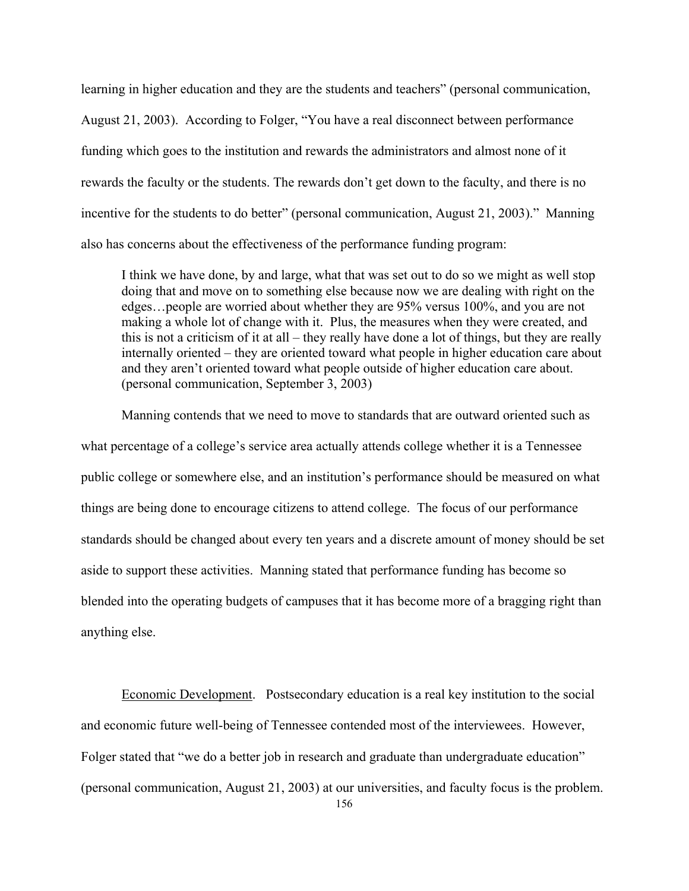learning in higher education and they are the students and teachers" (personal communication, August 21, 2003). According to Folger, "You have a real disconnect between performance funding which goes to the institution and rewards the administrators and almost none of it rewards the faculty or the students. The rewards don't get down to the faculty, and there is no incentive for the students to do better" (personal communication, August 21, 2003)." Manning also has concerns about the effectiveness of the performance funding program:

> I think we have done, by and large, what that was set out to do so we might as well stop doing that and move on to something else because now we are dealing with right on the edges…people are worried about whether they are 95% versus 100%, and you are not making a whole lot of change with it. Plus, the measures when they were created, and this is not a criticism of it at all – they really have done a lot of things, but they are really internally oriented – they are oriented toward what people in higher education care about and they aren't oriented toward what people outside of higher education care about. (personal communication, September 3, 2003)

Manning contends that we need to move to standards that are outward oriented such as what percentage of a college's service area actually attends college whether it is a Tennessee public college or somewhere else, and an institution's performance should be measured on what things are being done to encourage citizens to attend college. The focus of our performance standards should be changed about every ten years and a discrete amount of money should be set aside to support these activities. Manning stated that performance funding has become so blended into the operating budgets of campuses that it has become more of a bragging right than anything else.

<u>Economic Development</u>. Postsecondary education is a real key institution to the social and economic future well-being of Tennessee contended most of the interviewees. However, Folger stated that "we do a better job in research and graduate than undergraduate education" (personal communication, August 21, 2003) at our universities, and faculty focus is the problem.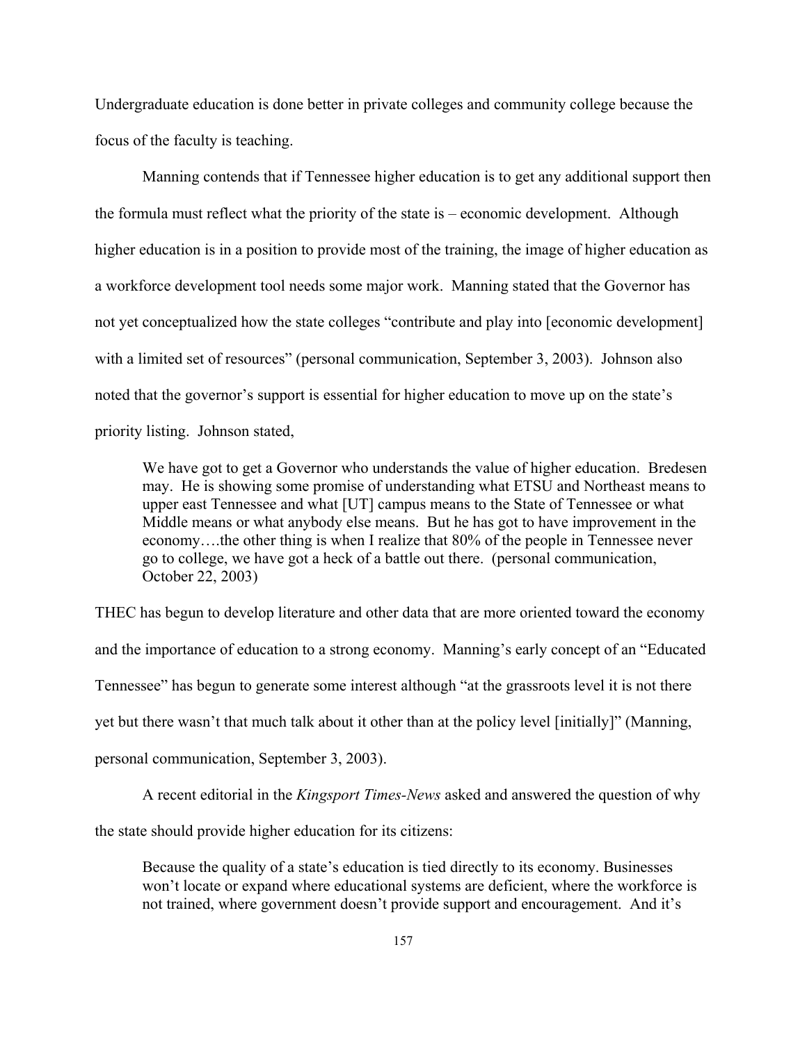Undergraduate education is done better in private colleges and community college because the focus of the faculty is teaching.

Manning contends that if Tennessee higher education is to get any additional support then the formula must reflect what the priority of the state is – economic development. Although higher education is in a position to provide most of the training, the image of higher education as a workforce development tool needs some major work. Manning stated that the Governor has not yet conceptualized how the state colleges "contribute and play into [economic development] with a limited set of resources" (personal communication, September 3, 2003). Johnson also noted that the governor's support is essential for higher education to move up on the state's priority listing. Johnson stated,

> We have got to get a Governor who understands the value of higher education. Bredesen may. He is showing some promise of understanding what ETSU and Northeast means to upper east Tennessee and what [UT] campus means to the State of Tennessee or what Middle means or what anybody else means. But he has got to have improvement in the economy….the other thing is when I realize that 80% of the people in Tennessee never go to college, we have got a heck of a battle out there. (personal communication, October 22, 2003)

THEC has begun to develop literature and other data that are more oriented toward the economy and the importance of education to a strong economy. Manning's early concept of an "Educated Tennessee" has begun to generate some interest although "at the grassroots level it is not there yet but there wasn't that much talk about it other than at the policy level [initially]" (Manning, personal communication, September 3, 2003).

A recent editorial in the *Kingsport Times-News* asked and answered the question of why the state should provide higher education for its citizens:

> Because the quality of a state's education is tied directly to its economy. Businesses won't locate or expand where educational systems are deficient, where the workforce is not trained, where government doesn't provide support and encouragement. And it's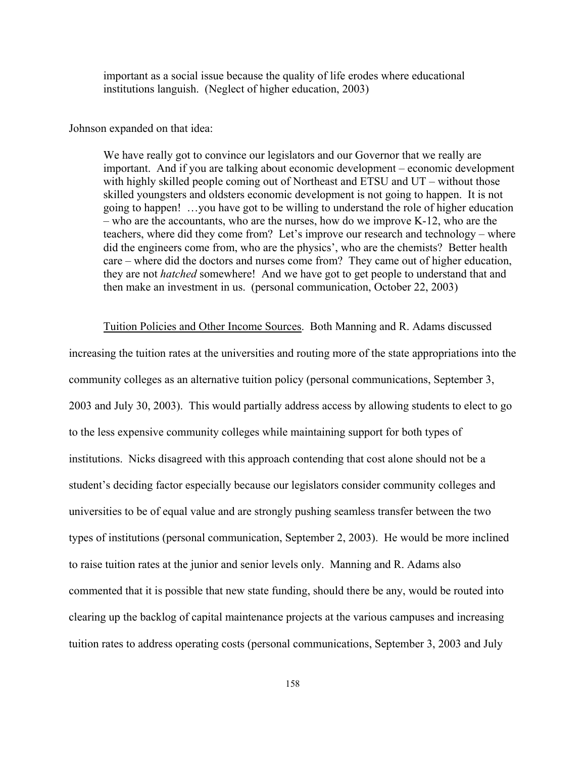> important as a social issue because the quality of life erodes where educational institutions languish. (Neglect of higher education, 2003)

Johnson expanded on that idea:

> We have really got to convince our legislators and our Governor that we really are important. And if you are talking about economic development – economic development with highly skilled people coming out of Northeast and ETSU and UT – without those skilled youngsters and oldsters economic development is not going to happen. It is not going to happen! …you have got to be willing to understand the role of higher education – who are the accountants, who are the nurses, how do we improve K-12, who are the teachers, where did they come from? Let's improve our research and technology – where did the engineers come from, who are the physics', who are the chemists? Better health care – where did the doctors and nurses come from? They came out of higher education, they are not *hatched* somewhere! And we have got to get people to understand that and then make an investment in us. (personal communication, October 22, 2003)

Tuition Policies and Other Income Sources. Both Manning and R. Adams discussed increasing the tuition rates at the universities and routing more of the state appropriations into the community colleges as an alternative tuition policy (personal communications, September 3, 2003 and July 30, 2003). This would partially address access by allowing students to elect to go to the less expensive community colleges while maintaining support for both types of institutions. Nicks disagreed with this approach contending that cost alone should not be a student's deciding factor especially because our legislators consider community colleges and universities to be of equal value and are strongly pushing seamless transfer between the two types of institutions (personal communication, September 2, 2003). He would be more inclined to raise tuition rates at the junior and senior levels only. Manning and R. Adams also commented that it is possible that new state funding, should there be any, would be routed into clearing up the backlog of capital maintenance projects at the various campuses and increasing tuition rates to address operating costs (personal communications, September 3, 2003 and July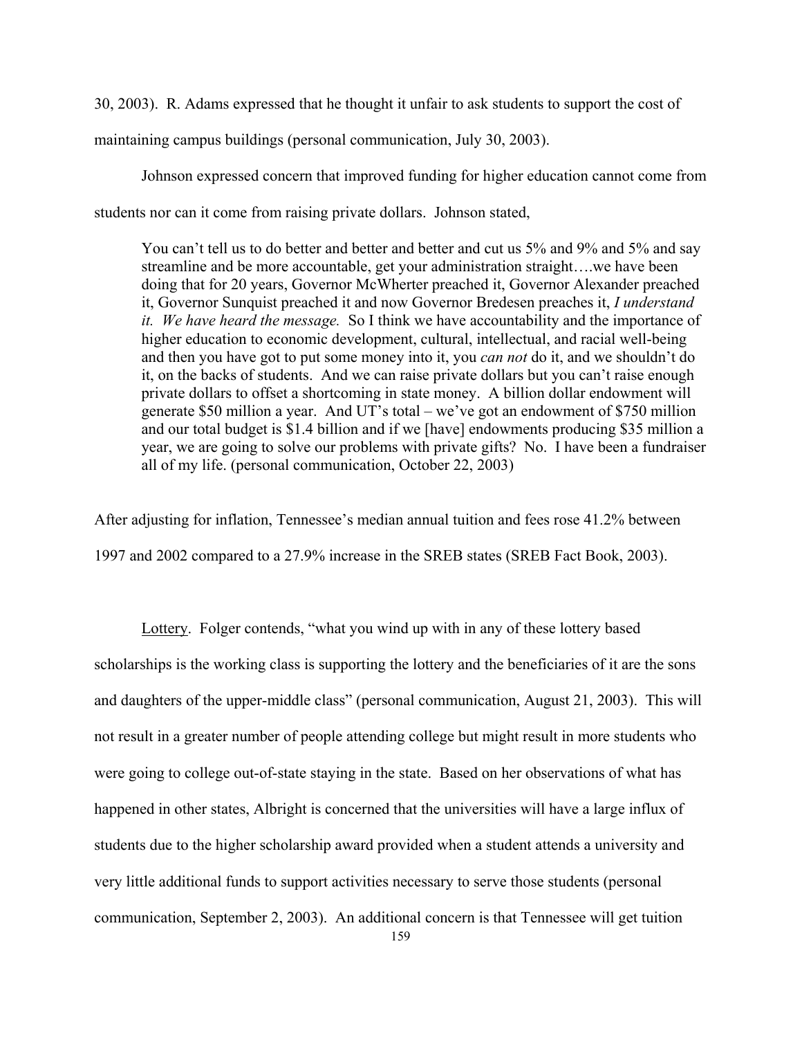30, 2003). R. Adams expressed that he thought it unfair to ask students to support the cost of maintaining campus buildings (personal communication, July 30, 2003).

Johnson expressed concern that improved funding for higher education cannot come from students nor can it come from raising private dollars. Johnson stated,

> You can't tell us to do better and better and better and cut us 5% and 9% and 5% and say streamline and be more accountable, get your administration straight….we have been doing that for 20 years, Governor McWherter preached it, Governor Alexander preached it, Governor Sunquist preached it and now Governor Bredesen preaches it, *I understand it. We have heard the message.* So I think we have accountability and the importance of higher education to economic development, cultural, intellectual, and racial well-being and then you have got to put some money into it, you *can not* do it, and we shouldn't do it, on the backs of students. And we can raise private dollars but you can't raise enough private dollars to offset a shortcoming in state money. A billion dollar endowment will generate $50 million a year. And UT's total – we've got an endowment of $750 million and our total budget is $1.4 billion and if we [have] endowments producing $35 million a year, we are going to solve our problems with private gifts? No. I have been a fundraiser all of my life. (personal communication, October 22, 2003)

After adjusting for inflation, Tennessee's median annual tuition and fees rose 41.2% between 1997 and 2002 compared to a 27.9% increase in the SREB states (SREB Fact Book, 2003).

<u>Lottery</u>. Folger contends, "what you wind up with in any of these lottery based scholarships is the working class is supporting the lottery and the beneficiaries of it are the sons and daughters of the upper-middle class" (personal communication, August 21, 2003). This will not result in a greater number of people attending college but might result in more students who were going to college out-of-state staying in the state. Based on her observations of what has happened in other states, Albright is concerned that the universities will have a large influx of students due to the higher scholarship award provided when a student attends a university and very little additional funds to support activities necessary to serve those students (personal communication, September 2, 2003). An additional concern is that Tennessee will get tuition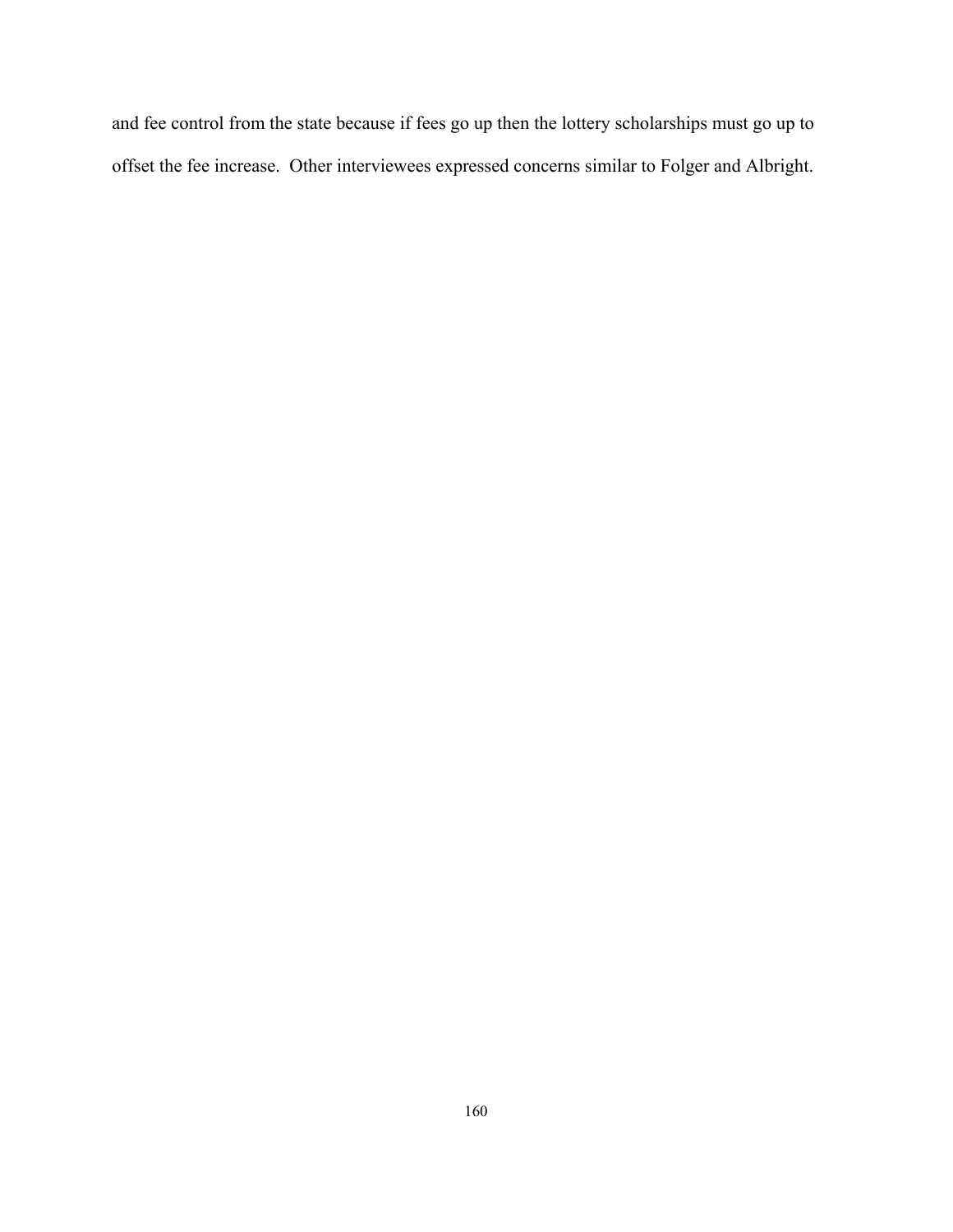and fee control from the state because if fees go up then the lottery scholarships must go up to offset the fee increase. Other interviewees expressed concerns similar to Folger and Albright.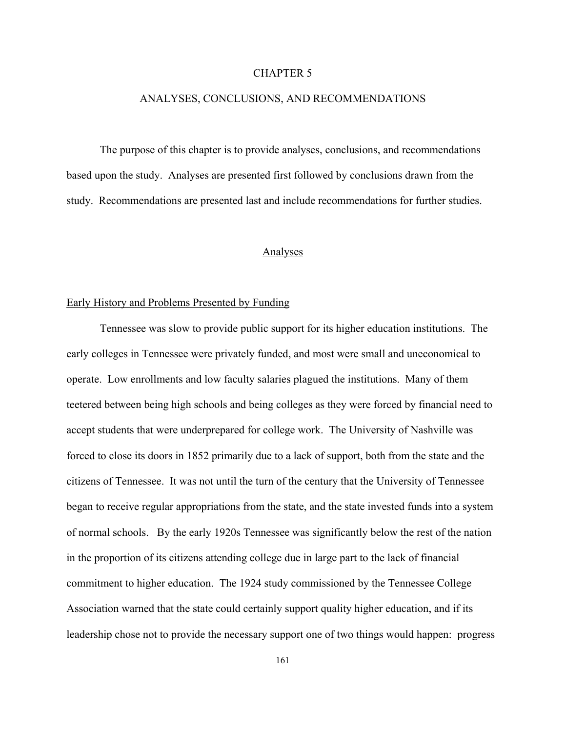# CHAPTER 5

# ANALYSES, CONCLUSIONS, AND RECOMMENDATIONS

The purpose of this chapter is to provide analyses, conclusions, and recommendations based upon the study. Analyses are presented first followed by conclusions drawn from the study. Recommendations are presented last and include recommendations for further studies.

## Analyses

### Early History and Problems Presented by Funding

Tennessee was slow to provide public support for its higher education institutions. The early colleges in Tennessee were privately funded, and most were small and uneconomical to operate. Low enrollments and low faculty salaries plagued the institutions. Many of them teetered between being high schools and being colleges as they were forced by financial need to accept students that were underprepared for college work. The University of Nashville was forced to close its doors in 1852 primarily due to a lack of support, both from the state and the citizens of Tennessee. It was not until the turn of the century that the University of Tennessee began to receive regular appropriations from the state, and the state invested funds into a system of normal schools. By the early 1920s Tennessee was significantly below the rest of the nation in the proportion of its citizens attending college due in large part to the lack of financial commitment to higher education. The 1924 study commissioned by the Tennessee College Association warned that the state could certainly support quality higher education, and if its leadership chose not to provide the necessary support one of two things would happen: progress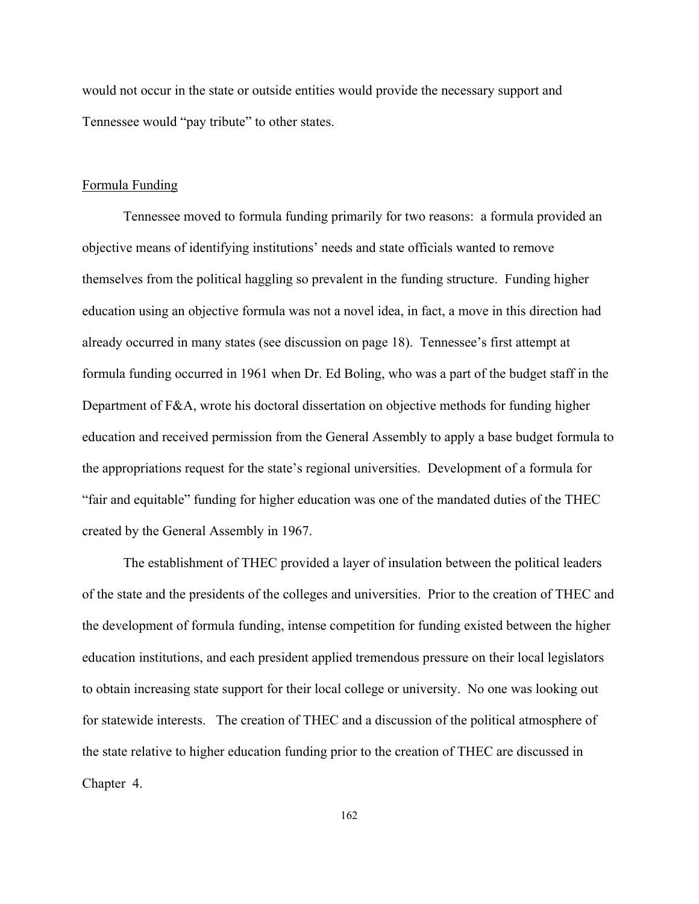would not occur in the state or outside entities would provide the necessary support and Tennessee would "pay tribute" to other states.

## Formula Funding

Tennessee moved to formula funding primarily for two reasons: a formula provided an objective means of identifying institutions' needs and state officials wanted to remove themselves from the political haggling so prevalent in the funding structure. Funding higher education using an objective formula was not a novel idea, in fact, a move in this direction had already occurred in many states (see discussion on page 18). Tennessee's first attempt at formula funding occurred in 1961 when Dr. Ed Boling, who was a part of the budget staff in the Department of F&A, wrote his doctoral dissertation on objective methods for funding higher education and received permission from the General Assembly to apply a base budget formula to the appropriations request for the state's regional universities. Development of a formula for "fair and equitable" funding for higher education was one of the mandated duties of the THEC created by the General Assembly in 1967.

The establishment of THEC provided a layer of insulation between the political leaders of the state and the presidents of the colleges and universities. Prior to the creation of THEC and the development of formula funding, intense competition for funding existed between the higher education institutions, and each president applied tremendous pressure on their local legislators to obtain increasing state support for their local college or university. No one was looking out for statewide interests. The creation of THEC and a discussion of the political atmosphere of the state relative to higher education funding prior to the creation of THEC are discussed in Chapter 4.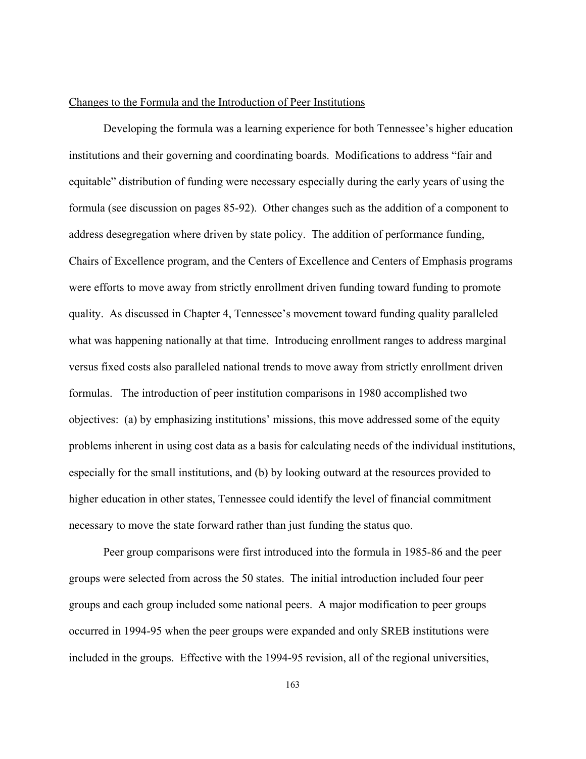Changes to the Formula and the Introduction of Peer Institutions

Developing the formula was a learning experience for both Tennessee's higher education institutions and their governing and coordinating boards. Modifications to address "fair and equitable" distribution of funding were necessary especially during the early years of using the formula (see discussion on pages 85-92). Other changes such as the addition of a component to address desegregation where driven by state policy. The addition of performance funding, Chairs of Excellence program, and the Centers of Excellence and Centers of Emphasis programs were efforts to move away from strictly enrollment driven funding toward funding to promote quality. As discussed in Chapter 4, Tennessee's movement toward funding quality paralleled what was happening nationally at that time. Introducing enrollment ranges to address marginal versus fixed costs also paralleled national trends to move away from strictly enrollment driven formulas. The introduction of peer institution comparisons in 1980 accomplished two objectives: (a) by emphasizing institutions' missions, this move addressed some of the equity problems inherent in using cost data as a basis for calculating needs of the individual institutions, especially for the small institutions, and (b) by looking outward at the resources provided to higher education in other states, Tennessee could identify the level of financial commitment necessary to move the state forward rather than just funding the status quo.

Peer group comparisons were first introduced into the formula in 1985-86 and the peer groups were selected from across the 50 states. The initial introduction included four peer groups and each group included some national peers. A major modification to peer groups occurred in 1994-95 when the peer groups were expanded and only SREB institutions were included in the groups. Effective with the 1994-95 revision, all of the regional universities,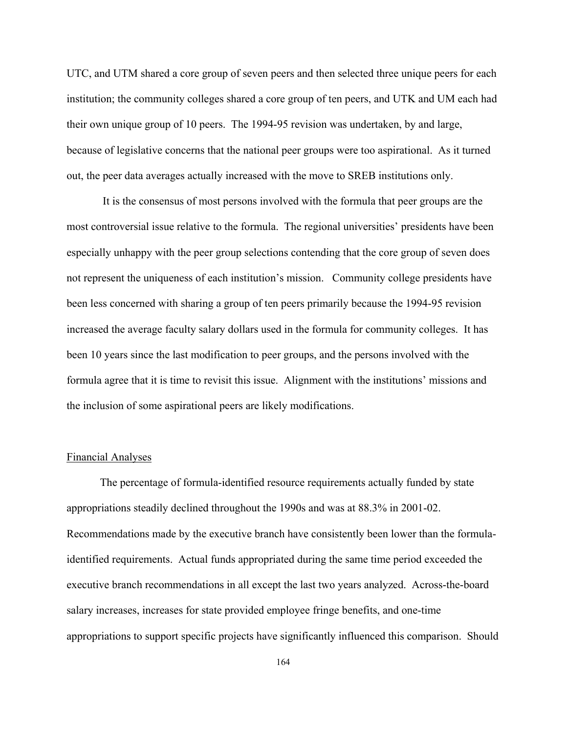UTC, and UTM shared a core group of seven peers and then selected three unique peers for each institution; the community colleges shared a core group of ten peers, and UTK and UM each had their own unique group of 10 peers. The 1994-95 revision was undertaken, by and large, because of legislative concerns that the national peer groups were too aspirational. As it turned out, the peer data averages actually increased with the move to SREB institutions only.

It is the consensus of most persons involved with the formula that peer groups are the most controversial issue relative to the formula. The regional universities' presidents have been especially unhappy with the peer group selections contending that the core group of seven does not represent the uniqueness of each institution's mission. Community college presidents have been less concerned with sharing a group of ten peers primarily because the 1994-95 revision increased the average faculty salary dollars used in the formula for community colleges. It has been 10 years since the last modification to peer groups, and the persons involved with the formula agree that it is time to revisit this issue. Alignment with the institutions' missions and the inclusion of some aspirational peers are likely modifications.

Financial Analyses

The percentage of formula-identified resource requirements actually funded by state appropriations steadily declined throughout the 1990s and was at 88.3% in 2001-02. Recommendations made by the executive branch have consistently been lower than the formula-identified requirements. Actual funds appropriated during the same time period exceeded the executive branch recommendations in all except the last two years analyzed. Across-the-board salary increases, increases for state provided employee fringe benefits, and one-time appropriations to support specific projects have significantly influenced this comparison. Should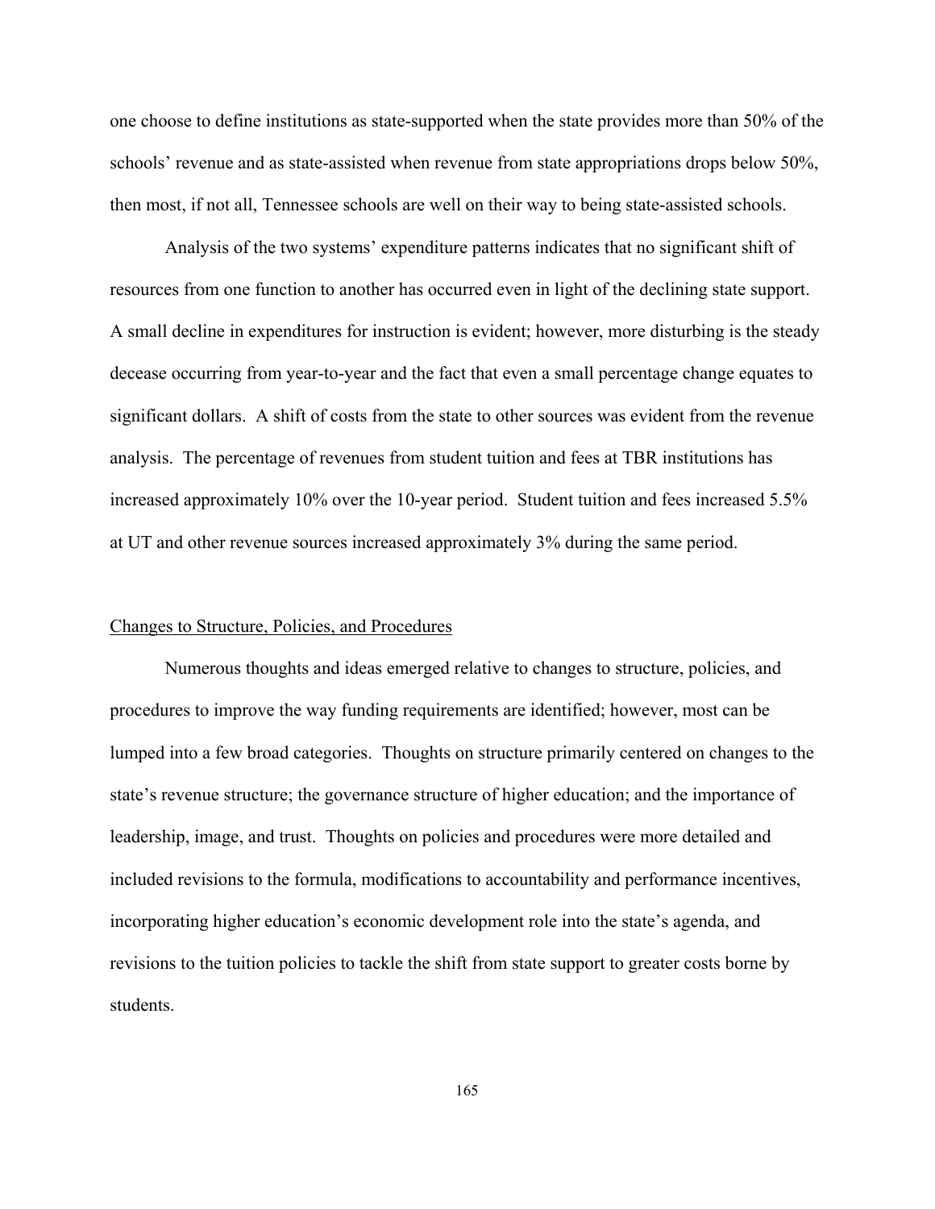one choose to define institutions as state-supported when the state provides more than 50% of the schools' revenue and as state-assisted when revenue from state appropriations drops below 50%, then most, if not all, Tennessee schools are well on their way to being state-assisted schools.

Analysis of the two systems' expenditure patterns indicates that no significant shift of resources from one function to another has occurred even in light of the declining state support. A small decline in expenditures for instruction is evident; however, more disturbing is the steady decease occurring from year-to-year and the fact that even a small percentage change equates to significant dollars. A shift of costs from the state to other sources was evident from the revenue analysis. The percentage of revenues from student tuition and fees at TBR institutions has increased approximately 10% over the 10-year period. Student tuition and fees increased 5.5% at UT and other revenue sources increased approximately 3% during the same period.

## Changes to Structure, Policies, and Procedures

Numerous thoughts and ideas emerged relative to changes to structure, policies, and procedures to improve the way funding requirements are identified; however, most can be lumped into a few broad categories. Thoughts on structure primarily centered on changes to the state's revenue structure; the governance structure of higher education; and the importance of leadership, image, and trust. Thoughts on policies and procedures were more detailed and included revisions to the formula, modifications to accountability and performance incentives, incorporating higher education's economic development role into the state's agenda, and revisions to the tuition policies to tackle the shift from state support to greater costs borne by students.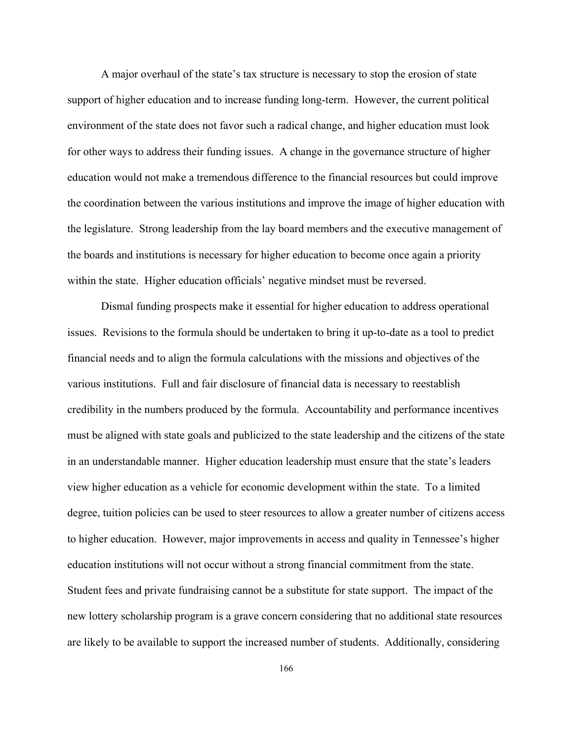A major overhaul of the state's tax structure is necessary to stop the erosion of state support of higher education and to increase funding long-term. However, the current political environment of the state does not favor such a radical change, and higher education must look for other ways to address their funding issues. A change in the governance structure of higher education would not make a tremendous difference to the financial resources but could improve the coordination between the various institutions and improve the image of higher education with the legislature. Strong leadership from the lay board members and the executive management of the boards and institutions is necessary for higher education to become once again a priority within the state. Higher education officials' negative mindset must be reversed.

Dismal funding prospects make it essential for higher education to address operational issues. Revisions to the formula should be undertaken to bring it up-to-date as a tool to predict financial needs and to align the formula calculations with the missions and objectives of the various institutions. Full and fair disclosure of financial data is necessary to reestablish credibility in the numbers produced by the formula. Accountability and performance incentives must be aligned with state goals and publicized to the state leadership and the citizens of the state in an understandable manner. Higher education leadership must ensure that the state's leaders view higher education as a vehicle for economic development within the state. To a limited degree, tuition policies can be used to steer resources to allow a greater number of citizens access to higher education. However, major improvements in access and quality in Tennessee's higher education institutions will not occur without a strong financial commitment from the state. Student fees and private fundraising cannot be a substitute for state support. The impact of the new lottery scholarship program is a grave concern considering that no additional state resources are likely to be available to support the increased number of students. Additionally, considering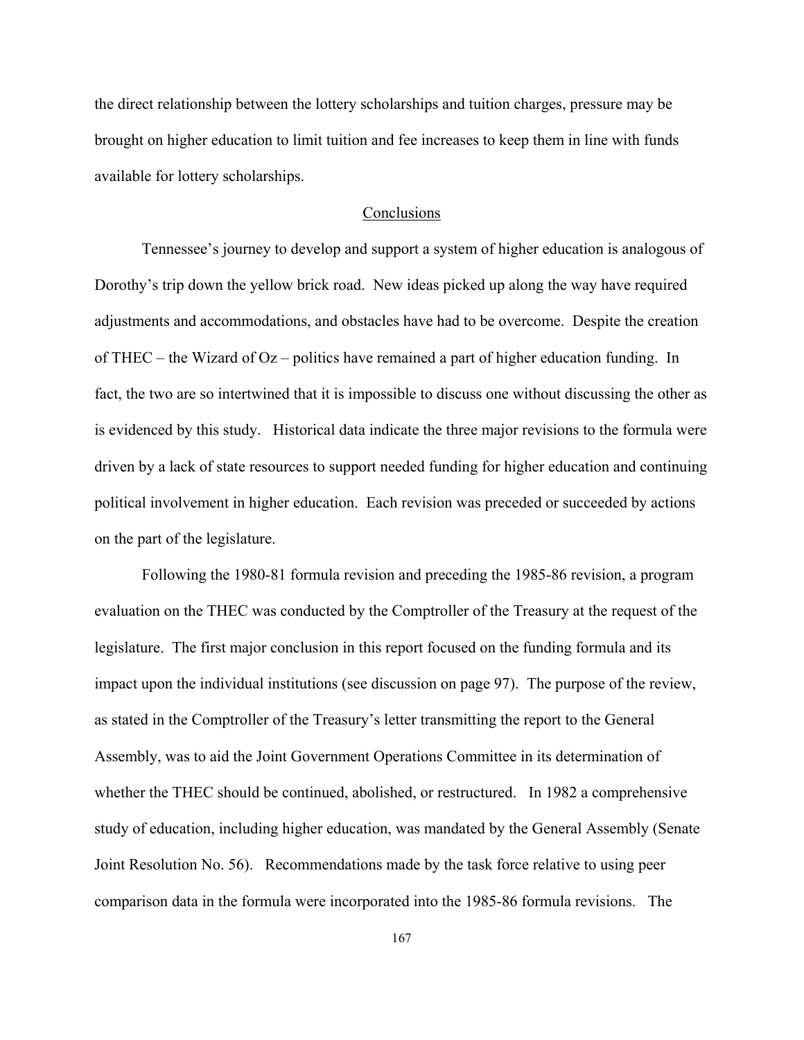the direct relationship between the lottery scholarships and tuition charges, pressure may be brought on higher education to limit tuition and fee increases to keep them in line with funds available for lottery scholarships.

## Conclusions

Tennessee's journey to develop and support a system of higher education is analogous of Dorothy's trip down the yellow brick road. New ideas picked up along the way have required adjustments and accommodations, and obstacles have had to be overcome. Despite the creation of THEC – the Wizard of Oz – politics have remained a part of higher education funding. In fact, the two are so intertwined that it is impossible to discuss one without discussing the other as is evidenced by this study. Historical data indicate the three major revisions to the formula were driven by a lack of state resources to support needed funding for higher education and continuing political involvement in higher education. Each revision was preceded or succeeded by actions on the part of the legislature.

Following the 1980-81 formula revision and preceding the 1985-86 revision, a program evaluation on the THEC was conducted by the Comptroller of the Treasury at the request of the legislature. The first major conclusion in this report focused on the funding formula and its impact upon the individual institutions (see discussion on page 97). The purpose of the review, as stated in the Comptroller of the Treasury's letter transmitting the report to the General Assembly, was to aid the Joint Government Operations Committee in its determination of whether the THEC should be continued, abolished, or restructured. In 1982 a comprehensive study of education, including higher education, was mandated by the General Assembly (Senate Joint Resolution No. 56). Recommendations made by the task force relative to using peer comparison data in the formula were incorporated into the 1985-86 formula revisions. The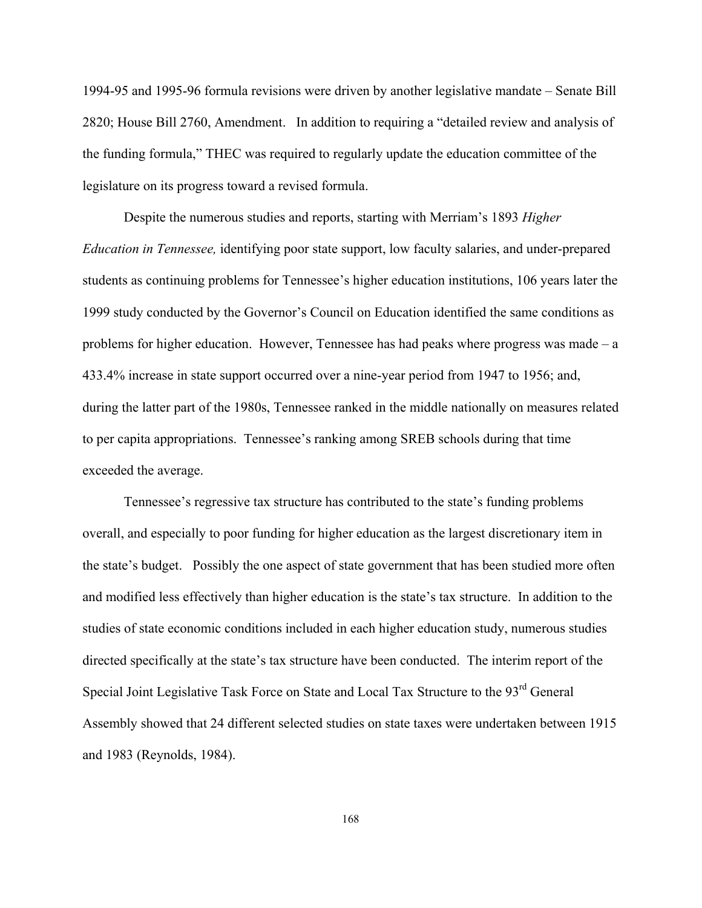1994-95 and 1995-96 formula revisions were driven by another legislative mandate – Senate Bill 2820; House Bill 2760, Amendment. In addition to requiring a "detailed review and analysis of the funding formula," THEC was required to regularly update the education committee of the legislature on its progress toward a revised formula.

Despite the numerous studies and reports, starting with Merriam's 1893 *Higher Education in Tennessee,* identifying poor state support, low faculty salaries, and under-prepared students as continuing problems for Tennessee's higher education institutions, 106 years later the 1999 study conducted by the Governor's Council on Education identified the same conditions as problems for higher education. However, Tennessee has had peaks where progress was made – a 433.4% increase in state support occurred over a nine-year period from 1947 to 1956; and, during the latter part of the 1980s, Tennessee ranked in the middle nationally on measures related to per capita appropriations. Tennessee's ranking among SREB schools during that time exceeded the average.

Tennessee's regressive tax structure has contributed to the state's funding problems overall, and especially to poor funding for higher education as the largest discretionary item in the state's budget. Possibly the one aspect of state government that has been studied more often and modified less effectively than higher education is the state's tax structure. In addition to the studies of state economic conditions included in each higher education study, numerous studies directed specifically at the state's tax structure have been conducted. The interim report of the Special Joint Legislative Task Force on State and Local Tax Structure to the 93rd General Assembly showed that 24 different selected studies on state taxes were undertaken between 1915 and 1983 (Reynolds, 1984).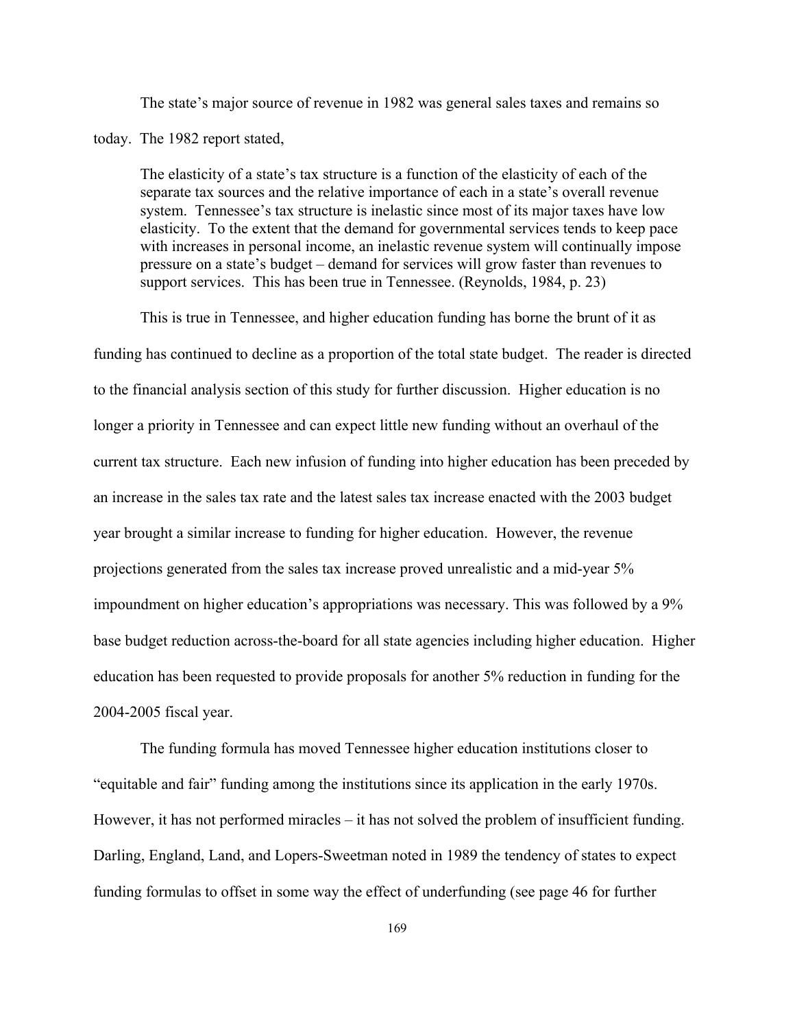The state's major source of revenue in 1982 was general sales taxes and remains so today. The 1982 report stated,

> The elasticity of a state's tax structure is a function of the elasticity of each of the separate tax sources and the relative importance of each in a state's overall revenue system. Tennessee's tax structure is inelastic since most of its major taxes have low elasticity. To the extent that the demand for governmental services tends to keep pace with increases in personal income, an inelastic revenue system will continually impose pressure on a state's budget – demand for services will grow faster than revenues to support services. This has been true in Tennessee. (Reynolds, 1984, p. 23)

This is true in Tennessee, and higher education funding has borne the brunt of it as funding has continued to decline as a proportion of the total state budget. The reader is directed to the financial analysis section of this study for further discussion. Higher education is no longer a priority in Tennessee and can expect little new funding without an overhaul of the current tax structure. Each new infusion of funding into higher education has been preceded by an increase in the sales tax rate and the latest sales tax increase enacted with the 2003 budget year brought a similar increase to funding for higher education. However, the revenue projections generated from the sales tax increase proved unrealistic and a mid-year 5% impoundment on higher education's appropriations was necessary. This was followed by a 9% base budget reduction across-the-board for all state agencies including higher education. Higher education has been requested to provide proposals for another 5% reduction in funding for the 2004-2005 fiscal year.

The funding formula has moved Tennessee higher education institutions closer to "equitable and fair" funding among the institutions since its application in the early 1970s. However, it has not performed miracles – it has not solved the problem of insufficient funding. Darling, England, Land, and Lopers-Sweetman noted in 1989 the tendency of states to expect funding formulas to offset in some way the effect of underfunding (see page 46 for further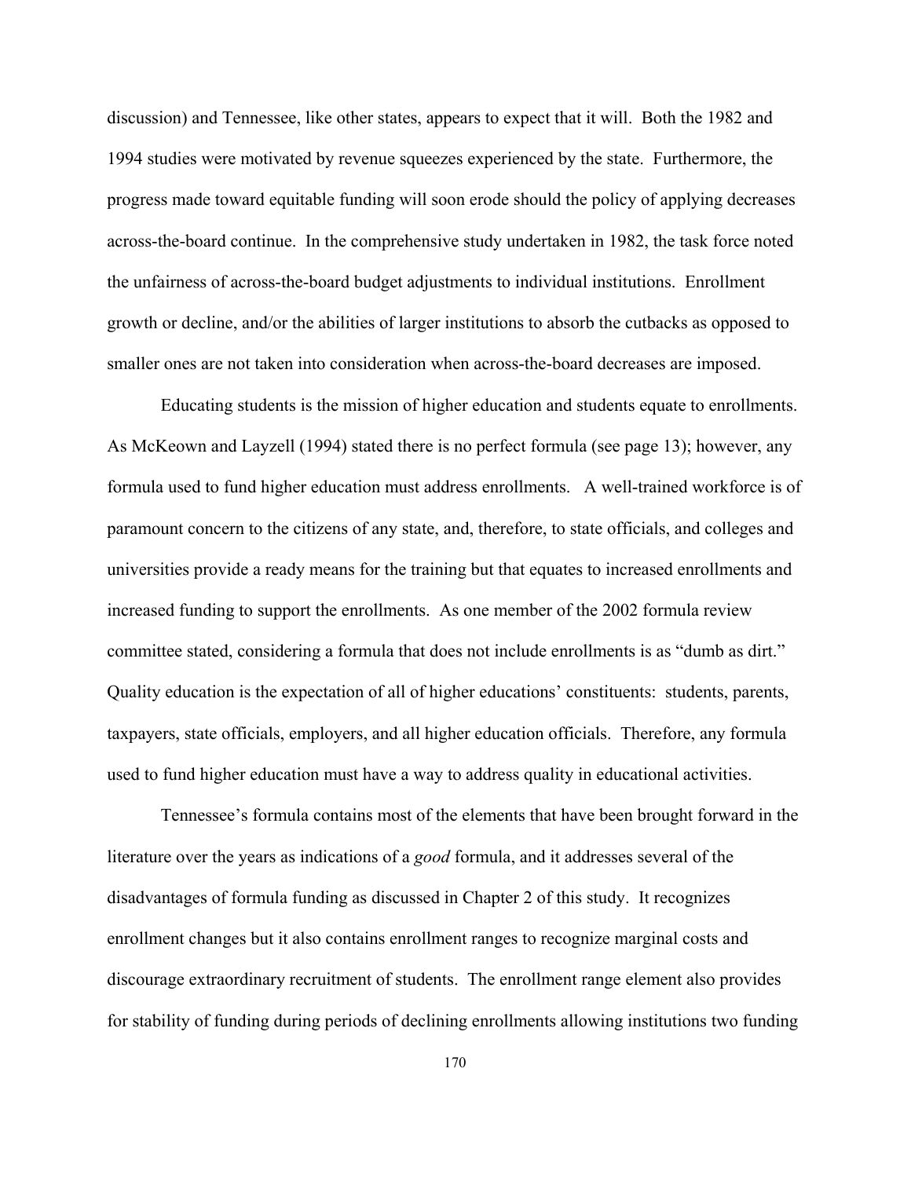discussion) and Tennessee, like other states, appears to expect that it will. Both the 1982 and 1994 studies were motivated by revenue squeezes experienced by the state. Furthermore, the progress made toward equitable funding will soon erode should the policy of applying decreases across-the-board continue. In the comprehensive study undertaken in 1982, the task force noted the unfairness of across-the-board budget adjustments to individual institutions. Enrollment growth or decline, and/or the abilities of larger institutions to absorb the cutbacks as opposed to smaller ones are not taken into consideration when across-the-board decreases are imposed.

Educating students is the mission of higher education and students equate to enrollments. As McKeown and Layzell (1994) stated there is no perfect formula (see page 13); however, any formula used to fund higher education must address enrollments. A well-trained workforce is of paramount concern to the citizens of any state, and, therefore, to state officials, and colleges and universities provide a ready means for the training but that equates to increased enrollments and increased funding to support the enrollments. As one member of the 2002 formula review committee stated, considering a formula that does not include enrollments is as "dumb as dirt." Quality education is the expectation of all of higher educations' constituents: students, parents, taxpayers, state officials, employers, and all higher education officials. Therefore, any formula used to fund higher education must have a way to address quality in educational activities.

Tennessee's formula contains most of the elements that have been brought forward in the literature over the years as indications of a *good* formula, and it addresses several of the disadvantages of formula funding as discussed in Chapter 2 of this study. It recognizes enrollment changes but it also contains enrollment ranges to recognize marginal costs and discourage extraordinary recruitment of students. The enrollment range element also provides for stability of funding during periods of declining enrollments allowing institutions two funding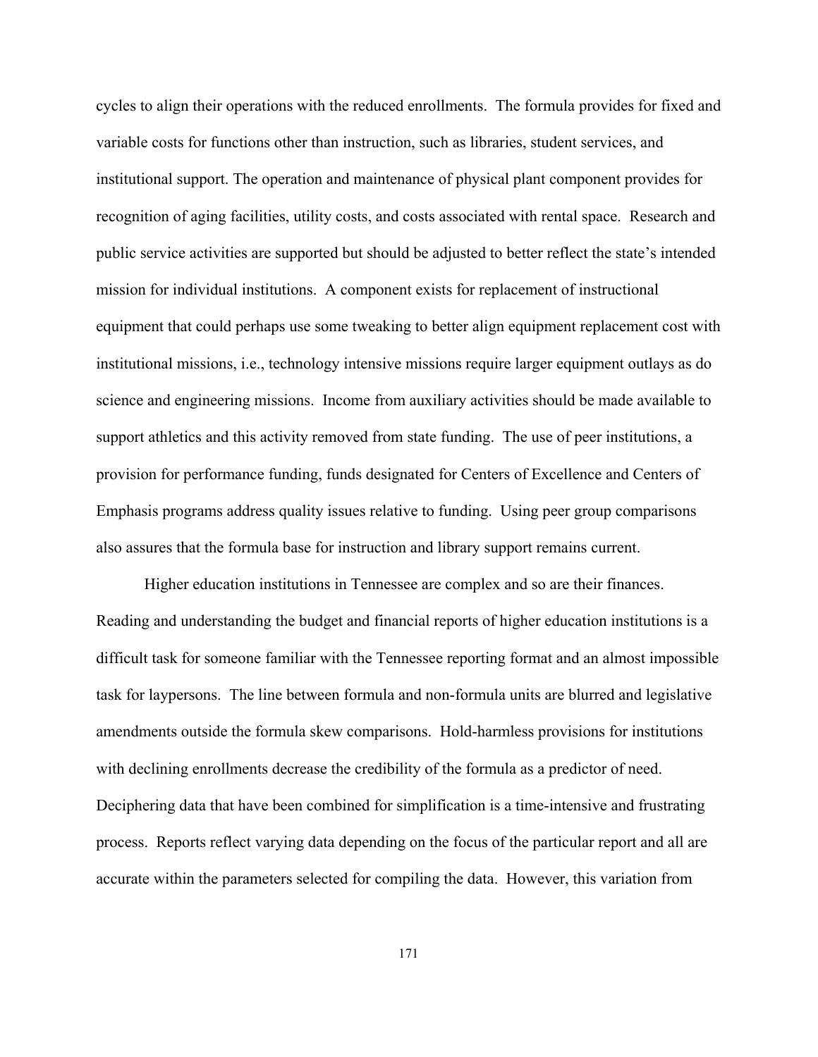cycles to align their operations with the reduced enrollments. The formula provides for fixed and variable costs for functions other than instruction, such as libraries, student services, and institutional support. The operation and maintenance of physical plant component provides for recognition of aging facilities, utility costs, and costs associated with rental space. Research and public service activities are supported but should be adjusted to better reflect the state's intended mission for individual institutions. A component exists for replacement of instructional equipment that could perhaps use some tweaking to better align equipment replacement cost with institutional missions, i.e., technology intensive missions require larger equipment outlays as do science and engineering missions. Income from auxiliary activities should be made available to support athletics and this activity removed from state funding. The use of peer institutions, a provision for performance funding, funds designated for Centers of Excellence and Centers of Emphasis programs address quality issues relative to funding. Using peer group comparisons also assures that the formula base for instruction and library support remains current.

Higher education institutions in Tennessee are complex and so are their finances. Reading and understanding the budget and financial reports of higher education institutions is a difficult task for someone familiar with the Tennessee reporting format and an almost impossible task for laypersons. The line between formula and non-formula units are blurred and legislative amendments outside the formula skew comparisons. Hold-harmless provisions for institutions with declining enrollments decrease the credibility of the formula as a predictor of need. Deciphering data that have been combined for simplification is a time-intensive and frustrating process. Reports reflect varying data depending on the focus of the particular report and all are accurate within the parameters selected for compiling the data. However, this variation from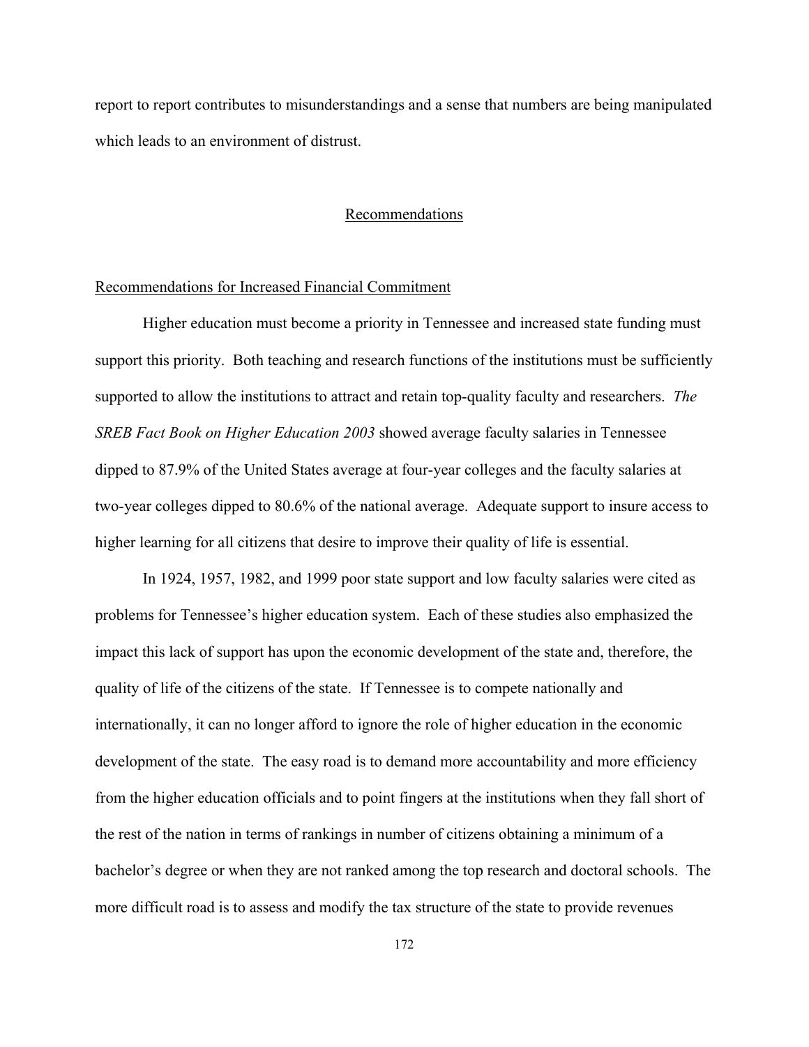report to report contributes to misunderstandings and a sense that numbers are being manipulated which leads to an environment of distrust.

## Recommendations

### Recommendations for Increased Financial Commitment

Higher education must become a priority in Tennessee and increased state funding must support this priority. Both teaching and research functions of the institutions must be sufficiently supported to allow the institutions to attract and retain top-quality faculty and researchers. *The SREB Fact Book on Higher Education 2003* showed average faculty salaries in Tennessee dipped to 87.9% of the United States average at four-year colleges and the faculty salaries at two-year colleges dipped to 80.6% of the national average. Adequate support to insure access to higher learning for all citizens that desire to improve their quality of life is essential.

In 1924, 1957, 1982, and 1999 poor state support and low faculty salaries were cited as problems for Tennessee's higher education system. Each of these studies also emphasized the impact this lack of support has upon the economic development of the state and, therefore, the quality of life of the citizens of the state. If Tennessee is to compete nationally and internationally, it can no longer afford to ignore the role of higher education in the economic development of the state. The easy road is to demand more accountability and more efficiency from the higher education officials and to point fingers at the institutions when they fall short of the rest of the nation in terms of rankings in number of citizens obtaining a minimum of a bachelor's degree or when they are not ranked among the top research and doctoral schools. The more difficult road is to assess and modify the tax structure of the state to provide revenues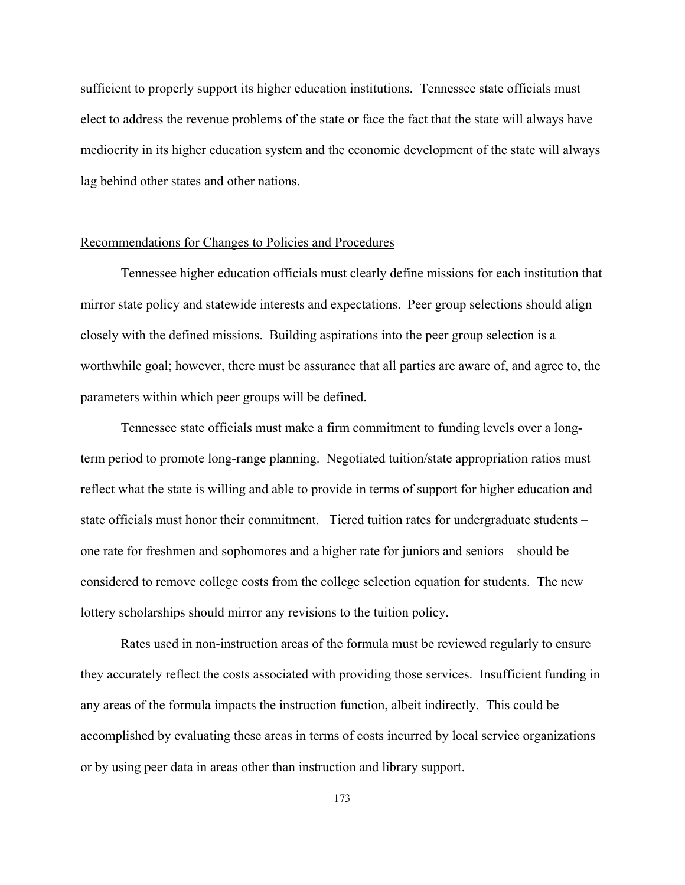sufficient to properly support its higher education institutions. Tennessee state officials must elect to address the revenue problems of the state or face the fact that the state will always have mediocrity in its higher education system and the economic development of the state will always lag behind other states and other nations.

## Recommendations for Changes to Policies and Procedures

Tennessee higher education officials must clearly define missions for each institution that mirror state policy and statewide interests and expectations. Peer group selections should align closely with the defined missions. Building aspirations into the peer group selection is a worthwhile goal; however, there must be assurance that all parties are aware of, and agree to, the parameters within which peer groups will be defined.

Tennessee state officials must make a firm commitment to funding levels over a long-term period to promote long-range planning. Negotiated tuition/state appropriation ratios must reflect what the state is willing and able to provide in terms of support for higher education and state officials must honor their commitment. Tiered tuition rates for undergraduate students – one rate for freshmen and sophomores and a higher rate for juniors and seniors – should be considered to remove college costs from the college selection equation for students. The new lottery scholarships should mirror any revisions to the tuition policy.

Rates used in non-instruction areas of the formula must be reviewed regularly to ensure they accurately reflect the costs associated with providing those services. Insufficient funding in any areas of the formula impacts the instruction function, albeit indirectly. This could be accomplished by evaluating these areas in terms of costs incurred by local service organizations or by using peer data in areas other than instruction and library support.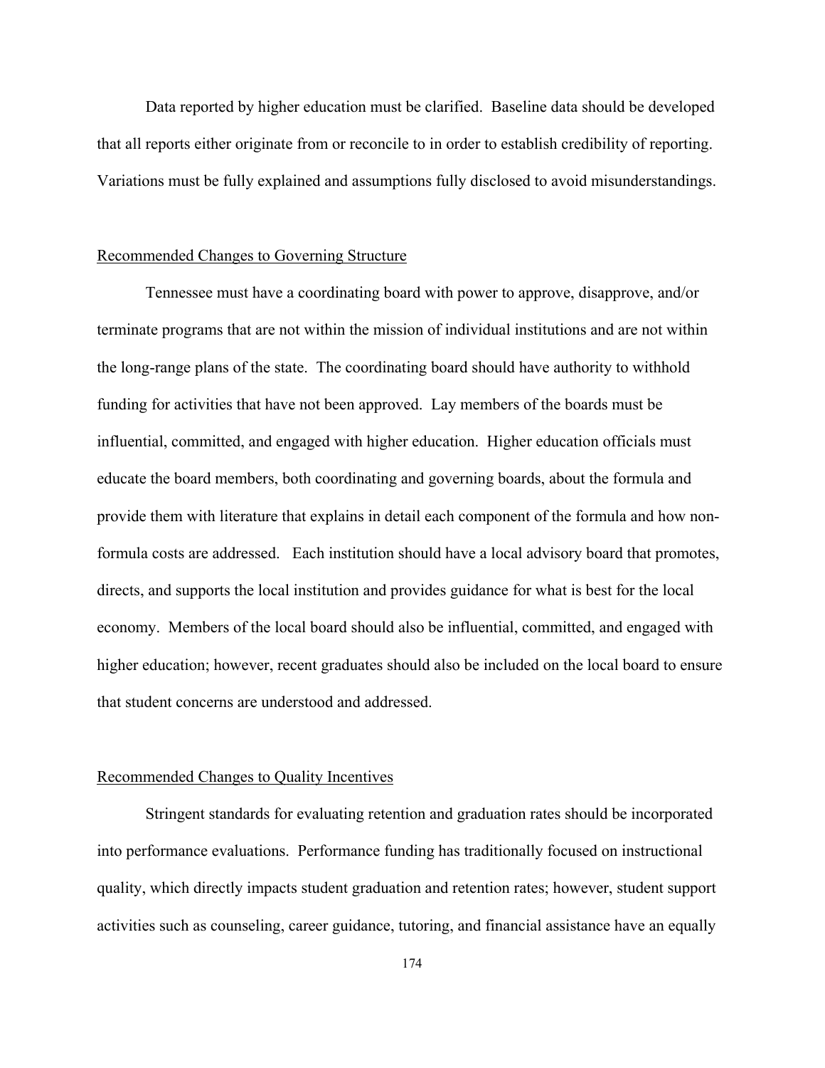Data reported by higher education must be clarified. Baseline data should be developed that all reports either originate from or reconcile to in order to establish credibility of reporting. Variations must be fully explained and assumptions fully disclosed to avoid misunderstandings.

## Recommended Changes to Governing Structure

Tennessee must have a coordinating board with power to approve, disapprove, and/or terminate programs that are not within the mission of individual institutions and are not within the long-range plans of the state. The coordinating board should have authority to withhold funding for activities that have not been approved. Lay members of the boards must be influential, committed, and engaged with higher education. Higher education officials must educate the board members, both coordinating and governing boards, about the formula and provide them with literature that explains in detail each component of the formula and how non-formula costs are addressed. Each institution should have a local advisory board that promotes, directs, and supports the local institution and provides guidance for what is best for the local economy. Members of the local board should also be influential, committed, and engaged with higher education; however, recent graduates should also be included on the local board to ensure that student concerns are understood and addressed.

## Recommended Changes to Quality Incentives

Stringent standards for evaluating retention and graduation rates should be incorporated into performance evaluations. Performance funding has traditionally focused on instructional quality, which directly impacts student graduation and retention rates; however, student support activities such as counseling, career guidance, tutoring, and financial assistance have an equally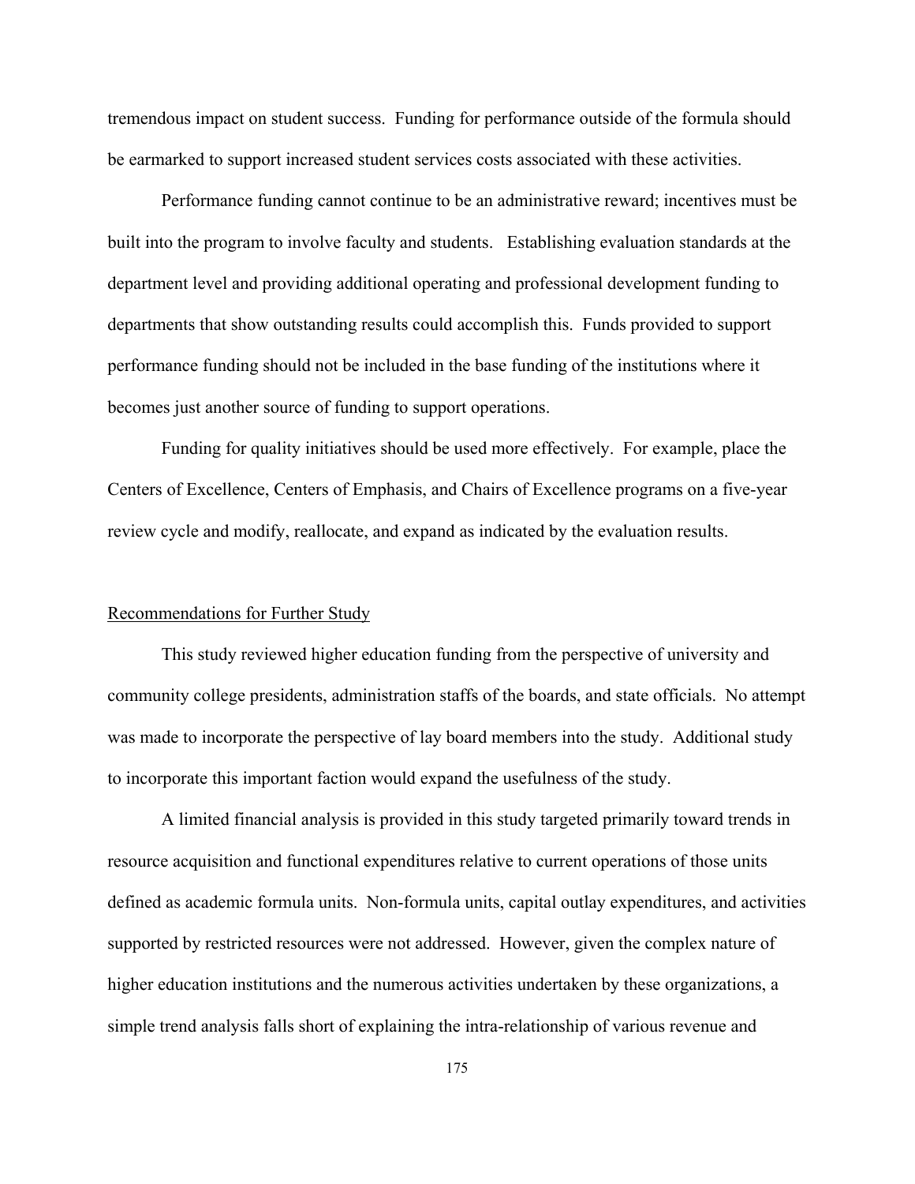tremendous impact on student success. Funding for performance outside of the formula should be earmarked to support increased student services costs associated with these activities.

Performance funding cannot continue to be an administrative reward; incentives must be built into the program to involve faculty and students. Establishing evaluation standards at the department level and providing additional operating and professional development funding to departments that show outstanding results could accomplish this. Funds provided to support performance funding should not be included in the base funding of the institutions where it becomes just another source of funding to support operations.

Funding for quality initiatives should be used more effectively. For example, place the Centers of Excellence, Centers of Emphasis, and Chairs of Excellence programs on a five-year review cycle and modify, reallocate, and expand as indicated by the evaluation results.

## Recommendations for Further Study

This study reviewed higher education funding from the perspective of university and community college presidents, administration staffs of the boards, and state officials. No attempt was made to incorporate the perspective of lay board members into the study. Additional study to incorporate this important faction would expand the usefulness of the study.

A limited financial analysis is provided in this study targeted primarily toward trends in resource acquisition and functional expenditures relative to current operations of those units defined as academic formula units. Non-formula units, capital outlay expenditures, and activities supported by restricted resources were not addressed. However, given the complex nature of higher education institutions and the numerous activities undertaken by these organizations, a simple trend analysis falls short of explaining the intra-relationship of various revenue and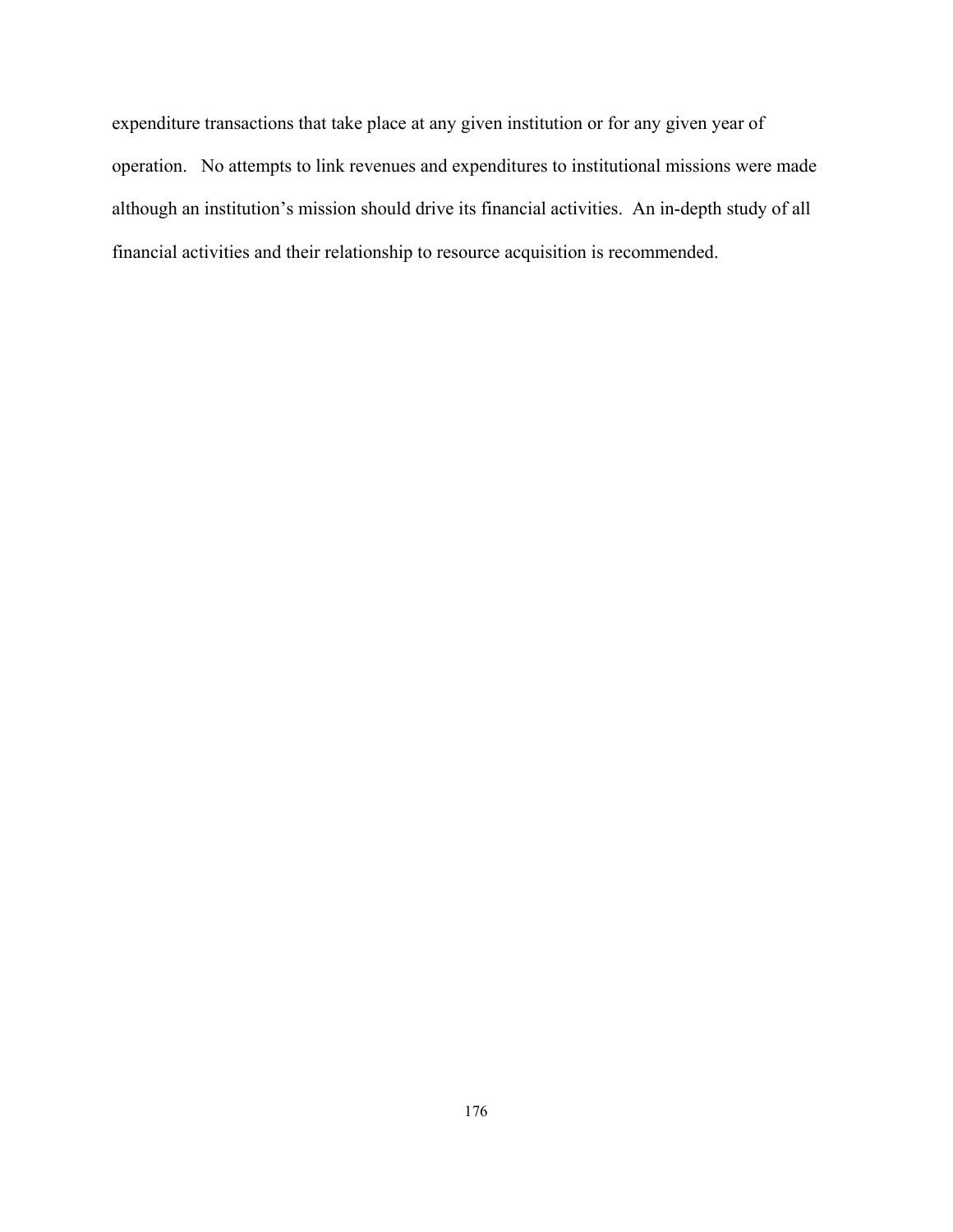expenditure transactions that take place at any given institution or for any given year of operation. No attempts to link revenues and expenditures to institutional missions were made although an institution's mission should drive its financial activities. An in-depth study of all financial activities and their relationship to resource acquisition is recommended.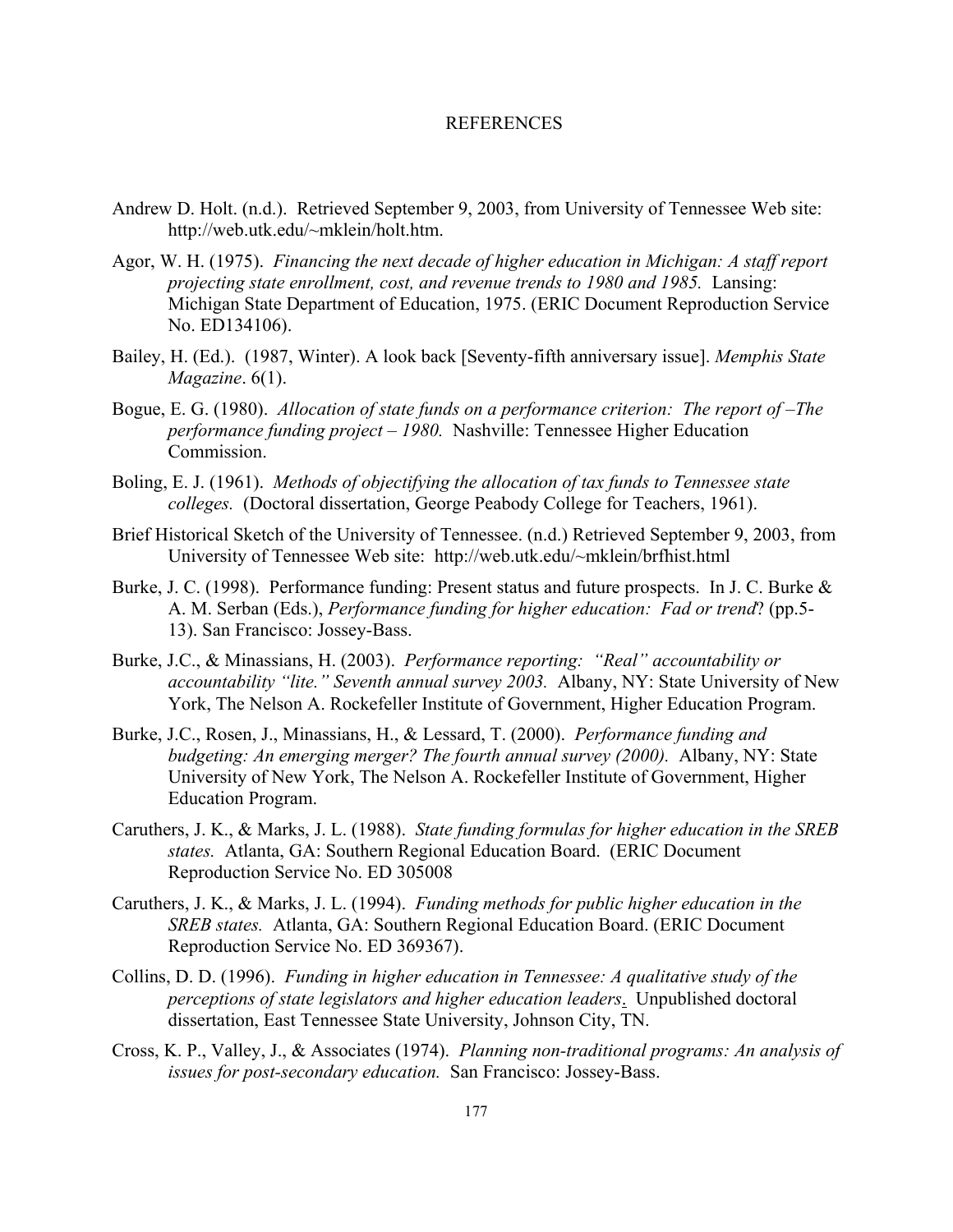# REFERENCES

Andrew D. Holt. (n.d.). Retrieved September 9, 2003, from University of Tennessee Web site: http://web.utk.edu/~mklein/holt.htm.

Agor, W. H. (1975). *Financing the next decade of higher education in Michigan: A staff report projecting state enrollment, cost, and revenue trends to 1980 and 1985.* Lansing: Michigan State Department of Education, 1975. (ERIC Document Reproduction Service No. ED134106).

Bailey, H. (Ed.). (1987, Winter). A look back [Seventy-fifth anniversary issue]. *Memphis State Magazine*. 6(1).

Bogue, E. G. (1980). *Allocation of state funds on a performance criterion: The report of –The performance funding project – 1980.* Nashville: Tennessee Higher Education Commission.

Boling, E. J. (1961). *Methods of objectifying the allocation of tax funds to Tennessee state colleges.* (Doctoral dissertation, George Peabody College for Teachers, 1961).

Brief Historical Sketch of the University of Tennessee. (n.d.) Retrieved September 9, 2003, from University of Tennessee Web site: http://web.utk.edu/~mklein/brfhist.html

Burke, J. C. (1998). Performance funding: Present status and future prospects. In J. C. Burke & A. M. Serban (Eds.), *Performance funding for higher education: Fad or trend*? (pp.5-13). San Francisco: Jossey-Bass.

Burke, J.C., & Minassians, H. (2003). *Performance reporting: "Real" accountability or accountability "lite." Seventh annual survey 2003.* Albany, NY: State University of New York, The Nelson A. Rockefeller Institute of Government, Higher Education Program.

Burke, J.C., Rosen, J., Minassians, H., & Lessard, T. (2000). *Performance funding and budgeting: An emerging merger? The fourth annual survey (2000).* Albany, NY: State University of New York, The Nelson A. Rockefeller Institute of Government, Higher Education Program.

Caruthers, J. K., & Marks, J. L. (1988). *State funding formulas for higher education in the SREB states.* Atlanta, GA: Southern Regional Education Board. (ERIC Document Reproduction Service No. ED 305008

Caruthers, J. K., & Marks, J. L. (1994). *Funding methods for public higher education in the SREB states.* Atlanta, GA: Southern Regional Education Board. (ERIC Document Reproduction Service No. ED 369367).

Collins, D. D. (1996). *Funding in higher education in Tennessee: A qualitative study of the perceptions of state legislators and higher education leaders*. Unpublished doctoral dissertation, East Tennessee State University, Johnson City, TN.

Cross, K. P., Valley, J., & Associates (1974). *Planning non-traditional programs: An analysis of issues for post-secondary education.* San Francisco: Jossey-Bass.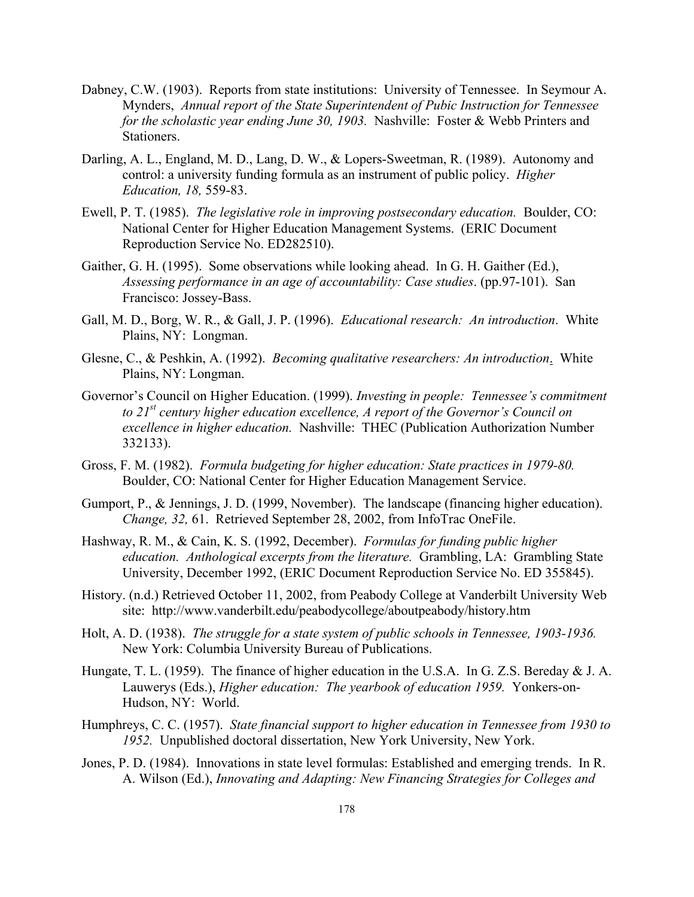Dabney, C.W. (1903). Reports from state institutions: University of Tennessee. In Seymour A. Mynders, *Annual report of the State Superintendent of Pubic Instruction for Tennessee for the scholastic year ending June 30, 1903.* Nashville: Foster & Webb Printers and Stationers.

Darling, A. L., England, M. D., Lang, D. W., & Lopers-Sweetman, R. (1989). Autonomy and control: a university funding formula as an instrument of public policy. *Higher Education, 18,* 559-83.

Ewell, P. T. (1985). *The legislative role in improving postsecondary education.* Boulder, CO: National Center for Higher Education Management Systems. (ERIC Document Reproduction Service No. ED282510).

Gaither, G. H. (1995). Some observations while looking ahead. In G. H. Gaither (Ed.), *Assessing performance in an age of accountability: Case studies*. (pp.97-101). San Francisco: Jossey-Bass.

Gall, M. D., Borg, W. R., & Gall, J. P. (1996). *Educational research: An introduction*. White Plains, NY: Longman.

Glesne, C., & Peshkin, A. (1992). *Becoming qualitative researchers: An introduction*. White Plains, NY: Longman.

Governor's Council on Higher Education. (1999). *Investing in people: Tennessee's commitment to 21st century higher education excellence, A report of the Governor's Council on excellence in higher education.* Nashville: THEC (Publication Authorization Number 332133).

Gross, F. M. (1982). *Formula budgeting for higher education: State practices in 1979-80.* Boulder, CO: National Center for Higher Education Management Service.

Gumport, P., & Jennings, J. D. (1999, November). The landscape (financing higher education). *Change, 32,* 61. Retrieved September 28, 2002, from InfoTrac OneFile.

Hashway, R. M., & Cain, K. S. (1992, December). *Formulas for funding public higher education. Anthological excerpts from the literature.* Grambling, LA: Grambling State University, December 1992, (ERIC Document Reproduction Service No. ED 355845).

History. (n.d.) Retrieved October 11, 2002, from Peabody College at Vanderbilt University Web site: http://www.vanderbilt.edu/peabodycollege/aboutpeabody/history.htm

Holt, A. D. (1938). *The struggle for a state system of public schools in Tennessee, 1903-1936.* New York: Columbia University Bureau of Publications.

Hungate, T. L. (1959). The finance of higher education in the U.S.A. In G. Z.S. Bereday & J. A. Lauwerys (Eds.), *Higher education: The yearbook of education 1959.* Yonkers-on-Hudson, NY: World.

Humphreys, C. C. (1957). *State financial support to higher education in Tennessee from 1930 to 1952.* Unpublished doctoral dissertation, New York University, New York.

Jones, P. D. (1984). Innovations in state level formulas: Established and emerging trends. In R. A. Wilson (Ed.), *Innovating and Adapting: New Financing Strategies for Colleges and*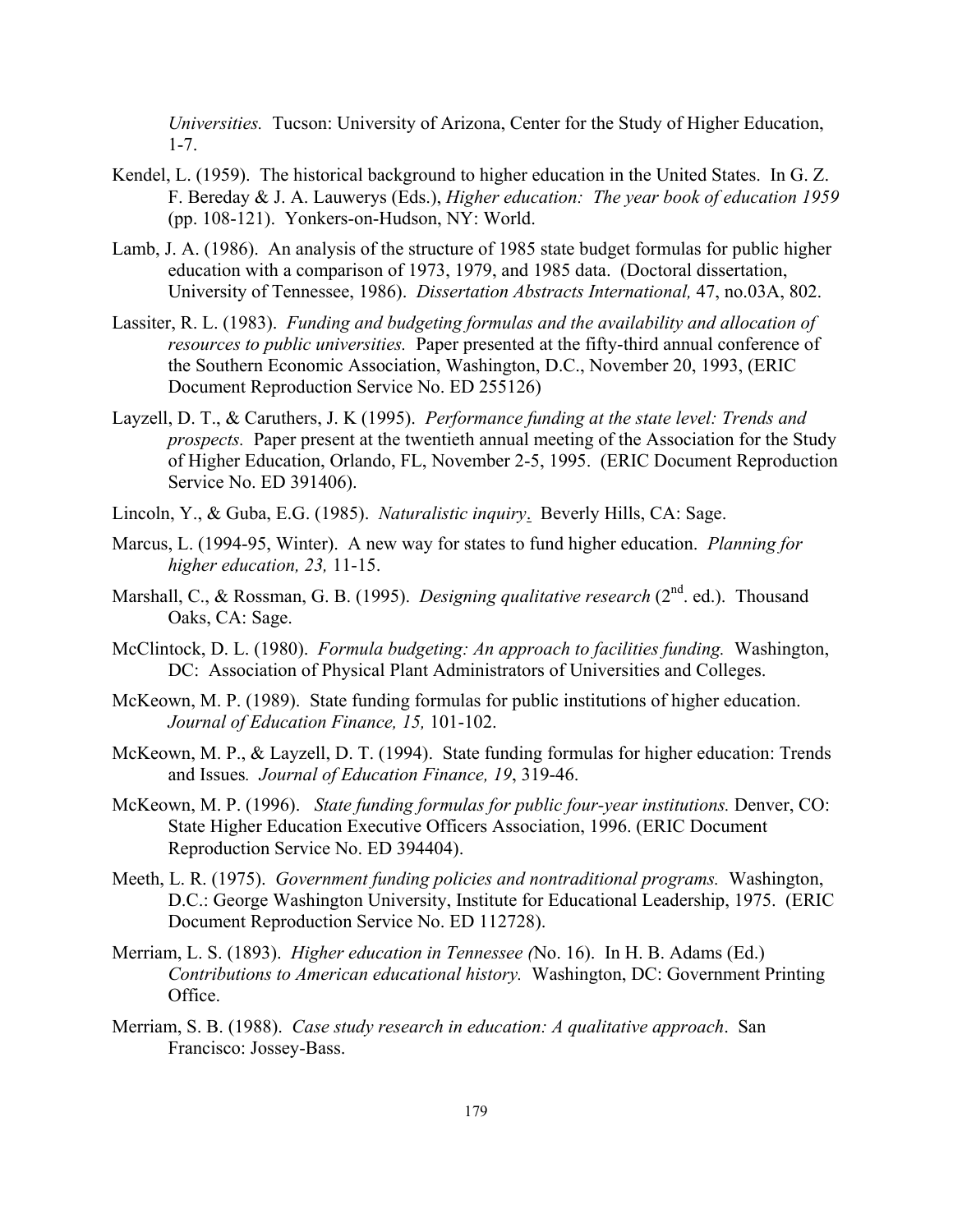*Universities.* Tucson: University of Arizona, Center for the Study of Higher Education, 1-7.

Kendel, L. (1959). The historical background to higher education in the United States. In G. Z. F. Bereday & J. A. Lauwerys (Eds.), *Higher education: The year book of education 1959* (pp. 108-121). Yonkers-on-Hudson, NY: World.

Lamb, J. A. (1986). An analysis of the structure of 1985 state budget formulas for public higher education with a comparison of 1973, 1979, and 1985 data. (Doctoral dissertation, University of Tennessee, 1986). *Dissertation Abstracts International,* 47, no.03A, 802.

Lassiter, R. L. (1983). *Funding and budgeting formulas and the availability and allocation of resources to public universities.* Paper presented at the fifty-third annual conference of the Southern Economic Association, Washington, D.C., November 20, 1993, (ERIC Document Reproduction Service No. ED 255126)

Layzell, D. T., & Caruthers, J. K (1995). *Performance funding at the state level: Trends and prospects.* Paper present at the twentieth annual meeting of the Association for the Study of Higher Education, Orlando, FL, November 2-5, 1995. (ERIC Document Reproduction Service No. ED 391406).

Lincoln, Y., & Guba, E.G. (1985). *Naturalistic inquiry*. Beverly Hills, CA: Sage.

Marcus, L. (1994-95, Winter). A new way for states to fund higher education. *Planning for higher education, 23,* 11-15.

Marshall, C., & Rossman, G. B. (1995). *Designing qualitative research* (2nd. ed.). Thousand Oaks, CA: Sage.

McClintock, D. L. (1980). *Formula budgeting: An approach to facilities funding.* Washington, DC: Association of Physical Plant Administrators of Universities and Colleges.

McKeown, M. P. (1989). State funding formulas for public institutions of higher education. *Journal of Education Finance, 15,* 101-102.

McKeown, M. P., & Layzell, D. T. (1994). State funding formulas for higher education: Trends and Issues*. Journal of Education Finance, 19*, 319-46.

McKeown, M. P. (1996). *State funding formulas for public four-year institutions.* Denver, CO: State Higher Education Executive Officers Association, 1996. (ERIC Document Reproduction Service No. ED 394404).

Meeth, L. R. (1975). *Government funding policies and nontraditional programs.* Washington, D.C.: George Washington University, Institute for Educational Leadership, 1975. (ERIC Document Reproduction Service No. ED 112728).

Merriam, L. S. (1893). *Higher education in Tennessee (*No. 16). In H. B. Adams (Ed.) *Contributions to American educational history.* Washington, DC: Government Printing Office.

Merriam, S. B. (1988). *Case study research in education: A qualitative approach*. San Francisco: Jossey-Bass.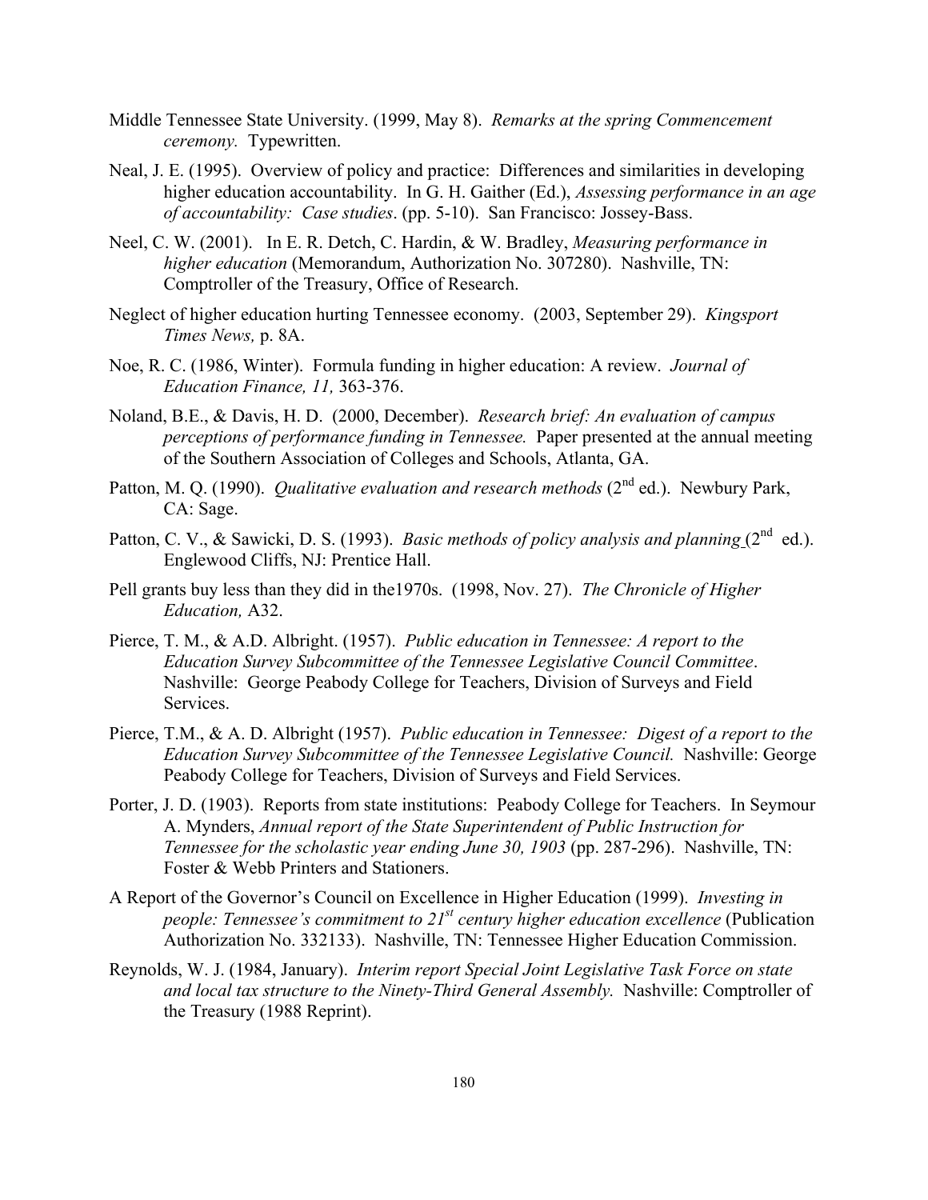Middle Tennessee State University. (1999, May 8). *Remarks at the spring Commencement ceremony.* Typewritten.

Neal, J. E. (1995). Overview of policy and practice: Differences and similarities in developing higher education accountability. In G. H. Gaither (Ed.), *Assessing performance in an age of accountability: Case studies*. (pp. 5-10). San Francisco: Jossey-Bass.

Neel, C. W. (2001). In E. R. Detch, C. Hardin, & W. Bradley, *Measuring performance in higher education* (Memorandum, Authorization No. 307280). Nashville, TN: Comptroller of the Treasury, Office of Research.

Neglect of higher education hurting Tennessee economy. (2003, September 29). *Kingsport Times News,* p. 8A.

Noe, R. C. (1986, Winter). Formula funding in higher education: A review. *Journal of Education Finance, 11,* 363-376.

Noland, B.E., & Davis, H. D. (2000, December). *Research brief: An evaluation of campus perceptions of performance funding in Tennessee.* Paper presented at the annual meeting of the Southern Association of Colleges and Schools, Atlanta, GA.

Patton, M. Q. (1990). *Qualitative evaluation and research methods* (2nd ed.). Newbury Park, CA: Sage.

Patton, C. V., & Sawicki, D. S. (1993). *Basic methods of policy analysis and planning* (2nd ed.). Englewood Cliffs, NJ: Prentice Hall.

Pell grants buy less than they did in the1970s. (1998, Nov. 27). *The Chronicle of Higher Education,* A32.

Pierce, T. M., & A.D. Albright. (1957). *Public education in Tennessee: A report to the Education Survey Subcommittee of the Tennessee Legislative Council Committee*. Nashville: George Peabody College for Teachers, Division of Surveys and Field Services.

Pierce, T.M., & A. D. Albright (1957). *Public education in Tennessee: Digest of a report to the Education Survey Subcommittee of the Tennessee Legislative Council.* Nashville: George Peabody College for Teachers, Division of Surveys and Field Services.

Porter, J. D. (1903). Reports from state institutions: Peabody College for Teachers. In Seymour A. Mynders, *Annual report of the State Superintendent of Public Instruction for Tennessee for the scholastic year ending June 30, 1903* (pp. 287-296). Nashville, TN: Foster & Webb Printers and Stationers.

A Report of the Governor's Council on Excellence in Higher Education (1999). *Investing in people: Tennessee's commitment to 21st century higher education excellence* (Publication Authorization No. 332133). Nashville, TN: Tennessee Higher Education Commission.

Reynolds, W. J. (1984, January). *Interim report Special Joint Legislative Task Force on state and local tax structure to the Ninety-Third General Assembly.* Nashville: Comptroller of the Treasury (1988 Reprint).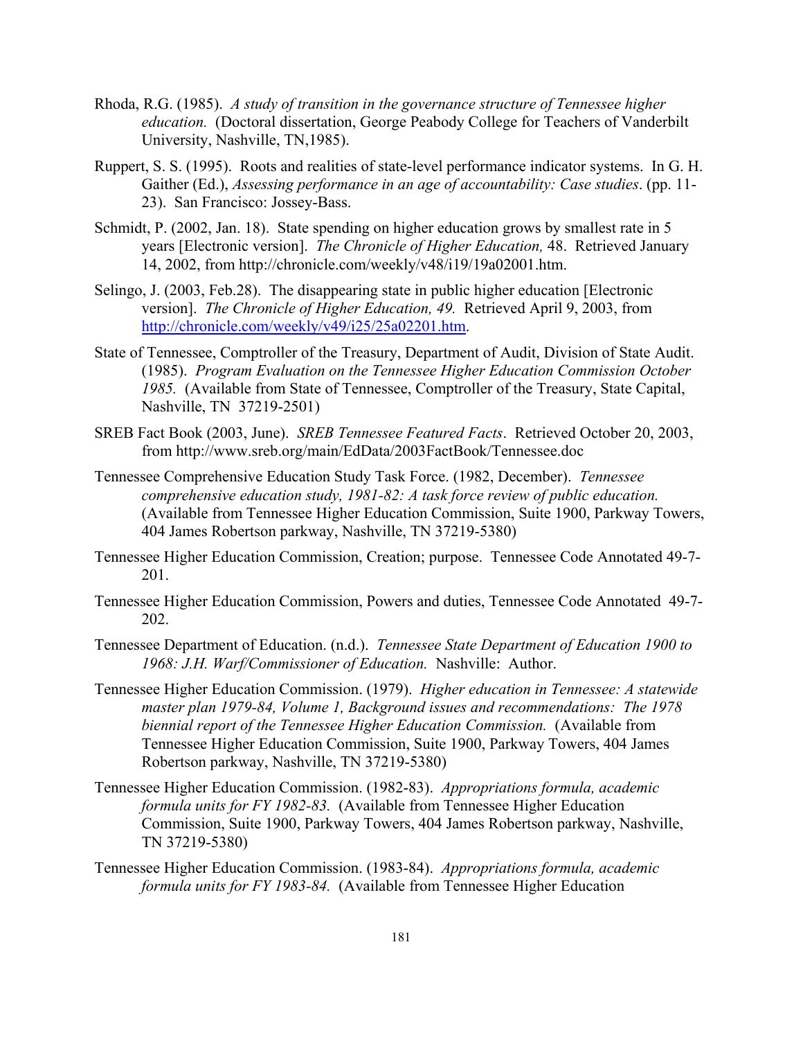Rhoda, R.G. (1985). *A study of transition in the governance structure of Tennessee higher education.* (Doctoral dissertation, George Peabody College for Teachers of Vanderbilt University, Nashville, TN,1985).

Ruppert, S. S. (1995). Roots and realities of state-level performance indicator systems. In G. H. Gaither (Ed.), *Assessing performance in an age of accountability: Case studies*. (pp. 11-23). San Francisco: Jossey-Bass.

Schmidt, P. (2002, Jan. 18). State spending on higher education grows by smallest rate in 5 years [Electronic version]. *The Chronicle of Higher Education,* 48. Retrieved January 14, 2002, from http://chronicle.com/weekly/v48/i19/19a02001.htm.

Selingo, J. (2003, Feb.28). The disappearing state in public higher education [Electronic version]. *The Chronicle of Higher Education, 49.* Retrieved April 9, 2003, from http://chronicle.com/weekly/v49/i25/25a02201.htm.

State of Tennessee, Comptroller of the Treasury, Department of Audit, Division of State Audit. (1985). *Program Evaluation on the Tennessee Higher Education Commission October 1985.* (Available from State of Tennessee, Comptroller of the Treasury, State Capital, Nashville, TN 37219-2501)

SREB Fact Book (2003, June). *SREB Tennessee Featured Facts*. Retrieved October 20, 2003, from http://www.sreb.org/main/EdData/2003FactBook/Tennessee.doc

Tennessee Comprehensive Education Study Task Force. (1982, December). *Tennessee comprehensive education study, 1981-82: A task force review of public education.* (Available from Tennessee Higher Education Commission, Suite 1900, Parkway Towers, 404 James Robertson parkway, Nashville, TN 37219-5380)

Tennessee Higher Education Commission, Creation; purpose. Tennessee Code Annotated 49-7-201.

Tennessee Higher Education Commission, Powers and duties, Tennessee Code Annotated 49-7-202.

Tennessee Department of Education. (n.d.). *Tennessee State Department of Education 1900 to 1968: J.H. Warf/Commissioner of Education.* Nashville: Author.

Tennessee Higher Education Commission. (1979). *Higher education in Tennessee: A statewide master plan 1979-84, Volume 1, Background issues and recommendations: The 1978 biennial report of the Tennessee Higher Education Commission.* (Available from Tennessee Higher Education Commission, Suite 1900, Parkway Towers, 404 James Robertson parkway, Nashville, TN 37219-5380)

Tennessee Higher Education Commission. (1982-83). *Appropriations formula, academic formula units for FY 1982-83.* (Available from Tennessee Higher Education Commission, Suite 1900, Parkway Towers, 404 James Robertson parkway, Nashville, TN 37219-5380)

Tennessee Higher Education Commission. (1983-84). *Appropriations formula, academic formula units for FY 1983-84.* (Available from Tennessee Higher Education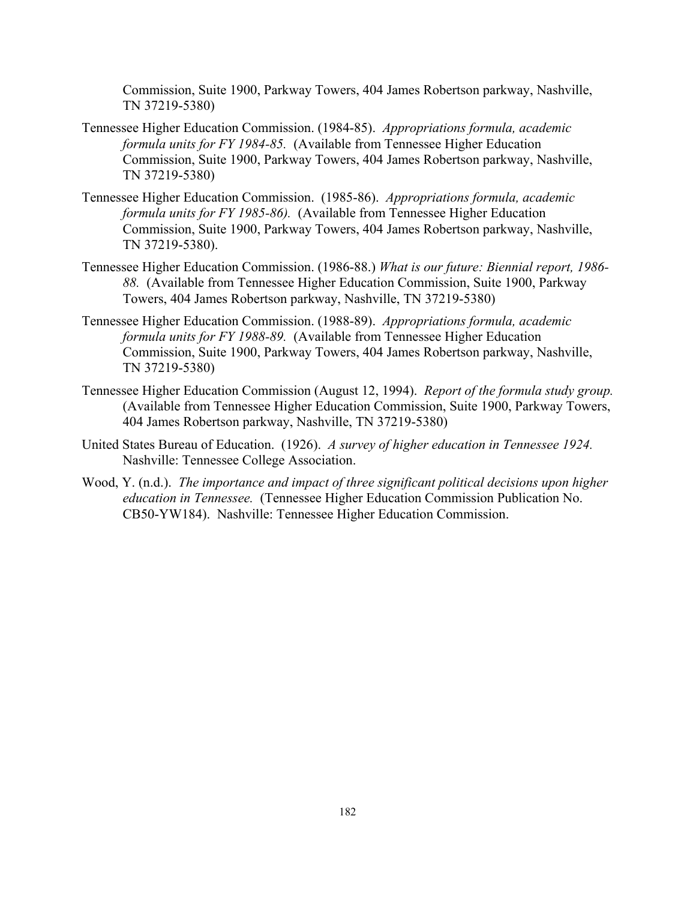Commission, Suite 1900, Parkway Towers, 404 James Robertson parkway, Nashville, TN 37219-5380)

Tennessee Higher Education Commission. (1984-85). *Appropriations formula, academic formula units for FY 1984-85.* (Available from Tennessee Higher Education Commission, Suite 1900, Parkway Towers, 404 James Robertson parkway, Nashville, TN 37219-5380)

Tennessee Higher Education Commission. (1985-86). *Appropriations formula, academic formula units for FY 1985-86).* (Available from Tennessee Higher Education Commission, Suite 1900, Parkway Towers, 404 James Robertson parkway, Nashville, TN 37219-5380).

Tennessee Higher Education Commission. (1986-88.) *What is our future: Biennial report, 1986-88.* (Available from Tennessee Higher Education Commission, Suite 1900, Parkway Towers, 404 James Robertson parkway, Nashville, TN 37219-5380)

Tennessee Higher Education Commission. (1988-89). *Appropriations formula, academic formula units for FY 1988-89.* (Available from Tennessee Higher Education Commission, Suite 1900, Parkway Towers, 404 James Robertson parkway, Nashville, TN 37219-5380)

Tennessee Higher Education Commission (August 12, 1994). *Report of the formula study group.* (Available from Tennessee Higher Education Commission, Suite 1900, Parkway Towers, 404 James Robertson parkway, Nashville, TN 37219-5380)

United States Bureau of Education. (1926). *A survey of higher education in Tennessee 1924.* Nashville: Tennessee College Association.

Wood, Y. (n.d.). *The importance and impact of three significant political decisions upon higher education in Tennessee.* (Tennessee Higher Education Commission Publication No. CB50-YW184). Nashville: Tennessee Higher Education Commission.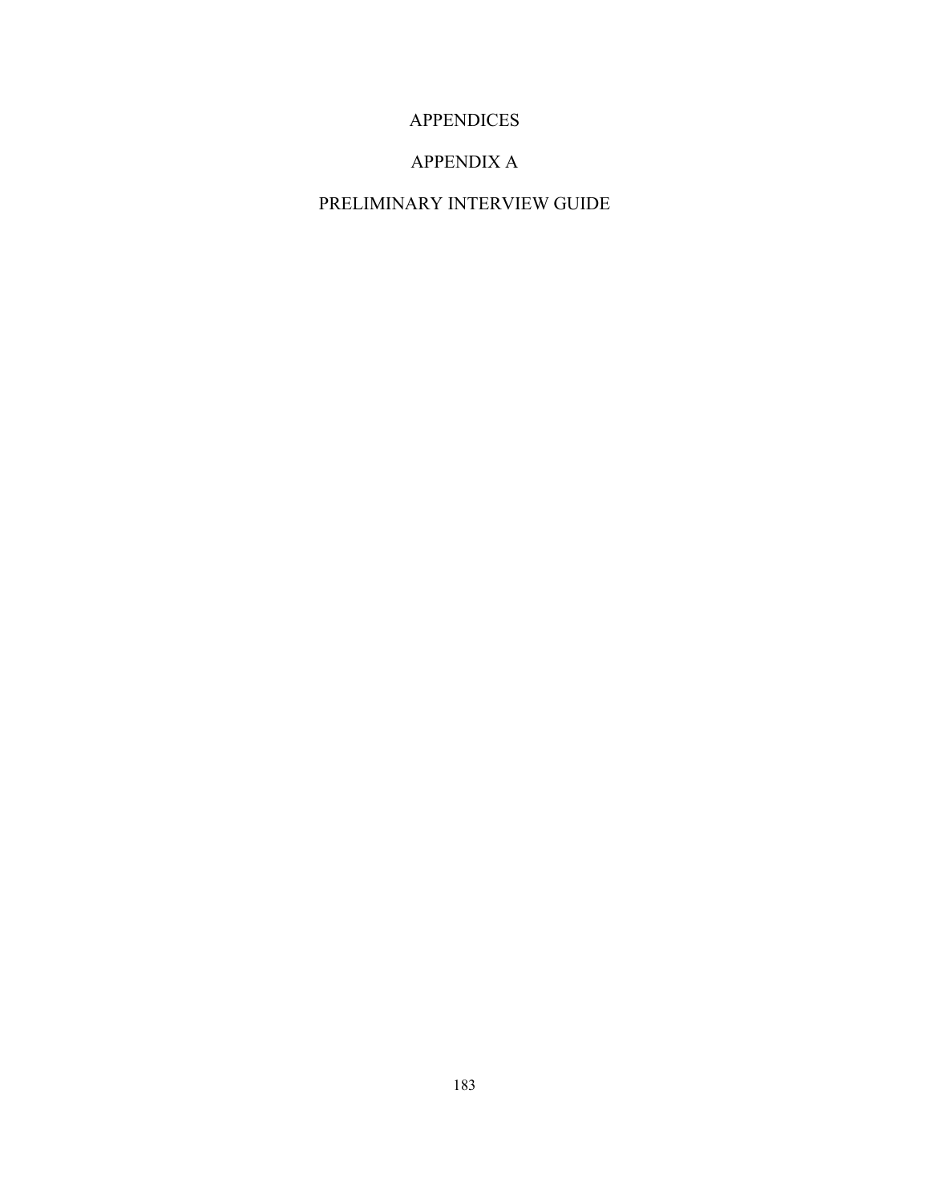# APPENDICES

## APPENDIX A

## PRELIMINARY INTERVIEW GUIDE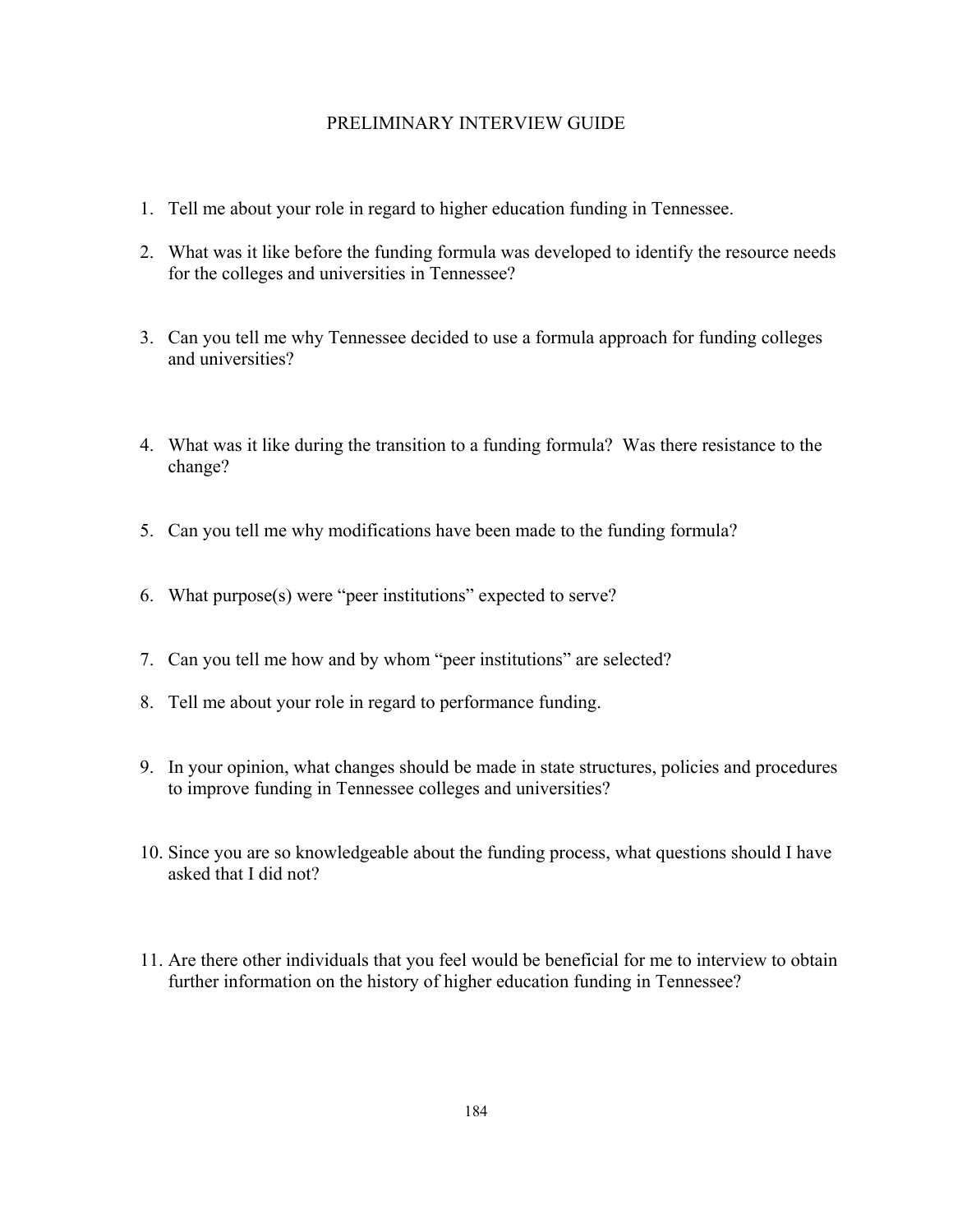# PRELIMINARY INTERVIEW GUIDE

1. Tell me about your role in regard to higher education funding in Tennessee.
2. What was it like before the funding formula was developed to identify the resource needs for the colleges and universities in Tennessee?
3. Can you tell me why Tennessee decided to use a formula approach for funding colleges and universities?
4. What was it like during the transition to a funding formula? Was there resistance to the change?
5. Can you tell me why modifications have been made to the funding formula?
6. What purpose(s) were "peer institutions" expected to serve?
7. Can you tell me how and by whom "peer institutions" are selected?
8. Tell me about your role in regard to performance funding.
9. In your opinion, what changes should be made in state structures, policies and procedures to improve funding in Tennessee colleges and universities?
10. Since you are so knowledgeable about the funding process, what questions should I have asked that I did not?
11. Are there other individuals that you feel would be beneficial for me to interview to obtain further information on the history of higher education funding in Tennessee?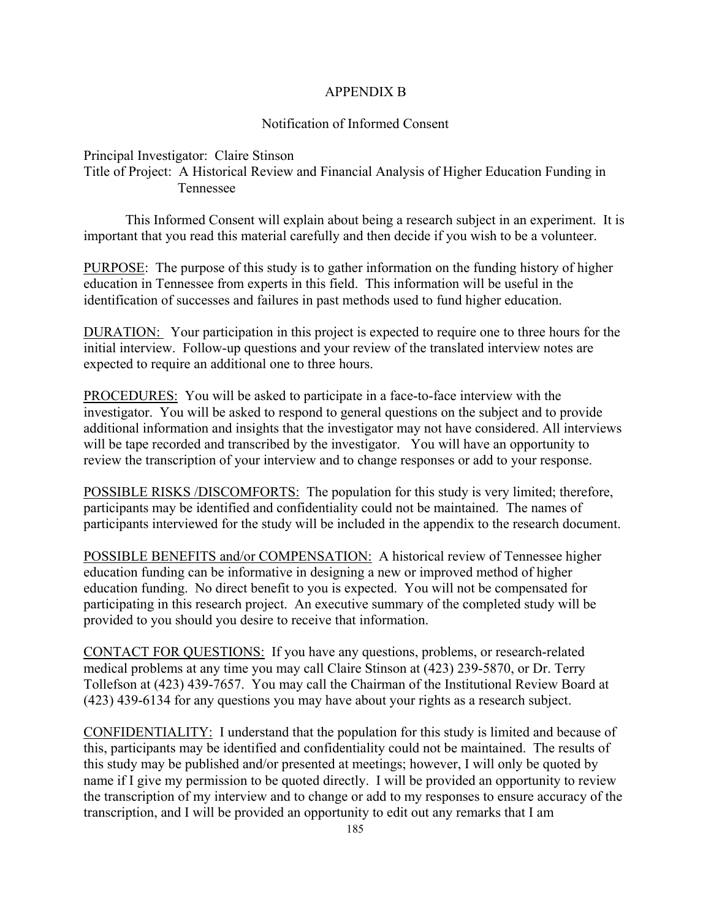# APPENDIX B

## Notification of Informed Consent

Principal Investigator: Claire Stinson
Title of Project: A Historical Review and Financial Analysis of Higher Education Funding in Tennessee

This Informed Consent will explain about being a research subject in an experiment. It is important that you read this material carefully and then decide if you wish to be a volunteer.

<u>PURPOSE</u>: The purpose of this study is to gather information on the funding history of higher education in Tennessee from experts in this field. This information will be useful in the identification of successes and failures in past methods used to fund higher education.

<u>DURATION:</u> Your participation in this project is expected to require one to three hours for the initial interview. Follow-up questions and your review of the translated interview notes are expected to require an additional one to three hours.

<u>PROCEDURES:</u> You will be asked to participate in a face-to-face interview with the investigator. You will be asked to respond to general questions on the subject and to provide additional information and insights that the investigator may not have considered. All interviews will be tape recorded and transcribed by the investigator. You will have an opportunity to review the transcription of your interview and to change responses or add to your response.

<u>POSSIBLE RISKS /DISCOMFORTS:</u> The population for this study is very limited; therefore, participants may be identified and confidentiality could not be maintained. The names of participants interviewed for the study will be included in the appendix to the research document.

<u>POSSIBLE BENEFITS and/or COMPENSATION:</u> A historical review of Tennessee higher education funding can be informative in designing a new or improved method of higher education funding. No direct benefit to you is expected. You will not be compensated for participating in this research project. An executive summary of the completed study will be provided to you should you desire to receive that information.

<u>CONTACT FOR QUESTIONS:</u> If you have any questions, problems, or research-related medical problems at any time you may call Claire Stinson at (423) 239-5870, or Dr. Terry Tollefson at (423) 439-7657. You may call the Chairman of the Institutional Review Board at (423) 439-6134 for any questions you may have about your rights as a research subject.

<u>CONFIDENTIALITY:</u> I understand that the population for this study is limited and because of this, participants may be identified and confidentiality could not be maintained. The results of this study may be published and/or presented at meetings; however, I will only be quoted by name if I give my permission to be quoted directly. I will be provided an opportunity to review the transcription of my interview and to change or add to my responses to ensure accuracy of the transcription, and I will be provided an opportunity to edit out any remarks that I am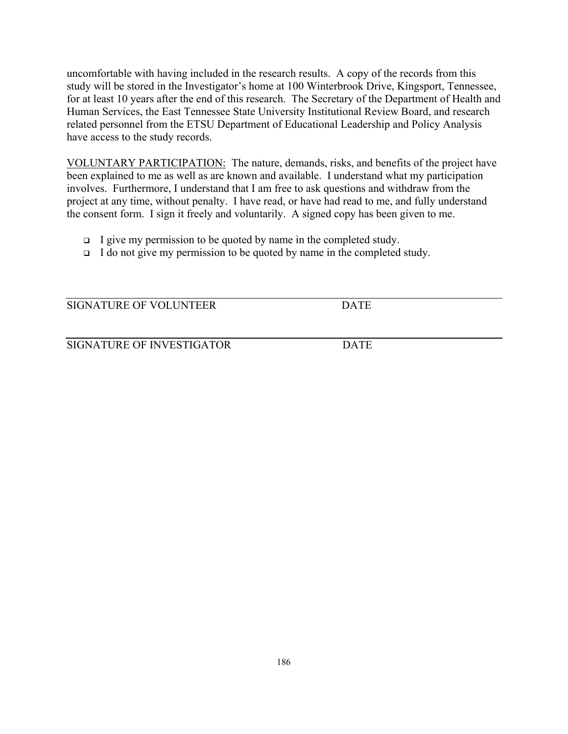uncomfortable with having included in the research results. A copy of the records from this study will be stored in the Investigator's home at 100 Winterbrook Drive, Kingsport, Tennessee, for at least 10 years after the end of this research. The Secretary of the Department of Health and Human Services, the East Tennessee State University Institutional Review Board, and research related personnel from the ETSU Department of Educational Leadership and Policy Analysis have access to the study records.

<u>VOLUNTARY PARTICIPATION:</u> The nature, demands, risks, and benefits of the project have been explained to me as well as are known and available. I understand what my participation involves. Furthermore, I understand that I am free to ask questions and withdraw from the project at any time, without penalty. I have read, or have had read to me, and fully understand the consent form. I sign it freely and voluntarily. A signed copy has been given to me.

- ☐ I give my permission to be quoted by name in the completed study.
- ☐ I do not give my permission to be quoted by name in the completed study.

_______________________________________________

SIGNATURE OF VOLUNTEER DATE

_______________________________________________

SIGNATURE OF INVESTIGATOR DATE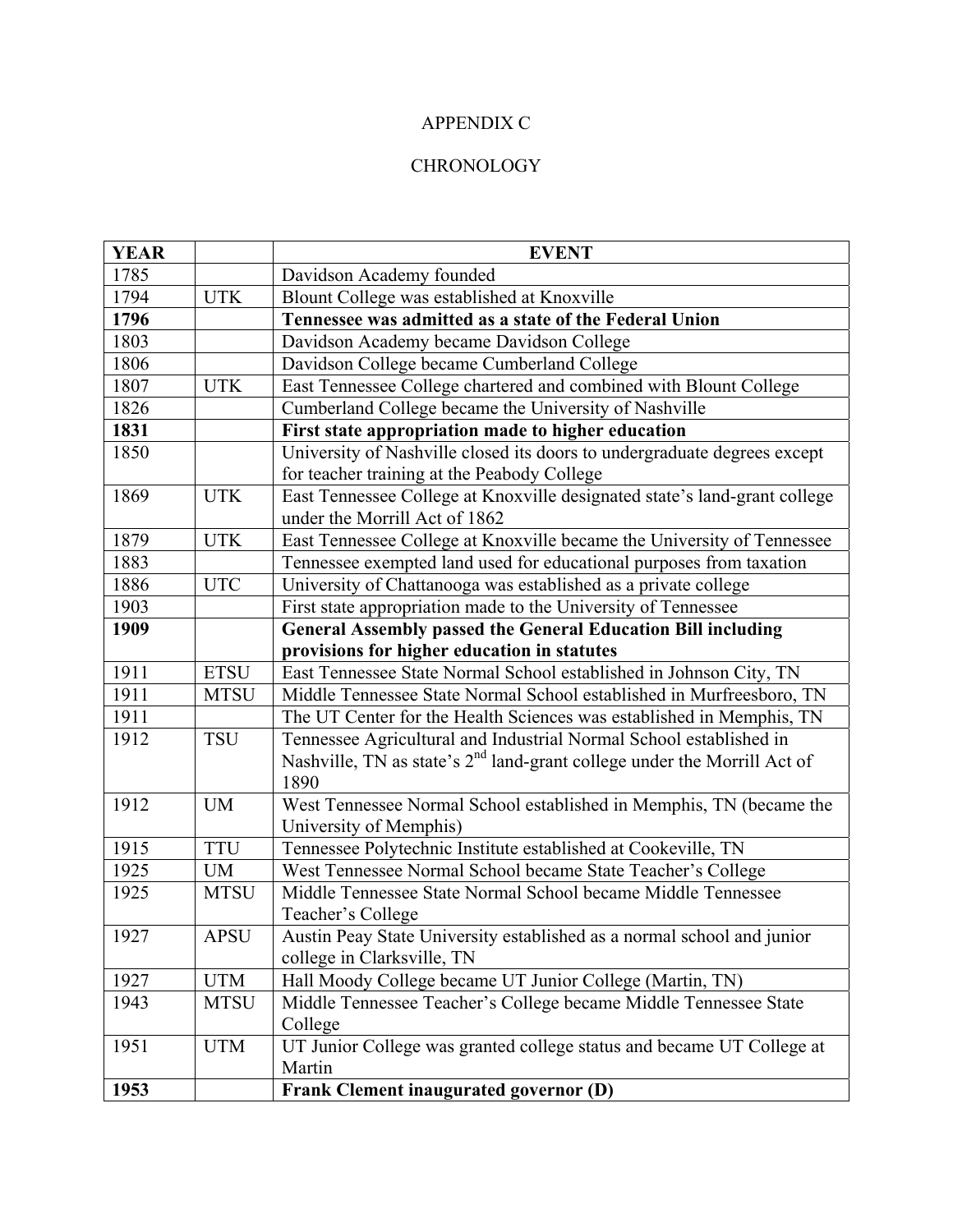APPENDIX C

CHRONOLOGY

| YEAR | | EVENT |
|---|---|---|
| 1785 | | Davidson Academy founded |
| 1794 | UTK | Blount College was established at Knoxville |
| **1796** | | **Tennessee was admitted as a state of the Federal Union** |
| 1803 | | Davidson Academy became Davidson College |
| 1806 | | Davidson College became Cumberland College |
| 1807 | UTK | East Tennessee College chartered and combined with Blount College |
| 1826 | | Cumberland College became the University of Nashville |
| **1831** | | **First state appropriation made to higher education** |
| 1850 | | University of Nashville closed its doors to undergraduate degrees except for teacher training at the Peabody College |
| 1869 | UTK | East Tennessee College at Knoxville designated state's land-grant college under the Morrill Act of 1862 |
| 1879 | UTK | East Tennessee College at Knoxville became the University of Tennessee |
| 1883 | | Tennessee exempted land used for educational purposes from taxation |
| 1886 | UTC | University of Chattanooga was established as a private college |
| 1903 | | First state appropriation made to the University of Tennessee |
| **1909** | | **General Assembly passed the General Education Bill including provisions for higher education in statutes** |
| 1911 | ETSU | East Tennessee State Normal School established in Johnson City, TN |
| 1911 | MTSU | Middle Tennessee State Normal School established in Murfreesboro, TN |
| 1911 | | The UT Center for the Health Sciences was established in Memphis, TN |
| 1912 | TSU | Tennessee Agricultural and Industrial Normal School established in Nashville, TN as state's 2nd land-grant college under the Morrill Act of 1890 |
| 1912 | UM | West Tennessee Normal School established in Memphis, TN (became the University of Memphis) |
| 1915 | TTU | Tennessee Polytechnic Institute established at Cookeville, TN |
| 1925 | UM | West Tennessee Normal School became State Teacher's College |
| 1925 | MTSU | Middle Tennessee State Normal School became Middle Tennessee Teacher's College |
| 1927 | APSU | Austin Peay State University established as a normal school and junior college in Clarksville, TN |
| 1927 | UTM | Hall Moody College became UT Junior College (Martin, TN) |
| 1943 | MTSU | Middle Tennessee Teacher's College became Middle Tennessee State College |
| 1951 | UTM | UT Junior College was granted college status and became UT College at Martin |
| **1953** | | **Frank Clement inaugurated governor (D)** |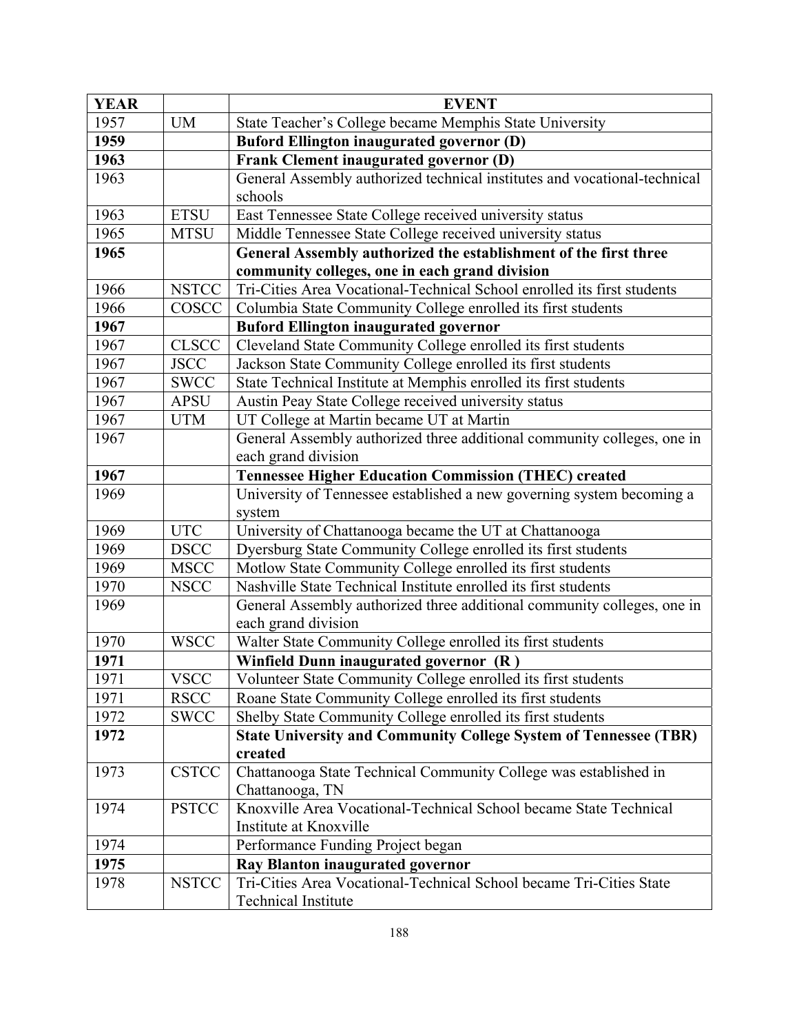| YEAR | | EVENT |
|---|---|---|
| 1957 | UM | State Teacher's College became Memphis State University |
| **1959** | | **Buford Ellington inaugurated governor (D)** |
| **1963** | | **Frank Clement inaugurated governor (D)** |
| 1963 | | General Assembly authorized technical institutes and vocational-technical schools |
| 1963 | ETSU | East Tennessee State College received university status |
| 1965 | MTSU | Middle Tennessee State College received university status |
| **1965** | | **General Assembly authorized the establishment of the first three community colleges, one in each grand division** |
| 1966 | NSTCC | Tri-Cities Area Vocational-Technical School enrolled its first students |
| 1966 | COSCC | Columbia State Community College enrolled its first students |
| **1967** | | **Buford Ellington inaugurated governor** |
| 1967 | CLSCC | Cleveland State Community College enrolled its first students |
| 1967 | JSCC | Jackson State Community College enrolled its first students |
| 1967 | SWCC | State Technical Institute at Memphis enrolled its first students |
| 1967 | APSU | Austin Peay State College received university status |
| 1967 | UTM | UT College at Martin became UT at Martin |
| 1967 | | General Assembly authorized three additional community colleges, one in each grand division |
| **1967** | | **Tennessee Higher Education Commission (THEC) created** |
| 1969 | | University of Tennessee established a new governing system becoming a system |
| 1969 | UTC | University of Chattanooga became the UT at Chattanooga |
| 1969 | DSCC | Dyersburg State Community College enrolled its first students |
| 1969 | MSCC | Motlow State Community College enrolled its first students |
| 1970 | NSCC | Nashville State Technical Institute enrolled its first students |
| 1969 | | General Assembly authorized three additional community colleges, one in each grand division |
| 1970 | WSCC | Walter State Community College enrolled its first students |
| **1971** | | **Winfield Dunn inaugurated governor (R )** |
| 1971 | VSCC | Volunteer State Community College enrolled its first students |
| 1971 | RSCC | Roane State Community College enrolled its first students |
| 1972 | SWCC | Shelby State Community College enrolled its first students |
| **1972** | | **State University and Community College System of Tennessee (TBR) created** |
| 1973 | CSTCC | Chattanooga State Technical Community College was established in Chattanooga, TN |
| 1974 | PSTCC | Knoxville Area Vocational-Technical School became State Technical Institute at Knoxville |
| 1974 | | Performance Funding Project began |
| **1975** | | **Ray Blanton inaugurated governor** |
| 1978 | NSTCC | Tri-Cities Area Vocational-Technical School became Tri-Cities State Technical Institute |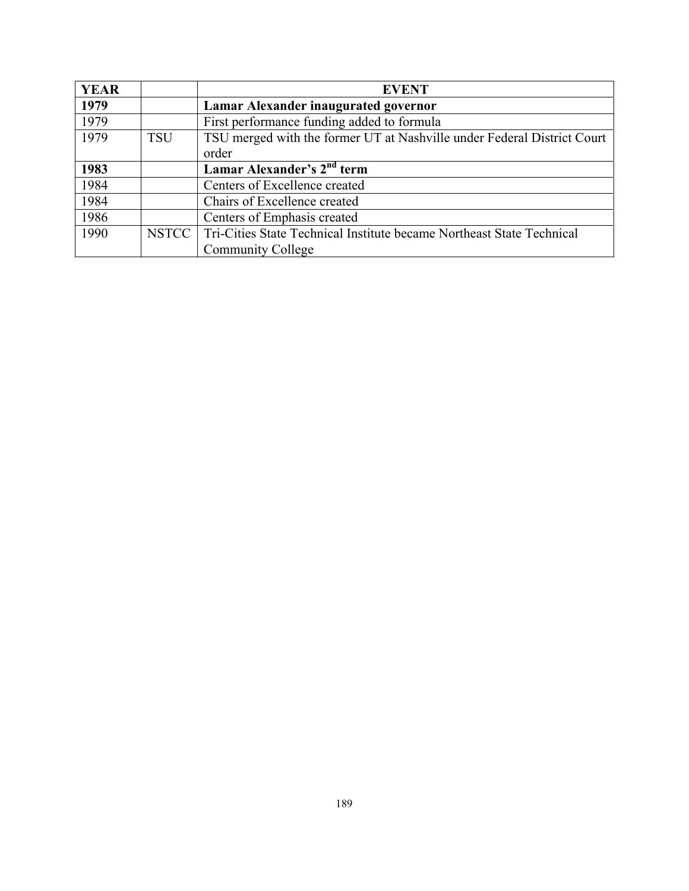| **YEAR** | | **EVENT** |
|---|---|---|
| **1979** | | **Lamar Alexander inaugurated governor** |
| 1979 | | First performance funding added to formula |
| 1979 | TSU | TSU merged with the former UT at Nashville under Federal District Court order |
| **1983** | | **Lamar Alexander's 2nd term** |
| 1984 | | Centers of Excellence created |
| 1984 | | Chairs of Excellence created |
| 1986 | | Centers of Emphasis created |
| 1990 | NSTCC | Tri-Cities State Technical Institute became Northeast State Technical Community College |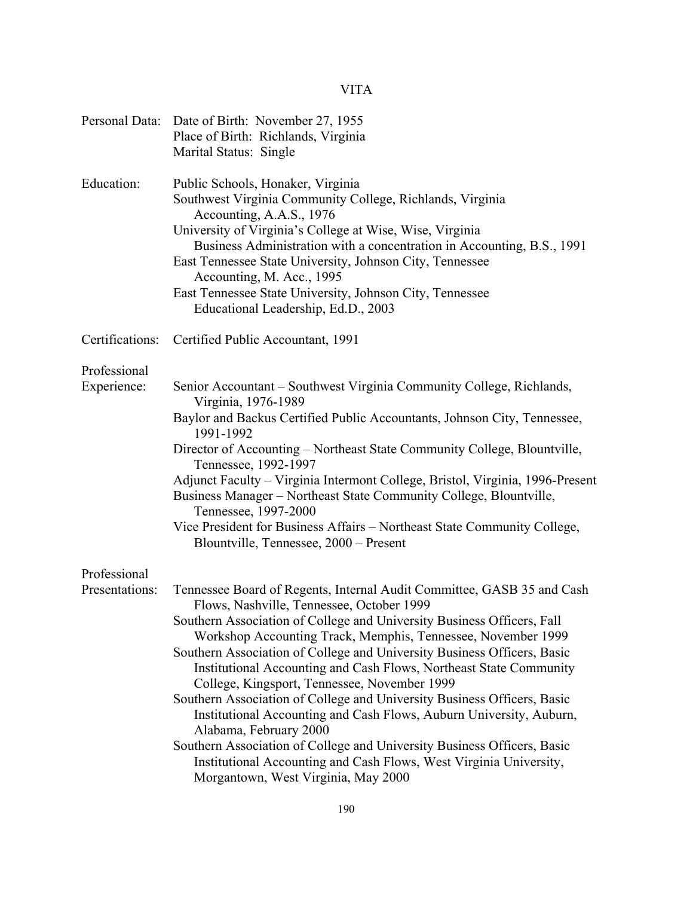# VITA

**Personal Data:** Date of Birth: November 27, 1955
Place of Birth: Richlands, Virginia
Marital Status: Single

**Education:** Public Schools, Honaker, Virginia
Southwest Virginia Community College, Richlands, Virginia
  Accounting, A.A.S., 1976
University of Virginia's College at Wise, Wise, Virginia
  Business Administration with a concentration in Accounting, B.S., 1991
East Tennessee State University, Johnson City, Tennessee
  Accounting, M. Acc., 1995
East Tennessee State University, Johnson City, Tennessee
  Educational Leadership, Ed.D., 2003

**Certifications:** Certified Public Accountant, 1991

**Professional Experience:**
Senior Accountant – Southwest Virginia Community College, Richlands, Virginia, 1976-1989
Baylor and Backus Certified Public Accountants, Johnson City, Tennessee, 1991-1992
Director of Accounting – Northeast State Community College, Blountville, Tennessee, 1992-1997
Adjunct Faculty – Virginia Intermont College, Bristol, Virginia, 1996-Present
Business Manager – Northeast State Community College, Blountville, Tennessee, 1997-2000
Vice President for Business Affairs – Northeast State Community College, Blountville, Tennessee, 2000 – Present

**Professional Presentations:**
Tennessee Board of Regents, Internal Audit Committee, GASB 35 and Cash Flows, Nashville, Tennessee, October 1999
Southern Association of College and University Business Officers, Fall Workshop Accounting Track, Memphis, Tennessee, November 1999
Southern Association of College and University Business Officers, Basic Institutional Accounting and Cash Flows, Northeast State Community College, Kingsport, Tennessee, November 1999
Southern Association of College and University Business Officers, Basic Institutional Accounting and Cash Flows, Auburn University, Auburn, Alabama, February 2000
Southern Association of College and University Business Officers, Basic Institutional Accounting and Cash Flows, West Virginia University, Morgantown, West Virginia, May 2000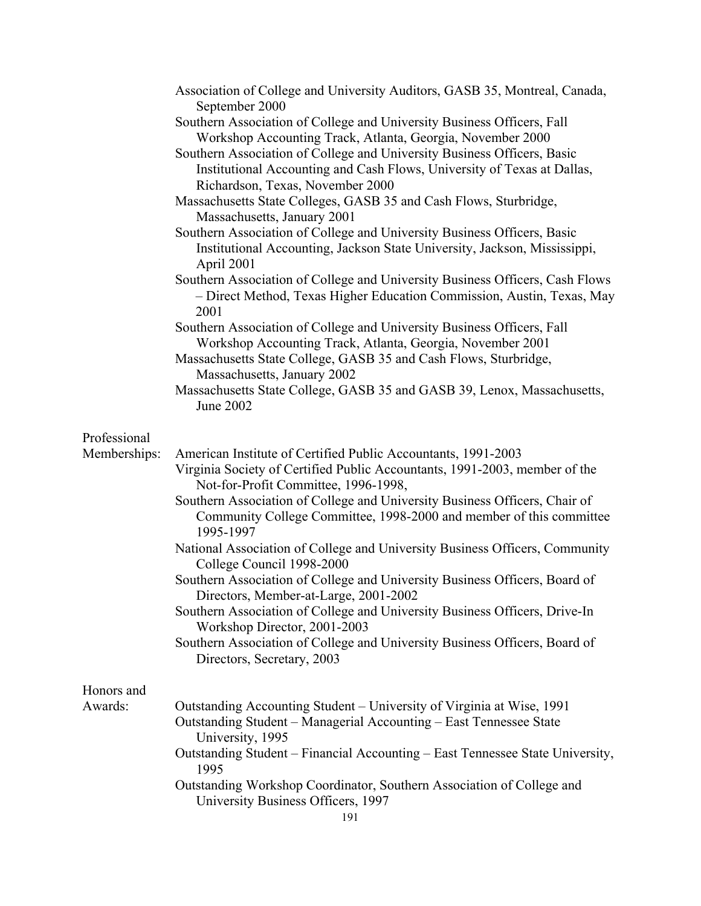Association of College and University Auditors, GASB 35, Montreal, Canada, September 2000

Southern Association of College and University Business Officers, Fall Workshop Accounting Track, Atlanta, Georgia, November 2000

Southern Association of College and University Business Officers, Basic Institutional Accounting and Cash Flows, University of Texas at Dallas, Richardson, Texas, November 2000

Massachusetts State Colleges, GASB 35 and Cash Flows, Sturbridge, Massachusetts, January 2001

Southern Association of College and University Business Officers, Basic Institutional Accounting, Jackson State University, Jackson, Mississippi, April 2001

Southern Association of College and University Business Officers, Cash Flows – Direct Method, Texas Higher Education Commission, Austin, Texas, May 2001

Southern Association of College and University Business Officers, Fall Workshop Accounting Track, Atlanta, Georgia, November 2001

Massachusetts State College, GASB 35 and Cash Flows, Sturbridge, Massachusetts, January 2002

Massachusetts State College, GASB 35 and GASB 39, Lenox, Massachusetts, June 2002

Professional Memberships:

American Institute of Certified Public Accountants, 1991-2003

Virginia Society of Certified Public Accountants, 1991-2003, member of the Not-for-Profit Committee, 1996-1998,

Southern Association of College and University Business Officers, Chair of Community College Committee, 1998-2000 and member of this committee 1995-1997

National Association of College and University Business Officers, Community College Council 1998-2000

Southern Association of College and University Business Officers, Board of Directors, Member-at-Large, 2001-2002

Southern Association of College and University Business Officers, Drive-In Workshop Director, 2001-2003

Southern Association of College and University Business Officers, Board of Directors, Secretary, 2003

Honors and Awards:

Outstanding Accounting Student – University of Virginia at Wise, 1991

Outstanding Student – Managerial Accounting – East Tennessee State University, 1995

Outstanding Student – Financial Accounting – East Tennessee State University, 1995

Outstanding Workshop Coordinator, Southern Association of College and University Business Officers, 1997